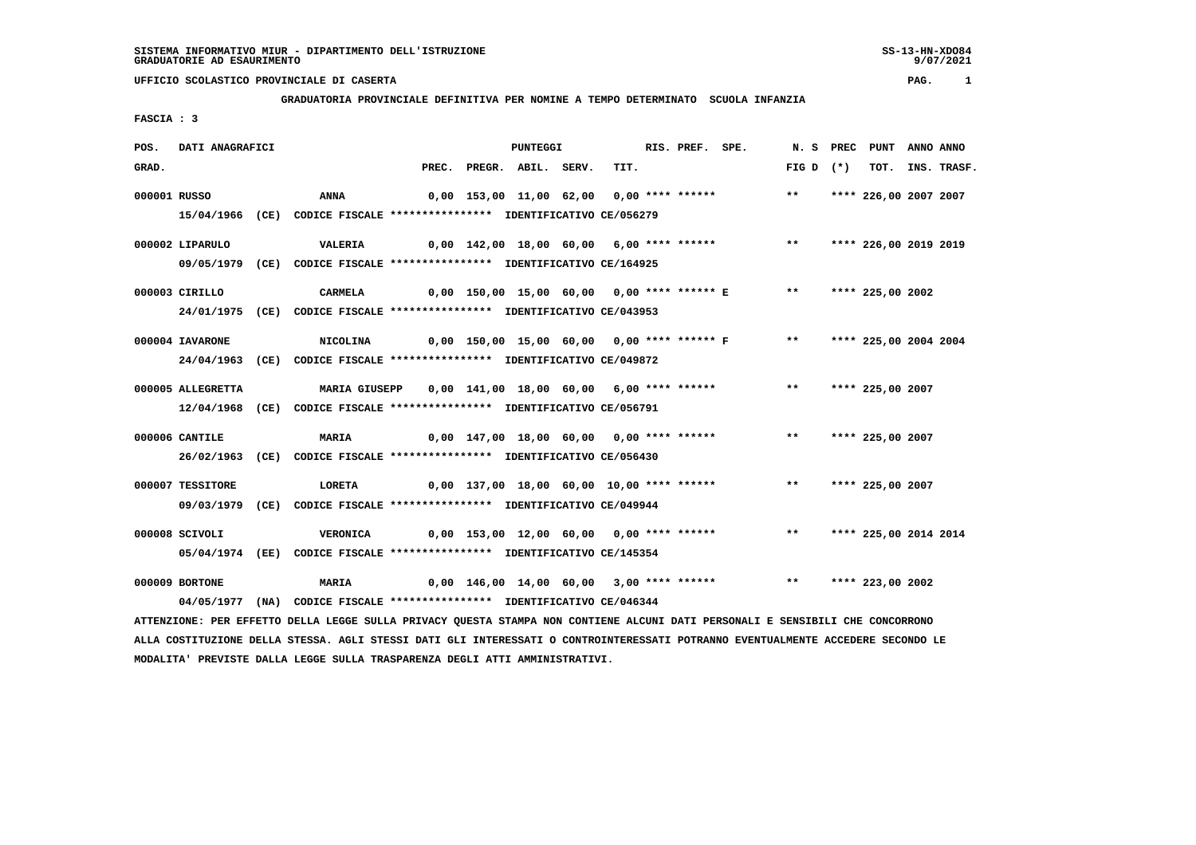SISTEMA INFORMATIVO MIUR - DIPARTIMENTO DELL'ISTRUZIONE
GRADUATORIE AD ESAURIMENTO

UFFICIO SCOLASTICO PROVINCIALE DI CASERTA

GRADUATORIA PROVINCIALE DEFINITIVA PER NOMINE A TEMPO DETERMINATO SCUOLA INFANZIA

FASCIA : 3

| POS. GRAD. | DATI ANAGRAFICI | | PREC. | PREGR. | ABIL. | SERV. | TIT. | RIS. | PREF. | SPE. | N. S FIG D | PREC (*) | PUNT TOT. | ANNO INS. | ANNO TRASF. |
|---|---|---|---|---|---|---|---|---|---|---|---|---|---|---|---|
| 000001 | RUSSO | ANNA | 0,00 | 153,00 | 11,00 | 62,00 | 0,00 | **** | ****** | | ** | **** | 226,00 | 2007 | 2007 |
| | 15/04/1966 (CE) CODICE FISCALE **************** IDENTIFICATIVO CE/056279 | | | | | | | | | | | | | | |
| 000002 | LIPARULO | VALERIA | 0,00 | 142,00 | 18,00 | 60,00 | 6,00 | **** | ****** | | ** | **** | 226,00 | 2019 | 2019 |
| | 09/05/1979 (CE) CODICE FISCALE **************** IDENTIFICATIVO CE/164925 | | | | | | | | | | | | | | |
| 000003 | CIRILLO | CARMELA | 0,00 | 150,00 | 15,00 | 60,00 | 0,00 | **** | ****** | E | ** | **** | 225,00 | 2002 | |
| | 24/01/1975 (CE) CODICE FISCALE **************** IDENTIFICATIVO CE/043953 | | | | | | | | | | | | | | |
| 000004 | IAVARONE | NICOLINA | 0,00 | 150,00 | 15,00 | 60,00 | 0,00 | **** | ****** | F | ** | **** | 225,00 | 2004 | 2004 |
| | 24/04/1963 (CE) CODICE FISCALE **************** IDENTIFICATIVO CE/049872 | | | | | | | | | | | | | | |
| 000005 | ALLEGRETTA | MARIA GIUSEPP | 0,00 | 141,00 | 18,00 | 60,00 | 6,00 | **** | ****** | | ** | **** | 225,00 | 2007 | |
| | 12/04/1968 (CE) CODICE FISCALE **************** IDENTIFICATIVO CE/056791 | | | | | | | | | | | | | | |
| 000006 | CANTILE | MARIA | 0,00 | 147,00 | 18,00 | 60,00 | 0,00 | **** | ****** | | ** | **** | 225,00 | 2007 | |
| | 26/02/1963 (CE) CODICE FISCALE **************** IDENTIFICATIVO CE/056430 | | | | | | | | | | | | | | |
| 000007 | TESSITORE | LORETA | 0,00 | 137,00 | 18,00 | 60,00 | 10,00 | **** | ****** | | ** | **** | 225,00 | 2007 | |
| | 09/03/1979 (CE) CODICE FISCALE **************** IDENTIFICATIVO CE/049944 | | | | | | | | | | | | | | |
| 000008 | SCIVOLI | VERONICA | 0,00 | 153,00 | 12,00 | 60,00 | 0,00 | **** | ****** | | ** | **** | 225,00 | 2014 | 2014 |
| | 05/04/1974 (EE) CODICE FISCALE **************** IDENTIFICATIVO CE/145354 | | | | | | | | | | | | | | |
| 000009 | BORTONE | MARIA | 0,00 | 146,00 | 14,00 | 60,00 | 3,00 | **** | ****** | | ** | **** | 223,00 | 2002 | |
| | 04/05/1977 (NA) CODICE FISCALE **************** IDENTIFICATIVO CE/046344 | | | | | | | | | | | | | | |

ATTENZIONE: PER EFFETTO DELLA LEGGE SULLA PRIVACY QUESTA STAMPA NON CONTIENE ALCUNI DATI PERSONALI E SENSIBILI CHE CONCORRONO ALLA COSTITUZIONE DELLA STESSA. AGLI STESSI DATI GLI INTERESSATI O CONTROINTERESSATI POTRANNO EVENTUALMENTE ACCEDERE SECONDO LE MODALITA' PREVISTE DALLA LEGGE SULLA TRASPARENZA DEGLI ATTI AMMINISTRATIVI.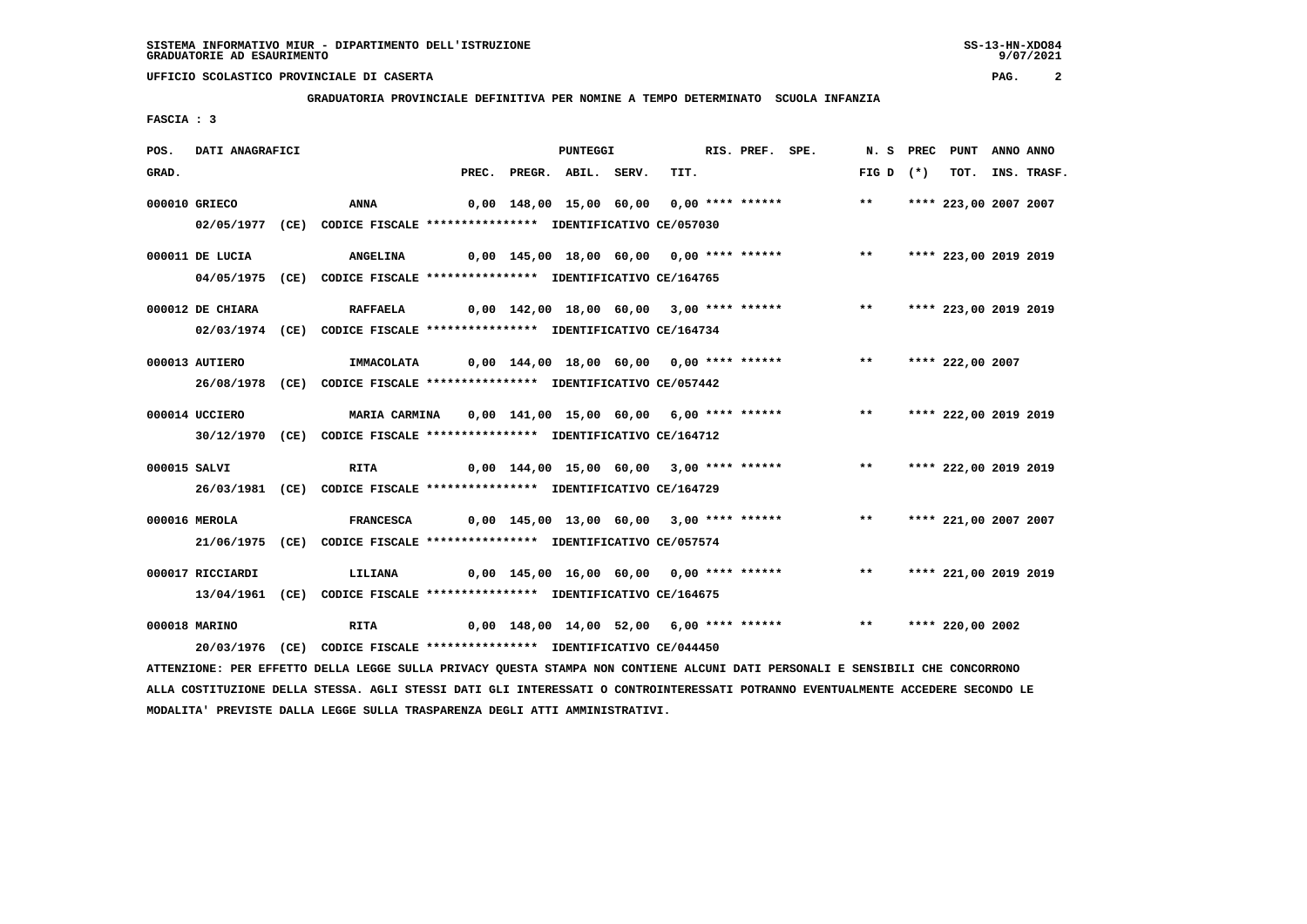**SISTEMA INFORMATIVO MIUR - DIPARTIMENTO DELL'ISTRUZIONE**
**GRADUATORIE AD ESAURIMENTO**

**UFFICIO SCOLASTICO PROVINCIALE DI CASERTA**

**GRADUATORIA PROVINCIALE DEFINITIVA PER NOMINE A TEMPO DETERMINATO SCUOLA INFANZIA**

**FASCIA : 3**

| POS. GRAD. | DATI ANAGRAFICI | | PREC. | PREGR. | ABIL. | SERV. | TIT. | RIS. PREF. | SPE. | N. S FIG D | PREC (*) | PUNT TOT. | ANNO INS. | ANNO TRASF. |
|---|---|---|---|---|---|---|---|---|---|---|---|---|---|---|
| 000010 | GRIECO | ANNA | 0,00 | 148,00 | 15,00 | 60,00 | 0,00 | **** ****** | | ** | **** | 223,00 | 2007 | 2007 |
| | 02/05/1977 (CE) | CODICE FISCALE **************** IDENTIFICATIVO CE/057030 | | | | | | | | | | | | |
| 000011 | DE LUCIA | ANGELINA | 0,00 | 145,00 | 18,00 | 60,00 | 0,00 | **** ****** | | ** | **** | 223,00 | 2019 | 2019 |
| | 04/05/1975 (CE) | CODICE FISCALE **************** IDENTIFICATIVO CE/164765 | | | | | | | | | | | | |
| 000012 | DE CHIARA | RAFFAELA | 0,00 | 142,00 | 18,00 | 60,00 | 3,00 | **** ****** | | ** | **** | 223,00 | 2019 | 2019 |
| | 02/03/1974 (CE) | CODICE FISCALE **************** IDENTIFICATIVO CE/164734 | | | | | | | | | | | | |
| 000013 | AUTIERO | IMMACOLATA | 0,00 | 144,00 | 18,00 | 60,00 | 0,00 | **** ****** | | ** | **** | 222,00 | 2007 | |
| | 26/08/1978 (CE) | CODICE FISCALE **************** IDENTIFICATIVO CE/057442 | | | | | | | | | | | | |
| 000014 | UCCIERO | MARIA CARMINA | 0,00 | 141,00 | 15,00 | 60,00 | 6,00 | **** ****** | | ** | **** | 222,00 | 2019 | 2019 |
| | 30/12/1970 (CE) | CODICE FISCALE **************** IDENTIFICATIVO CE/164712 | | | | | | | | | | | | |
| 000015 | SALVI | RITA | 0,00 | 144,00 | 15,00 | 60,00 | 3,00 | **** ****** | | ** | **** | 222,00 | 2019 | 2019 |
| | 26/03/1981 (CE) | CODICE FISCALE **************** IDENTIFICATIVO CE/164729 | | | | | | | | | | | | |
| 000016 | MEROLA | FRANCESCA | 0,00 | 145,00 | 13,00 | 60,00 | 3,00 | **** ****** | | ** | **** | 221,00 | 2007 | 2007 |
| | 21/06/1975 (CE) | CODICE FISCALE **************** IDENTIFICATIVO CE/057574 | | | | | | | | | | | | |
| 000017 | RICCIARDI | LILIANA | 0,00 | 145,00 | 16,00 | 60,00 | 0,00 | **** ****** | | ** | **** | 221,00 | 2019 | 2019 |
| | 13/04/1961 (CE) | CODICE FISCALE **************** IDENTIFICATIVO CE/164675 | | | | | | | | | | | | |
| 000018 | MARINO | RITA | 0,00 | 148,00 | 14,00 | 52,00 | 6,00 | **** ****** | | ** | **** | 220,00 | 2002 | |
| | 20/03/1976 (CE) | CODICE FISCALE **************** IDENTIFICATIVO CE/044450 | | | | | | | | | | | | |

ATTENZIONE: PER EFFETTO DELLA LEGGE SULLA PRIVACY QUESTA STAMPA NON CONTIENE ALCUNI DATI PERSONALI E SENSIBILI CHE CONCORRONO ALLA COSTITUZIONE DELLA STESSA. AGLI STESSI DATI GLI INTERESSATI O CONTROINTERESSATI POTRANNO EVENTUALMENTE ACCEDERE SECONDO LE MODALITA' PREVISTE DALLA LEGGE SULLA TRASPARENZA DEGLI ATTI AMMINISTRATIVI.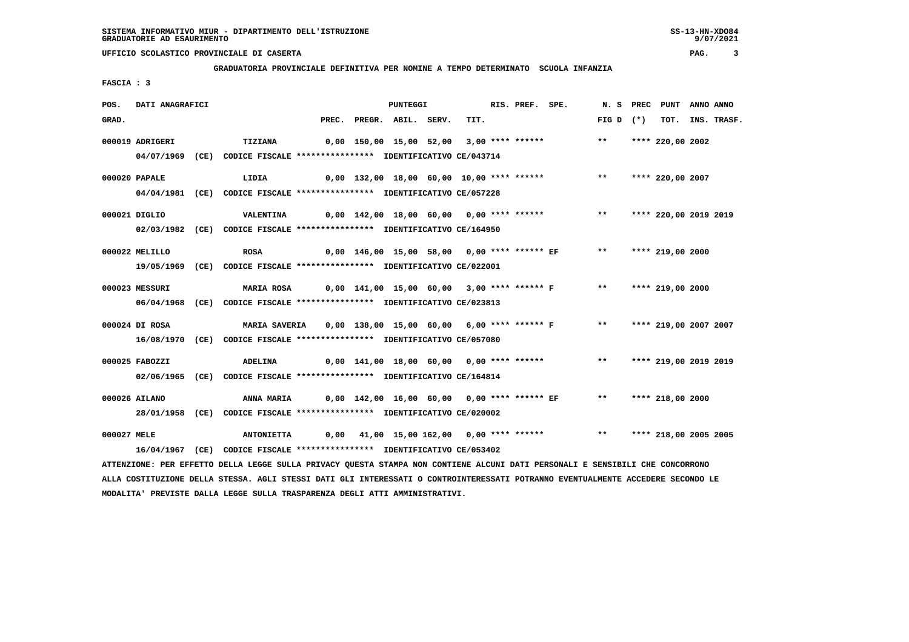SISTEMA INFORMATIVO MIUR - DIPARTIMENTO DELL'ISTRUZIONE
GRADUATORIE AD ESAURIMENTO

UFFICIO SCOLASTICO PROVINCIALE DI CASERTA

**GRADUATORIA PROVINCIALE DEFINITIVA PER NOMINE A TEMPO DETERMINATO SCUOLA INFANZIA**

FASCIA : 3

| POS. GRAD. | DATI ANAGRAFICI | | PREC. | PREGR. | ABIL. | SERV. | TIT. | RIS. | PREF. | SPE. | N. S FIG D | PREC (*) | PUNT TOT. | ANNO INS. | ANNO TRASF. |
|---|---|---|---|---|---|---|---|---|---|---|---|---|---|---|---|
| 000019 | ADRIGERI | TIZIANA | 0,00 | 150,00 | 15,00 | 52,00 | 3,00 | **** | ****** | | ** | **** | 220,00 | 2002 | |
| | 04/07/1969 (CE) CODICE FISCALE **************** IDENTIFICATIVO CE/043714 | | | | | | | | | | | | | | |
| 000020 | PAPALE | LIDIA | 0,00 | 132,00 | 18,00 | 60,00 | 10,00 | **** | ****** | | ** | **** | 220,00 | 2007 | |
| | 04/04/1981 (CE) CODICE FISCALE **************** IDENTIFICATIVO CE/057228 | | | | | | | | | | | | | | |
| 000021 | DIGLIO | VALENTINA | 0,00 | 142,00 | 18,00 | 60,00 | 0,00 | **** | ****** | | ** | **** | 220,00 | 2019 | 2019 |
| | 02/03/1982 (CE) CODICE FISCALE **************** IDENTIFICATIVO CE/164950 | | | | | | | | | | | | | | |
| 000022 | MELILLO | ROSA | 0,00 | 146,00 | 15,00 | 58,00 | 0,00 | **** | ****** | EF | ** | **** | 219,00 | 2000 | |
| | 19/05/1969 (CE) CODICE FISCALE **************** IDENTIFICATIVO CE/022001 | | | | | | | | | | | | | | |
| 000023 | MESSURI | MARIA ROSA | 0,00 | 141,00 | 15,00 | 60,00 | 3,00 | **** | ****** | F | ** | **** | 219,00 | 2000 | |
| | 06/04/1968 (CE) CODICE FISCALE **************** IDENTIFICATIVO CE/023813 | | | | | | | | | | | | | | |
| 000024 | DI ROSA | MARIA SAVERIA | 0,00 | 138,00 | 15,00 | 60,00 | 6,00 | **** | ****** | F | ** | **** | 219,00 | 2007 | 2007 |
| | 16/08/1970 (CE) CODICE FISCALE **************** IDENTIFICATIVO CE/057080 | | | | | | | | | | | | | | |
| 000025 | FABOZZI | ADELINA | 0,00 | 141,00 | 18,00 | 60,00 | 0,00 | **** | ****** | | ** | **** | 219,00 | 2019 | 2019 |
| | 02/06/1965 (CE) CODICE FISCALE **************** IDENTIFICATIVO CE/164814 | | | | | | | | | | | | | | |
| 000026 | AILANO | ANNA MARIA | 0,00 | 142,00 | 16,00 | 60,00 | 0,00 | **** | ****** | EF | ** | **** | 218,00 | 2000 | |
| | 28/01/1958 (CE) CODICE FISCALE **************** IDENTIFICATIVO CE/020002 | | | | | | | | | | | | | | |
| 000027 | MELE | ANTONIETTA | 0,00 | 41,00 | 15,00 | 162,00 | 0,00 | **** | ****** | | ** | **** | 218,00 | 2005 | 2005 |
| | 16/04/1967 (CE) CODICE FISCALE **************** IDENTIFICATIVO CE/053402 | | | | | | | | | | | | | | |

ATTENZIONE: PER EFFETTO DELLA LEGGE SULLA PRIVACY QUESTA STAMPA NON CONTIENE ALCUNI DATI PERSONALI E SENSIBILI CHE CONCORRONO ALLA COSTITUZIONE DELLA STESSA. AGLI STESSI DATI GLI INTERESSATI O CONTROINTERESSATI POTRANNO EVENTUALMENTE ACCEDERE SECONDO LE MODALITA' PREVISTE DALLA LEGGE SULLA TRASPARENZA DEGLI ATTI AMMINISTRATIVI.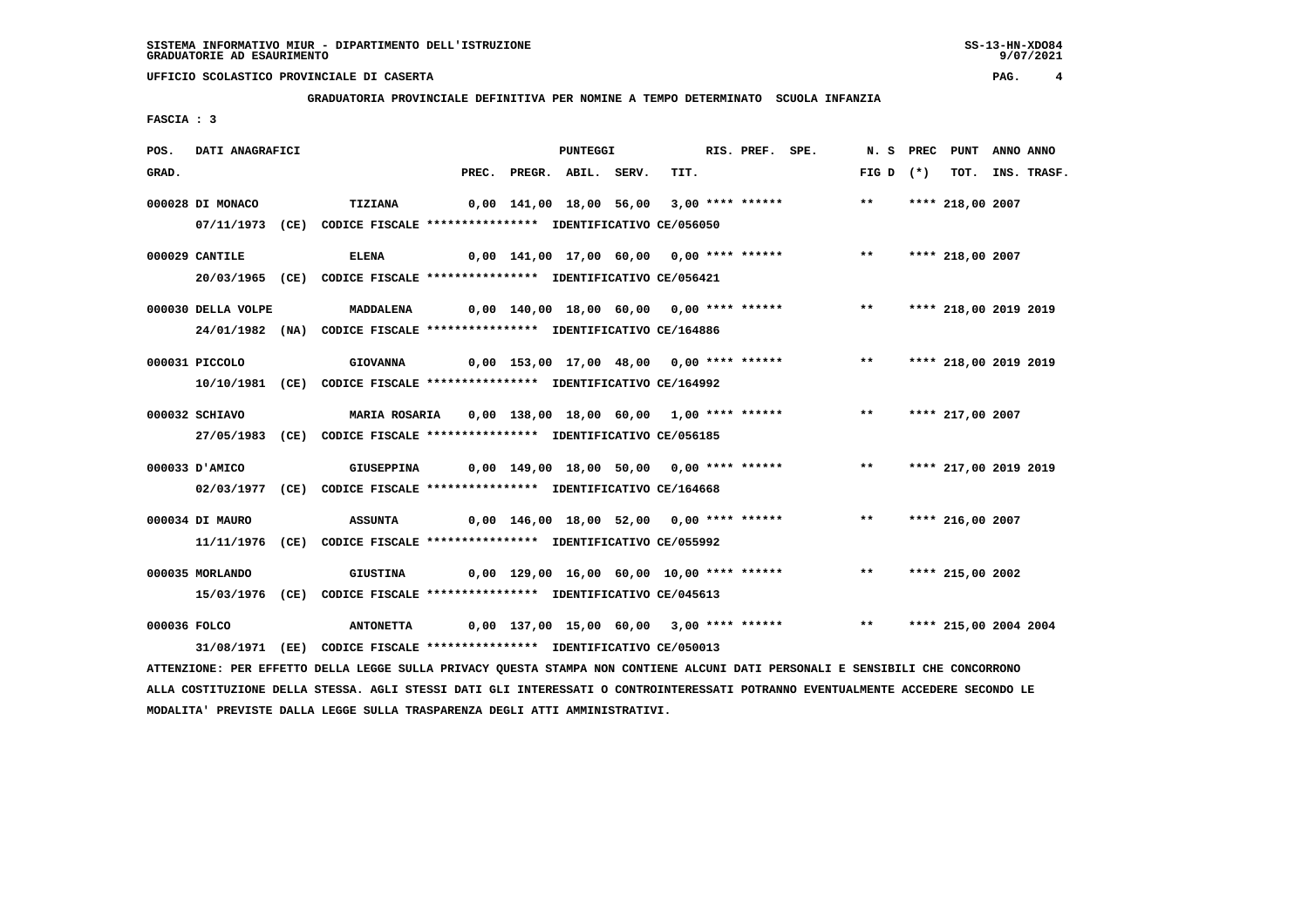UFFICIO SCOLASTICO PROVINCIALE DI CASERTA

GRADUATORIA PROVINCIALE DEFINITIVA PER NOMINE A TEMPO DETERMINATO SCUOLA INFANZIA

FASCIA : 3

| POS. GRAD. | DATI ANAGRAFICI | | PREC. | PREGR. | ABIL. | SERV. | TIT. | RIS. | PREF. | SPE. | N. S FIG D | PREC (*) | PUNT TOT. | ANNO INS. | ANNO TRASF. |
|---|---|---|---|---|---|---|---|---|---|---|---|---|---|---|---|
| 000028 | DI MONACO | TIZIANA | 0,00 | 141,00 | 18,00 | 56,00 | 3,00 | **** | ****** | | ** | **** | 218,00 | 2007 | |
| | 07/11/1973 (CE) CODICE FISCALE **************** IDENTIFICATIVO CE/056050 | | | | | | | | | | | | | | |
| 000029 | CANTILE | ELENA | 0,00 | 141,00 | 17,00 | 60,00 | 0,00 | **** | ****** | | ** | **** | 218,00 | 2007 | |
| | 20/03/1965 (CE) CODICE FISCALE **************** IDENTIFICATIVO CE/056421 | | | | | | | | | | | | | | |
| 000030 | DELLA VOLPE | MADDALENA | 0,00 | 140,00 | 18,00 | 60,00 | 0,00 | **** | ****** | | ** | **** | 218,00 | 2019 | 2019 |
| | 24/01/1982 (NA) CODICE FISCALE **************** IDENTIFICATIVO CE/164886 | | | | | | | | | | | | | | |
| 000031 | PICCOLO | GIOVANNA | 0,00 | 153,00 | 17,00 | 48,00 | 0,00 | **** | ****** | | ** | **** | 218,00 | 2019 | 2019 |
| | 10/10/1981 (CE) CODICE FISCALE **************** IDENTIFICATIVO CE/164992 | | | | | | | | | | | | | | |
| 000032 | SCHIAVO | MARIA ROSARIA | 0,00 | 138,00 | 18,00 | 60,00 | 1,00 | **** | ****** | | ** | **** | 217,00 | 2007 | |
| | 27/05/1983 (CE) CODICE FISCALE **************** IDENTIFICATIVO CE/056185 | | | | | | | | | | | | | | |
| 000033 | D'AMICO | GIUSEPPINA | 0,00 | 149,00 | 18,00 | 50,00 | 0,00 | **** | ****** | | ** | **** | 217,00 | 2019 | 2019 |
| | 02/03/1977 (CE) CODICE FISCALE **************** IDENTIFICATIVO CE/164668 | | | | | | | | | | | | | | |
| 000034 | DI MAURO | ASSUNTA | 0,00 | 146,00 | 18,00 | 52,00 | 0,00 | **** | ****** | | ** | **** | 216,00 | 2007 | |
| | 11/11/1976 (CE) CODICE FISCALE **************** IDENTIFICATIVO CE/055992 | | | | | | | | | | | | | | |
| 000035 | MORLANDO | GIUSTINA | 0,00 | 129,00 | 16,00 | 60,00 | 10,00 | **** | ****** | | ** | **** | 215,00 | 2002 | |
| | 15/03/1976 (CE) CODICE FISCALE **************** IDENTIFICATIVO CE/045613 | | | | | | | | | | | | | | |
| 000036 | FOLCO | ANTONETTA | 0,00 | 137,00 | 15,00 | 60,00 | 3,00 | **** | ****** | | ** | **** | 215,00 | 2004 | 2004 |
| | 31/08/1971 (EE) CODICE FISCALE **************** IDENTIFICATIVO CE/050013 | | | | | | | | | | | | | | |

ATTENZIONE: PER EFFETTO DELLA LEGGE SULLA PRIVACY QUESTA STAMPA NON CONTIENE ALCUNI DATI PERSONALI E SENSIBILI CHE CONCORRONO ALLA COSTITUZIONE DELLA STESSA. AGLI STESSI DATI GLI INTERESSATI O CONTROINTERESSATI POTRANNO EVENTUALMENTE ACCEDERE SECONDO LE MODALITA' PREVISTE DALLA LEGGE SULLA TRASPARENZA DEGLI ATTI AMMINISTRATIVI.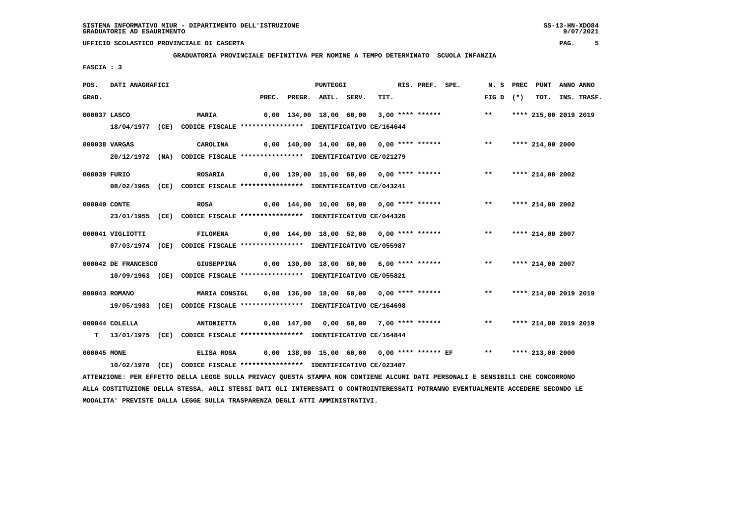SISTEMA INFORMATIVO MIUR - DIPARTIMENTO DELL'ISTRUZIONE
GRADUATORIE AD ESAURIMENTO

UFFICIO SCOLASTICO PROVINCIALE DI CASERTA

**GRADUATORIA PROVINCIALE DEFINITIVA PER NOMINE A TEMPO DETERMINATO SCUOLA INFANZIA**

FASCIA : 3

| POS. GRAD. | DATI ANAGRAFICI | | PREC. | PREGR. | ABIL. | SERV. | TIT. | RIS. | PREF. | SPE. | N. S FIG D | PREC (*) | PUNT TOT. | ANNO INS. | ANNO TRASF. |
|---|---|---|---|---|---|---|---|---|---|---|---|---|---|---|---|
| 000037 | LASCO | MARIA | 0,00 | 134,00 | 18,00 | 60,00 | 3,00 | **** | ****** | | ** | **** | 215,00 | 2019 | 2019 |
| | 18/04/1977 (CE) CODICE FISCALE **************** IDENTIFICATIVO CE/164644 | | | | | | | | | | | | | | |
| 000038 | VARGAS | CAROLINA | 0,00 | 140,00 | 14,00 | 60,00 | 0,00 | **** | ****** | | ** | **** | 214,00 | 2000 | |
| | 20/12/1972 (NA) CODICE FISCALE **************** IDENTIFICATIVO CE/021279 | | | | | | | | | | | | | | |
| 000039 | FURIO | ROSARIA | 0,00 | 139,00 | 15,00 | 60,00 | 0,00 | **** | ****** | | ** | **** | 214,00 | 2002 | |
| | 08/02/1965 (CE) CODICE FISCALE **************** IDENTIFICATIVO CE/043241 | | | | | | | | | | | | | | |
| 000040 | CONTE | ROSA | 0,00 | 144,00 | 10,00 | 60,00 | 0,00 | **** | ****** | | ** | **** | 214,00 | 2002 | |
| | 23/01/1955 (CE) CODICE FISCALE **************** IDENTIFICATIVO CE/044326 | | | | | | | | | | | | | | |
| 000041 | VIGLIOTTI | FILOMENA | 0,00 | 144,00 | 18,00 | 52,00 | 0,00 | **** | ****** | | ** | **** | 214,00 | 2007 | |
| | 07/03/1974 (CE) CODICE FISCALE **************** IDENTIFICATIVO CE/055987 | | | | | | | | | | | | | | |
| 000042 | DE FRANCESCO | GIUSEPPINA | 0,00 | 130,00 | 18,00 | 60,00 | 6,00 | **** | ****** | | ** | **** | 214,00 | 2007 | |
| | 10/09/1963 (CE) CODICE FISCALE **************** IDENTIFICATIVO CE/055821 | | | | | | | | | | | | | | |
| 000043 | ROMANO | MARIA CONSIGL | 0,00 | 136,00 | 18,00 | 60,00 | 0,00 | **** | ****** | | ** | **** | 214,00 | 2019 | 2019 |
| | 19/05/1983 (CE) CODICE FISCALE **************** IDENTIFICATIVO CE/164698 | | | | | | | | | | | | | | |
| 000044 | COLELLA | ANTONIETTA | 0,00 | 147,00 | 0,00 | 60,00 | 7,00 | **** | ****** | | ** | **** | 214,00 | 2019 | 2019 |
| T | 13/01/1975 (CE) CODICE FISCALE **************** IDENTIFICATIVO CE/164844 | | | | | | | | | | | | | | |
| 000045 | MONE | ELISA ROSA | 0,00 | 138,00 | 15,00 | 60,00 | 0,00 | **** | ****** | EF | ** | **** | 213,00 | 2000 | |
| | 10/02/1970 (CE) CODICE FISCALE **************** IDENTIFICATIVO CE/023407 | | | | | | | | | | | | | | |

ATTENZIONE: PER EFFETTO DELLA LEGGE SULLA PRIVACY QUESTA STAMPA NON CONTIENE ALCUNI DATI PERSONALI E SENSIBILI CHE CONCORRONO ALLA COSTITUZIONE DELLA STESSA. AGLI STESSI DATI GLI INTERESSATI O CONTROINTERESSATI POTRANNO EVENTUALMENTE ACCEDERE SECONDO LE MODALITA' PREVISTE DALLA LEGGE SULLA TRASPARENZA DEGLI ATTI AMMINISTRATIVI.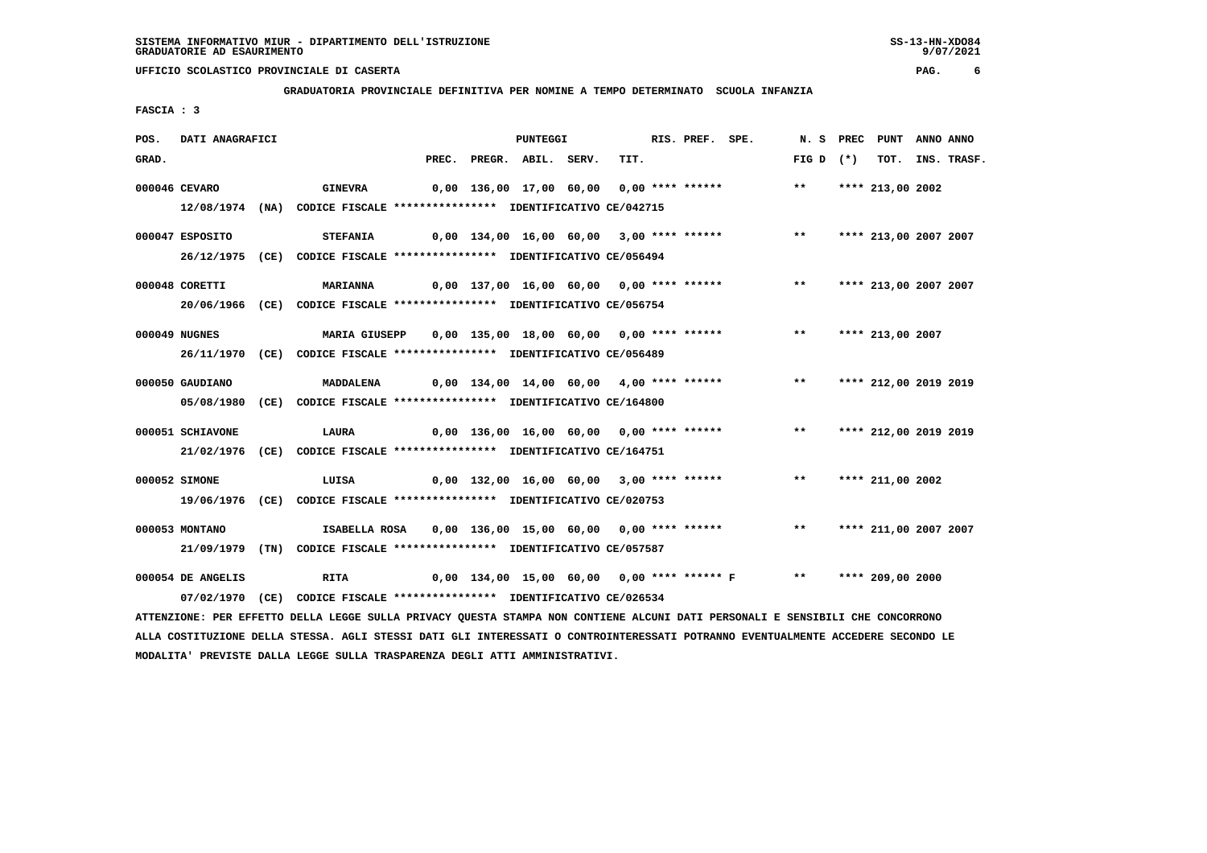SISTEMA INFORMATIVO MIUR - DIPARTIMENTO DELL'ISTRUZIONE
GRADUATORIE AD ESAURIMENTO

UFFICIO SCOLASTICO PROVINCIALE DI CASERTA

**GRADUATORIA PROVINCIALE DEFINITIVA PER NOMINE A TEMPO DETERMINATO SCUOLA INFANZIA**

FASCIA : 3

| POS. GRAD. | DATI ANAGRAFICI | | PREC. | PREGR. | ABIL. | SERV. | TIT. | RIS. | PREF. | SPE. | N. S FIG D | PREC (*) | PUNT TOT. | ANNO INS. | ANNO TRASF. |
|---|---|---|---|---|---|---|---|---|---|---|---|---|---|---|---|
| 000046 | CEVARO | GINEVRA | 0,00 | 136,00 | 17,00 | 60,00 | 0,00 | **** | ****** | | ** | **** | 213,00 | 2002 | |
| | 12/08/1974 (NA) | CODICE FISCALE **************** IDENTIFICATIVO CE/042715 | | | | | | | | | | | | | |
| 000047 | ESPOSITO | STEFANIA | 0,00 | 134,00 | 16,00 | 60,00 | 3,00 | **** | ****** | | ** | **** | 213,00 | 2007 | 2007 |
| | 26/12/1975 (CE) | CODICE FISCALE **************** IDENTIFICATIVO CE/056494 | | | | | | | | | | | | | |
| 000048 | CORETTI | MARIANNA | 0,00 | 137,00 | 16,00 | 60,00 | 0,00 | **** | ****** | | ** | **** | 213,00 | 2007 | 2007 |
| | 20/06/1966 (CE) | CODICE FISCALE **************** IDENTIFICATIVO CE/056754 | | | | | | | | | | | | | |
| 000049 | NUGNES | MARIA GIUSEPP | 0,00 | 135,00 | 18,00 | 60,00 | 0,00 | **** | ****** | | ** | **** | 213,00 | 2007 | |
| | 26/11/1970 (CE) | CODICE FISCALE **************** IDENTIFICATIVO CE/056489 | | | | | | | | | | | | | |
| 000050 | GAUDIANO | MADDALENA | 0,00 | 134,00 | 14,00 | 60,00 | 4,00 | **** | ****** | | ** | **** | 212,00 | 2019 | 2019 |
| | 05/08/1980 (CE) | CODICE FISCALE **************** IDENTIFICATIVO CE/164800 | | | | | | | | | | | | | |
| 000051 | SCHIAVONE | LAURA | 0,00 | 136,00 | 16,00 | 60,00 | 0,00 | **** | ****** | | ** | **** | 212,00 | 2019 | 2019 |
| | 21/02/1976 (CE) | CODICE FISCALE **************** IDENTIFICATIVO CE/164751 | | | | | | | | | | | | | |
| 000052 | SIMONE | LUISA | 0,00 | 132,00 | 16,00 | 60,00 | 3,00 | **** | ****** | | ** | **** | 211,00 | 2002 | |
| | 19/06/1976 (CE) | CODICE FISCALE **************** IDENTIFICATIVO CE/020753 | | | | | | | | | | | | | |
| 000053 | MONTANO | ISABELLA ROSA | 0,00 | 136,00 | 15,00 | 60,00 | 0,00 | **** | ****** | | ** | **** | 211,00 | 2007 | 2007 |
| | 21/09/1979 (TN) | CODICE FISCALE **************** IDENTIFICATIVO CE/057587 | | | | | | | | | | | | | |
| 000054 | DE ANGELIS | RITA | 0,00 | 134,00 | 15,00 | 60,00 | 0,00 | **** | ****** | F | ** | **** | 209,00 | 2000 | |
| | 07/02/1970 (CE) | CODICE FISCALE **************** IDENTIFICATIVO CE/026534 | | | | | | | | | | | | | |

ATTENZIONE: PER EFFETTO DELLA LEGGE SULLA PRIVACY QUESTA STAMPA NON CONTIENE ALCUNI DATI PERSONALI E SENSIBILI CHE CONCORRONO ALLA COSTITUZIONE DELLA STESSA. AGLI STESSI DATI GLI INTERESSATI O CONTROINTERESSATI POTRANNO EVENTUALMENTE ACCEDERE SECONDO LE MODALITA' PREVISTE DALLA LEGGE SULLA TRASPARENZA DEGLI ATTI AMMINISTRATIVI.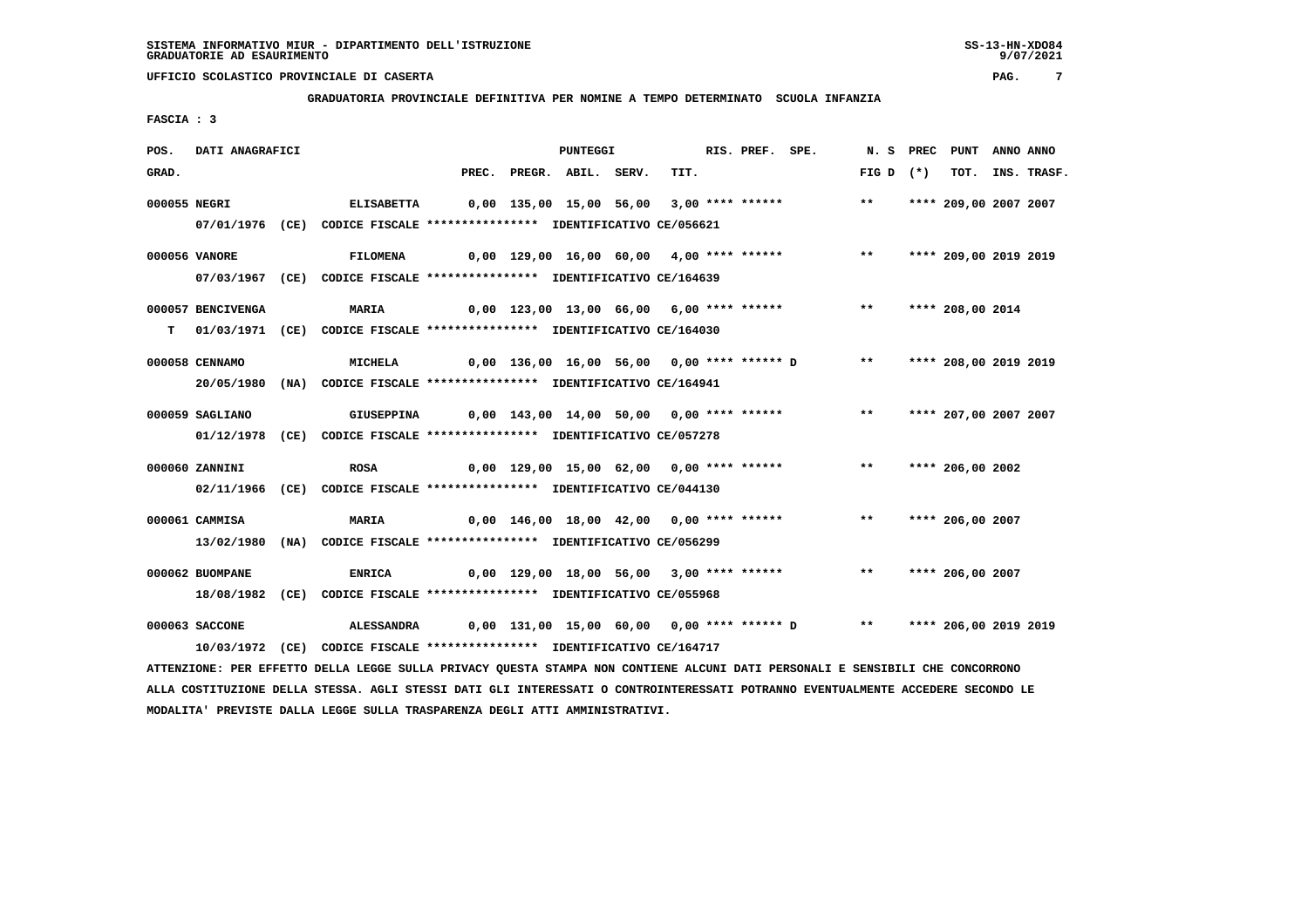SISTEMA INFORMATIVO MIUR - DIPARTIMENTO DELL'ISTRUZIONE
GRADUATORIE AD ESAURIMENTO

UFFICIO SCOLASTICO PROVINCIALE DI CASERTA

**GRADUATORIA PROVINCIALE DEFINITIVA PER NOMINE A TEMPO DETERMINATO SCUOLA INFANZIA**

**FASCIA : 3**

| POS. GRAD. | DATI ANAGRAFICI | | PREC. | PREGR. | ABIL. | SERV. | TIT. | RIS. | PREF. | SPE. | N. S FIG D | PREC (*) | PUNT TOT. | ANNO INS. | ANNO TRASF. |
|---|---|---|---|---|---|---|---|---|---|---|---|---|---|---|---|
| 000055 | NEGRI | ELISABETTA | 0,00 | 135,00 | 15,00 | 56,00 | 3,00 | **** | ****** | | ** | **** | 209,00 | 2007 | 2007 |
| | 07/01/1976 (CE) CODICE FISCALE **************** IDENTIFICATIVO CE/056621 | | | | | | | | | | | | | | |
| 000056 | VANORE | FILOMENA | 0,00 | 129,00 | 16,00 | 60,00 | 4,00 | **** | ****** | | ** | **** | 209,00 | 2019 | 2019 |
| | 07/03/1967 (CE) CODICE FISCALE **************** IDENTIFICATIVO CE/164639 | | | | | | | | | | | | | | |
| 000057 | BENCIVENGA | MARIA | 0,00 | 123,00 | 13,00 | 66,00 | 6,00 | **** | ****** | | ** | **** | 208,00 | 2014 | |
| T | 01/03/1971 (CE) CODICE FISCALE **************** IDENTIFICATIVO CE/164030 | | | | | | | | | | | | | | |
| 000058 | CENNAMO | MICHELA | 0,00 | 136,00 | 16,00 | 56,00 | 0,00 | **** | ****** | D | ** | **** | 208,00 | 2019 | 2019 |
| | 20/05/1980 (NA) CODICE FISCALE **************** IDENTIFICATIVO CE/164941 | | | | | | | | | | | | | | |
| 000059 | SAGLIANO | GIUSEPPINA | 0,00 | 143,00 | 14,00 | 50,00 | 0,00 | **** | ****** | | ** | **** | 207,00 | 2007 | 2007 |
| | 01/12/1978 (CE) CODICE FISCALE **************** IDENTIFICATIVO CE/057278 | | | | | | | | | | | | | | |
| 000060 | ZANNINI | ROSA | 0,00 | 129,00 | 15,00 | 62,00 | 0,00 | **** | ****** | | ** | **** | 206,00 | 2002 | |
| | 02/11/1966 (CE) CODICE FISCALE **************** IDENTIFICATIVO CE/044130 | | | | | | | | | | | | | | |
| 000061 | CAMMISA | MARIA | 0,00 | 146,00 | 18,00 | 42,00 | 0,00 | **** | ****** | | ** | **** | 206,00 | 2007 | |
| | 13/02/1980 (NA) CODICE FISCALE **************** IDENTIFICATIVO CE/056299 | | | | | | | | | | | | | | |
| 000062 | BUOMPANE | ENRICA | 0,00 | 129,00 | 18,00 | 56,00 | 3,00 | **** | ****** | | ** | **** | 206,00 | 2007 | |
| | 18/08/1982 (CE) CODICE FISCALE **************** IDENTIFICATIVO CE/055968 | | | | | | | | | | | | | | |
| 000063 | SACCONE | ALESSANDRA | 0,00 | 131,00 | 15,00 | 60,00 | 0,00 | **** | ****** | D | ** | **** | 206,00 | 2019 | 2019 |
| | 10/03/1972 (CE) CODICE FISCALE **************** IDENTIFICATIVO CE/164717 | | | | | | | | | | | | | | |

ATTENZIONE: PER EFFETTO DELLA LEGGE SULLA PRIVACY QUESTA STAMPA NON CONTIENE ALCUNI DATI PERSONALI E SENSIBILI CHE CONCORRONO ALLA COSTITUZIONE DELLA STESSA. AGLI STESSI DATI GLI INTERESSATI O CONTROINTERESSATI POTRANNO EVENTUALMENTE ACCEDERE SECONDO LE MODALITA' PREVISTE DALLA LEGGE SULLA TRASPARENZA DEGLI ATTI AMMINISTRATIVI.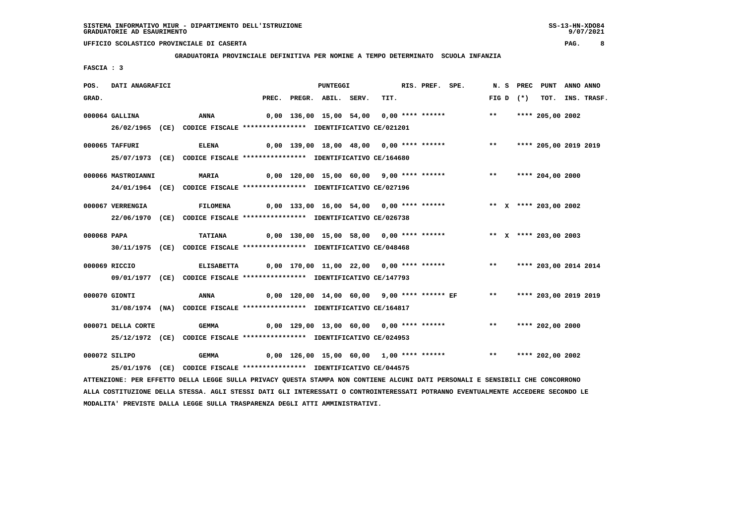SISTEMA INFORMATIVO MIUR - DIPARTIMENTO DELL'ISTRUZIONE
GRADUATORIE AD ESAURIMENTO

UFFICIO SCOLASTICO PROVINCIALE DI CASERTA

**GRADUATORIA PROVINCIALE DEFINITIVA PER NOMINE A TEMPO DETERMINATO SCUOLA INFANZIA**

FASCIA : 3

| POS. GRAD. | DATI ANAGRAFICI | | PREC. | PREGR. | ABIL. | SERV. | TIT. | RIS. | PREF. | SPE. | N. S FIG D | PREC (*) | PUNT TOT. | ANNO INS. | ANNO TRASF. |
|---|---|---|---|---|---|---|---|---|---|---|---|---|---|---|---|
| 000064 | GALLINA | ANNA | 0,00 | 136,00 | 15,00 | 54,00 | 0,00 | **** | ****** | | ** | | **** 205,00 | 2002 | |
| | 26/02/1965 (CE) CODICE FISCALE **************** IDENTIFICATIVO CE/021201 | | | | | | | | | | | | | | |
| 000065 | TAFFURI | ELENA | 0,00 | 139,00 | 18,00 | 48,00 | 0,00 | **** | ****** | | ** | | **** 205,00 | 2019 | 2019 |
| | 25/07/1973 (CE) CODICE FISCALE **************** IDENTIFICATIVO CE/164680 | | | | | | | | | | | | | | |
| 000066 | MASTROIANNI | MARIA | 0,00 | 120,00 | 15,00 | 60,00 | 9,00 | **** | ****** | | ** | | **** 204,00 | 2000 | |
| | 24/01/1964 (CE) CODICE FISCALE **************** IDENTIFICATIVO CE/027196 | | | | | | | | | | | | | | |
| 000067 | VERRENGIA | FILOMENA | 0,00 | 133,00 | 16,00 | 54,00 | 0,00 | **** | ****** | | ** | X | **** 203,00 | 2002 | |
| | 22/06/1970 (CE) CODICE FISCALE **************** IDENTIFICATIVO CE/026738 | | | | | | | | | | | | | | |
| 000068 | PAPA | TATIANA | 0,00 | 130,00 | 15,00 | 58,00 | 0,00 | **** | ****** | | ** | X | **** 203,00 | 2003 | |
| | 30/11/1975 (CE) CODICE FISCALE **************** IDENTIFICATIVO CE/048468 | | | | | | | | | | | | | | |
| 000069 | RICCIO | ELISABETTA | 0,00 | 170,00 | 11,00 | 22,00 | 0,00 | **** | ****** | | ** | | **** 203,00 | 2014 | 2014 |
| | 09/01/1977 (CE) CODICE FISCALE **************** IDENTIFICATIVO CE/147793 | | | | | | | | | | | | | | |
| 000070 | GIONTI | ANNA | 0,00 | 120,00 | 14,00 | 60,00 | 9,00 | **** | ****** | EF | ** | | **** 203,00 | 2019 | 2019 |
| | 31/08/1974 (NA) CODICE FISCALE **************** IDENTIFICATIVO CE/164817 | | | | | | | | | | | | | | |
| 000071 | DELLA CORTE | GEMMA | 0,00 | 129,00 | 13,00 | 60,00 | 0,00 | **** | ****** | | ** | | **** 202,00 | 2000 | |
| | 25/12/1972 (CE) CODICE FISCALE **************** IDENTIFICATIVO CE/024953 | | | | | | | | | | | | | | |
| 000072 | SILIPO | GEMMA | 0,00 | 126,00 | 15,00 | 60,00 | 1,00 | **** | ****** | | ** | | **** 202,00 | 2002 | |
| | 25/01/1976 (CE) CODICE FISCALE **************** IDENTIFICATIVO CE/044575 | | | | | | | | | | | | | | |

ATTENZIONE: PER EFFETTO DELLA LEGGE SULLA PRIVACY QUESTA STAMPA NON CONTIENE ALCUNI DATI PERSONALI E SENSIBILI CHE CONCORRONO ALLA COSTITUZIONE DELLA STESSA. AGLI STESSI DATI GLI INTERESSATI O CONTROINTERESSATI POTRANNO EVENTUALMENTE ACCEDERE SECONDO LE MODALITA' PREVISTE DALLA LEGGE SULLA TRASPARENZA DEGLI ATTI AMMINISTRATIVI.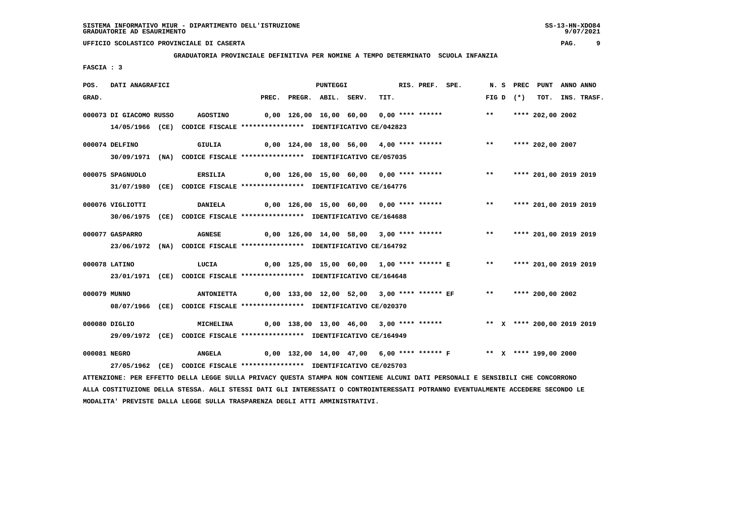SISTEMA INFORMATIVO MIUR - DIPARTIMENTO DELL'ISTRUZIONE
GRADUATORIE AD ESAURIMENTO

UFFICIO SCOLASTICO PROVINCIALE DI CASERTA

**GRADUATORIA PROVINCIALE DEFINITIVA PER NOMINE A TEMPO DETERMINATO SCUOLA INFANZIA**

FASCIA : 3

| POS. GRAD. | DATI ANAGRAFICI | | PREC. | PREGR. | ABIL. | SERV. | TIT. | RIS. | PREF. | SPE. | N. S FIG D | PREC (*) | PUNT TOT. | ANNO INS. | ANNO TRASF. |
|---|---|---|---|---|---|---|---|---|---|---|---|---|---|---|---|
| 000073 | DI GIACOMO RUSSO | AGOSTINO | 0,00 | 126,00 | 16,00 | 60,00 | 0,00 | **** | ****** | | ** | | **** 202,00 | 2002 | |
| | 14/05/1966 (CE) | CODICE FISCALE **************** IDENTIFICATIVO CE/042823 | | | | | | | | | | | | | |
| 000074 | DELFINO | GIULIA | 0,00 | 124,00 | 18,00 | 56,00 | 4,00 | **** | ****** | | ** | | **** 202,00 | 2007 | |
| | 30/09/1971 (NA) | CODICE FISCALE **************** IDENTIFICATIVO CE/057035 | | | | | | | | | | | | | |
| 000075 | SPAGNUOLO | ERSILIA | 0,00 | 126,00 | 15,00 | 60,00 | 0,00 | **** | ****** | | ** | | **** 201,00 | 2019 | 2019 |
| | 31/07/1980 (CE) | CODICE FISCALE **************** IDENTIFICATIVO CE/164776 | | | | | | | | | | | | | |
| 000076 | VIGLIOTTI | DANIELA | 0,00 | 126,00 | 15,00 | 60,00 | 0,00 | **** | ****** | | ** | | **** 201,00 | 2019 | 2019 |
| | 30/06/1975 (CE) | CODICE FISCALE **************** IDENTIFICATIVO CE/164688 | | | | | | | | | | | | | |
| 000077 | GASPARRO | AGNESE | 0,00 | 126,00 | 14,00 | 58,00 | 3,00 | **** | ****** | | ** | | **** 201,00 | 2019 | 2019 |
| | 23/06/1972 (NA) | CODICE FISCALE **************** IDENTIFICATIVO CE/164792 | | | | | | | | | | | | | |
| 000078 | LATINO | LUCIA | 0,00 | 125,00 | 15,00 | 60,00 | 1,00 | **** | ****** | E | ** | | **** 201,00 | 2019 | 2019 |
| | 23/01/1971 (CE) | CODICE FISCALE **************** IDENTIFICATIVO CE/164648 | | | | | | | | | | | | | |
| 000079 | MUNNO | ANTONIETTA | 0,00 | 133,00 | 12,00 | 52,00 | 3,00 | **** | ****** | EF | ** | | **** 200,00 | 2002 | |
| | 08/07/1966 (CE) | CODICE FISCALE **************** IDENTIFICATIVO CE/020370 | | | | | | | | | | | | | |
| 000080 | DIGLIO | MICHELINA | 0,00 | 138,00 | 13,00 | 46,00 | 3,00 | **** | ****** | | ** | X | **** 200,00 | 2019 | 2019 |
| | 29/09/1972 (CE) | CODICE FISCALE **************** IDENTIFICATIVO CE/164949 | | | | | | | | | | | | | |
| 000081 | NEGRO | ANGELA | 0,00 | 132,00 | 14,00 | 47,00 | 6,00 | **** | ****** | F | ** | X | **** 199,00 | 2000 | |
| | 27/05/1962 (CE) | CODICE FISCALE **************** IDENTIFICATIVO CE/025703 | | | | | | | | | | | | | |

ATTENZIONE: PER EFFETTO DELLA LEGGE SULLA PRIVACY QUESTA STAMPA NON CONTIENE ALCUNI DATI PERSONALI E SENSIBILI CHE CONCORRONO ALLA COSTITUZIONE DELLA STESSA. AGLI STESSI DATI GLI INTERESSATI O CONTROINTERESSATI POTRANNO EVENTUALMENTE ACCEDERE SECONDO LE MODALITA' PREVISTE DALLA LEGGE SULLA TRASPARENZA DEGLI ATTI AMMINISTRATIVI.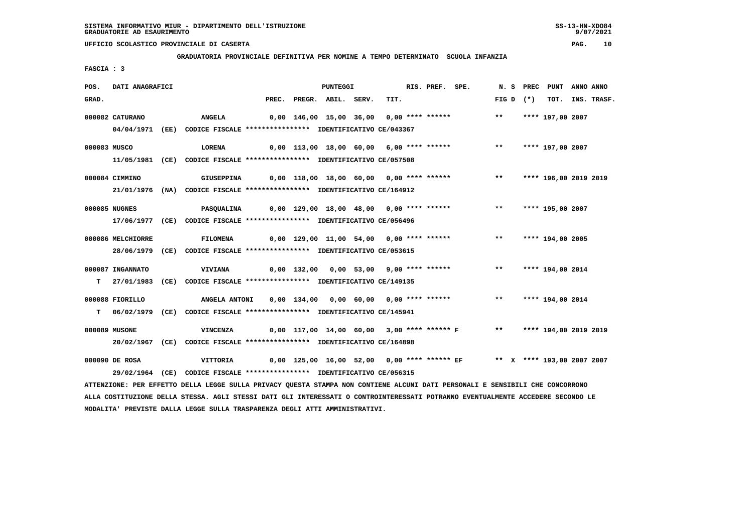SISTEMA INFORMATIVO MIUR - DIPARTIMENTO DELL'ISTRUZIONE
GRADUATORIE AD ESAURIMENTO

UFFICIO SCOLASTICO PROVINCIALE DI CASERTA

**GRADUATORIA PROVINCIALE DEFINITIVA PER NOMINE A TEMPO DETERMINATO SCUOLA INFANZIA**

FASCIA : 3

| POS. GRAD. | DATI ANAGRAFICI | | PREC. | PREGR. | ABIL. | SERV. | TIT. | RIS. | PREF. | SPE. | N. S FIG D | PREC (*) | PUNT TOT. | ANNO INS. | ANNO TRASF. |
|---|---|---|---|---|---|---|---|---|---|---|---|---|---|---|---|
| 000082 | CATURANO | ANGELA | 0,00 | 146,00 | 15,00 | 36,00 | 0,00 | **** | ****** | | ** | | **** 197,00 | 2007 | |
| | 04/04/1971 (EE) | CODICE FISCALE **************** IDENTIFICATIVO CE/043367 | | | | | | | | | | | | | |
| 000083 | MUSCO | LORENA | 0,00 | 113,00 | 18,00 | 60,00 | 6,00 | **** | ****** | | ** | | **** 197,00 | 2007 | |
| | 11/05/1981 (CE) | CODICE FISCALE **************** IDENTIFICATIVO CE/057508 | | | | | | | | | | | | | |
| 000084 | CIMMINO | GIUSEPPINA | 0,00 | 118,00 | 18,00 | 60,00 | 0,00 | **** | ****** | | ** | | **** 196,00 | 2019 | 2019 |
| | 21/01/1976 (NA) | CODICE FISCALE **************** IDENTIFICATIVO CE/164912 | | | | | | | | | | | | | |
| 000085 | NUGNES | PASQUALINA | 0,00 | 129,00 | 18,00 | 48,00 | 0,00 | **** | ****** | | ** | | **** 195,00 | 2007 | |
| | 17/06/1977 (CE) | CODICE FISCALE **************** IDENTIFICATIVO CE/056496 | | | | | | | | | | | | | |
| 000086 | MELCHIORRE | FILOMENA | 0,00 | 129,00 | 11,00 | 54,00 | 0,00 | **** | ****** | | ** | | **** 194,00 | 2005 | |
| | 28/06/1979 (CE) | CODICE FISCALE **************** IDENTIFICATIVO CE/053615 | | | | | | | | | | | | | |
| 000087 | INGANNATO | VIVIANA | 0,00 | 132,00 | 0,00 | 53,00 | 9,00 | **** | ****** | | ** | | **** 194,00 | 2014 | |
| T | 27/01/1983 (CE) | CODICE FISCALE **************** IDENTIFICATIVO CE/149135 | | | | | | | | | | | | | |
| 000088 | FIORILLO | ANGELA ANTONI | 0,00 | 134,00 | 0,00 | 60,00 | 0,00 | **** | ****** | | ** | | **** 194,00 | 2014 | |
| T | 06/02/1979 (CE) | CODICE FISCALE **************** IDENTIFICATIVO CE/145941 | | | | | | | | | | | | | |
| 000089 | MUSONE | VINCENZA | 0,00 | 117,00 | 14,00 | 60,00 | 3,00 | **** | ****** | F | ** | | **** 194,00 | 2019 | 2019 |
| | 20/02/1967 (CE) | CODICE FISCALE **************** IDENTIFICATIVO CE/164898 | | | | | | | | | | | | | |
| 000090 | DE ROSA | VITTORIA | 0,00 | 125,00 | 16,00 | 52,00 | 0,00 | **** | ****** | EF | ** | X | **** 193,00 | 2007 | 2007 |
| | 29/02/1964 (CE) | CODICE FISCALE **************** IDENTIFICATIVO CE/056315 | | | | | | | | | | | | | |

ATTENZIONE: PER EFFETTO DELLA LEGGE SULLA PRIVACY QUESTA STAMPA NON CONTIENE ALCUNI DATI PERSONALI E SENSIBILI CHE CONCORRONO ALLA COSTITUZIONE DELLA STESSA. AGLI STESSI DATI GLI INTERESSATI O CONTROINTERESSATI POTRANNO EVENTUALMENTE ACCEDERE SECONDO LE MODALITA' PREVISTE DALLA LEGGE SULLA TRASPARENZA DEGLI ATTI AMMINISTRATIVI.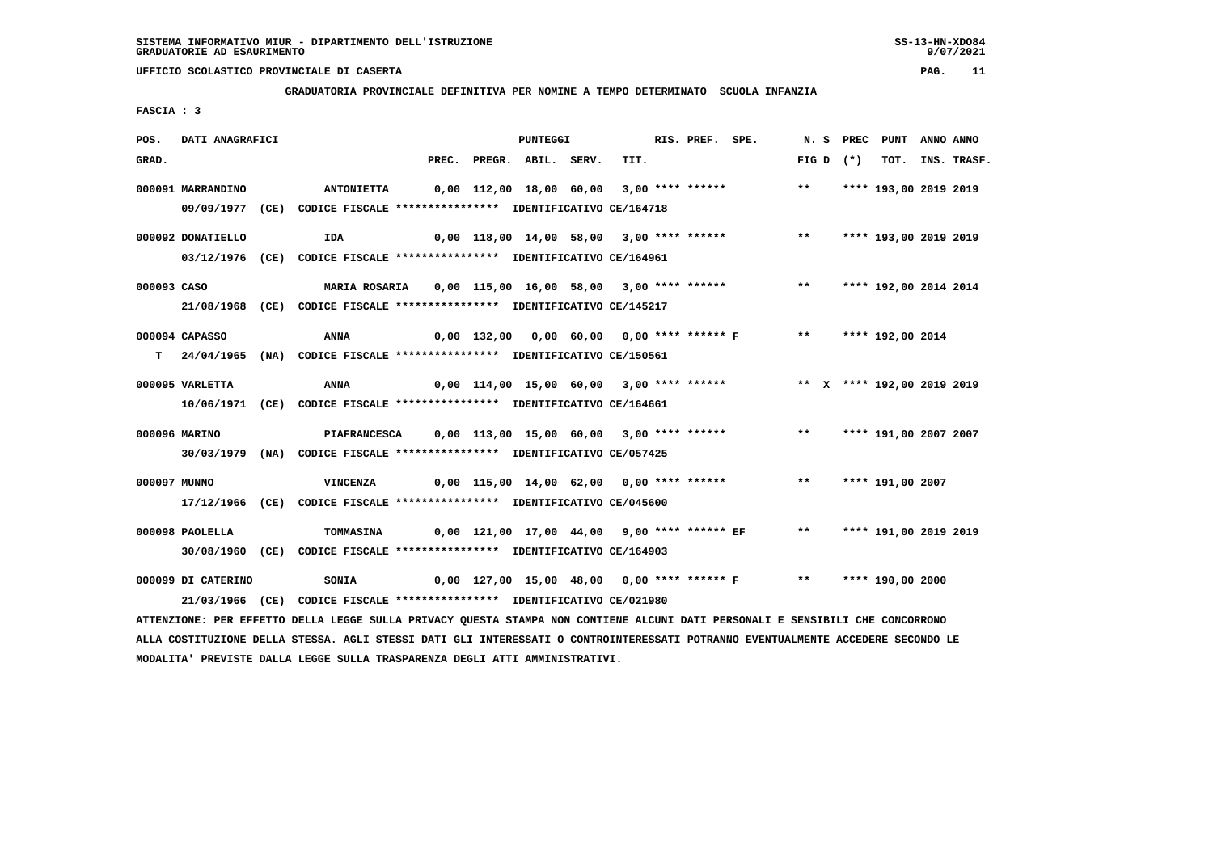SISTEMA INFORMATIVO MIUR - DIPARTIMENTO DELL'ISTRUZIONE
GRADUATORIE AD ESAURIMENTO

UFFICIO SCOLASTICO PROVINCIALE DI CASERTA

GRADUATORIA PROVINCIALE DEFINITIVA PER NOMINE A TEMPO DETERMINATO SCUOLA INFANZIA

FASCIA : 3

| POS. GRAD. | DATI ANAGRAFICI | | PREC. | PREGR. | ABIL. | SERV. | TIT. | RIS. PREF. SPE. | N. S FIG D | PREC (*) | PUNT TOT. | ANNO INS. | ANNO TRASF. |
|---|---|---|---|---|---|---|---|---|---|---|---|---|---|
| 000091 | MARRANDINO | ANTONIETTA | 0,00 | 112,00 | 18,00 | 60,00 | 3,00 | **** ****** | ** | **** | 193,00 | 2019 | 2019 |
| | 09/09/1977 (CE) | CODICE FISCALE **************** IDENTIFICATIVO CE/164718 | | | | | | | | | | | |
| 000092 | DONATIELLO | IDA | 0,00 | 118,00 | 14,00 | 58,00 | 3,00 | **** ****** | ** | **** | 193,00 | 2019 | 2019 |
| | 03/12/1976 (CE) | CODICE FISCALE **************** IDENTIFICATIVO CE/164961 | | | | | | | | | | | |
| 000093 | CASO | MARIA ROSARIA | 0,00 | 115,00 | 16,00 | 58,00 | 3,00 | **** ****** | ** | **** | 192,00 | 2014 | 2014 |
| | 21/08/1968 (CE) | CODICE FISCALE **************** IDENTIFICATIVO CE/145217 | | | | | | | | | | | |
| 000094 | CAPASSO | ANNA | 0,00 | 132,00 | 0,00 | 60,00 | 0,00 | **** ****** F | ** | **** | 192,00 | 2014 | |
| T | 24/04/1965 (NA) | CODICE FISCALE **************** IDENTIFICATIVO CE/150561 | | | | | | | | | | | |
| 000095 | VARLETTA | ANNA | 0,00 | 114,00 | 15,00 | 60,00 | 3,00 | **** ****** | ** X | **** | 192,00 | 2019 | 2019 |
| | 10/06/1971 (CE) | CODICE FISCALE **************** IDENTIFICATIVO CE/164661 | | | | | | | | | | | |
| 000096 | MARINO | PIAFRANCESCA | 0,00 | 113,00 | 15,00 | 60,00 | 3,00 | **** ****** | ** | **** | 191,00 | 2007 | 2007 |
| | 30/03/1979 (NA) | CODICE FISCALE **************** IDENTIFICATIVO CE/057425 | | | | | | | | | | | |
| 000097 | MUNNO | VINCENZA | 0,00 | 115,00 | 14,00 | 62,00 | 0,00 | **** ****** | ** | **** | 191,00 | 2007 | |
| | 17/12/1966 (CE) | CODICE FISCALE **************** IDENTIFICATIVO CE/045600 | | | | | | | | | | | |
| 000098 | PAOLELLA | TOMMASINA | 0,00 | 121,00 | 17,00 | 44,00 | 9,00 | **** ****** EF | ** | **** | 191,00 | 2019 | 2019 |
| | 30/08/1960 (CE) | CODICE FISCALE **************** IDENTIFICATIVO CE/164903 | | | | | | | | | | | |
| 000099 | DI CATERINO | SONIA | 0,00 | 127,00 | 15,00 | 48,00 | 0,00 | **** ****** F | ** | **** | 190,00 | 2000 | |
| | 21/03/1966 (CE) | CODICE FISCALE **************** IDENTIFICATIVO CE/021980 | | | | | | | | | | | |

ATTENZIONE: PER EFFETTO DELLA LEGGE SULLA PRIVACY QUESTA STAMPA NON CONTIENE ALCUNI DATI PERSONALI E SENSIBILI CHE CONCORRONO ALLA COSTITUZIONE DELLA STESSA. AGLI STESSI DATI GLI INTERESSATI O CONTROINTERESSATI POTRANNO EVENTUALMENTE ACCEDERE SECONDO LE MODALITA' PREVISTE DALLA LEGGE SULLA TRASPARENZA DEGLI ATTI AMMINISTRATIVI.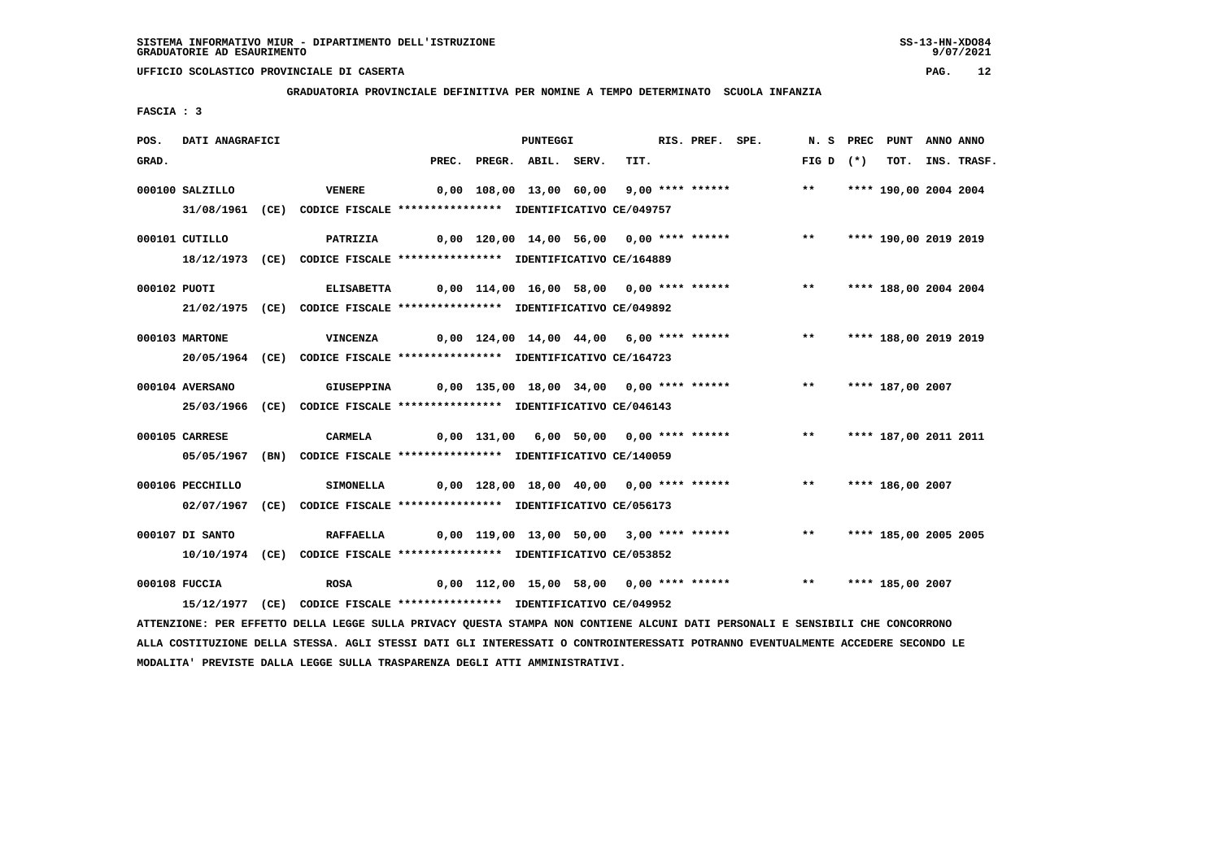SISTEMA INFORMATIVO MIUR - DIPARTIMENTO DELL'ISTRUZIONE
GRADUATORIE AD ESAURIMENTO

UFFICIO SCOLASTICO PROVINCIALE DI CASERTA

**GRADUATORIA PROVINCIALE DEFINITIVA PER NOMINE A TEMPO DETERMINATO SCUOLA INFANZIA**

**FASCIA : 3**

| POS. GRAD. | DATI ANAGRAFICI | | PREC. | PREGR. | ABIL. | SERV. | TIT. | RIS. | PREF. | SPE. | N. S FIG D | PREC (*) | PUNT TOT. | ANNO INS. | ANNO TRASF. |
|---|---|---|---|---|---|---|---|---|---|---|---|---|---|---|---|
| 000100 | SALZILLO | VENERE | 0,00 | 108,00 | 13,00 | 60,00 | 9,00 | **** | ****** | | ** | **** | 190,00 | 2004 | 2004 |
| | 31/08/1961 (CE) CODICE FISCALE **************** IDENTIFICATIVO CE/049757 | | | | | | | | | | | | | | |
| 000101 | CUTILLO | PATRIZIA | 0,00 | 120,00 | 14,00 | 56,00 | 0,00 | **** | ****** | | ** | **** | 190,00 | 2019 | 2019 |
| | 18/12/1973 (CE) CODICE FISCALE **************** IDENTIFICATIVO CE/164889 | | | | | | | | | | | | | | |
| 000102 | PUOTI | ELISABETTA | 0,00 | 114,00 | 16,00 | 58,00 | 0,00 | **** | ****** | | ** | **** | 188,00 | 2004 | 2004 |
| | 21/02/1975 (CE) CODICE FISCALE **************** IDENTIFICATIVO CE/049892 | | | | | | | | | | | | | | |
| 000103 | MARTONE | VINCENZA | 0,00 | 124,00 | 14,00 | 44,00 | 6,00 | **** | ****** | | ** | **** | 188,00 | 2019 | 2019 |
| | 20/05/1964 (CE) CODICE FISCALE **************** IDENTIFICATIVO CE/164723 | | | | | | | | | | | | | | |
| 000104 | AVERSANO | GIUSEPPINA | 0,00 | 135,00 | 18,00 | 34,00 | 0,00 | **** | ****** | | ** | **** | 187,00 | 2007 | |
| | 25/03/1966 (CE) CODICE FISCALE **************** IDENTIFICATIVO CE/046143 | | | | | | | | | | | | | | |
| 000105 | CARRESE | CARMELA | 0,00 | 131,00 | 6,00 | 50,00 | 0,00 | **** | ****** | | ** | **** | 187,00 | 2011 | 2011 |
| | 05/05/1967 (BN) CODICE FISCALE **************** IDENTIFICATIVO CE/140059 | | | | | | | | | | | | | | |
| 000106 | PECCHILLO | SIMONELLA | 0,00 | 128,00 | 18,00 | 40,00 | 0,00 | **** | ****** | | ** | **** | 186,00 | 2007 | |
| | 02/07/1967 (CE) CODICE FISCALE **************** IDENTIFICATIVO CE/056173 | | | | | | | | | | | | | | |
| 000107 | DI SANTO | RAFFAELLA | 0,00 | 119,00 | 13,00 | 50,00 | 3,00 | **** | ****** | | ** | **** | 185,00 | 2005 | 2005 |
| | 10/10/1974 (CE) CODICE FISCALE **************** IDENTIFICATIVO CE/053852 | | | | | | | | | | | | | | |
| 000108 | FUCCIA | ROSA | 0,00 | 112,00 | 15,00 | 58,00 | 0,00 | **** | ****** | | ** | **** | 185,00 | 2007 | |
| | 15/12/1977 (CE) CODICE FISCALE **************** IDENTIFICATIVO CE/049952 | | | | | | | | | | | | | | |

ATTENZIONE: PER EFFETTO DELLA LEGGE SULLA PRIVACY QUESTA STAMPA NON CONTIENE ALCUNI DATI PERSONALI E SENSIBILI CHE CONCORRONO ALLA COSTITUZIONE DELLA STESSA. AGLI STESSI DATI GLI INTERESSATI O CONTROINTERESSATI POTRANNO EVENTUALMENTE ACCEDERE SECONDO LE MODALITA' PREVISTE DALLA LEGGE SULLA TRASPARENZA DEGLI ATTI AMMINISTRATIVI.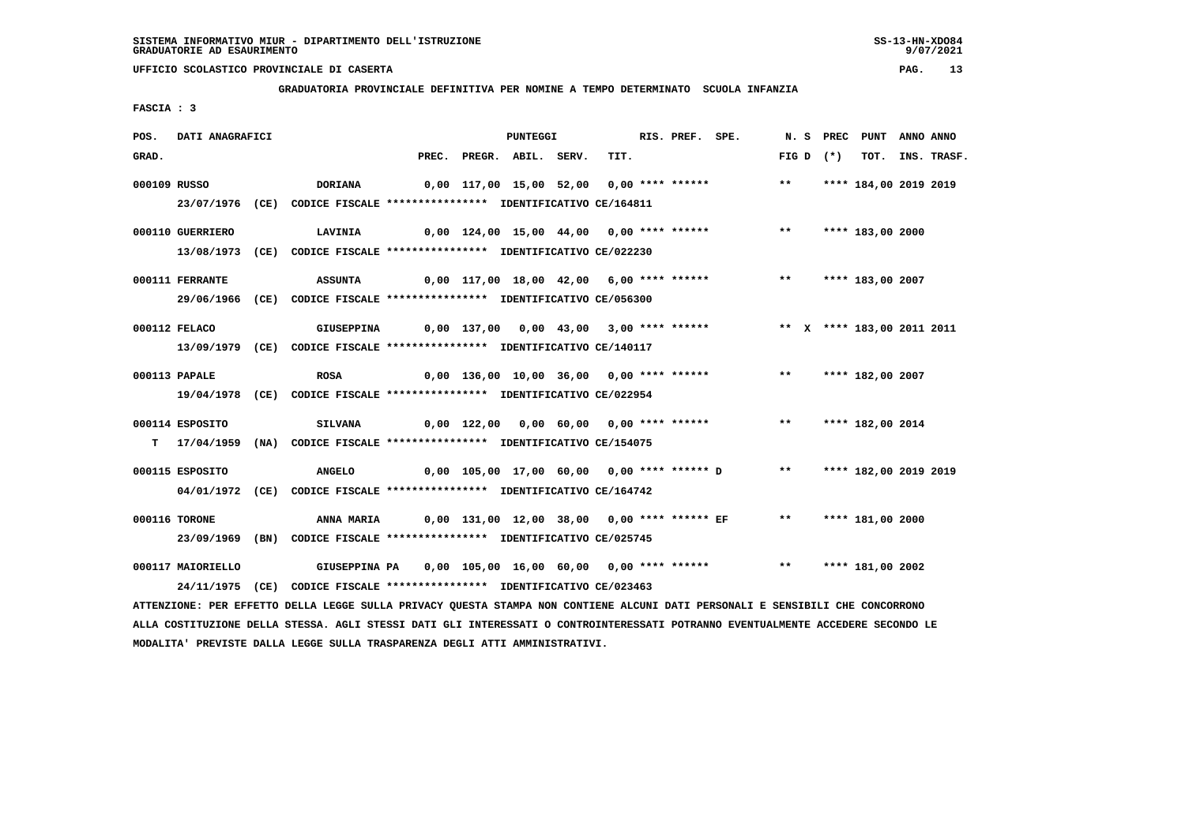SISTEMA INFORMATIVO MIUR - DIPARTIMENTO DELL'ISTRUZIONE
GRADUATORIE AD ESAURIMENTO

UFFICIO SCOLASTICO PROVINCIALE DI CASERTA

**GRADUATORIA PROVINCIALE DEFINITIVA PER NOMINE A TEMPO DETERMINATO SCUOLA INFANZIA**

FASCIA : 3

| POS. GRAD. | DATI ANAGRAFICI | | PREC. | PREGR. | ABIL. | SERV. | TIT. | RIS. | PREF. | SPE. | N. S FIG D | PREC (*) | PUNT TOT. | ANNO INS. | ANNO TRASF. |
|---|---|---|---|---|---|---|---|---|---|---|---|---|---|---|---|
| 000109 | RUSSO | DORIANA | 0,00 | 117,00 | 15,00 | 52,00 | 0,00 | **** | ****** | | ** | | **** 184,00 | 2019 | 2019 |
| | 23/07/1976 (CE) CODICE FISCALE **************** IDENTIFICATIVO CE/164811 | | | | | | | | | | | | | | |
| 000110 | GUERRIERO | LAVINIA | 0,00 | 124,00 | 15,00 | 44,00 | 0,00 | **** | ****** | | ** | | **** 183,00 | 2000 | |
| | 13/08/1973 (CE) CODICE FISCALE **************** IDENTIFICATIVO CE/022230 | | | | | | | | | | | | | | |
| 000111 | FERRANTE | ASSUNTA | 0,00 | 117,00 | 18,00 | 42,00 | 6,00 | **** | ****** | | ** | | **** 183,00 | 2007 | |
| | 29/06/1966 (CE) CODICE FISCALE **************** IDENTIFICATIVO CE/056300 | | | | | | | | | | | | | | |
| 000112 | FELACO | GIUSEPPINA | 0,00 | 137,00 | 0,00 | 43,00 | 3,00 | **** | ****** | | ** | X | **** 183,00 | 2011 | 2011 |
| | 13/09/1979 (CE) CODICE FISCALE **************** IDENTIFICATIVO CE/140117 | | | | | | | | | | | | | | |
| 000113 | PAPALE | ROSA | 0,00 | 136,00 | 10,00 | 36,00 | 0,00 | **** | ****** | | ** | | **** 182,00 | 2007 | |
| | 19/04/1978 (CE) CODICE FISCALE **************** IDENTIFICATIVO CE/022954 | | | | | | | | | | | | | | |
| 000114 | ESPOSITO | SILVANA | 0,00 | 122,00 | 0,00 | 60,00 | 0,00 | **** | ****** | | ** | | **** 182,00 | 2014 | |
| T | 17/04/1959 (NA) CODICE FISCALE **************** IDENTIFICATIVO CE/154075 | | | | | | | | | | | | | | |
| 000115 | ESPOSITO | ANGELO | 0,00 | 105,00 | 17,00 | 60,00 | 0,00 | **** | ****** | D | ** | | **** 182,00 | 2019 | 2019 |
| | 04/01/1972 (CE) CODICE FISCALE **************** IDENTIFICATIVO CE/164742 | | | | | | | | | | | | | | |
| 000116 | TORONE | ANNA MARIA | 0,00 | 131,00 | 12,00 | 38,00 | 0,00 | **** | ****** | EF | ** | | **** 181,00 | 2000 | |
| | 23/09/1969 (BN) CODICE FISCALE **************** IDENTIFICATIVO CE/025745 | | | | | | | | | | | | | | |
| 000117 | MAIORIELLO | GIUSEPPINA PA | 0,00 | 105,00 | 16,00 | 60,00 | 0,00 | **** | ****** | | ** | | **** 181,00 | 2002 | |
| | 24/11/1975 (CE) CODICE FISCALE **************** IDENTIFICATIVO CE/023463 | | | | | | | | | | | | | | |

ATTENZIONE: PER EFFETTO DELLA LEGGE SULLA PRIVACY QUESTA STAMPA NON CONTIENE ALCUNI DATI PERSONALI E SENSIBILI CHE CONCORRONO ALLA COSTITUZIONE DELLA STESSA. AGLI STESSI DATI GLI INTERESSATI O CONTROINTERESSATI POTRANNO EVENTUALMENTE ACCEDERE SECONDO LE MODALITA' PREVISTE DALLA LEGGE SULLA TRASPARENZA DEGLI ATTI AMMINISTRATIVI.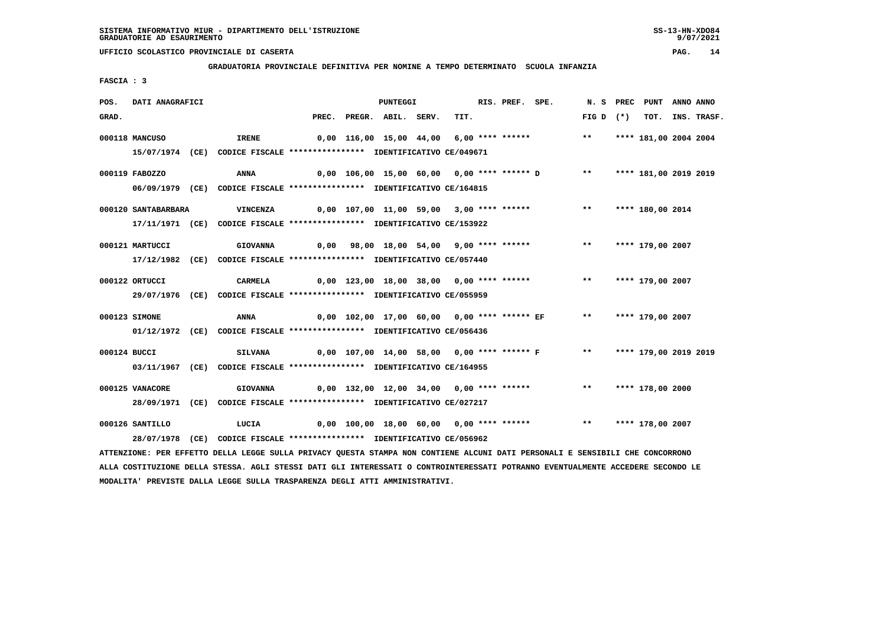SISTEMA INFORMATIVO MIUR - DIPARTIMENTO DELL'ISTRUZIONE
GRADUATORIE AD ESAURIMENTO

UFFICIO SCOLASTICO PROVINCIALE DI CASERTA

**GRADUATORIA PROVINCIALE DEFINITIVA PER NOMINE A TEMPO DETERMINATO SCUOLA INFANZIA**

**FASCIA : 3**

| POS. GRAD. | DATI ANAGRAFICI | | PREC. | PREGR. | ABIL. | SERV. | TIT. | RIS. | PREF. | SPE. | N. S FIG D | PREC (*) | PUNT TOT. | ANNO INS. | ANNO TRASF. |
|---|---|---|---|---|---|---|---|---|---|---|---|---|---|---|---|
| 000118 | MANCUSO | IRENE | 0,00 | 116,00 | 15,00 | 44,00 | 6,00 | **** | ****** | | ** | **** | 181,00 | 2004 | 2004 |
| | 15/07/1974 (CE) CODICE FISCALE **************** IDENTIFICATIVO CE/049671 | | | | | | | | | | | | | | |
| 000119 | FABOZZO | ANNA | 0,00 | 106,00 | 15,00 | 60,00 | 0,00 | **** | ****** | D | ** | **** | 181,00 | 2019 | 2019 |
| | 06/09/1979 (CE) CODICE FISCALE **************** IDENTIFICATIVO CE/164815 | | | | | | | | | | | | | | |
| 000120 | SANTABARBARA | VINCENZA | 0,00 | 107,00 | 11,00 | 59,00 | 3,00 | **** | ****** | | ** | **** | 180,00 | 2014 | |
| | 17/11/1971 (CE) CODICE FISCALE **************** IDENTIFICATIVO CE/153922 | | | | | | | | | | | | | | |
| 000121 | MARTUCCI | GIOVANNA | 0,00 | 98,00 | 18,00 | 54,00 | 9,00 | **** | ****** | | ** | **** | 179,00 | 2007 | |
| | 17/12/1982 (CE) CODICE FISCALE **************** IDENTIFICATIVO CE/057440 | | | | | | | | | | | | | | |
| 000122 | ORTUCCI | CARMELA | 0,00 | 123,00 | 18,00 | 38,00 | 0,00 | **** | ****** | | ** | **** | 179,00 | 2007 | |
| | 29/07/1976 (CE) CODICE FISCALE **************** IDENTIFICATIVO CE/055959 | | | | | | | | | | | | | | |
| 000123 | SIMONE | ANNA | 0,00 | 102,00 | 17,00 | 60,00 | 0,00 | **** | ****** | EF | ** | **** | 179,00 | 2007 | |
| | 01/12/1972 (CE) CODICE FISCALE **************** IDENTIFICATIVO CE/056436 | | | | | | | | | | | | | | |
| 000124 | BUCCI | SILVANA | 0,00 | 107,00 | 14,00 | 58,00 | 0,00 | **** | ****** | F | ** | **** | 179,00 | 2019 | 2019 |
| | 03/11/1967 (CE) CODICE FISCALE **************** IDENTIFICATIVO CE/164955 | | | | | | | | | | | | | | |
| 000125 | VANACORE | GIOVANNA | 0,00 | 132,00 | 12,00 | 34,00 | 0,00 | **** | ****** | | ** | **** | 178,00 | 2000 | |
| | 28/09/1971 (CE) CODICE FISCALE **************** IDENTIFICATIVO CE/027217 | | | | | | | | | | | | | | |
| 000126 | SANTILLO | LUCIA | 0,00 | 100,00 | 18,00 | 60,00 | 0,00 | **** | ****** | | ** | **** | 178,00 | 2007 | |
| | 28/07/1978 (CE) CODICE FISCALE **************** IDENTIFICATIVO CE/056962 | | | | | | | | | | | | | | |

ATTENZIONE: PER EFFETTO DELLA LEGGE SULLA PRIVACY QUESTA STAMPA NON CONTIENE ALCUNI DATI PERSONALI E SENSIBILI CHE CONCORRONO ALLA COSTITUZIONE DELLA STESSA. AGLI STESSI DATI GLI INTERESSATI O CONTROINTERESSATI POTRANNO EVENTUALMENTE ACCEDERE SECONDO LE MODALITA' PREVISTE DALLA LEGGE SULLA TRASPARENZA DEGLI ATTI AMMINISTRATIVI.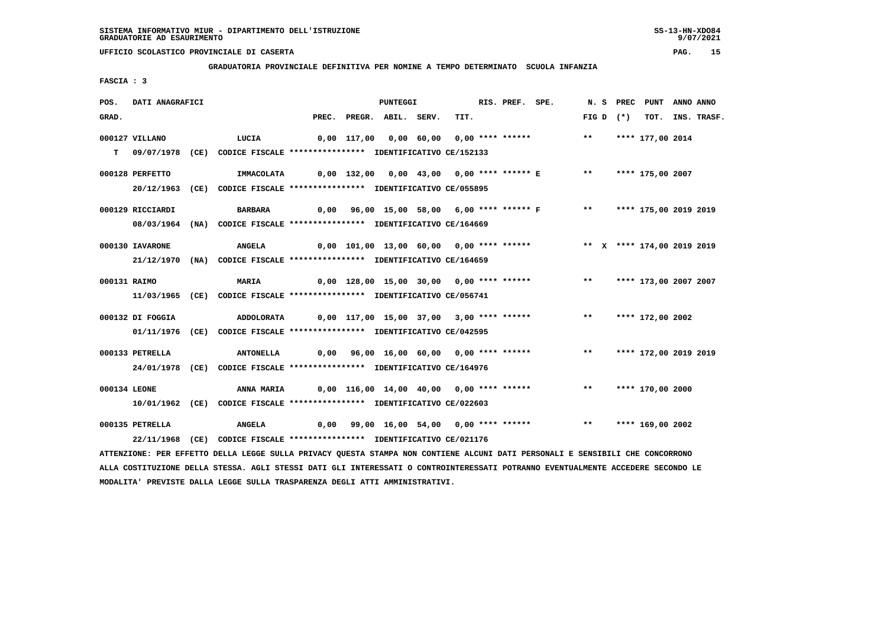SISTEMA INFORMATIVO MIUR - DIPARTIMENTO DELL'ISTRUZIONE
GRADUATORIE AD ESAURIMENTO

UFFICIO SCOLASTICO PROVINCIALE DI CASERTA

GRADUATORIA PROVINCIALE DEFINITIVA PER NOMINE A TEMPO DETERMINATO SCUOLA INFANZIA

FASCIA : 3

| POS. GRAD. | DATI ANAGRAFICI | | PREC. | PREGR. | ABIL. | SERV. | TIT. | RIS. | PREF. | SPE. | N. S FIG D | PREC (*) | PUNT TOT. | ANNO INS. | ANNO TRASF. |
|---|---|---|---|---|---|---|---|---|---|---|---|---|---|---|---|
| 000127 | VILLANO | LUCIA | 0,00 | 117,00 | 0,00 | 60,00 | 0,00 | **** | ****** | | ** | | **** 177,00 | 2014 | |
| T | 09/07/1978 (CE) CODICE FISCALE **************** IDENTIFICATIVO CE/152133 | | | | | | | | | | | | | | |
| 000128 | PERFETTO | IMMACOLATA | 0,00 | 132,00 | 0,00 | 43,00 | 0,00 | **** | ****** | E | ** | | **** 175,00 | 2007 | |
| | 20/12/1963 (CE) CODICE FISCALE **************** IDENTIFICATIVO CE/055895 | | | | | | | | | | | | | | |
| 000129 | RICCIARDI | BARBARA | 0,00 | 96,00 | 15,00 | 58,00 | 6,00 | **** | ****** | F | ** | | **** 175,00 | 2019 | 2019 |
| | 08/03/1964 (NA) CODICE FISCALE **************** IDENTIFICATIVO CE/164669 | | | | | | | | | | | | | | |
| 000130 | IAVARONE | ANGELA | 0,00 | 101,00 | 13,00 | 60,00 | 0,00 | **** | ****** | | ** | X | **** 174,00 | 2019 | 2019 |
| | 21/12/1970 (NA) CODICE FISCALE **************** IDENTIFICATIVO CE/164659 | | | | | | | | | | | | | | |
| 000131 | RAIMO | MARIA | 0,00 | 128,00 | 15,00 | 30,00 | 0,00 | **** | ****** | | ** | | **** 173,00 | 2007 | 2007 |
| | 11/03/1965 (CE) CODICE FISCALE **************** IDENTIFICATIVO CE/056741 | | | | | | | | | | | | | | |
| 000132 | DI FOGGIA | ADDOLORATA | 0,00 | 117,00 | 15,00 | 37,00 | 3,00 | **** | ****** | | ** | | **** 172,00 | 2002 | |
| | 01/11/1976 (CE) CODICE FISCALE **************** IDENTIFICATIVO CE/042595 | | | | | | | | | | | | | | |
| 000133 | PETRELLA | ANTONELLA | 0,00 | 96,00 | 16,00 | 60,00 | 0,00 | **** | ****** | | ** | | **** 172,00 | 2019 | 2019 |
| | 24/01/1978 (CE) CODICE FISCALE **************** IDENTIFICATIVO CE/164976 | | | | | | | | | | | | | | |
| 000134 | LEONE | ANNA MARIA | 0,00 | 116,00 | 14,00 | 40,00 | 0,00 | **** | ****** | | ** | | **** 170,00 | 2000 | |
| | 10/01/1962 (CE) CODICE FISCALE **************** IDENTIFICATIVO CE/022603 | | | | | | | | | | | | | | |
| 000135 | PETRELLA | ANGELA | 0,00 | 99,00 | 16,00 | 54,00 | 0,00 | **** | ****** | | ** | | **** 169,00 | 2002 | |
| | 22/11/1968 (CE) CODICE FISCALE **************** IDENTIFICATIVO CE/021176 | | | | | | | | | | | | | | |

ATTENZIONE: PER EFFETTO DELLA LEGGE SULLA PRIVACY QUESTA STAMPA NON CONTIENE ALCUNI DATI PERSONALI E SENSIBILI CHE CONCORRONO ALLA COSTITUZIONE DELLA STESSA. AGLI STESSI DATI GLI INTERESSATI O CONTROINTERESSATI POTRANNO EVENTUALMENTE ACCEDERE SECONDO LE MODALITA' PREVISTE DALLA LEGGE SULLA TRASPARENZA DEGLI ATTI AMMINISTRATIVI.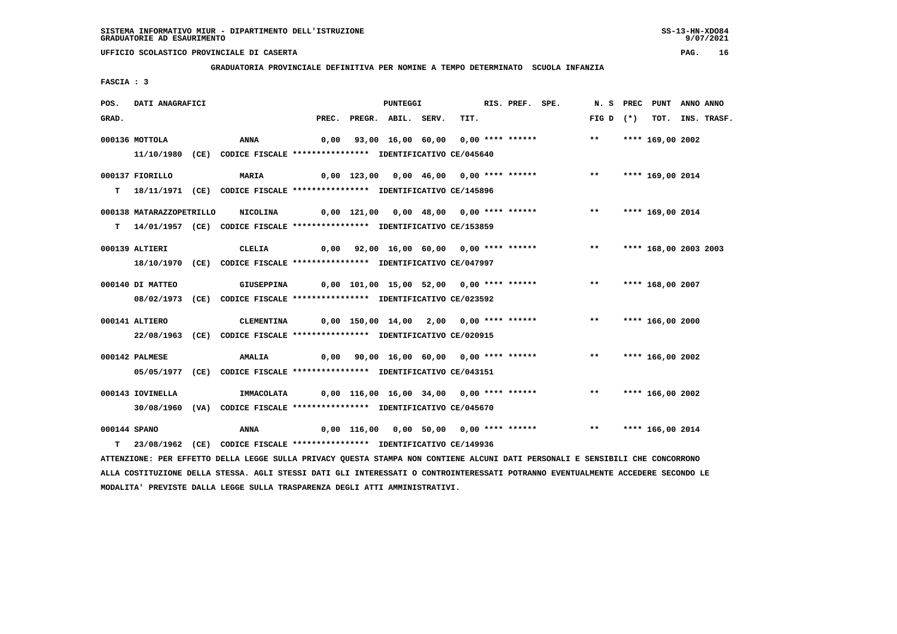SISTEMA INFORMATIVO MIUR - DIPARTIMENTO DELL'ISTRUZIONE
GRADUATORIE AD ESAURIMENTO

UFFICIO SCOLASTICO PROVINCIALE DI CASERTA

**GRADUATORIA PROVINCIALE DEFINITIVA PER NOMINE A TEMPO DETERMINATO SCUOLA INFANZIA**

FASCIA : 3

| POS. GRAD. | DATI ANAGRAFICI | | PREC. | PREGR. | ABIL. | SERV. | TIT. | RIS. | PREF. | SPE. | N. S FIG D | PREC (*) | PUNT TOT. | ANNO INS. | ANNO TRASF. |
|---|---|---|---|---|---|---|---|---|---|---|---|---|---|---|---|
| 000136 | MOTTOLA | ANNA | 0,00 | 93,00 | 16,00 | 60,00 | 0,00 | **** | ****** | | ** | **** | 169,00 | 2002 | |
| | 11/10/1980 (CE) CODICE FISCALE **************** IDENTIFICATIVO CE/045640 | | | | | | | | | | | | | | |
| 000137 | FIORILLO | MARIA | 0,00 | 123,00 | 0,00 | 46,00 | 0,00 | **** | ****** | | ** | **** | 169,00 | 2014 | |
| T | 18/11/1971 (CE) CODICE FISCALE **************** IDENTIFICATIVO CE/145896 | | | | | | | | | | | | | | |
| 000138 | MATARAZZOPETRILLO | NICOLINA | 0,00 | 121,00 | 0,00 | 48,00 | 0,00 | **** | ****** | | ** | **** | 169,00 | 2014 | |
| T | 14/01/1957 (CE) CODICE FISCALE **************** IDENTIFICATIVO CE/153859 | | | | | | | | | | | | | | |
| 000139 | ALTIERI | CLELIA | 0,00 | 92,00 | 16,00 | 60,00 | 0,00 | **** | ****** | | ** | **** | 168,00 | 2003 | 2003 |
| | 18/10/1970 (CE) CODICE FISCALE **************** IDENTIFICATIVO CE/047997 | | | | | | | | | | | | | | |
| 000140 | DI MATTEO | GIUSEPPINA | 0,00 | 101,00 | 15,00 | 52,00 | 0,00 | **** | ****** | | ** | **** | 168,00 | 2007 | |
| | 08/02/1973 (CE) CODICE FISCALE **************** IDENTIFICATIVO CE/023592 | | | | | | | | | | | | | | |
| 000141 | ALTIERO | CLEMENTINA | 0,00 | 150,00 | 14,00 | 2,00 | 0,00 | **** | ****** | | ** | **** | 166,00 | 2000 | |
| | 22/08/1963 (CE) CODICE FISCALE **************** IDENTIFICATIVO CE/020915 | | | | | | | | | | | | | | |
| 000142 | PALMESE | AMALIA | 0,00 | 90,00 | 16,00 | 60,00 | 0,00 | **** | ****** | | ** | **** | 166,00 | 2002 | |
| | 05/05/1977 (CE) CODICE FISCALE **************** IDENTIFICATIVO CE/043151 | | | | | | | | | | | | | | |
| 000143 | IOVINELLA | IMMACOLATA | 0,00 | 116,00 | 16,00 | 34,00 | 0,00 | **** | ****** | | ** | **** | 166,00 | 2002 | |
| | 30/08/1960 (VA) CODICE FISCALE **************** IDENTIFICATIVO CE/045670 | | | | | | | | | | | | | | |
| 000144 | SPANO | ANNA | 0,00 | 116,00 | 0,00 | 50,00 | 0,00 | **** | ****** | | ** | **** | 166,00 | 2014 | |
| T | 23/08/1962 (CE) CODICE FISCALE **************** IDENTIFICATIVO CE/149936 | | | | | | | | | | | | | | |

ATTENZIONE: PER EFFETTO DELLA LEGGE SULLA PRIVACY QUESTA STAMPA NON CONTIENE ALCUNI DATI PERSONALI E SENSIBILI CHE CONCORRONO ALLA COSTITUZIONE DELLA STESSA. AGLI STESSI DATI GLI INTERESSATI O CONTROINTERESSATI POTRANNO EVENTUALMENTE ACCEDERE SECONDO LE MODALITA' PREVISTE DALLA LEGGE SULLA TRASPARENZA DEGLI ATTI AMMINISTRATIVI.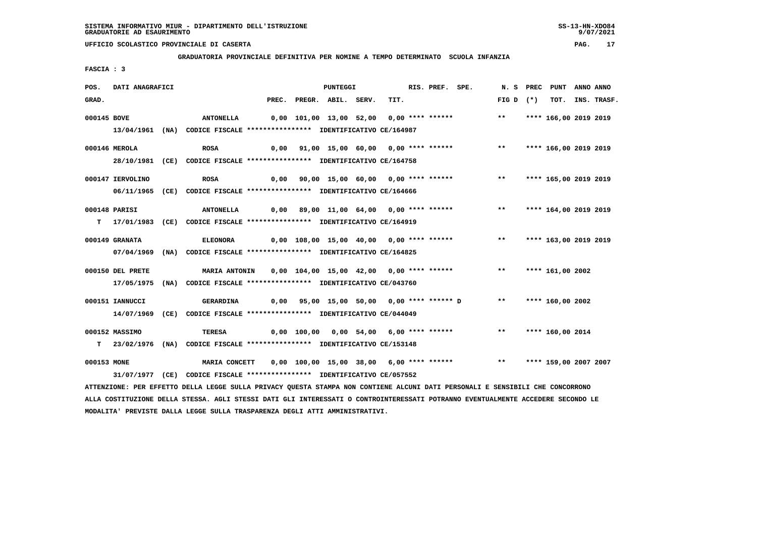SISTEMA INFORMATIVO MIUR - DIPARTIMENTO DELL'ISTRUZIONE

GRADUATORIE AD ESAURIMENTO

UFFICIO SCOLASTICO PROVINCIALE DI CASERTA

**GRADUATORIA PROVINCIALE DEFINITIVA PER NOMINE A TEMPO DETERMINATO SCUOLA INFANZIA**

FASCIA : 3

| POS. GRAD. | DATI ANAGRAFICI | | PREC. | PREGR. | ABIL. | SERV. | TIT. | RIS. PREF. SPE. | N. S FIG D | PREC (*) | PUNT TOT. | ANNO INS. | ANNO TRASF. |
|---|---|---|---|---|---|---|---|---|---|---|---|---|---|
| 000145 | BOVE | ANTONELLA | 0,00 | 101,00 | 13,00 | 52,00 | 0,00 | **** ****** | ** | **** | 166,00 | 2019 | 2019 |
| | 13/04/1961 (NA) | CODICE FISCALE **************** IDENTIFICATIVO CE/164987 | | | | | | | | | | | |
| 000146 | MEROLA | ROSA | 0,00 | 91,00 | 15,00 | 60,00 | 0,00 | **** ****** | ** | **** | 166,00 | 2019 | 2019 |
| | 28/10/1981 (CE) | CODICE FISCALE **************** IDENTIFICATIVO CE/164758 | | | | | | | | | | | |
| 000147 | IERVOLINO | ROSA | 0,00 | 90,00 | 15,00 | 60,00 | 0,00 | **** ****** | ** | **** | 165,00 | 2019 | 2019 |
| | 06/11/1965 (CE) | CODICE FISCALE **************** IDENTIFICATIVO CE/164666 | | | | | | | | | | | |
| 000148 | PARISI | ANTONELLA | 0,00 | 89,00 | 11,00 | 64,00 | 0,00 | **** ****** | ** | **** | 164,00 | 2019 | 2019 |
| T | 17/01/1983 (CE) | CODICE FISCALE **************** IDENTIFICATIVO CE/164919 | | | | | | | | | | | |
| 000149 | GRANATA | ELEONORA | 0,00 | 108,00 | 15,00 | 40,00 | 0,00 | **** ****** | ** | **** | 163,00 | 2019 | 2019 |
| | 07/04/1969 (NA) | CODICE FISCALE **************** IDENTIFICATIVO CE/164825 | | | | | | | | | | | |
| 000150 | DEL PRETE | MARIA ANTONIN | 0,00 | 104,00 | 15,00 | 42,00 | 0,00 | **** ****** | ** | **** | 161,00 | 2002 | |
| | 17/05/1975 (NA) | CODICE FISCALE **************** IDENTIFICATIVO CE/043760 | | | | | | | | | | | |
| 000151 | IANNUCCI | GERARDINA | 0,00 | 95,00 | 15,00 | 50,00 | 0,00 | **** ****** D | ** | **** | 160,00 | 2002 | |
| | 14/07/1969 (CE) | CODICE FISCALE **************** IDENTIFICATIVO CE/044049 | | | | | | | | | | | |
| 000152 | MASSIMO | TERESA | 0,00 | 100,00 | 0,00 | 54,00 | 6,00 | **** ****** | ** | **** | 160,00 | 2014 | |
| T | 23/02/1976 (NA) | CODICE FISCALE **************** IDENTIFICATIVO CE/153148 | | | | | | | | | | | |
| 000153 | MONE | MARIA CONCETT | 0,00 | 100,00 | 15,00 | 38,00 | 6,00 | **** ****** | ** | **** | 159,00 | 2007 | 2007 |
| | 31/07/1977 (CE) | CODICE FISCALE **************** IDENTIFICATIVO CE/057552 | | | | | | | | | | | |

ATTENZIONE: PER EFFETTO DELLA LEGGE SULLA PRIVACY QUESTA STAMPA NON CONTIENE ALCUNI DATI PERSONALI E SENSIBILI CHE CONCORRONO ALLA COSTITUZIONE DELLA STESSA. AGLI STESSI DATI GLI INTERESSATI O CONTROINTERESSATI POTRANNO EVENTUALMENTE ACCEDERE SECONDO LE MODALITA' PREVISTE DALLA LEGGE SULLA TRASPARENZA DEGLI ATTI AMMINISTRATIVI.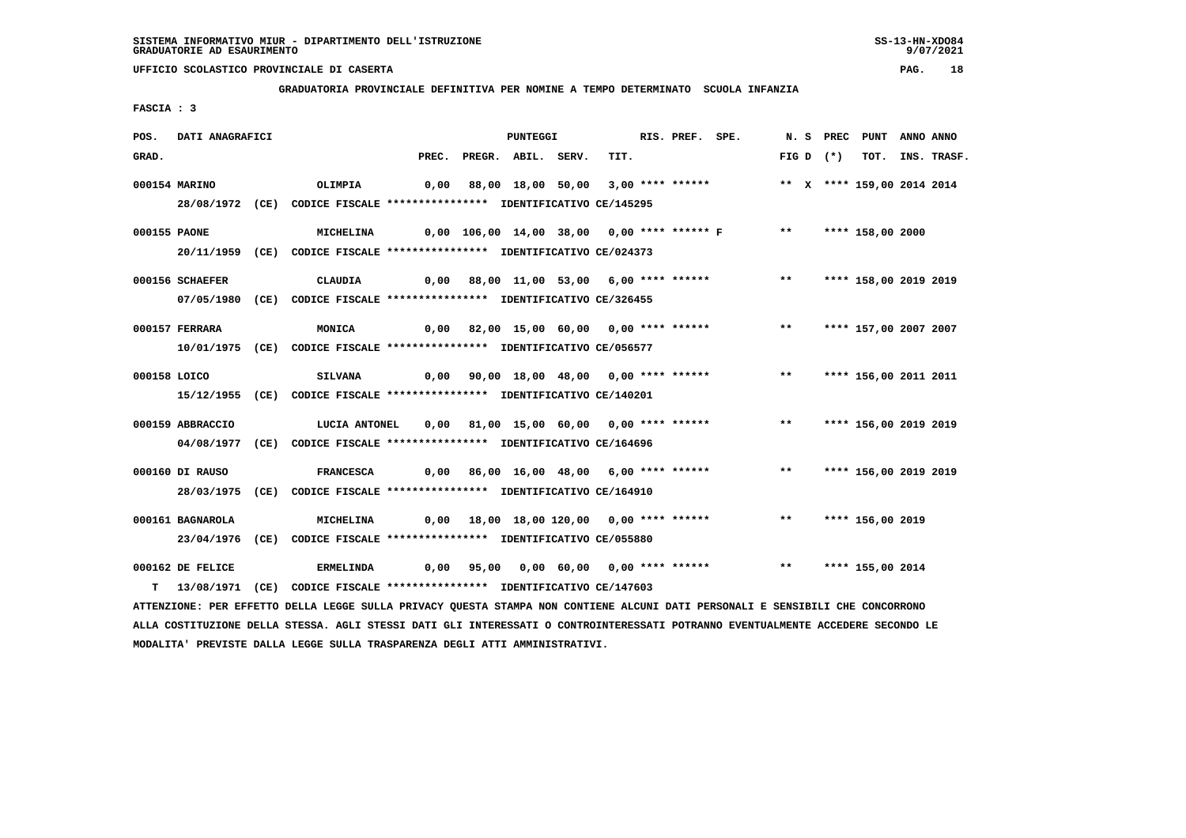SISTEMA INFORMATIVO MIUR - DIPARTIMENTO DELL'ISTRUZIONE
GRADUATORIE AD ESAURIMENTO

UFFICIO SCOLASTICO PROVINCIALE DI CASERTA

**GRADUATORIA PROVINCIALE DEFINITIVA PER NOMINE A TEMPO DETERMINATO SCUOLA INFANZIA**

FASCIA : 3

| POS. GRAD. | DATI ANAGRAFICI | | PREC. | PREGR. | ABIL. | SERV. | TIT. | RIS. PREF. SPE. | N. S FIG D | PREC (*) | PUNT TOT. | ANNO INS. | ANNO TRASF. |
|---|---|---|---|---|---|---|---|---|---|---|---|---|---|
| 000154 | MARINO 28/08/1972 (CE) CODICE FISCALE **************** IDENTIFICATIVO CE/145295 | OLIMPIA | 0,00 | 88,00 | 18,00 | 50,00 | 3,00 | **** ****** | ** X | **** | 159,00 | 2014 | 2014 |
| 000155 | PAONE 20/11/1959 (CE) CODICE FISCALE **************** IDENTIFICATIVO CE/024373 | MICHELINA | 0,00 | 106,00 | 14,00 | 38,00 | 0,00 | **** ****** F | ** | **** | 158,00 | 2000 | |
| 000156 | SCHAEFER 07/05/1980 (CE) CODICE FISCALE **************** IDENTIFICATIVO CE/326455 | CLAUDIA | 0,00 | 88,00 | 11,00 | 53,00 | 6,00 | **** ****** | ** | **** | 158,00 | 2019 | 2019 |
| 000157 | FERRARA 10/01/1975 (CE) CODICE FISCALE **************** IDENTIFICATIVO CE/056577 | MONICA | 0,00 | 82,00 | 15,00 | 60,00 | 0,00 | **** ****** | ** | **** | 157,00 | 2007 | 2007 |
| 000158 | LOICO 15/12/1955 (CE) CODICE FISCALE **************** IDENTIFICATIVO CE/140201 | SILVANA | 0,00 | 90,00 | 18,00 | 48,00 | 0,00 | **** ****** | ** | **** | 156,00 | 2011 | 2011 |
| 000159 | ABBRACCIO 04/08/1977 (CE) CODICE FISCALE **************** IDENTIFICATIVO CE/164696 | LUCIA ANTONEL | 0,00 | 81,00 | 15,00 | 60,00 | 0,00 | **** ****** | ** | **** | 156,00 | 2019 | 2019 |
| 000160 | DI RAUSO 28/03/1975 (CE) CODICE FISCALE **************** IDENTIFICATIVO CE/164910 | FRANCESCA | 0,00 | 86,00 | 16,00 | 48,00 | 6,00 | **** ****** | ** | **** | 156,00 | 2019 | 2019 |
| 000161 | BAGNAROLA 23/04/1976 (CE) CODICE FISCALE **************** IDENTIFICATIVO CE/055880 | MICHELINA | 0,00 | 18,00 | 18,00 | 120,00 | 0,00 | **** ****** | ** | **** | 156,00 | 2019 | |
| 000162 | DE FELICE T 13/08/1971 (CE) CODICE FISCALE **************** IDENTIFICATIVO CE/147603 | ERMELINDA | 0,00 | 95,00 | 0,00 | 60,00 | 0,00 | **** ****** | ** | **** | 155,00 | 2014 | |

ATTENZIONE: PER EFFETTO DELLA LEGGE SULLA PRIVACY QUESTA STAMPA NON CONTIENE ALCUNI DATI PERSONALI E SENSIBILI CHE CONCORRONO ALLA COSTITUZIONE DELLA STESSA. AGLI STESSI DATI GLI INTERESSATI O CONTROINTERESSATI POTRANNO EVENTUALMENTE ACCEDERE SECONDO LE MODALITA' PREVISTE DALLA LEGGE SULLA TRASPARENZA DEGLI ATTI AMMINISTRATIVI.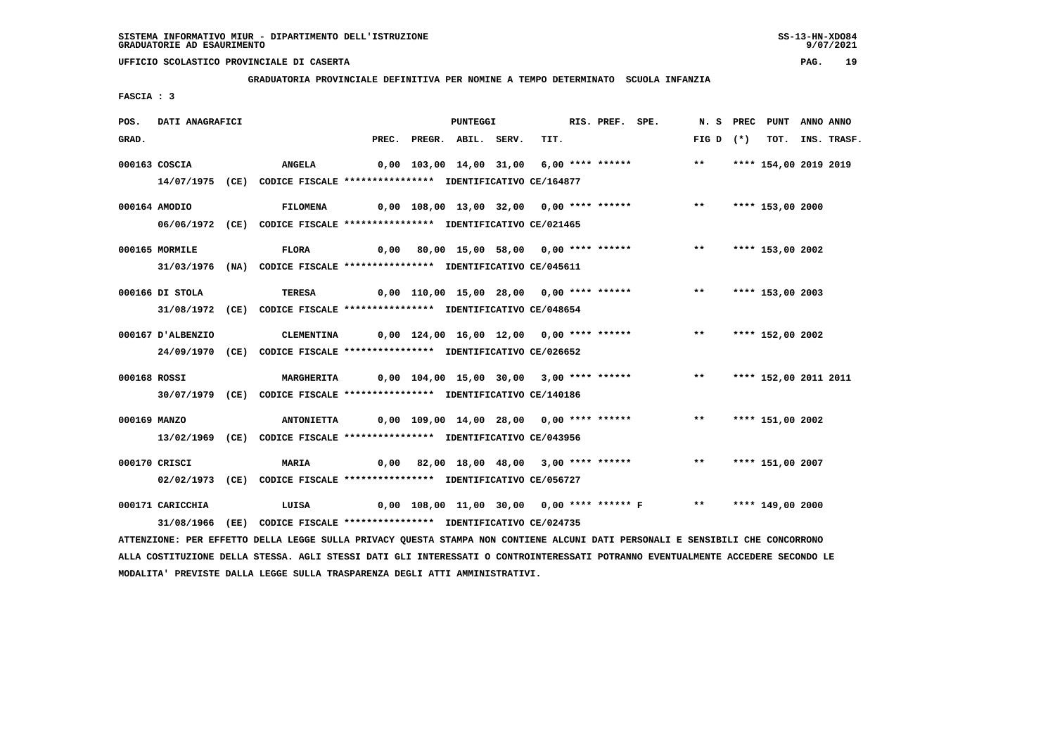**GRADUATORIA PROVINCIALE DEFINITIVA PER NOMINE A TEMPO DETERMINATO SCUOLA INFANZIA**

**FASCIA : 3**

| POS. GRAD. | DATI ANAGRAFICI | | PREC. | PREGR. | ABIL. | SERV. | TIT. | RIS. | PREF. | SPE. | N. S FIG D | PREC (*) | PUNT TOT. | ANNO INS. | ANNO TRASF. |
|---|---|---|---|---|---|---|---|---|---|---|---|---|---|---|---|
| 000163 | COSCIA | ANGELA | 0,00 | 103,00 | 14,00 | 31,00 | 6,00 | **** | ****** | | ** | **** | 154,00 | 2019 | 2019 |
| | 14/07/1975 (CE) CODICE FISCALE **************** IDENTIFICATIVO CE/164877 | | | | | | | | | | | | | | |
| 000164 | AMODIO | FILOMENA | 0,00 | 108,00 | 13,00 | 32,00 | 0,00 | **** | ****** | | ** | **** | 153,00 | 2000 | |
| | 06/06/1972 (CE) CODICE FISCALE **************** IDENTIFICATIVO CE/021465 | | | | | | | | | | | | | | |
| 000165 | MORMILE | FLORA | 0,00 | 80,00 | 15,00 | 58,00 | 0,00 | **** | ****** | | ** | **** | 153,00 | 2002 | |
| | 31/03/1976 (NA) CODICE FISCALE **************** IDENTIFICATIVO CE/045611 | | | | | | | | | | | | | | |
| 000166 | DI STOLA | TERESA | 0,00 | 110,00 | 15,00 | 28,00 | 0,00 | **** | ****** | | ** | **** | 153,00 | 2003 | |
| | 31/08/1972 (CE) CODICE FISCALE **************** IDENTIFICATIVO CE/048654 | | | | | | | | | | | | | | |
| 000167 | D'ALBENZIO | CLEMENTINA | 0,00 | 124,00 | 16,00 | 12,00 | 0,00 | **** | ****** | | ** | **** | 152,00 | 2002 | |
| | 24/09/1970 (CE) CODICE FISCALE **************** IDENTIFICATIVO CE/026652 | | | | | | | | | | | | | | |
| 000168 | ROSSI | MARGHERITA | 0,00 | 104,00 | 15,00 | 30,00 | 3,00 | **** | ****** | | ** | **** | 152,00 | 2011 | 2011 |
| | 30/07/1979 (CE) CODICE FISCALE **************** IDENTIFICATIVO CE/140186 | | | | | | | | | | | | | | |
| 000169 | MANZO | ANTONIETTA | 0,00 | 109,00 | 14,00 | 28,00 | 0,00 | **** | ****** | | ** | **** | 151,00 | 2002 | |
| | 13/02/1969 (CE) CODICE FISCALE **************** IDENTIFICATIVO CE/043956 | | | | | | | | | | | | | | |
| 000170 | CRISCI | MARIA | 0,00 | 82,00 | 18,00 | 48,00 | 3,00 | **** | ****** | | ** | **** | 151,00 | 2007 | |
| | 02/02/1973 (CE) CODICE FISCALE **************** IDENTIFICATIVO CE/056727 | | | | | | | | | | | | | | |
| 000171 | CARICCHIA | LUISA | 0,00 | 108,00 | 11,00 | 30,00 | 0,00 | **** | ****** | F | ** | **** | 149,00 | 2000 | |
| | 31/08/1966 (EE) CODICE FISCALE **************** IDENTIFICATIVO CE/024735 | | | | | | | | | | | | | | |

ATTENZIONE: PER EFFETTO DELLA LEGGE SULLA PRIVACY QUESTA STAMPA NON CONTIENE ALCUNI DATI PERSONALI E SENSIBILI CHE CONCORRONO ALLA COSTITUZIONE DELLA STESSA. AGLI STESSI DATI GLI INTERESSATI O CONTROINTERESSATI POTRANNO EVENTUALMENTE ACCEDERE SECONDO LE MODALITA' PREVISTE DALLA LEGGE SULLA TRASPARENZA DEGLI ATTI AMMINISTRATIVI.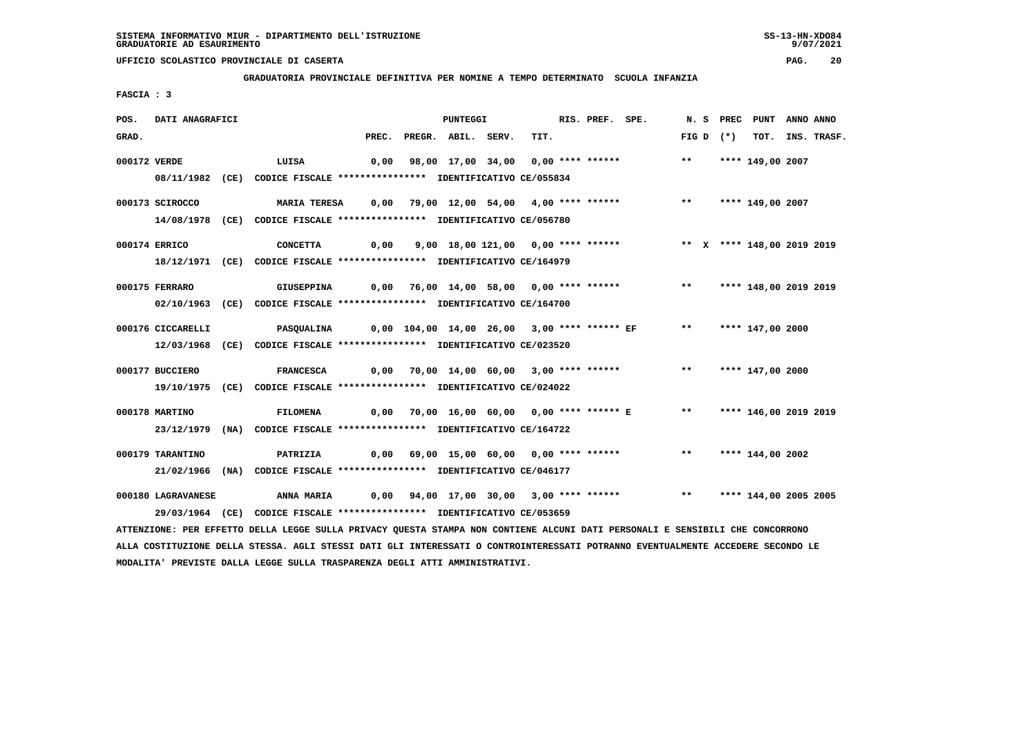SISTEMA INFORMATIVO MIUR - DIPARTIMENTO DELL'ISTRUZIONE
GRADUATORIE AD ESAURIMENTO

UFFICIO SCOLASTICO PROVINCIALE DI CASERTA

**GRADUATORIA PROVINCIALE DEFINITIVA PER NOMINE A TEMPO DETERMINATO SCUOLA INFANZIA**

FASCIA : 3

| POS. GRAD. | DATI ANAGRAFICI | | PREC. | PREGR. | ABIL. | SERV. | TIT. | RIS. PREF. | SPE. | N. S FIG D | PREC (*) | PUNT TOT. | ANNO INS. | ANNO TRASF. |
|---|---|---|---|---|---|---|---|---|---|---|---|---|---|---|
| 000172 | VERDE | LUISA | 0,00 | 98,00 | 17,00 | 34,00 | 0,00 | **** ****** | | ** | | **** 149,00 | 2007 | |
| | 08/11/1982 (CE) | CODICE FISCALE **************** IDENTIFICATIVO CE/055834 | | | | | | | | | | | | |
| 000173 | SCIROCCO | MARIA TERESA | 0,00 | 79,00 | 12,00 | 54,00 | 4,00 | **** ****** | | ** | | **** 149,00 | 2007 | |
| | 14/08/1978 (CE) | CODICE FISCALE **************** IDENTIFICATIVO CE/056780 | | | | | | | | | | | | |
| 000174 | ERRICO | CONCETTA | 0,00 | 9,00 | 18,00 | 121,00 | 0,00 | **** ****** | | ** | X | **** 148,00 | 2019 | 2019 |
| | 18/12/1971 (CE) | CODICE FISCALE **************** IDENTIFICATIVO CE/164979 | | | | | | | | | | | | |
| 000175 | FERRARO | GIUSEPPINA | 0,00 | 76,00 | 14,00 | 58,00 | 0,00 | **** ****** | | ** | | **** 148,00 | 2019 | 2019 |
| | 02/10/1963 (CE) | CODICE FISCALE **************** IDENTIFICATIVO CE/164700 | | | | | | | | | | | | |
| 000176 | CICCARELLI | PASQUALINA | 0,00 | 104,00 | 14,00 | 26,00 | 3,00 | **** ****** | EF | ** | | **** 147,00 | 2000 | |
| | 12/03/1968 (CE) | CODICE FISCALE **************** IDENTIFICATIVO CE/023520 | | | | | | | | | | | | |
| 000177 | BUCCIERO | FRANCESCA | 0,00 | 70,00 | 14,00 | 60,00 | 3,00 | **** ****** | | ** | | **** 147,00 | 2000 | |
| | 19/10/1975 (CE) | CODICE FISCALE **************** IDENTIFICATIVO CE/024022 | | | | | | | | | | | | |
| 000178 | MARTINO | FILOMENA | 0,00 | 70,00 | 16,00 | 60,00 | 0,00 | **** ****** | E | ** | | **** 146,00 | 2019 | 2019 |
| | 23/12/1979 (NA) | CODICE FISCALE **************** IDENTIFICATIVO CE/164722 | | | | | | | | | | | | |
| 000179 | TARANTINO | PATRIZIA | 0,00 | 69,00 | 15,00 | 60,00 | 0,00 | **** ****** | | ** | | **** 144,00 | 2002 | |
| | 21/02/1966 (NA) | CODICE FISCALE **************** IDENTIFICATIVO CE/046177 | | | | | | | | | | | | |
| 000180 | LAGRAVANESE | ANNA MARIA | 0,00 | 94,00 | 17,00 | 30,00 | 3,00 | **** ****** | | ** | | **** 144,00 | 2005 | 2005 |
| | 29/03/1964 (CE) | CODICE FISCALE **************** IDENTIFICATIVO CE/053659 | | | | | | | | | | | | |

ATTENZIONE: PER EFFETTO DELLA LEGGE SULLA PRIVACY QUESTA STAMPA NON CONTIENE ALCUNI DATI PERSONALI E SENSIBILI CHE CONCORRONO ALLA COSTITUZIONE DELLA STESSA. AGLI STESSI DATI GLI INTERESSATI O CONTROINTERESSATI POTRANNO EVENTUALMENTE ACCEDERE SECONDO LE MODALITA' PREVISTE DALLA LEGGE SULLA TRASPARENZA DEGLI ATTI AMMINISTRATIVI.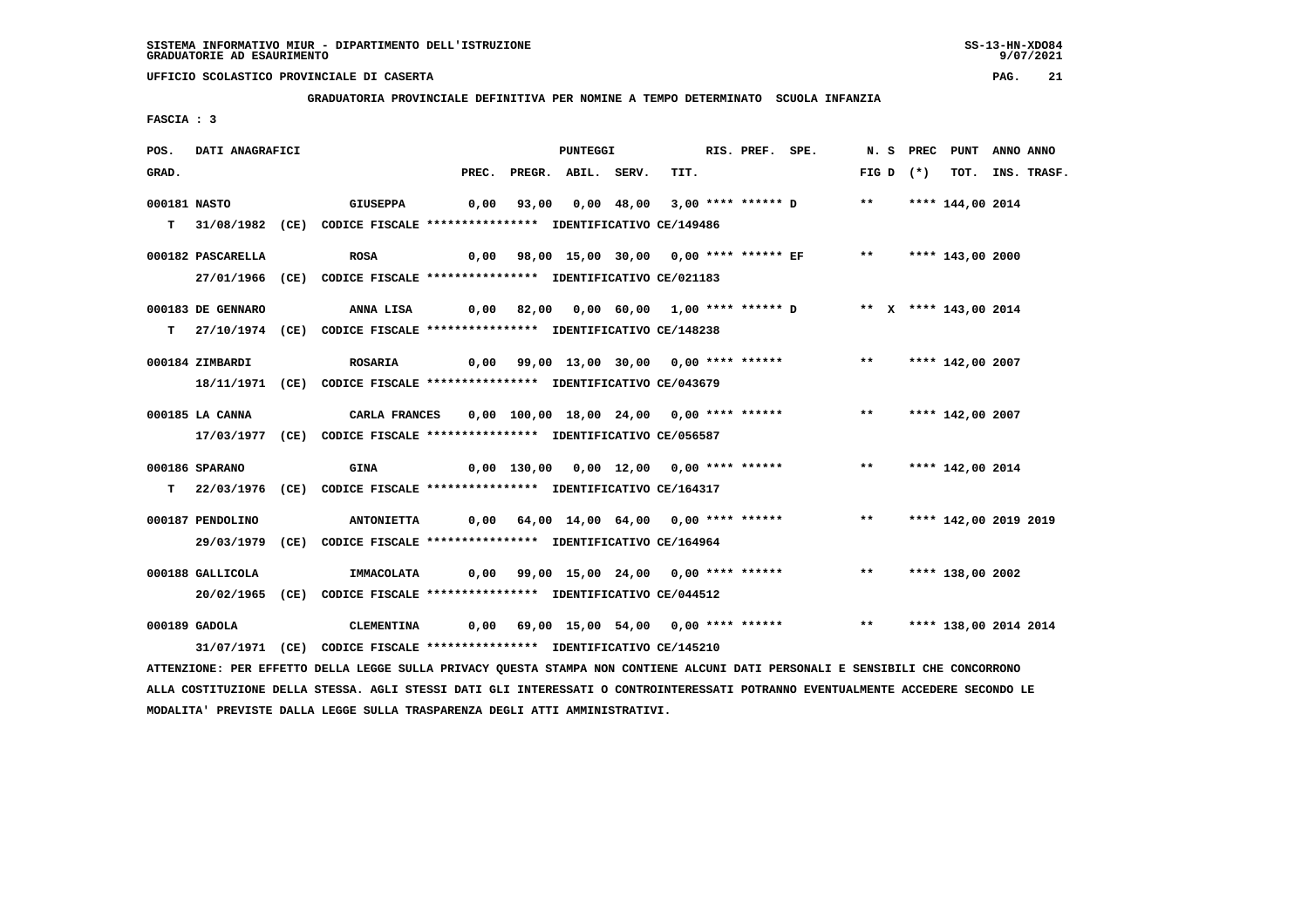SISTEMA INFORMATIVO MIUR - DIPARTIMENTO DELL'ISTRUZIONE
GRADUATORIE AD ESAURIMENTO

UFFICIO SCOLASTICO PROVINCIALE DI CASERTA

**GRADUATORIA PROVINCIALE DEFINITIVA PER NOMINE A TEMPO DETERMINATO SCUOLA INFANZIA**

**FASCIA : 3**

| POS. GRAD. | DATI ANAGRAFICI | | PREC. | PREGR. | ABIL. | SERV. | TIT. | RIS. | PREF. | SPE. | N. S FIG D | PREC (*) | PUNT TOT. | ANNO INS. | ANNO TRASF. |
|---|---|---|---|---|---|---|---|---|---|---|---|---|---|---|---|
| 000181 | NASTO | GIUSEPPA | 0,00 | 93,00 | 0,00 | 48,00 | 3,00 | **** | ****** | D | ** | | **** 144,00 | 2014 | |
| T | 31/08/1982 (CE) | CODICE FISCALE **************** IDENTIFICATIVO CE/149486 | | | | | | | | | | | | | |
| 000182 | PASCARELLA | ROSA | 0,00 | 98,00 | 15,00 | 30,00 | 0,00 | **** | ****** | EF | ** | | **** 143,00 | 2000 | |
| | 27/01/1966 (CE) | CODICE FISCALE **************** IDENTIFICATIVO CE/021183 | | | | | | | | | | | | | |
| 000183 | DE GENNARO | ANNA LISA | 0,00 | 82,00 | 0,00 | 60,00 | 1,00 | **** | ****** | D | ** | X | **** 143,00 | 2014 | |
| T | 27/10/1974 (CE) | CODICE FISCALE **************** IDENTIFICATIVO CE/148238 | | | | | | | | | | | | | |
| 000184 | ZIMBARDI | ROSARIA | 0,00 | 99,00 | 13,00 | 30,00 | 0,00 | **** | ****** | | ** | | **** 142,00 | 2007 | |
| | 18/11/1971 (CE) | CODICE FISCALE **************** IDENTIFICATIVO CE/043679 | | | | | | | | | | | | | |
| 000185 | LA CANNA | CARLA FRANCES | 0,00 | 100,00 | 18,00 | 24,00 | 0,00 | **** | ****** | | ** | | **** 142,00 | 2007 | |
| | 17/03/1977 (CE) | CODICE FISCALE **************** IDENTIFICATIVO CE/056587 | | | | | | | | | | | | | |
| 000186 | SPARANO | GINA | 0,00 | 130,00 | 0,00 | 12,00 | 0,00 | **** | ****** | | ** | | **** 142,00 | 2014 | |
| T | 22/03/1976 (CE) | CODICE FISCALE **************** IDENTIFICATIVO CE/164317 | | | | | | | | | | | | | |
| 000187 | PENDOLINO | ANTONIETTA | 0,00 | 64,00 | 14,00 | 64,00 | 0,00 | **** | ****** | | ** | | **** 142,00 | 2019 | 2019 |
| | 29/03/1979 (CE) | CODICE FISCALE **************** IDENTIFICATIVO CE/164964 | | | | | | | | | | | | | |
| 000188 | GALLICOLA | IMMACOLATA | 0,00 | 99,00 | 15,00 | 24,00 | 0,00 | **** | ****** | | ** | | **** 138,00 | 2002 | |
| | 20/02/1965 (CE) | CODICE FISCALE **************** IDENTIFICATIVO CE/044512 | | | | | | | | | | | | | |
| 000189 | GADOLA | CLEMENTINA | 0,00 | 69,00 | 15,00 | 54,00 | 0,00 | **** | ****** | | ** | | **** 138,00 | 2014 | 2014 |
| | 31/07/1971 (CE) | CODICE FISCALE **************** IDENTIFICATIVO CE/145210 | | | | | | | | | | | | | |

ATTENZIONE: PER EFFETTO DELLA LEGGE SULLA PRIVACY QUESTA STAMPA NON CONTIENE ALCUNI DATI PERSONALI E SENSIBILI CHE CONCORRONO ALLA COSTITUZIONE DELLA STESSA. AGLI STESSI DATI GLI INTERESSATI O CONTROINTERESSATI POTRANNO EVENTUALMENTE ACCEDERE SECONDO LE MODALITA' PREVISTE DALLA LEGGE SULLA TRASPARENZA DEGLI ATTI AMMINISTRATIVI.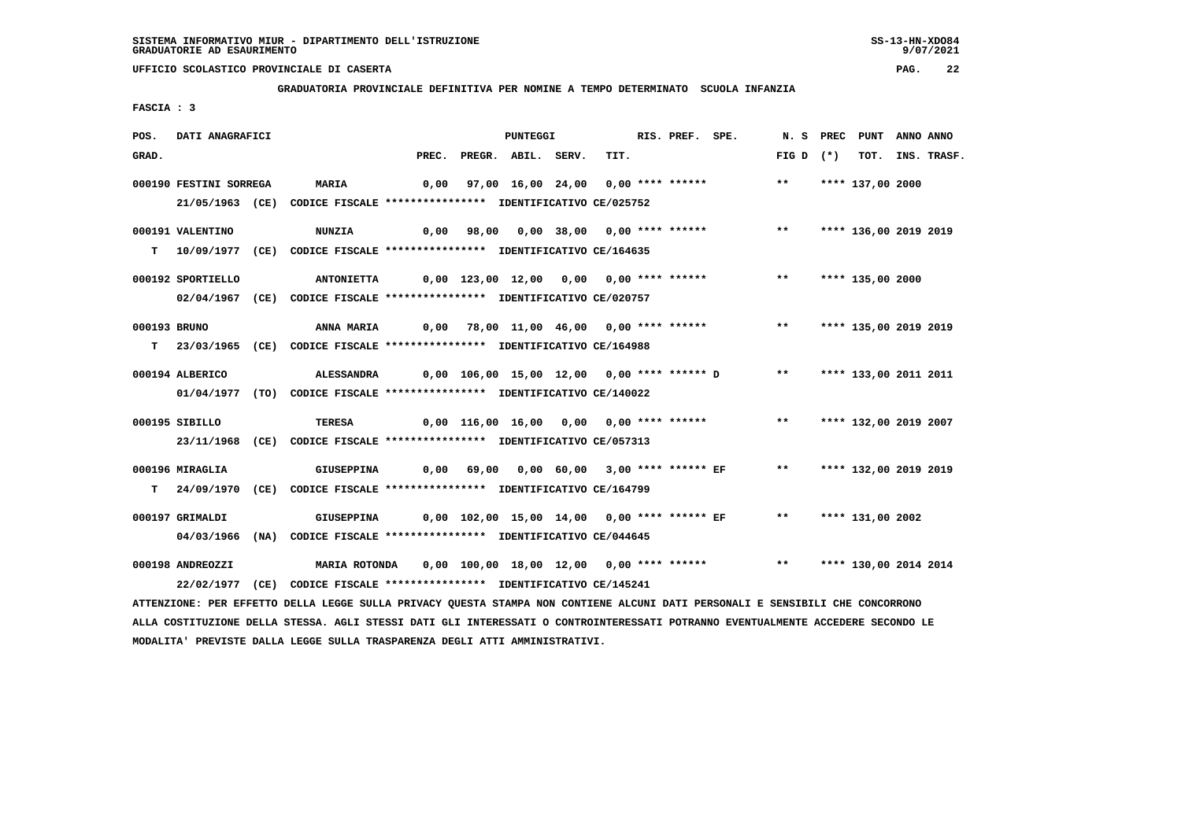SISTEMA INFORMATIVO MIUR - DIPARTIMENTO DELL'ISTRUZIONE
GRADUATORIE AD ESAURIMENTO

UFFICIO SCOLASTICO PROVINCIALE DI CASERTA

GRADUATORIA PROVINCIALE DEFINITIVA PER NOMINE A TEMPO DETERMINATO SCUOLA INFANZIA

FASCIA : 3

| POS. GRAD. | DATI ANAGRAFICI | | PREC. | PREGR. | ABIL. | SERV. | TIT. | RIS. | PREF. | SPE. | N. S FIG D | PREC (*) | PUNT TOT. | ANNO INS. | ANNO TRASF. |
|---|---|---|---|---|---|---|---|---|---|---|---|---|---|---|---|
| 000190 | FESTINI SORREGA | MARIA | 0,00 | 97,00 | 16,00 | 24,00 | 0,00 | **** | ****** | | ** | **** | 137,00 | 2000 | |
| | 21/05/1963 (CE) CODICE FISCALE **************** IDENTIFICATIVO CE/025752 | | | | | | | | | | | | | | |
| 000191 | VALENTINO | NUNZIA | 0,00 | 98,00 | 0,00 | 38,00 | 0,00 | **** | ****** | | ** | **** | 136,00 | 2019 | 2019 |
| T | 10/09/1977 (CE) CODICE FISCALE **************** IDENTIFICATIVO CE/164635 | | | | | | | | | | | | | | |
| 000192 | SPORTIELLO | ANTONIETTA | 0,00 | 123,00 | 12,00 | 0,00 | 0,00 | **** | ****** | | ** | **** | 135,00 | 2000 | |
| | 02/04/1967 (CE) CODICE FISCALE **************** IDENTIFICATIVO CE/020757 | | | | | | | | | | | | | | |
| 000193 | BRUNO | ANNA MARIA | 0,00 | 78,00 | 11,00 | 46,00 | 0,00 | **** | ****** | | ** | **** | 135,00 | 2019 | 2019 |
| T | 23/03/1965 (CE) CODICE FISCALE **************** IDENTIFICATIVO CE/164988 | | | | | | | | | | | | | | |
| 000194 | ALBERICO | ALESSANDRA | 0,00 | 106,00 | 15,00 | 12,00 | 0,00 | **** | ****** | D | ** | **** | 133,00 | 2011 | 2011 |
| | 01/04/1977 (TO) CODICE FISCALE **************** IDENTIFICATIVO CE/140022 | | | | | | | | | | | | | | |
| 000195 | SIBILLO | TERESA | 0,00 | 116,00 | 16,00 | 0,00 | 0,00 | **** | ****** | | ** | **** | 132,00 | 2019 | 2007 |
| | 23/11/1968 (CE) CODICE FISCALE **************** IDENTIFICATIVO CE/057313 | | | | | | | | | | | | | | |
| 000196 | MIRAGLIA | GIUSEPPINA | 0,00 | 69,00 | 0,00 | 60,00 | 3,00 | **** | ****** | EF | ** | **** | 132,00 | 2019 | 2019 |
| T | 24/09/1970 (CE) CODICE FISCALE **************** IDENTIFICATIVO CE/164799 | | | | | | | | | | | | | | |
| 000197 | GRIMALDI | GIUSEPPINA | 0,00 | 102,00 | 15,00 | 14,00 | 0,00 | **** | ****** | EF | ** | **** | 131,00 | 2002 | |
| | 04/03/1966 (NA) CODICE FISCALE **************** IDENTIFICATIVO CE/044645 | | | | | | | | | | | | | | |
| 000198 | ANDREOZZI | MARIA ROTONDA | 0,00 | 100,00 | 18,00 | 12,00 | 0,00 | **** | ****** | | ** | **** | 130,00 | 2014 | 2014 |
| | 22/02/1977 (CE) CODICE FISCALE **************** IDENTIFICATIVO CE/145241 | | | | | | | | | | | | | | |

ATTENZIONE: PER EFFETTO DELLA LEGGE SULLA PRIVACY QUESTA STAMPA NON CONTIENE ALCUNI DATI PERSONALI E SENSIBILI CHE CONCORRONO ALLA COSTITUZIONE DELLA STESSA. AGLI STESSI DATI GLI INTERESSATI O CONTROINTERESSATI POTRANNO EVENTUALMENTE ACCEDERE SECONDO LE MODALITA' PREVISTE DALLA LEGGE SULLA TRASPARENZA DEGLI ATTI AMMINISTRATIVI.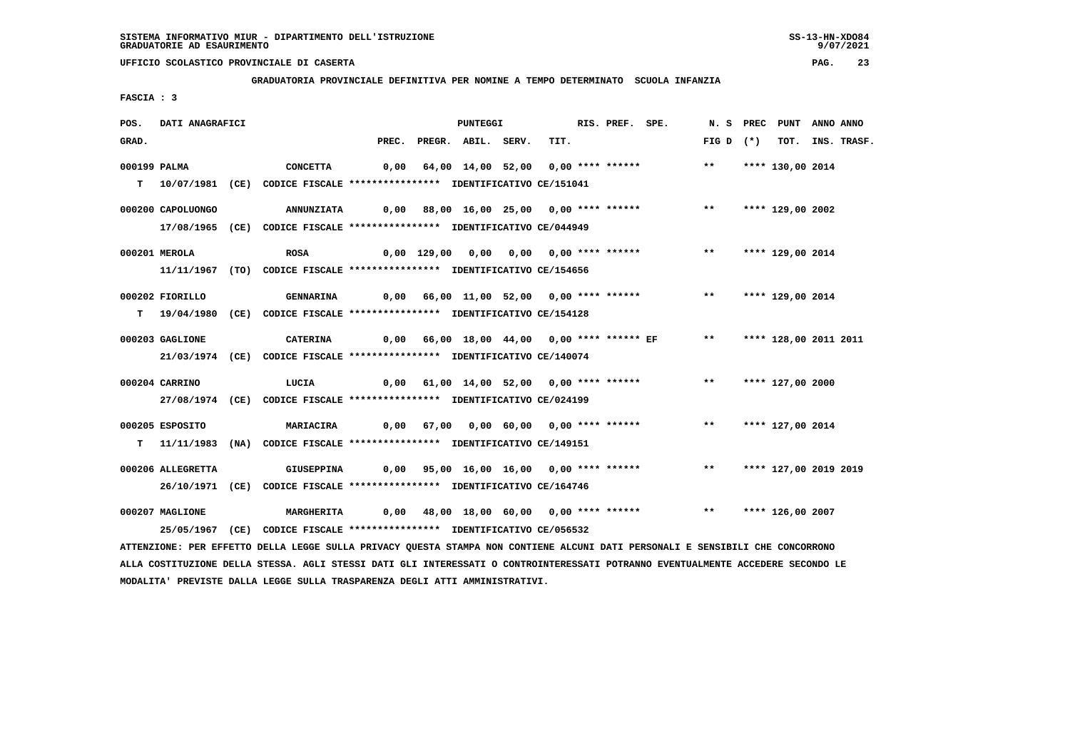SISTEMA INFORMATIVO MIUR - DIPARTIMENTO DELL'ISTRUZIONE
GRADUATORIE AD ESAURIMENTO

UFFICIO SCOLASTICO PROVINCIALE DI CASERTA

GRADUATORIA PROVINCIALE DEFINITIVA PER NOMINE A TEMPO DETERMINATO SCUOLA INFANZIA

FASCIA : 3

| POS. GRAD. | DATI ANAGRAFICI | | PREC. | PREGR. | ABIL. | SERV. | TIT. | RIS. | PREF. | SPE. | N. S FIG D | PREC (*) | PUNT TOT. | ANNO INS. | ANNO TRASF. |
|---|---|---|---|---|---|---|---|---|---|---|---|---|---|---|---|
| 000199 | PALMA | CONCETTA | 0,00 | 64,00 | 14,00 | 52,00 | 0,00 | **** | ****** | | ** | **** | 130,00 | 2014 | |
| T | 10/07/1981 (CE) | CODICE FISCALE **************** IDENTIFICATIVO CE/151041 | | | | | | | | | | | | | |
| 000200 | CAPOLUONGO | ANNUNZIATA | 0,00 | 88,00 | 16,00 | 25,00 | 0,00 | **** | ****** | | ** | **** | 129,00 | 2002 | |
| | 17/08/1965 (CE) | CODICE FISCALE **************** IDENTIFICATIVO CE/044949 | | | | | | | | | | | | | |
| 000201 | MEROLA | ROSA | 0,00 | 129,00 | 0,00 | 0,00 | 0,00 | **** | ****** | | ** | **** | 129,00 | 2014 | |
| | 11/11/1967 (TO) | CODICE FISCALE **************** IDENTIFICATIVO CE/154656 | | | | | | | | | | | | | |
| 000202 | FIORILLO | GENNARINA | 0,00 | 66,00 | 11,00 | 52,00 | 0,00 | **** | ****** | | ** | **** | 129,00 | 2014 | |
| T | 19/04/1980 (CE) | CODICE FISCALE **************** IDENTIFICATIVO CE/154128 | | | | | | | | | | | | | |
| 000203 | GAGLIONE | CATERINA | 0,00 | 66,00 | 18,00 | 44,00 | 0,00 | **** | ****** | EF | ** | **** | 128,00 | 2011 | 2011 |
| | 21/03/1974 (CE) | CODICE FISCALE **************** IDENTIFICATIVO CE/140074 | | | | | | | | | | | | | |
| 000204 | CARRINO | LUCIA | 0,00 | 61,00 | 14,00 | 52,00 | 0,00 | **** | ****** | | ** | **** | 127,00 | 2000 | |
| | 27/08/1974 (CE) | CODICE FISCALE **************** IDENTIFICATIVO CE/024199 | | | | | | | | | | | | | |
| 000205 | ESPOSITO | MARIACIRA | 0,00 | 67,00 | 0,00 | 60,00 | 0,00 | **** | ****** | | ** | **** | 127,00 | 2014 | |
| T | 11/11/1983 (NA) | CODICE FISCALE **************** IDENTIFICATIVO CE/149151 | | | | | | | | | | | | | |
| 000206 | ALLEGRETTA | GIUSEPPINA | 0,00 | 95,00 | 16,00 | 16,00 | 0,00 | **** | ****** | | ** | **** | 127,00 | 2019 | 2019 |
| | 26/10/1971 (CE) | CODICE FISCALE **************** IDENTIFICATIVO CE/164746 | | | | | | | | | | | | | |
| 000207 | MAGLIONE | MARGHERITA | 0,00 | 48,00 | 18,00 | 60,00 | 0,00 | **** | ****** | | ** | **** | 126,00 | 2007 | |
| | 25/05/1967 (CE) | CODICE FISCALE **************** IDENTIFICATIVO CE/056532 | | | | | | | | | | | | | |

ATTENZIONE: PER EFFETTO DELLA LEGGE SULLA PRIVACY QUESTA STAMPA NON CONTIENE ALCUNI DATI PERSONALI E SENSIBILI CHE CONCORRONO ALLA COSTITUZIONE DELLA STESSA. AGLI STESSI DATI GLI INTERESSATI O CONTROINTERESSATI POTRANNO EVENTUALMENTE ACCEDERE SECONDO LE MODALITA' PREVISTE DALLA LEGGE SULLA TRASPARENZA DEGLI ATTI AMMINISTRATIVI.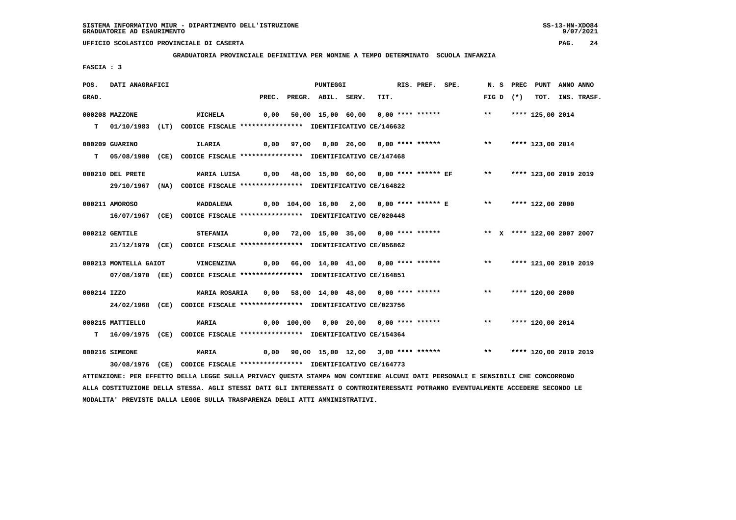SISTEMA INFORMATIVO MIUR - DIPARTIMENTO DELL'ISTRUZIONE
GRADUATORIE AD ESAURIMENTO

UFFICIO SCOLASTICO PROVINCIALE DI CASERTA

**GRADUATORIA PROVINCIALE DEFINITIVA PER NOMINE A TEMPO DETERMINATO SCUOLA INFANZIA**

FASCIA : 3

| POS. GRAD. | DATI ANAGRAFICI | | PREC. | PREGR. | ABIL. | SERV. | TIT. | RIS. PREF. SPE. | N. S FIG D | PREC (*) | PUNT TOT. | ANNO INS. | ANNO TRASF. |
|---|---|---|---|---|---|---|---|---|---|---|---|---|---|
| 000208 | MAZZONE | MICHELA | 0,00 | 50,00 | 15,00 | 60,00 | 0,00 | **** ****** | ** | | **** 125,00 | 2014 | |
| T | 01/10/1983 (LT) | CODICE FISCALE **************** IDENTIFICATIVO CE/146632 | | | | | | | | | | | |
| 000209 | GUARINO | ILARIA | 0,00 | 97,00 | 0,00 | 26,00 | 0,00 | **** ****** | ** | | **** 123,00 | 2014 | |
| T | 05/08/1980 (CE) | CODICE FISCALE **************** IDENTIFICATIVO CE/147468 | | | | | | | | | | | |
| 000210 | DEL PRETE | MARIA LUISA | 0,00 | 48,00 | 15,00 | 60,00 | 0,00 | **** ****** EF | ** | | **** 123,00 | 2019 | 2019 |
| | 29/10/1967 (NA) | CODICE FISCALE **************** IDENTIFICATIVO CE/164822 | | | | | | | | | | | |
| 000211 | AMOROSO | MADDALENA | 0,00 | 104,00 | 16,00 | 2,00 | 0,00 | **** ****** E | ** | | **** 122,00 | 2000 | |
| | 16/07/1967 (CE) | CODICE FISCALE **************** IDENTIFICATIVO CE/020448 | | | | | | | | | | | |
| 000212 | GENTILE | STEFANIA | 0,00 | 72,00 | 15,00 | 35,00 | 0,00 | **** ****** | ** | X | **** 122,00 | 2007 | 2007 |
| | 21/12/1979 (CE) | CODICE FISCALE **************** IDENTIFICATIVO CE/056862 | | | | | | | | | | | |
| 000213 | MONTELLA GAIOT | VINCENZINA | 0,00 | 66,00 | 14,00 | 41,00 | 0,00 | **** ****** | ** | | **** 121,00 | 2019 | 2019 |
| | 07/08/1970 (EE) | CODICE FISCALE **************** IDENTIFICATIVO CE/164851 | | | | | | | | | | | |
| 000214 | IZZO | MARIA ROSARIA | 0,00 | 58,00 | 14,00 | 48,00 | 0,00 | **** ****** | ** | | **** 120,00 | 2000 | |
| | 24/02/1968 (CE) | CODICE FISCALE **************** IDENTIFICATIVO CE/023756 | | | | | | | | | | | |
| 000215 | MATTIELLO | MARIA | 0,00 | 100,00 | 0,00 | 20,00 | 0,00 | **** ****** | ** | | **** 120,00 | 2014 | |
| T | 16/09/1975 (CE) | CODICE FISCALE **************** IDENTIFICATIVO CE/154364 | | | | | | | | | | | |
| 000216 | SIMEONE | MARIA | 0,00 | 90,00 | 15,00 | 12,00 | 3,00 | **** ****** | ** | | **** 120,00 | 2019 | 2019 |
| | 30/08/1976 (CE) | CODICE FISCALE **************** IDENTIFICATIVO CE/164773 | | | | | | | | | | | |

ATTENZIONE: PER EFFETTO DELLA LEGGE SULLA PRIVACY QUESTA STAMPA NON CONTIENE ALCUNI DATI PERSONALI E SENSIBILI CHE CONCORRONO ALLA COSTITUZIONE DELLA STESSA. AGLI STESSI DATI GLI INTERESSATI O CONTROINTERESSATI POTRANNO EVENTUALMENTE ACCEDERE SECONDO LE MODALITA' PREVISTE DALLA LEGGE SULLA TRASPARENZA DEGLI ATTI AMMINISTRATIVI.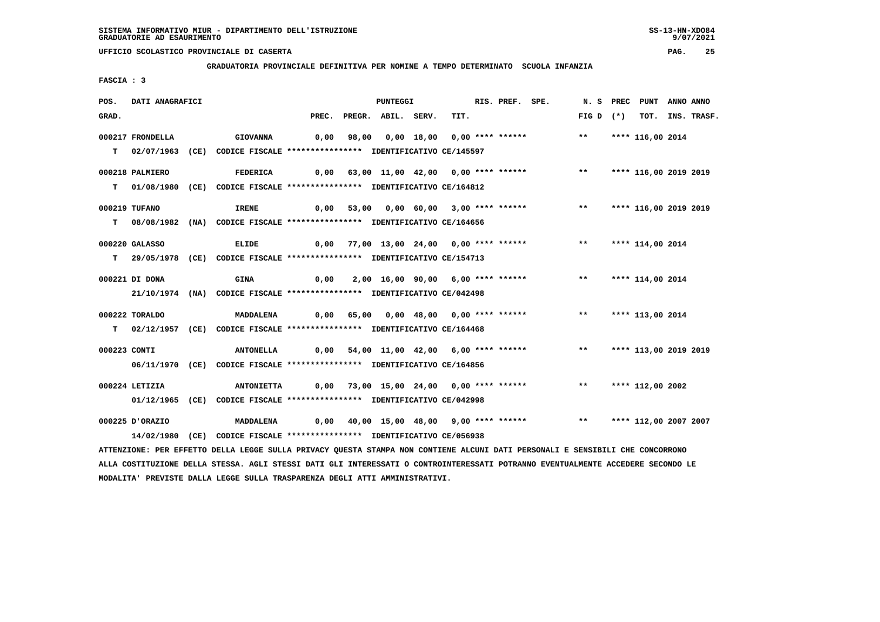SISTEMA INFORMATIVO MIUR - DIPARTIMENTO DELL'ISTRUZIONE
GRADUATORIE AD ESAURIMENTO

UFFICIO SCOLASTICO PROVINCIALE DI CASERTA

**GRADUATORIA PROVINCIALE DEFINITIVA PER NOMINE A TEMPO DETERMINATO SCUOLA INFANZIA**

FASCIA : 3

| POS. GRAD. | DATI ANAGRAFICI | | PREC. | PREGR. | ABIL. | SERV. | TIT. | RIS. | PREF. | SPE. | N. S FIG D | PREC (*) | PUNT TOT. | ANNO INS. | ANNO TRASF. |
|---|---|---|---|---|---|---|---|---|---|---|---|---|---|---|---|
| 000217 | FRONDELLA | GIOVANNA | 0,00 | 98,00 | 0,00 | 18,00 | 0,00 | **** | ****** | | ** | **** | 116,00 | 2014 | |
| T | 02/07/1963 (CE) | CODICE FISCALE **************** IDENTIFICATIVO CE/145597 | | | | | | | | | | | | | |
| 000218 | PALMIERO | FEDERICA | 0,00 | 63,00 | 11,00 | 42,00 | 0,00 | **** | ****** | | ** | **** | 116,00 | 2019 | 2019 |
| T | 01/08/1980 (CE) | CODICE FISCALE **************** IDENTIFICATIVO CE/164812 | | | | | | | | | | | | | |
| 000219 | TUFANO | IRENE | 0,00 | 53,00 | 0,00 | 60,00 | 3,00 | **** | ****** | | ** | **** | 116,00 | 2019 | 2019 |
| T | 08/08/1982 (NA) | CODICE FISCALE **************** IDENTIFICATIVO CE/164656 | | | | | | | | | | | | | |
| 000220 | GALASSO | ELIDE | 0,00 | 77,00 | 13,00 | 24,00 | 0,00 | **** | ****** | | ** | **** | 114,00 | 2014 | |
| T | 29/05/1978 (CE) | CODICE FISCALE **************** IDENTIFICATIVO CE/154713 | | | | | | | | | | | | | |
| 000221 | DI DONA | GINA | 0,00 | 2,00 | 16,00 | 90,00 | 6,00 | **** | ****** | | ** | **** | 114,00 | 2014 | |
| | 21/10/1974 (NA) | CODICE FISCALE **************** IDENTIFICATIVO CE/042498 | | | | | | | | | | | | | |
| 000222 | TORALDO | MADDALENA | 0,00 | 65,00 | 0,00 | 48,00 | 0,00 | **** | ****** | | ** | **** | 113,00 | 2014 | |
| T | 02/12/1957 (CE) | CODICE FISCALE **************** IDENTIFICATIVO CE/164468 | | | | | | | | | | | | | |
| 000223 | CONTI | ANTONELLA | 0,00 | 54,00 | 11,00 | 42,00 | 6,00 | **** | ****** | | ** | **** | 113,00 | 2019 | 2019 |
| | 06/11/1970 (CE) | CODICE FISCALE **************** IDENTIFICATIVO CE/164856 | | | | | | | | | | | | | |
| 000224 | LETIZIA | ANTONIETTA | 0,00 | 73,00 | 15,00 | 24,00 | 0,00 | **** | ****** | | ** | **** | 112,00 | 2002 | |
| | 01/12/1965 (CE) | CODICE FISCALE **************** IDENTIFICATIVO CE/042998 | | | | | | | | | | | | | |
| 000225 | D'ORAZIO | MADDALENA | 0,00 | 40,00 | 15,00 | 48,00 | 9,00 | **** | ****** | | ** | **** | 112,00 | 2007 | 2007 |
| | 14/02/1980 (CE) | CODICE FISCALE **************** IDENTIFICATIVO CE/056938 | | | | | | | | | | | | | |

ATTENZIONE: PER EFFETTO DELLA LEGGE SULLA PRIVACY QUESTA STAMPA NON CONTIENE ALCUNI DATI PERSONALI E SENSIBILI CHE CONCORRONO ALLA COSTITUZIONE DELLA STESSA. AGLI STESSI DATI GLI INTERESSATI O CONTROINTERESSATI POTRANNO EVENTUALMENTE ACCEDERE SECONDO LE MODALITA' PREVISTE DALLA LEGGE SULLA TRASPARENZA DEGLI ATTI AMMINISTRATIVI.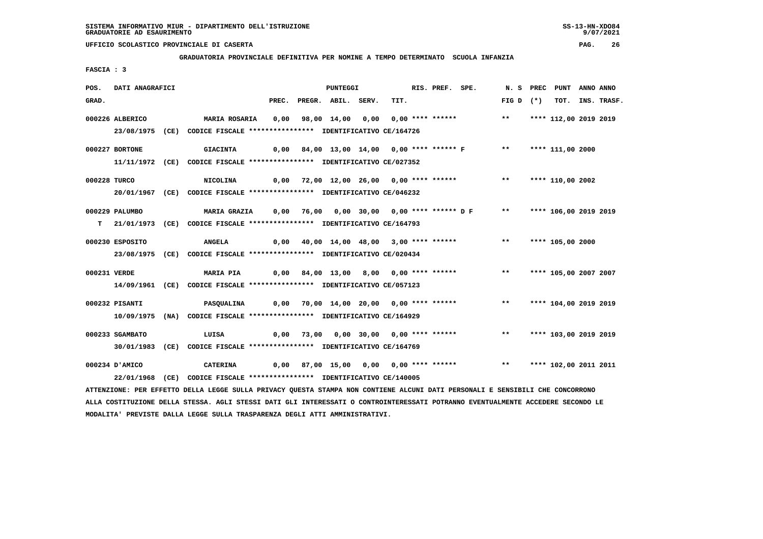SISTEMA INFORMATIVO MIUR - DIPARTIMENTO DELL'ISTRUZIONE
GRADUATORIE AD ESAURIMENTO

UFFICIO SCOLASTICO PROVINCIALE DI CASERTA

**GRADUATORIA PROVINCIALE DEFINITIVA PER NOMINE A TEMPO DETERMINATO SCUOLA INFANZIA**

FASCIA : 3

| POS. GRAD. | DATI ANAGRAFICI | | PREC. | PREGR. | ABIL. | SERV. | TIT. | RIS. PREF. SPE. | N. S FIG D | PREC (*) | PUNT TOT. | ANNO INS. | ANNO TRASF. |
|---|---|---|---|---|---|---|---|---|---|---|---|---|---|
| 000226 | ALBERICO | MARIA ROSARIA | 0,00 | 98,00 | 14,00 | 0,00 | 0,00 | **** ****** | ** | | **** 112,00 | 2019 | 2019 |
| | 23/08/1975 (CE) | CODICE FISCALE **************** IDENTIFICATIVO CE/164726 | | | | | | | | | | | |
| 000227 | BORTONE | GIACINTA | 0,00 | 84,00 | 13,00 | 14,00 | 0,00 | **** ****** F | ** | | **** 111,00 | 2000 | |
| | 11/11/1972 (CE) | CODICE FISCALE **************** IDENTIFICATIVO CE/027352 | | | | | | | | | | | |
| 000228 | TURCO | NICOLINA | 0,00 | 72,00 | 12,00 | 26,00 | 0,00 | **** ****** | ** | | **** 110,00 | 2002 | |
| | 20/01/1967 (CE) | CODICE FISCALE **************** IDENTIFICATIVO CE/046232 | | | | | | | | | | | |
| 000229 | PALUMBO | MARIA GRAZIA | 0,00 | 76,00 | 0,00 | 30,00 | 0,00 | **** ****** D F | ** | | **** 106,00 | 2019 | 2019 |
| T | 21/01/1973 (CE) | CODICE FISCALE **************** IDENTIFICATIVO CE/164793 | | | | | | | | | | | |
| 000230 | ESPOSITO | ANGELA | 0,00 | 40,00 | 14,00 | 48,00 | 3,00 | **** ****** | ** | | **** 105,00 | 2000 | |
| | 23/08/1975 (CE) | CODICE FISCALE **************** IDENTIFICATIVO CE/020434 | | | | | | | | | | | |
| 000231 | VERDE | MARIA PIA | 0,00 | 84,00 | 13,00 | 8,00 | 0,00 | **** ****** | ** | | **** 105,00 | 2007 | 2007 |
| | 14/09/1961 (CE) | CODICE FISCALE **************** IDENTIFICATIVO CE/057123 | | | | | | | | | | | |
| 000232 | PISANTI | PASQUALINA | 0,00 | 70,00 | 14,00 | 20,00 | 0,00 | **** ****** | ** | | **** 104,00 | 2019 | 2019 |
| | 10/09/1975 (NA) | CODICE FISCALE **************** IDENTIFICATIVO CE/164929 | | | | | | | | | | | |
| 000233 | SGAMBATO | LUISA | 0,00 | 73,00 | 0,00 | 30,00 | 0,00 | **** ****** | ** | | **** 103,00 | 2019 | 2019 |
| | 30/01/1983 (CE) | CODICE FISCALE **************** IDENTIFICATIVO CE/164769 | | | | | | | | | | | |
| 000234 | D'AMICO | CATERINA | 0,00 | 87,00 | 15,00 | 0,00 | 0,00 | **** ****** | ** | | **** 102,00 | 2011 | 2011 |
| | 22/01/1968 (CE) | CODICE FISCALE **************** IDENTIFICATIVO CE/140005 | | | | | | | | | | | |

ATTENZIONE: PER EFFETTO DELLA LEGGE SULLA PRIVACY QUESTA STAMPA NON CONTIENE ALCUNI DATI PERSONALI E SENSIBILI CHE CONCORRONO ALLA COSTITUZIONE DELLA STESSA. AGLI STESSI DATI GLI INTERESSATI O CONTROINTERESSATI POTRANNO EVENTUALMENTE ACCEDERE SECONDO LE MODALITA' PREVISTE DALLA LEGGE SULLA TRASPARENZA DEGLI ATTI AMMINISTRATIVI.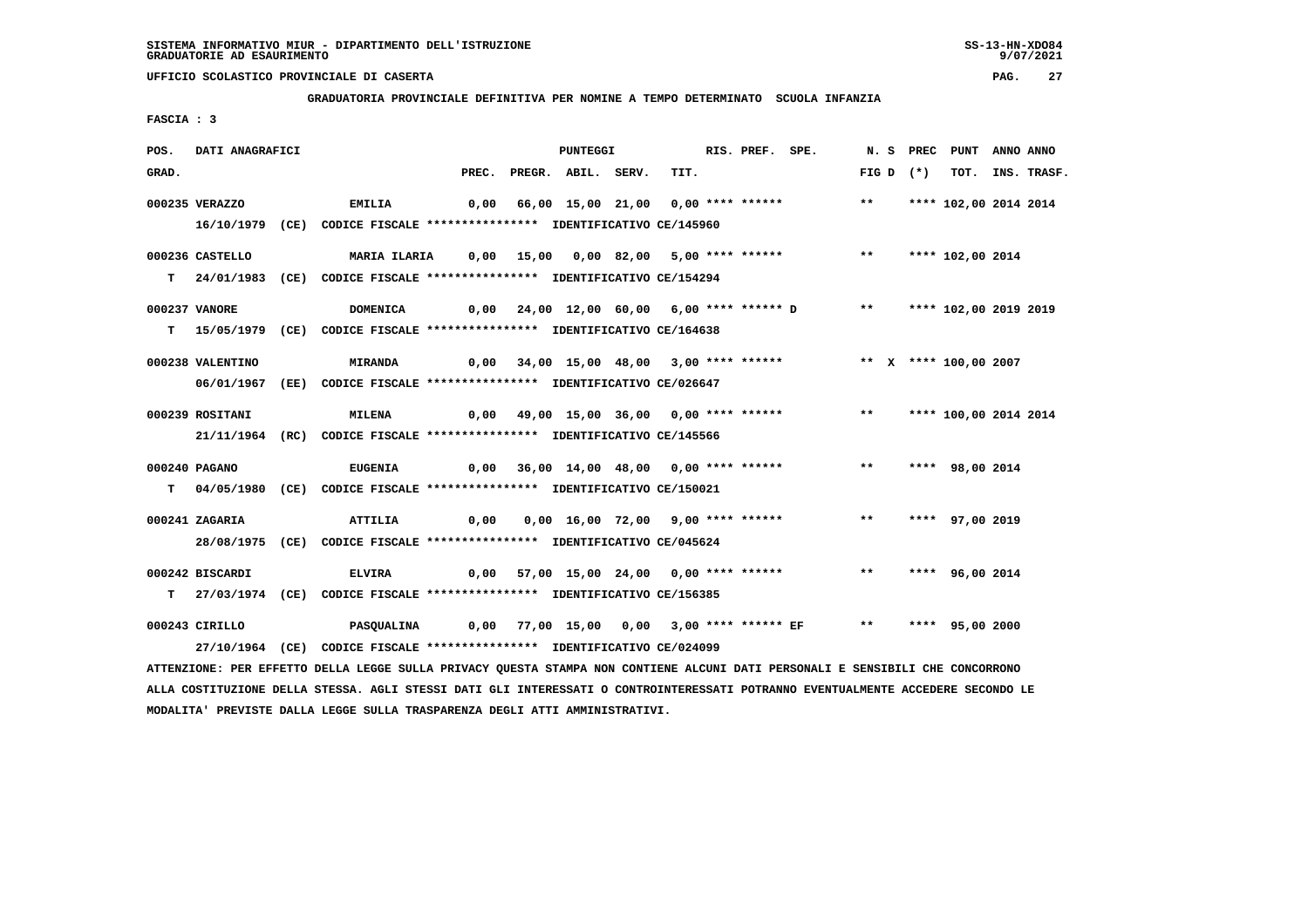SISTEMA INFORMATIVO MIUR - DIPARTIMENTO DELL'ISTRUZIONE
GRADUATORIE AD ESAURIMENTO

UFFICIO SCOLASTICO PROVINCIALE DI CASERTA

**GRADUATORIA PROVINCIALE DEFINITIVA PER NOMINE A TEMPO DETERMINATO SCUOLA INFANZIA**

FASCIA : 3

| POS. GRAD. | DATI ANAGRAFICI | | PREC. | PREGR. | ABIL. | SERV. | TIT. | RIS. | PREF. | SPE. | N. S FIG D | PREC (*) | PUNT TOT. | ANNO INS. | ANNO TRASF. |
|---|---|---|---|---|---|---|---|---|---|---|---|---|---|---|---|
| 000235 | VERAZZO | EMILIA | 0,00 | 66,00 | 15,00 | 21,00 | 0,00 | **** | ****** | | ** | **** | 102,00 | 2014 | 2014 |
| | 16/10/1979 (CE) CODICE FISCALE **************** IDENTIFICATIVO CE/145960 | | | | | | | | | | | | | | |
| 000236 | CASTELLO | MARIA ILARIA | 0,00 | 15,00 | 0,00 | 82,00 | 5,00 | **** | ****** | | ** | **** | 102,00 | 2014 | |
| T | 24/01/1983 (CE) CODICE FISCALE **************** IDENTIFICATIVO CE/154294 | | | | | | | | | | | | | | |
| 000237 | VANORE | DOMENICA | 0,00 | 24,00 | 12,00 | 60,00 | 6,00 | **** | ****** | D | ** | **** | 102,00 | 2019 | 2019 |
| T | 15/05/1979 (CE) CODICE FISCALE **************** IDENTIFICATIVO CE/164638 | | | | | | | | | | | | | | |
| 000238 | VALENTINO | MIRANDA | 0,00 | 34,00 | 15,00 | 48,00 | 3,00 | **** | ****** | | ** X | **** | 100,00 | 2007 | |
| | 06/01/1967 (EE) CODICE FISCALE **************** IDENTIFICATIVO CE/026647 | | | | | | | | | | | | | | |
| 000239 | ROSITANI | MILENA | 0,00 | 49,00 | 15,00 | 36,00 | 0,00 | **** | ****** | | ** | **** | 100,00 | 2014 | 2014 |
| | 21/11/1964 (RC) CODICE FISCALE **************** IDENTIFICATIVO CE/145566 | | | | | | | | | | | | | | |
| 000240 | PAGANO | EUGENIA | 0,00 | 36,00 | 14,00 | 48,00 | 0,00 | **** | ****** | | ** | **** | 98,00 | 2014 | |
| T | 04/05/1980 (CE) CODICE FISCALE **************** IDENTIFICATIVO CE/150021 | | | | | | | | | | | | | | |
| 000241 | ZAGARIA | ATTILIA | 0,00 | 0,00 | 16,00 | 72,00 | 9,00 | **** | ****** | | ** | **** | 97,00 | 2019 | |
| | 28/08/1975 (CE) CODICE FISCALE **************** IDENTIFICATIVO CE/045624 | | | | | | | | | | | | | | |
| 000242 | BISCARDI | ELVIRA | 0,00 | 57,00 | 15,00 | 24,00 | 0,00 | **** | ****** | | ** | **** | 96,00 | 2014 | |
| T | 27/03/1974 (CE) CODICE FISCALE **************** IDENTIFICATIVO CE/156385 | | | | | | | | | | | | | | |
| 000243 | CIRILLO | PASQUALINA | 0,00 | 77,00 | 15,00 | 0,00 | 3,00 | **** | ****** | EF | ** | **** | 95,00 | 2000 | |
| | 27/10/1964 (CE) CODICE FISCALE **************** IDENTIFICATIVO CE/024099 | | | | | | | | | | | | | | |

ATTENZIONE: PER EFFETTO DELLA LEGGE SULLA PRIVACY QUESTA STAMPA NON CONTIENE ALCUNI DATI PERSONALI E SENSIBILI CHE CONCORRONO ALLA COSTITUZIONE DELLA STESSA. AGLI STESSI DATI GLI INTERESSATI O CONTROINTERESSATI POTRANNO EVENTUALMENTE ACCEDERE SECONDO LE MODALITA' PREVISTE DALLA LEGGE SULLA TRASPARENZA DEGLI ATTI AMMINISTRATIVI.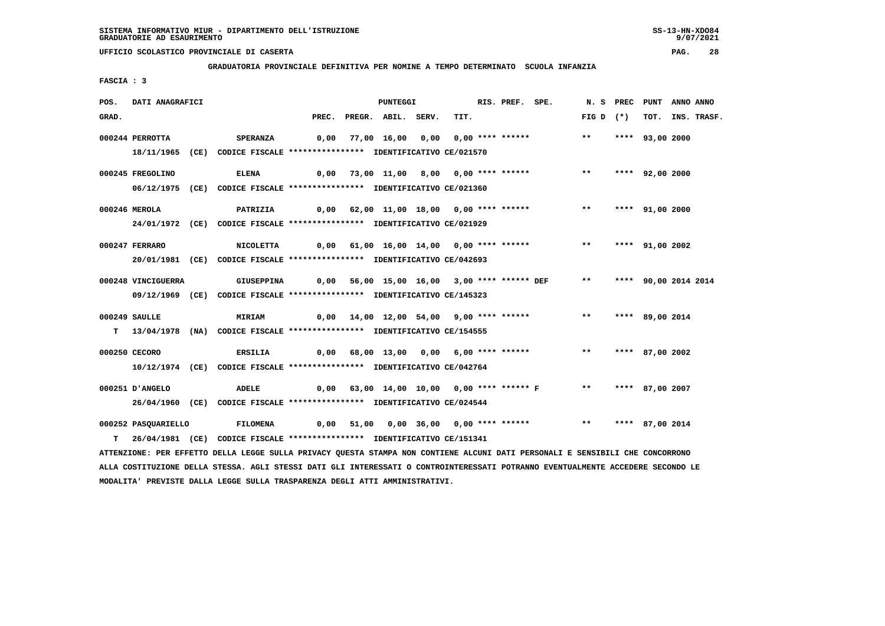SISTEMA INFORMATIVO MIUR - DIPARTIMENTO DELL'ISTRUZIONE
GRADUATORIE AD ESAURIMENTO

UFFICIO SCOLASTICO PROVINCIALE DI CASERTA

**GRADUATORIA PROVINCIALE DEFINITIVA PER NOMINE A TEMPO DETERMINATO SCUOLA INFANZIA**

FASCIA : 3

| POS. GRAD. | DATI ANAGRAFICI | | PREC. | PREGR. | ABIL. | SERV. | TIT. | RIS. | PREF. | SPE. | N. S FIG D | PREC (*) | PUNT TOT. | ANNO INS. | ANNO TRASF. |
|---|---|---|---|---|---|---|---|---|---|---|---|---|---|---|---|
| 000244 | PERROTTA | SPERANZA | 0,00 | 77,00 | 16,00 | 0,00 | 0,00 | **** | ****** | | ** | **** | 93,00 | 2000 | |
| | 18/11/1965 (CE) CODICE FISCALE **************** IDENTIFICATIVO CE/021570 | | | | | | | | | | | | | | |
| 000245 | FREGOLINO | ELENA | 0,00 | 73,00 | 11,00 | 8,00 | 0,00 | **** | ****** | | ** | **** | 92,00 | 2000 | |
| | 06/12/1975 (CE) CODICE FISCALE **************** IDENTIFICATIVO CE/021360 | | | | | | | | | | | | | | |
| 000246 | MEROLA | PATRIZIA | 0,00 | 62,00 | 11,00 | 18,00 | 0,00 | **** | ****** | | ** | **** | 91,00 | 2000 | |
| | 24/01/1972 (CE) CODICE FISCALE **************** IDENTIFICATIVO CE/021929 | | | | | | | | | | | | | | |
| 000247 | FERRARO | NICOLETTA | 0,00 | 61,00 | 16,00 | 14,00 | 0,00 | **** | ****** | | ** | **** | 91,00 | 2002 | |
| | 20/01/1981 (CE) CODICE FISCALE **************** IDENTIFICATIVO CE/042693 | | | | | | | | | | | | | | |
| 000248 | VINCIGUERRA | GIUSEPPINA | 0,00 | 56,00 | 15,00 | 16,00 | 3,00 | **** | ****** | DEF | ** | **** | 90,00 | 2014 | 2014 |
| | 09/12/1969 (CE) CODICE FISCALE **************** IDENTIFICATIVO CE/145323 | | | | | | | | | | | | | | |
| 000249 | SAULLE | MIRIAM | 0,00 | 14,00 | 12,00 | 54,00 | 9,00 | **** | ****** | | ** | **** | 89,00 | 2014 | |
| T | 13/04/1978 (NA) CODICE FISCALE **************** IDENTIFICATIVO CE/154555 | | | | | | | | | | | | | | |
| 000250 | CECORO | ERSILIA | 0,00 | 68,00 | 13,00 | 0,00 | 6,00 | **** | ****** | | ** | **** | 87,00 | 2002 | |
| | 10/12/1974 (CE) CODICE FISCALE **************** IDENTIFICATIVO CE/042764 | | | | | | | | | | | | | | |
| 000251 | D'ANGELO | ADELE | 0,00 | 63,00 | 14,00 | 10,00 | 0,00 | **** | ****** | F | ** | **** | 87,00 | 2007 | |
| | 26/04/1960 (CE) CODICE FISCALE **************** IDENTIFICATIVO CE/024544 | | | | | | | | | | | | | | |
| 000252 | PASQUARIELLO | FILOMENA | 0,00 | 51,00 | 0,00 | 36,00 | 0,00 | **** | ****** | | ** | **** | 87,00 | 2014 | |
| T | 26/04/1981 (CE) CODICE FISCALE **************** IDENTIFICATIVO CE/151341 | | | | | | | | | | | | | | |

ATTENZIONE: PER EFFETTO DELLA LEGGE SULLA PRIVACY QUESTA STAMPA NON CONTIENE ALCUNI DATI PERSONALI E SENSIBILI CHE CONCORRONO ALLA COSTITUZIONE DELLA STESSA. AGLI STESSI DATI GLI INTERESSATI O CONTROINTERESSATI POTRANNO EVENTUALMENTE ACCEDERE SECONDO LE MODALITA' PREVISTE DALLA LEGGE SULLA TRASPARENZA DEGLI ATTI AMMINISTRATIVI.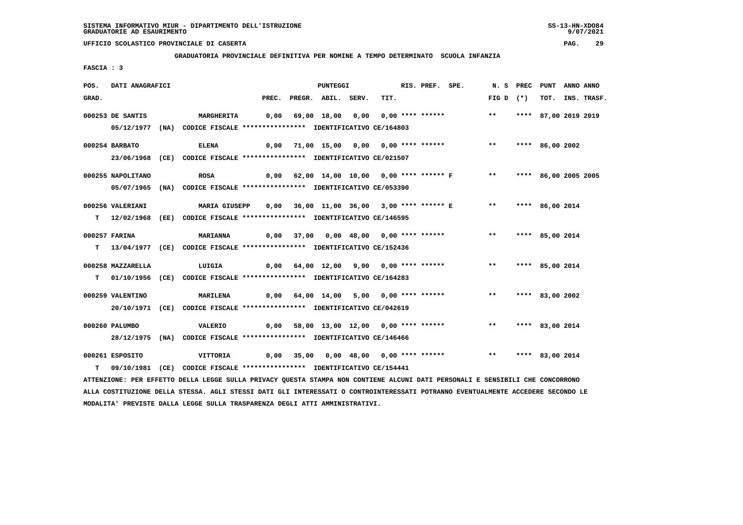SISTEMA INFORMATIVO MIUR - DIPARTIMENTO DELL'ISTRUZIONE
GRADUATORIE AD ESAURIMENTO

UFFICIO SCOLASTICO PROVINCIALE DI CASERTA

GRADUATORIA PROVINCIALE DEFINITIVA PER NOMINE A TEMPO DETERMINATO SCUOLA INFANZIA

FASCIA : 3

| POS. GRAD. | DATI ANAGRAFICI | | PREC. | PREGR. | ABIL. | SERV. | TIT. | RIS. | PREF. | SPE. | N. S FIG D | PREC (*) | PUNT TOT. | ANNO INS. | ANNO TRASF. |
|---|---|---|---|---|---|---|---|---|---|---|---|---|---|---|---|
| 000253 | DE SANTIS | MARGHERITA | 0,00 | 69,00 | 18,00 | 0,00 | 0,00 | **** | ****** | | ** | **** | 87,00 | 2019 | 2019 |
| | 05/12/1977 (NA) CODICE FISCALE **************** IDENTIFICATIVO CE/164803 | | | | | | | | | | | | | | |
| 000254 | BARBATO | ELENA | 0,00 | 71,00 | 15,00 | 0,00 | 0,00 | **** | ****** | | ** | **** | 86,00 | 2002 | |
| | 23/06/1968 (CE) CODICE FISCALE **************** IDENTIFICATIVO CE/021507 | | | | | | | | | | | | | | |
| 000255 | NAPOLITANO | ROSA | 0,00 | 62,00 | 14,00 | 10,00 | 0,00 | **** | ****** | F | ** | **** | 86,00 | 2005 | 2005 |
| | 05/07/1965 (NA) CODICE FISCALE **************** IDENTIFICATIVO CE/053390 | | | | | | | | | | | | | | |
| 000256 | VALERIANI | MARIA GIUSEPP | 0,00 | 36,00 | 11,00 | 36,00 | 3,00 | **** | ****** | E | ** | **** | 86,00 | 2014 | |
| T | 12/02/1968 (EE) CODICE FISCALE **************** IDENTIFICATIVO CE/146595 | | | | | | | | | | | | | | |
| 000257 | FARINA | MARIANNA | 0,00 | 37,00 | 0,00 | 48,00 | 0,00 | **** | ****** | | ** | **** | 85,00 | 2014 | |
| T | 13/04/1977 (CE) CODICE FISCALE **************** IDENTIFICATIVO CE/152436 | | | | | | | | | | | | | | |
| 000258 | MAZZARELLA | LUIGIA | 0,00 | 64,00 | 12,00 | 9,00 | 0,00 | **** | ****** | | ** | **** | 85,00 | 2014 | |
| T | 01/10/1956 (CE) CODICE FISCALE **************** IDENTIFICATIVO CE/164283 | | | | | | | | | | | | | | |
| 000259 | VALENTINO | MARILENA | 0,00 | 64,00 | 14,00 | 5,00 | 0,00 | **** | ****** | | ** | **** | 83,00 | 2002 | |
| | 20/10/1971 (CE) CODICE FISCALE **************** IDENTIFICATIVO CE/042619 | | | | | | | | | | | | | | |
| 000260 | PALUMBO | VALERIO | 0,00 | 58,00 | 13,00 | 12,00 | 0,00 | **** | ****** | | ** | **** | 83,00 | 2014 | |
| | 28/12/1975 (NA) CODICE FISCALE **************** IDENTIFICATIVO CE/146466 | | | | | | | | | | | | | | |
| 000261 | ESPOSITO | VITTORIA | 0,00 | 35,00 | 0,00 | 48,00 | 0,00 | **** | ****** | | ** | **** | 83,00 | 2014 | |
| T | 09/10/1981 (CE) CODICE FISCALE **************** IDENTIFICATIVO CE/154441 | | | | | | | | | | | | | | |

ATTENZIONE: PER EFFETTO DELLA LEGGE SULLA PRIVACY QUESTA STAMPA NON CONTIENE ALCUNI DATI PERSONALI E SENSIBILI CHE CONCORRONO ALLA COSTITUZIONE DELLA STESSA. AGLI STESSI DATI GLI INTERESSATI O CONTROINTERESSATI POTRANNO EVENTUALMENTE ACCEDERE SECONDO LE MODALITA' PREVISTE DALLA LEGGE SULLA TRASPARENZA DEGLI ATTI AMMINISTRATIVI.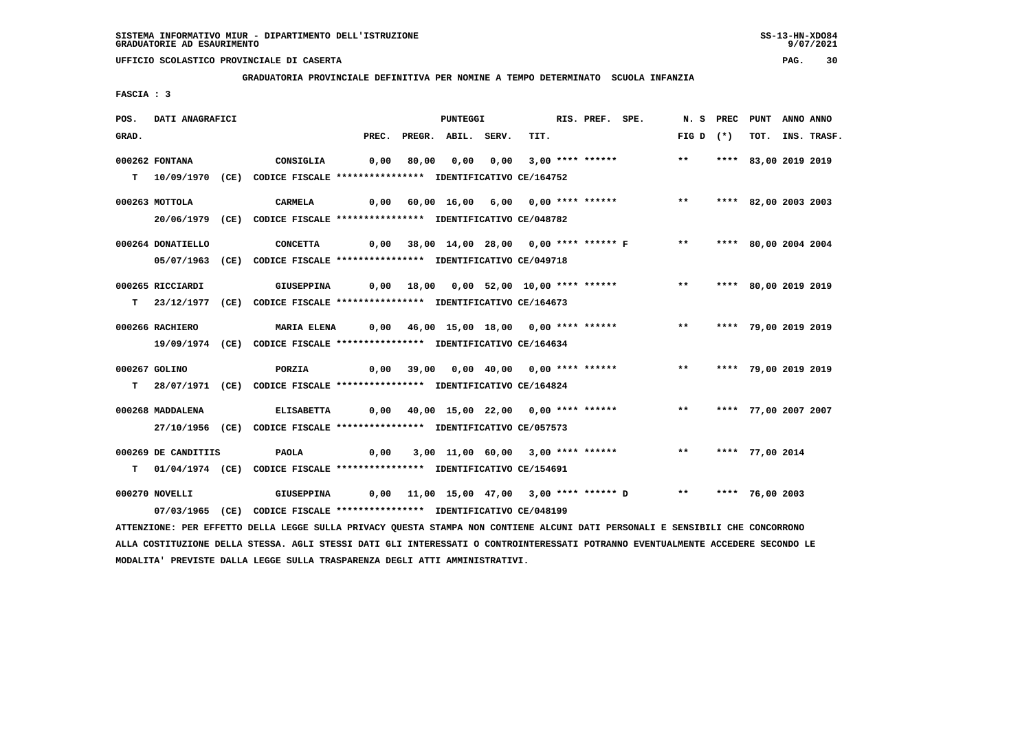SISTEMA INFORMATIVO MIUR - DIPARTIMENTO DELL'ISTRUZIONE
GRADUATORIE AD ESAURIMENTO

UFFICIO SCOLASTICO PROVINCIALE DI CASERTA

**GRADUATORIA PROVINCIALE DEFINITIVA PER NOMINE A TEMPO DETERMINATO SCUOLA INFANZIA**

FASCIA : 3

| POS. GRAD. | DATI ANAGRAFICI | | PREC. | PREGR. | ABIL. | SERV. | TIT. | RIS. | PREF. | SPE. | N. S FIG D | PREC (*) | PUNT TOT. | ANNO INS. | ANNO TRASF. |
|---|---|---|---|---|---|---|---|---|---|---|---|---|---|---|---|
| 000262 | FONTANA | CONSIGLIA | 0,00 | 80,00 | 0,00 | 0,00 | 3,00 | **** | ****** | | ** | **** | 83,00 | 2019 | 2019 |
| T | 10/09/1970 (CE) CODICE FISCALE **************** IDENTIFICATIVO CE/164752 | | | | | | | | | | | | | | |
| 000263 | MOTTOLA | CARMELA | 0,00 | 60,00 | 16,00 | 6,00 | 0,00 | **** | ****** | | ** | **** | 82,00 | 2003 | 2003 |
| | 20/06/1979 (CE) CODICE FISCALE **************** IDENTIFICATIVO CE/048782 | | | | | | | | | | | | | | |
| 000264 | DONATIELLO | CONCETTA | 0,00 | 38,00 | 14,00 | 28,00 | 0,00 | **** | ****** | F | ** | **** | 80,00 | 2004 | 2004 |
| | 05/07/1963 (CE) CODICE FISCALE **************** IDENTIFICATIVO CE/049718 | | | | | | | | | | | | | | |
| 000265 | RICCIARDI | GIUSEPPINA | 0,00 | 18,00 | 0,00 | 52,00 | 10,00 | **** | ****** | | ** | **** | 80,00 | 2019 | 2019 |
| T | 23/12/1977 (CE) CODICE FISCALE **************** IDENTIFICATIVO CE/164673 | | | | | | | | | | | | | | |
| 000266 | RACHIERO | MARIA ELENA | 0,00 | 46,00 | 15,00 | 18,00 | 0,00 | **** | ****** | | ** | **** | 79,00 | 2019 | 2019 |
| | 19/09/1974 (CE) CODICE FISCALE **************** IDENTIFICATIVO CE/164634 | | | | | | | | | | | | | | |
| 000267 | GOLINO | PORZIA | 0,00 | 39,00 | 0,00 | 40,00 | 0,00 | **** | ****** | | ** | **** | 79,00 | 2019 | 2019 |
| T | 28/07/1971 (CE) CODICE FISCALE **************** IDENTIFICATIVO CE/164824 | | | | | | | | | | | | | | |
| 000268 | MADDALENA | ELISABETTA | 0,00 | 40,00 | 15,00 | 22,00 | 0,00 | **** | ****** | | ** | **** | 77,00 | 2007 | 2007 |
| | 27/10/1956 (CE) CODICE FISCALE **************** IDENTIFICATIVO CE/057573 | | | | | | | | | | | | | | |
| 000269 | DE CANDITIIS | PAOLA | 0,00 | 3,00 | 11,00 | 60,00 | 3,00 | **** | ****** | | ** | **** | 77,00 | 2014 | |
| T | 01/04/1974 (CE) CODICE FISCALE **************** IDENTIFICATIVO CE/154691 | | | | | | | | | | | | | | |
| 000270 | NOVELLI | GIUSEPPINA | 0,00 | 11,00 | 15,00 | 47,00 | 3,00 | **** | ****** | D | ** | **** | 76,00 | 2003 | |
| | 07/03/1965 (CE) CODICE FISCALE **************** IDENTIFICATIVO CE/048199 | | | | | | | | | | | | | | |

ATTENZIONE: PER EFFETTO DELLA LEGGE SULLA PRIVACY QUESTA STAMPA NON CONTIENE ALCUNI DATI PERSONALI E SENSIBILI CHE CONCORRONO ALLA COSTITUZIONE DELLA STESSA. AGLI STESSI DATI GLI INTERESSATI O CONTROINTERESSATI POTRANNO EVENTUALMENTE ACCEDERE SECONDO LE MODALITA' PREVISTE DALLA LEGGE SULLA TRASPARENZA DEGLI ATTI AMMINISTRATIVI.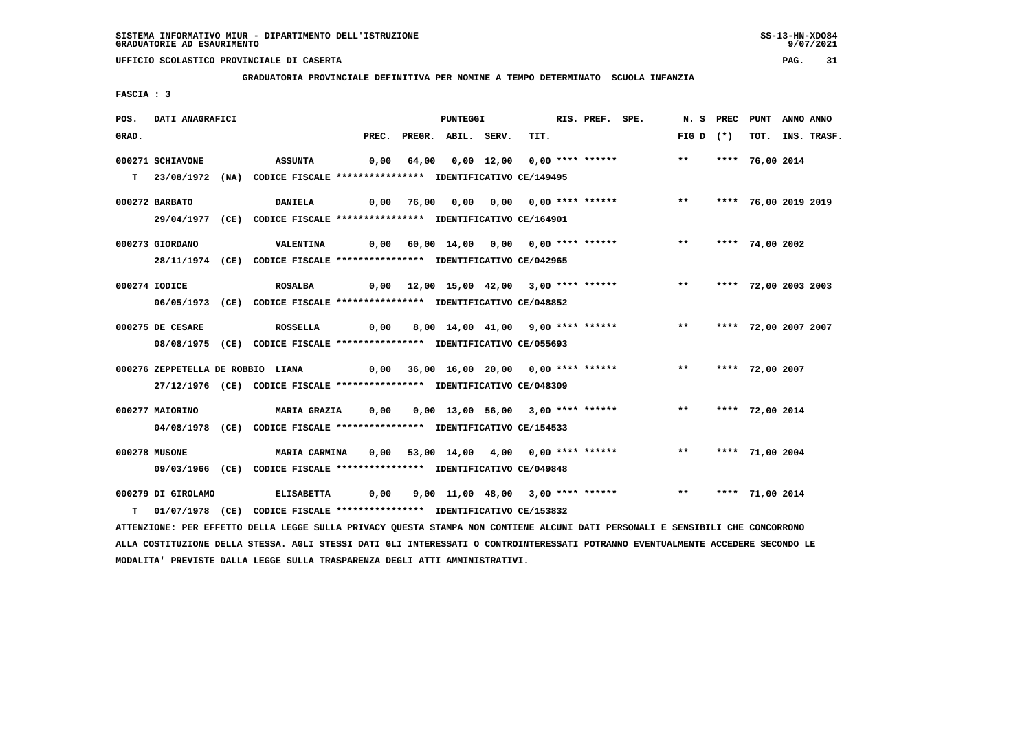SISTEMA INFORMATIVO MIUR - DIPARTIMENTO DELL'ISTRUZIONE
GRADUATORIE AD ESAURIMENTO

UFFICIO SCOLASTICO PROVINCIALE DI CASERTA

**GRADUATORIA PROVINCIALE DEFINITIVA PER NOMINE A TEMPO DETERMINATO SCUOLA INFANZIA**

FASCIA : 3

| POS. GRAD. | DATI ANAGRAFICI | | PREC. | PREGR. | ABIL. | SERV. | TIT. | RIS. PREF. SPE. | N. S FIG D | PREC (*) | PUNT TOT. | ANNO INS. | ANNO TRASF. |
|---|---|---|---|---|---|---|---|---|---|---|---|---|---|
| 000271 | SCHIAVONE | ASSUNTA | 0,00 | 64,00 | 0,00 | 12,00 | 0,00 | **** ****** | ** | **** | 76,00 | 2014 | |
| T | 23/08/1972 (NA) | CODICE FISCALE **************** IDENTIFICATIVO CE/149495 | | | | | | | | | | | |
| 000272 | BARBATO | DANIELA | 0,00 | 76,00 | 0,00 | 0,00 | 0,00 | **** ****** | ** | **** | 76,00 | 2019 | 2019 |
| | 29/04/1977 (CE) | CODICE FISCALE **************** IDENTIFICATIVO CE/164901 | | | | | | | | | | | |
| 000273 | GIORDANO | VALENTINA | 0,00 | 60,00 | 14,00 | 0,00 | 0,00 | **** ****** | ** | **** | 74,00 | 2002 | |
| | 28/11/1974 (CE) | CODICE FISCALE **************** IDENTIFICATIVO CE/042965 | | | | | | | | | | | |
| 000274 | IODICE | ROSALBA | 0,00 | 12,00 | 15,00 | 42,00 | 3,00 | **** ****** | ** | **** | 72,00 | 2003 | 2003 |
| | 06/05/1973 (CE) | CODICE FISCALE **************** IDENTIFICATIVO CE/048852 | | | | | | | | | | | |
| 000275 | DE CESARE | ROSSELLA | 0,00 | 8,00 | 14,00 | 41,00 | 9,00 | **** ****** | ** | **** | 72,00 | 2007 | 2007 |
| | 08/08/1975 (CE) | CODICE FISCALE **************** IDENTIFICATIVO CE/055693 | | | | | | | | | | | |
| 000276 | ZEPPETELLA DE ROBBIO | LIANA | 0,00 | 36,00 | 16,00 | 20,00 | 0,00 | **** ****** | ** | **** | 72,00 | 2007 | |
| | 27/12/1976 (CE) | CODICE FISCALE **************** IDENTIFICATIVO CE/048309 | | | | | | | | | | | |
| 000277 | MAIORINO | MARIA GRAZIA | 0,00 | 0,00 | 13,00 | 56,00 | 3,00 | **** ****** | ** | **** | 72,00 | 2014 | |
| | 04/08/1978 (CE) | CODICE FISCALE **************** IDENTIFICATIVO CE/154533 | | | | | | | | | | | |
| 000278 | MUSONE | MARIA CARMINA | 0,00 | 53,00 | 14,00 | 4,00 | 0,00 | **** ****** | ** | **** | 71,00 | 2004 | |
| | 09/03/1966 (CE) | CODICE FISCALE **************** IDENTIFICATIVO CE/049848 | | | | | | | | | | | |
| 000279 | DI GIROLAMO | ELISABETTA | 0,00 | 9,00 | 11,00 | 48,00 | 3,00 | **** ****** | ** | **** | 71,00 | 2014 | |
| T | 01/07/1978 (CE) | CODICE FISCALE **************** IDENTIFICATIVO CE/153832 | | | | | | | | | | | |

ATTENZIONE: PER EFFETTO DELLA LEGGE SULLA PRIVACY QUESTA STAMPA NON CONTIENE ALCUNI DATI PERSONALI E SENSIBILI CHE CONCORRONO ALLA COSTITUZIONE DELLA STESSA. AGLI STESSI DATI GLI INTERESSATI O CONTROINTERESSATI POTRANNO EVENTUALMENTE ACCEDERE SECONDO LE MODALITA' PREVISTE DALLA LEGGE SULLA TRASPARENZA DEGLI ATTI AMMINISTRATIVI.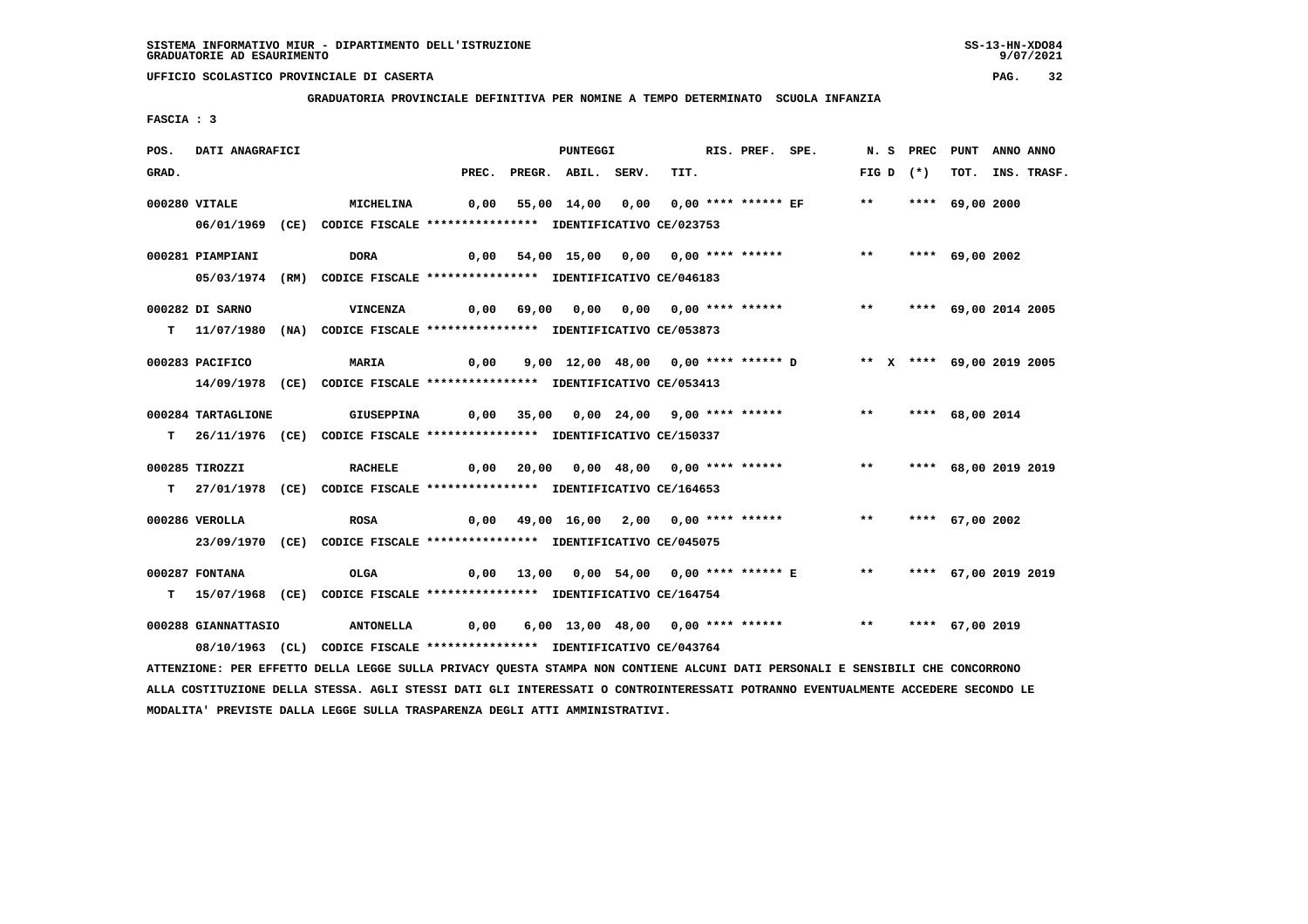SISTEMA INFORMATIVO MIUR - DIPARTIMENTO DELL'ISTRUZIONE
GRADUATORIE AD ESAURIMENTO

UFFICIO SCOLASTICO PROVINCIALE DI CASERTA

GRADUATORIA PROVINCIALE DEFINITIVA PER NOMINE A TEMPO DETERMINATO SCUOLA INFANZIA

FASCIA : 3

| POS. GRAD. | DATI ANAGRAFICI | | PREC. | PREGR. | ABIL. | SERV. | TIT. | RIS. | PREF. | SPE. | N. S FIG D | PREC (*) | PUNT TOT. | ANNO INS. | ANNO TRASF. |
|---|---|---|---|---|---|---|---|---|---|---|---|---|---|---|---|
| 000280 | VITALE | MICHELINA | 0,00 | 55,00 | 14,00 | 0,00 | 0,00 | **** | ****** | EF | ** | **** | 69,00 | 2000 | |
| | 06/01/1969 (CE) CODICE FISCALE **************** IDENTIFICATIVO CE/023753 | | | | | | | | | | | | | | |
| 000281 | PIAMPIANI | DORA | 0,00 | 54,00 | 15,00 | 0,00 | 0,00 | **** | ****** | | ** | **** | 69,00 | 2002 | |
| | 05/03/1974 (RM) CODICE FISCALE **************** IDENTIFICATIVO CE/046183 | | | | | | | | | | | | | | |
| 000282 | DI SARNO | VINCENZA | 0,00 | 69,00 | 0,00 | 0,00 | 0,00 | **** | ****** | | ** | **** | 69,00 | 2014 | 2005 |
| T | 11/07/1980 (NA) CODICE FISCALE **************** IDENTIFICATIVO CE/053873 | | | | | | | | | | | | | | |
| 000283 | PACIFICO | MARIA | 0,00 | 9,00 | 12,00 | 48,00 | 0,00 | **** | ****** | D | ** X | **** | 69,00 | 2019 | 2005 |
| | 14/09/1978 (CE) CODICE FISCALE **************** IDENTIFICATIVO CE/053413 | | | | | | | | | | | | | | |
| 000284 | TARTAGLIONE | GIUSEPPINA | 0,00 | 35,00 | 0,00 | 24,00 | 9,00 | **** | ****** | | ** | **** | 68,00 | 2014 | |
| T | 26/11/1976 (CE) CODICE FISCALE **************** IDENTIFICATIVO CE/150337 | | | | | | | | | | | | | | |
| 000285 | TIROZZI | RACHELE | 0,00 | 20,00 | 0,00 | 48,00 | 0,00 | **** | ****** | | ** | **** | 68,00 | 2019 | 2019 |
| T | 27/01/1978 (CE) CODICE FISCALE **************** IDENTIFICATIVO CE/164653 | | | | | | | | | | | | | | |
| 000286 | VEROLLA | ROSA | 0,00 | 49,00 | 16,00 | 2,00 | 0,00 | **** | ****** | | ** | **** | 67,00 | 2002 | |
| | 23/09/1970 (CE) CODICE FISCALE **************** IDENTIFICATIVO CE/045075 | | | | | | | | | | | | | | |
| 000287 | FONTANA | OLGA | 0,00 | 13,00 | 0,00 | 54,00 | 0,00 | **** | ****** | E | ** | **** | 67,00 | 2019 | 2019 |
| T | 15/07/1968 (CE) CODICE FISCALE **************** IDENTIFICATIVO CE/164754 | | | | | | | | | | | | | | |
| 000288 | GIANNATTASIO | ANTONELLA | 0,00 | 6,00 | 13,00 | 48,00 | 0,00 | **** | ****** | | ** | **** | 67,00 | 2019 | |
| | 08/10/1963 (CL) CODICE FISCALE **************** IDENTIFICATIVO CE/043764 | | | | | | | | | | | | | | |

ATTENZIONE: PER EFFETTO DELLA LEGGE SULLA PRIVACY QUESTA STAMPA NON CONTIENE ALCUNI DATI PERSONALI E SENSIBILI CHE CONCORRONO ALLA COSTITUZIONE DELLA STESSA. AGLI STESSI DATI GLI INTERESSATI O CONTROINTERESSATI POTRANNO EVENTUALMENTE ACCEDERE SECONDO LE MODALITA' PREVISTE DALLA LEGGE SULLA TRASPARENZA DEGLI ATTI AMMINISTRATIVI.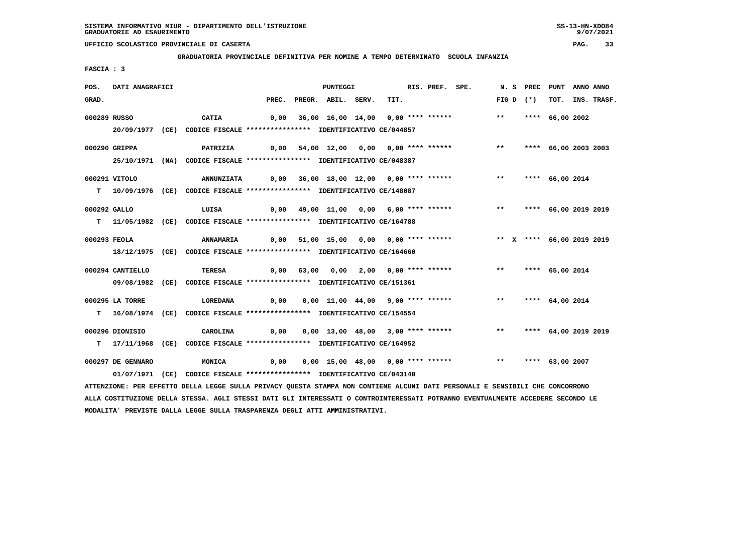SISTEMA INFORMATIVO MIUR - DIPARTIMENTO DELL'ISTRUZIONE
GRADUATORIE AD ESAURIMENTO

UFFICIO SCOLASTICO PROVINCIALE DI CASERTA

**GRADUATORIA PROVINCIALE DEFINITIVA PER NOMINE A TEMPO DETERMINATO SCUOLA INFANZIA**

FASCIA : 3

| POS. GRAD. | DATI ANAGRAFICI | | PREC. | PREGR. | ABIL. | SERV. | TIT. | RIS. | PREF. | SPE. | N. S FIG D | PREC (*) | PUNT TOT. | ANNO INS. | ANNO TRASF. |
|---|---|---|---|---|---|---|---|---|---|---|---|---|---|---|---|
| 000289 | RUSSO | CATIA | 0,00 | 36,00 | 16,00 | 14,00 | 0,00 | **** | ****** | | ** | **** | 66,00 | 2002 | |
| | 20/09/1977 (CE) CODICE FISCALE **************** IDENTIFICATIVO CE/044857 | | | | | | | | | | | | | | |
| 000290 | GRIPPA | PATRIZIA | 0,00 | 54,00 | 12,00 | 0,00 | 0,00 | **** | ****** | | ** | **** | 66,00 | 2003 | 2003 |
| | 25/10/1971 (NA) CODICE FISCALE **************** IDENTIFICATIVO CE/048387 | | | | | | | | | | | | | | |
| 000291 | VITOLO | ANNUNZIATA | 0,00 | 36,00 | 18,00 | 12,00 | 0,00 | **** | ****** | | ** | **** | 66,00 | 2014 | |
| T | 10/09/1976 (CE) CODICE FISCALE **************** IDENTIFICATIVO CE/148087 | | | | | | | | | | | | | | |
| 000292 | GALLO | LUISA | 0,00 | 49,00 | 11,00 | 0,00 | 6,00 | **** | ****** | | ** | **** | 66,00 | 2019 | 2019 |
| T | 11/05/1982 (CE) CODICE FISCALE **************** IDENTIFICATIVO CE/164788 | | | | | | | | | | | | | | |
| 000293 | FEOLA | ANNAMARIA | 0,00 | 51,00 | 15,00 | 0,00 | 0,00 | **** | ****** | | ** X | **** | 66,00 | 2019 | 2019 |
| | 18/12/1975 (CE) CODICE FISCALE **************** IDENTIFICATIVO CE/164660 | | | | | | | | | | | | | | |
| 000294 | CANTIELLO | TERESA | 0,00 | 63,00 | 0,00 | 2,00 | 0,00 | **** | ****** | | ** | **** | 65,00 | 2014 | |
| | 09/08/1982 (CE) CODICE FISCALE **************** IDENTIFICATIVO CE/151361 | | | | | | | | | | | | | | |
| 000295 | LA TORRE | LOREDANA | 0,00 | 0,00 | 11,00 | 44,00 | 9,00 | **** | ****** | | ** | **** | 64,00 | 2014 | |
| T | 16/08/1974 (CE) CODICE FISCALE **************** IDENTIFICATIVO CE/154554 | | | | | | | | | | | | | | |
| 000296 | DIONISIO | CAROLINA | 0,00 | 0,00 | 13,00 | 48,00 | 3,00 | **** | ****** | | ** | **** | 64,00 | 2019 | 2019 |
| T | 17/11/1968 (CE) CODICE FISCALE **************** IDENTIFICATIVO CE/164952 | | | | | | | | | | | | | | |
| 000297 | DE GENNARO | MONICA | 0,00 | 0,00 | 15,00 | 48,00 | 0,00 | **** | ****** | | ** | **** | 63,00 | 2007 | |
| | 01/07/1971 (CE) CODICE FISCALE **************** IDENTIFICATIVO CE/043140 | | | | | | | | | | | | | | |

ATTENZIONE: PER EFFETTO DELLA LEGGE SULLA PRIVACY QUESTA STAMPA NON CONTIENE ALCUNI DATI PERSONALI E SENSIBILI CHE CONCORRONO ALLA COSTITUZIONE DELLA STESSA. AGLI STESSI DATI GLI INTERESSATI O CONTROINTERESSATI POTRANNO EVENTUALMENTE ACCEDERE SECONDO LE MODALITA' PREVISTE DALLA LEGGE SULLA TRASPARENZA DEGLI ATTI AMMINISTRATIVI.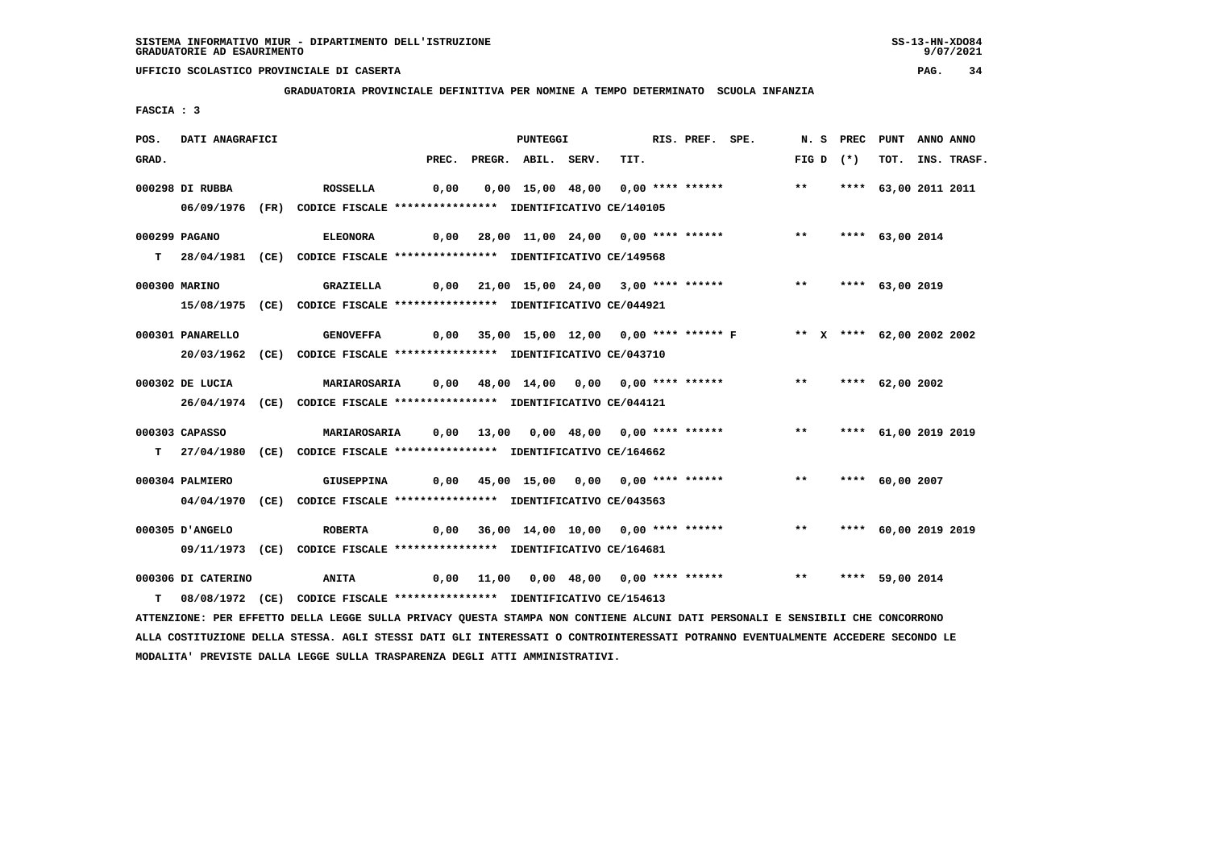SISTEMA INFORMATIVO MIUR - DIPARTIMENTO DELL'ISTRUZIONE
GRADUATORIE AD ESAURIMENTO

UFFICIO SCOLASTICO PROVINCIALE DI CASERTA

**GRADUATORIA PROVINCIALE DEFINITIVA PER NOMINE A TEMPO DETERMINATO SCUOLA INFANZIA**

FASCIA : 3

| POS. GRAD. | DATI ANAGRAFICI | | PREC. | PREGR. | ABIL. | SERV. | TIT. | RIS. PREF. SPE. | FIG D | N. S | PREC (*) | PUNT TOT. | ANNO INS. | ANNO TRASF. |
|---|---|---|---|---|---|---|---|---|---|---|---|---|---|---|
| 000298 | DI RUBBA | ROSSELLA | 0,00 | 0,00 | 15,00 | 48,00 | 0,00 | **** ****** | ** | | **** | 63,00 | 2011 | 2011 |
| | 06/09/1976 (FR) CODICE FISCALE **************** IDENTIFICATIVO CE/140105 | | | | | | | | | | | | | |
| 000299 | PAGANO | ELEONORA | 0,00 | 28,00 | 11,00 | 24,00 | 0,00 | **** ****** | ** | | **** | 63,00 | 2014 | |
| T | 28/04/1981 (CE) CODICE FISCALE **************** IDENTIFICATIVO CE/149568 | | | | | | | | | | | | | |
| 000300 | MARINO | GRAZIELLA | 0,00 | 21,00 | 15,00 | 24,00 | 3,00 | **** ****** | ** | | **** | 63,00 | 2019 | |
| | 15/08/1975 (CE) CODICE FISCALE **************** IDENTIFICATIVO CE/044921 | | | | | | | | | | | | | |
| 000301 | PANARELLO | GENOVEFFA | 0,00 | 35,00 | 15,00 | 12,00 | 0,00 | **** ****** F | ** | X | **** | 62,00 | 2002 | 2002 |
| | 20/03/1962 (CE) CODICE FISCALE **************** IDENTIFICATIVO CE/043710 | | | | | | | | | | | | | |
| 000302 | DE LUCIA | MARIAROSARIA | 0,00 | 48,00 | 14,00 | 0,00 | 0,00 | **** ****** | ** | | **** | 62,00 | 2002 | |
| | 26/04/1974 (CE) CODICE FISCALE **************** IDENTIFICATIVO CE/044121 | | | | | | | | | | | | | |
| 000303 | CAPASSO | MARIAROSARIA | 0,00 | 13,00 | 0,00 | 48,00 | 0,00 | **** ****** | ** | | **** | 61,00 | 2019 | 2019 |
| T | 27/04/1980 (CE) CODICE FISCALE **************** IDENTIFICATIVO CE/164662 | | | | | | | | | | | | | |
| 000304 | PALMIERO | GIUSEPPINA | 0,00 | 45,00 | 15,00 | 0,00 | 0,00 | **** ****** | ** | | **** | 60,00 | 2007 | |
| | 04/04/1970 (CE) CODICE FISCALE **************** IDENTIFICATIVO CE/043563 | | | | | | | | | | | | | |
| 000305 | D'ANGELO | ROBERTA | 0,00 | 36,00 | 14,00 | 10,00 | 0,00 | **** ****** | ** | | **** | 60,00 | 2019 | 2019 |
| | 09/11/1973 (CE) CODICE FISCALE **************** IDENTIFICATIVO CE/164681 | | | | | | | | | | | | | |
| 000306 | DI CATERINO | ANITA | 0,00 | 11,00 | 0,00 | 48,00 | 0,00 | **** ****** | ** | | **** | 59,00 | 2014 | |
| T | 08/08/1972 (CE) CODICE FISCALE **************** IDENTIFICATIVO CE/154613 | | | | | | | | | | | | | |

ATTENZIONE: PER EFFETTO DELLA LEGGE SULLA PRIVACY QUESTA STAMPA NON CONTIENE ALCUNI DATI PERSONALI E SENSIBILI CHE CONCORRONO ALLA COSTITUZIONE DELLA STESSA. AGLI STESSI DATI GLI INTERESSATI O CONTROINTERESSATI POTRANNO EVENTUALMENTE ACCEDERE SECONDO LE MODALITA' PREVISTE DALLA LEGGE SULLA TRASPARENZA DEGLI ATTI AMMINISTRATIVI.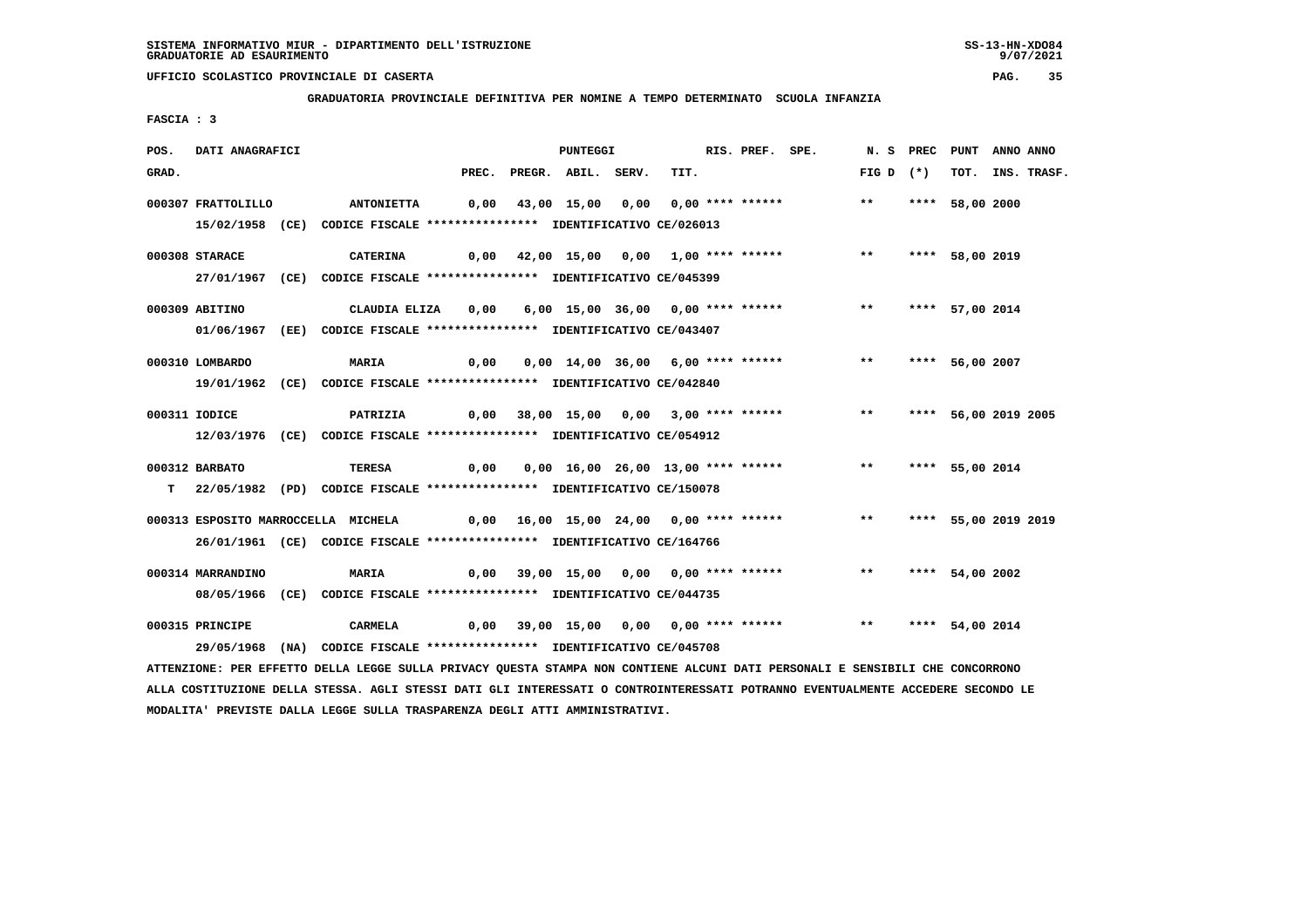SISTEMA INFORMATIVO MIUR - DIPARTIMENTO DELL'ISTRUZIONE
GRADUATORIE AD ESAURIMENTO

UFFICIO SCOLASTICO PROVINCIALE DI CASERTA

**GRADUATORIA PROVINCIALE DEFINITIVA PER NOMINE A TEMPO DETERMINATO SCUOLA INFANZIA**

FASCIA : 3

| POS. GRAD. | DATI ANAGRAFICI | | PREC. | PREGR. | ABIL. | SERV. | TIT. | RIS. PREF. SPE. | N. S FIG D | PREC (*) | PUNT TOT. | ANNO INS. | ANNO TRASF. |
|---|---|---|---|---|---|---|---|---|---|---|---|---|---|
| 000307 | FRATTOLILLO | ANTONIETTA | 0,00 | 43,00 | 15,00 | 0,00 | 0,00 | **** ****** | ** | **** | 58,00 | 2000 | |
| | 15/02/1958 (CE) CODICE FISCALE **************** IDENTIFICATIVO CE/026013 | | | | | | | | | | | | |
| 000308 | STARACE | CATERINA | 0,00 | 42,00 | 15,00 | 0,00 | 1,00 | **** ****** | ** | **** | 58,00 | 2019 | |
| | 27/01/1967 (CE) CODICE FISCALE **************** IDENTIFICATIVO CE/045399 | | | | | | | | | | | | |
| 000309 | ABITINO | CLAUDIA ELIZA | 0,00 | 6,00 | 15,00 | 36,00 | 0,00 | **** ****** | ** | **** | 57,00 | 2014 | |
| | 01/06/1967 (EE) CODICE FISCALE **************** IDENTIFICATIVO CE/043407 | | | | | | | | | | | | |
| 000310 | LOMBARDO | MARIA | 0,00 | 0,00 | 14,00 | 36,00 | 6,00 | **** ****** | ** | **** | 56,00 | 2007 | |
| | 19/01/1962 (CE) CODICE FISCALE **************** IDENTIFICATIVO CE/042840 | | | | | | | | | | | | |
| 000311 | IODICE | PATRIZIA | 0,00 | 38,00 | 15,00 | 0,00 | 3,00 | **** ****** | ** | **** | 56,00 | 2019 | 2005 |
| | 12/03/1976 (CE) CODICE FISCALE **************** IDENTIFICATIVO CE/054912 | | | | | | | | | | | | |
| 000312 | BARBATO | TERESA | 0,00 | 0,00 | 16,00 | 26,00 | 13,00 | **** ****** | ** | **** | 55,00 | 2014 | |
| T | 22/05/1982 (PD) CODICE FISCALE **************** IDENTIFICATIVO CE/150078 | | | | | | | | | | | | |
| 000313 | ESPOSITO MARROCCELLA | MICHELA | 0,00 | 16,00 | 15,00 | 24,00 | 0,00 | **** ****** | ** | **** | 55,00 | 2019 | 2019 |
| | 26/01/1961 (CE) CODICE FISCALE **************** IDENTIFICATIVO CE/164766 | | | | | | | | | | | | |
| 000314 | MARRANDINO | MARIA | 0,00 | 39,00 | 15,00 | 0,00 | 0,00 | **** ****** | ** | **** | 54,00 | 2002 | |
| | 08/05/1966 (CE) CODICE FISCALE **************** IDENTIFICATIVO CE/044735 | | | | | | | | | | | | |
| 000315 | PRINCIPE | CARMELA | 0,00 | 39,00 | 15,00 | 0,00 | 0,00 | **** ****** | ** | **** | 54,00 | 2014 | |
| | 29/05/1968 (NA) CODICE FISCALE **************** IDENTIFICATIVO CE/045708 | | | | | | | | | | | | |

ATTENZIONE: PER EFFETTO DELLA LEGGE SULLA PRIVACY QUESTA STAMPA NON CONTIENE ALCUNI DATI PERSONALI E SENSIBILI CHE CONCORRONO ALLA COSTITUZIONE DELLA STESSA. AGLI STESSI DATI GLI INTERESSATI O CONTROINTERESSATI POTRANNO EVENTUALMENTE ACCEDERE SECONDO LE MODALITA' PREVISTE DALLA LEGGE SULLA TRASPARENZA DEGLI ATTI AMMINISTRATIVI.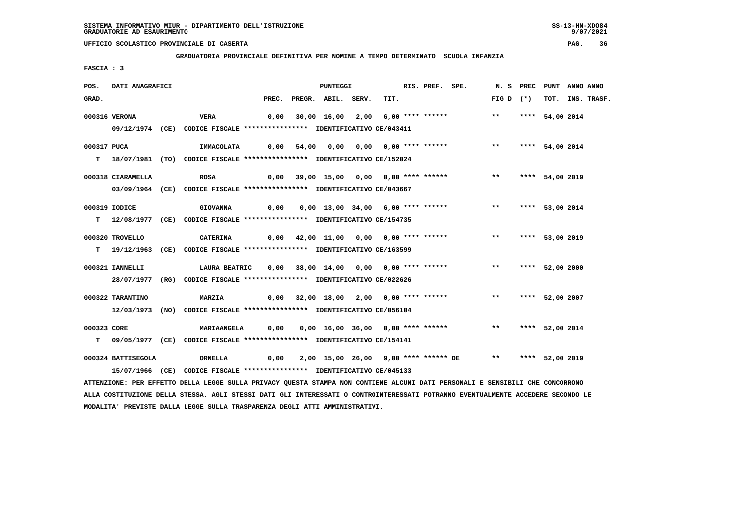SISTEMA INFORMATIVO MIUR - DIPARTIMENTO DELL'ISTRUZIONE
GRADUATORIE AD ESAURIMENTO

UFFICIO SCOLASTICO PROVINCIALE DI CASERTA

GRADUATORIA PROVINCIALE DEFINITIVA PER NOMINE A TEMPO DETERMINATO SCUOLA INFANZIA

FASCIA : 3

| POS. GRAD. | DATI ANAGRAFICI | | PREC. | PREGR. | ABIL. | SERV. | TIT. | RIS. | PREF. | SPE. | N. S FIG D | PREC (*) | PUNT TOT. | ANNO INS. | ANNO TRASF. |
|---|---|---|---|---|---|---|---|---|---|---|---|---|---|---|---|
| 000316 | VERONA | VERA | 0,00 | 30,00 | 16,00 | 2,00 | 6,00 | **** | ****** | | ** | **** | 54,00 | 2014 | |
| | 09/12/1974 (CE) CODICE FISCALE **************** IDENTIFICATIVO CE/043411 | | | | | | | | | | | | | | |
| 000317 | PUCA | IMMACOLATA | 0,00 | 54,00 | 0,00 | 0,00 | 0,00 | **** | ****** | | ** | **** | 54,00 | 2014 | |
| T | 18/07/1981 (TO) CODICE FISCALE **************** IDENTIFICATIVO CE/152024 | | | | | | | | | | | | | | |
| 000318 | CIARAMELLA | ROSA | 0,00 | 39,00 | 15,00 | 0,00 | 0,00 | **** | ****** | | ** | **** | 54,00 | 2019 | |
| | 03/09/1964 (CE) CODICE FISCALE **************** IDENTIFICATIVO CE/043667 | | | | | | | | | | | | | | |
| 000319 | IODICE | GIOVANNA | 0,00 | 0,00 | 13,00 | 34,00 | 6,00 | **** | ****** | | ** | **** | 53,00 | 2014 | |
| T | 12/08/1977 (CE) CODICE FISCALE **************** IDENTIFICATIVO CE/154735 | | | | | | | | | | | | | | |
| 000320 | TROVELLO | CATERINA | 0,00 | 42,00 | 11,00 | 0,00 | 0,00 | **** | ****** | | ** | **** | 53,00 | 2019 | |
| T | 19/12/1963 (CE) CODICE FISCALE **************** IDENTIFICATIVO CE/163599 | | | | | | | | | | | | | | |
| 000321 | IANNELLI | LAURA BEATRIC | 0,00 | 38,00 | 14,00 | 0,00 | 0,00 | **** | ****** | | ** | **** | 52,00 | 2000 | |
| | 28/07/1977 (RG) CODICE FISCALE **************** IDENTIFICATIVO CE/022626 | | | | | | | | | | | | | | |
| 000322 | TARANTINO | MARZIA | 0,00 | 32,00 | 18,00 | 2,00 | 0,00 | **** | ****** | | ** | **** | 52,00 | 2007 | |
| | 12/03/1973 (NO) CODICE FISCALE **************** IDENTIFICATIVO CE/056104 | | | | | | | | | | | | | | |
| 000323 | CORE | MARIAANGELA | 0,00 | 0,00 | 16,00 | 36,00 | 0,00 | **** | ****** | | ** | **** | 52,00 | 2014 | |
| T | 09/05/1977 (CE) CODICE FISCALE **************** IDENTIFICATIVO CE/154141 | | | | | | | | | | | | | | |
| 000324 | BATTISEGOLA | ORNELLA | 0,00 | 2,00 | 15,00 | 26,00 | 9,00 | **** | ****** | DE | ** | **** | 52,00 | 2019 | |
| | 15/07/1966 (CE) CODICE FISCALE **************** IDENTIFICATIVO CE/045133 | | | | | | | | | | | | | | |

ATTENZIONE: PER EFFETTO DELLA LEGGE SULLA PRIVACY QUESTA STAMPA NON CONTIENE ALCUNI DATI PERSONALI E SENSIBILI CHE CONCORRONO ALLA COSTITUZIONE DELLA STESSA. AGLI STESSI DATI GLI INTERESSATI O CONTROINTERESSATI POTRANNO EVENTUALMENTE ACCEDERE SECONDO LE MODALITA' PREVISTE DALLA LEGGE SULLA TRASPARENZA DEGLI ATTI AMMINISTRATIVI.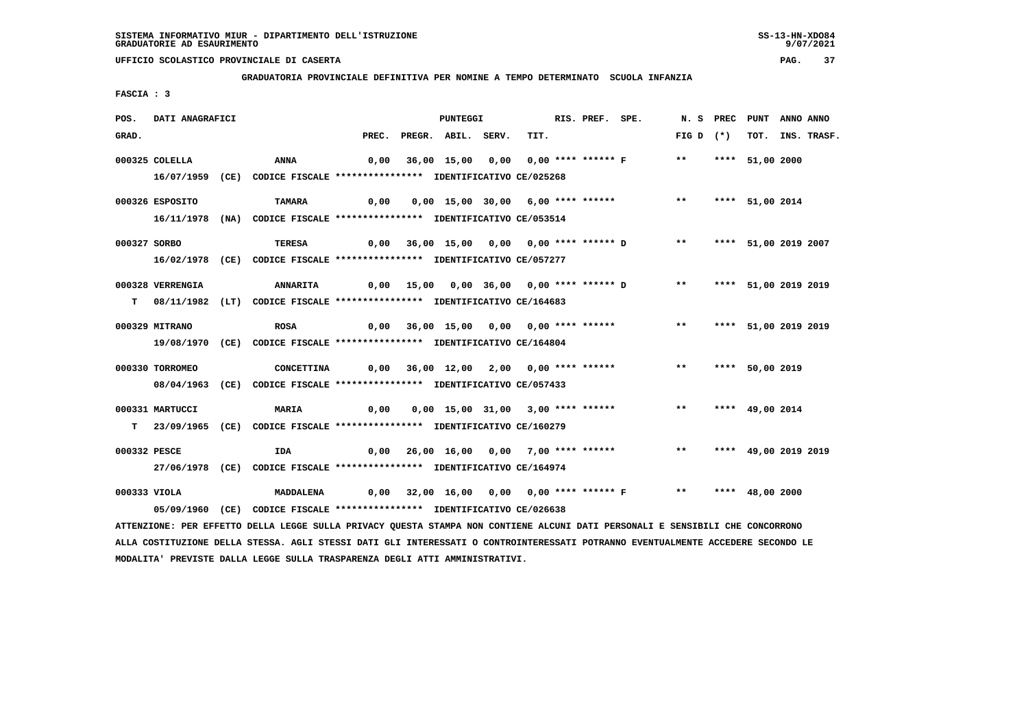SISTEMA INFORMATIVO MIUR - DIPARTIMENTO DELL'ISTRUZIONE
GRADUATORIE AD ESAURIMENTO

UFFICIO SCOLASTICO PROVINCIALE DI CASERTA

GRADUATORIA PROVINCIALE DEFINITIVA PER NOMINE A TEMPO DETERMINATO SCUOLA INFANZIA

FASCIA : 3

| POS. GRAD. | DATI ANAGRAFICI | | PREC. | PREGR. | ABIL. | SERV. | TIT. | RIS. | PREF. | SPE. | N. S FIG D | PREC (*) | PUNT TOT. | ANNO INS. | ANNO TRASF. |
|---|---|---|---|---|---|---|---|---|---|---|---|---|---|---|---|
| 000325 | COLELLA | ANNA | 0,00 | 36,00 | 15,00 | 0,00 | 0,00 | **** | ****** | F | ** | **** | 51,00 | 2000 | |
| | 16/07/1959 (CE) CODICE FISCALE **************** IDENTIFICATIVO CE/025268 | | | | | | | | | | | | | | |
| 000326 | ESPOSITO | TAMARA | 0,00 | 0,00 | 15,00 | 30,00 | 6,00 | **** | ****** | | ** | **** | 51,00 | 2014 | |
| | 16/11/1978 (NA) CODICE FISCALE **************** IDENTIFICATIVO CE/053514 | | | | | | | | | | | | | | |
| 000327 | SORBO | TERESA | 0,00 | 36,00 | 15,00 | 0,00 | 0,00 | **** | ****** | D | ** | **** | 51,00 | 2019 | 2007 |
| | 16/02/1978 (CE) CODICE FISCALE **************** IDENTIFICATIVO CE/057277 | | | | | | | | | | | | | | |
| 000328 | VERRENGIA | ANNARITA | 0,00 | 15,00 | 0,00 | 36,00 | 0,00 | **** | ****** | D | ** | **** | 51,00 | 2019 | 2019 |
| T | 08/11/1982 (LT) CODICE FISCALE **************** IDENTIFICATIVO CE/164683 | | | | | | | | | | | | | | |
| 000329 | MITRANO | ROSA | 0,00 | 36,00 | 15,00 | 0,00 | 0,00 | **** | ****** | | ** | **** | 51,00 | 2019 | 2019 |
| | 19/08/1970 (CE) CODICE FISCALE **************** IDENTIFICATIVO CE/164804 | | | | | | | | | | | | | | |
| 000330 | TORROMEO | CONCETTINA | 0,00 | 36,00 | 12,00 | 2,00 | 0,00 | **** | ****** | | ** | **** | 50,00 | 2019 | |
| | 08/04/1963 (CE) CODICE FISCALE **************** IDENTIFICATIVO CE/057433 | | | | | | | | | | | | | | |
| 000331 | MARTUCCI | MARIA | 0,00 | 0,00 | 15,00 | 31,00 | 3,00 | **** | ****** | | ** | **** | 49,00 | 2014 | |
| T | 23/09/1965 (CE) CODICE FISCALE **************** IDENTIFICATIVO CE/160279 | | | | | | | | | | | | | | |
| 000332 | PESCE | IDA | 0,00 | 26,00 | 16,00 | 0,00 | 7,00 | **** | ****** | | ** | **** | 49,00 | 2019 | 2019 |
| | 27/06/1978 (CE) CODICE FISCALE **************** IDENTIFICATIVO CE/164974 | | | | | | | | | | | | | | |
| 000333 | VIOLA | MADDALENA | 0,00 | 32,00 | 16,00 | 0,00 | 0,00 | **** | ****** | F | ** | **** | 48,00 | 2000 | |
| | 05/09/1960 (CE) CODICE FISCALE **************** IDENTIFICATIVO CE/026638 | | | | | | | | | | | | | | |

ATTENZIONE: PER EFFETTO DELLA LEGGE SULLA PRIVACY QUESTA STAMPA NON CONTIENE ALCUNI DATI PERSONALI E SENSIBILI CHE CONCORRONO ALLA COSTITUZIONE DELLA STESSA. AGLI STESSI DATI GLI INTERESSATI O CONTROINTERESSATI POTRANNO EVENTUALMENTE ACCEDERE SECONDO LE MODALITA' PREVISTE DALLA LEGGE SULLA TRASPARENZA DEGLI ATTI AMMINISTRATIVI.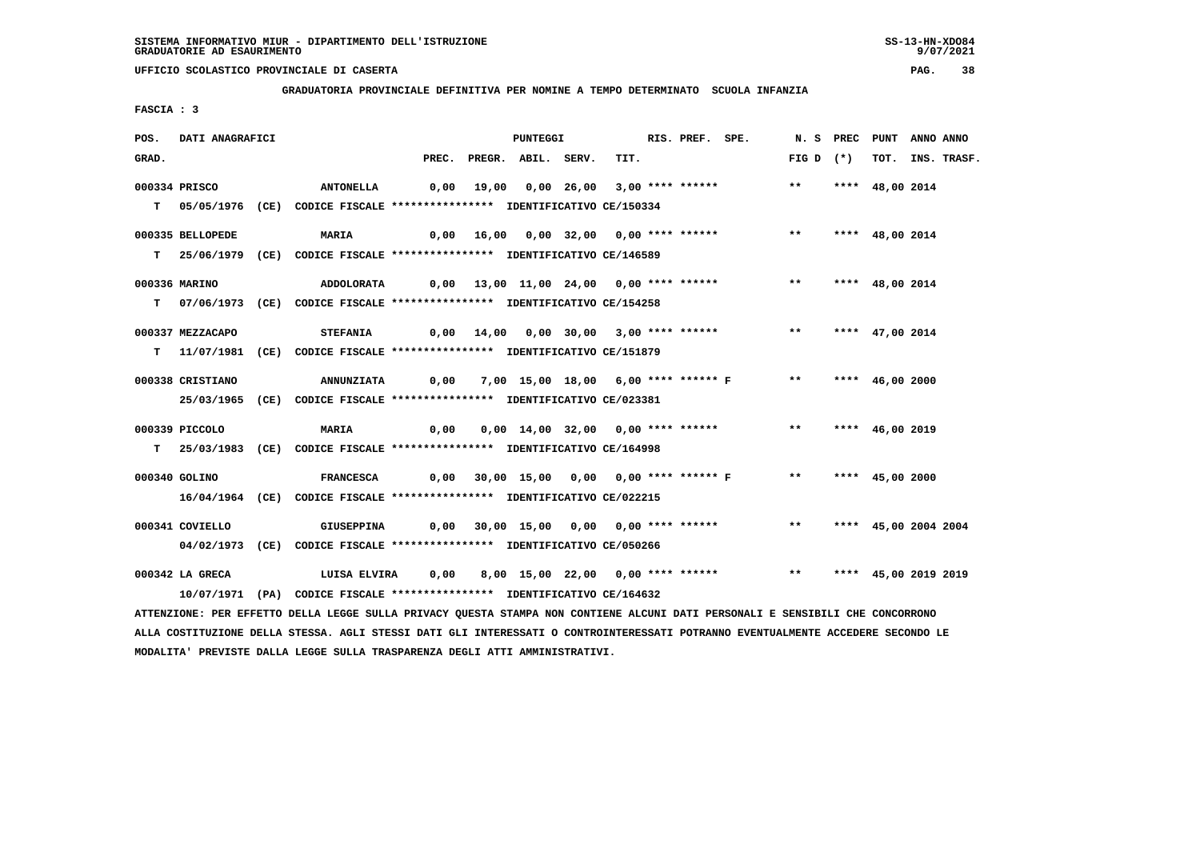SISTEMA INFORMATIVO MIUR - DIPARTIMENTO DELL'ISTRUZIONE
GRADUATORIE AD ESAURIMENTO

UFFICIO SCOLASTICO PROVINCIALE DI CASERTA

**GRADUATORIA PROVINCIALE DEFINITIVA PER NOMINE A TEMPO DETERMINATO SCUOLA INFANZIA**

FASCIA : 3

| POS. GRAD. | DATI ANAGRAFICI | | PREC. | PREGR. | ABIL. | SERV. | TIT. | RIS. PREF. SPE. | N. S FIG D | PREC (*) | PUNT TOT. | ANNO INS. | ANNO TRASF. |
|---|---|---|---|---|---|---|---|---|---|---|---|---|---|
| 000334 | PRISCO | ANTONELLA | 0,00 | 19,00 | 0,00 | 26,00 | 3,00 | **** ****** | ** | **** | 48,00 | 2014 | |
| T | 05/05/1976 (CE) | CODICE FISCALE **************** IDENTIFICATIVO CE/150334 | | | | | | | | | | | |
| 000335 | BELLOPEDE | MARIA | 0,00 | 16,00 | 0,00 | 32,00 | 0,00 | **** ****** | ** | **** | 48,00 | 2014 | |
| T | 25/06/1979 (CE) | CODICE FISCALE **************** IDENTIFICATIVO CE/146589 | | | | | | | | | | | |
| 000336 | MARINO | ADDOLORATA | 0,00 | 13,00 | 11,00 | 24,00 | 0,00 | **** ****** | ** | **** | 48,00 | 2014 | |
| T | 07/06/1973 (CE) | CODICE FISCALE **************** IDENTIFICATIVO CE/154258 | | | | | | | | | | | |
| 000337 | MEZZACAPO | STEFANIA | 0,00 | 14,00 | 0,00 | 30,00 | 3,00 | **** ****** | ** | **** | 47,00 | 2014 | |
| T | 11/07/1981 (CE) | CODICE FISCALE **************** IDENTIFICATIVO CE/151879 | | | | | | | | | | | |
| 000338 | CRISTIANO | ANNUNZIATA | 0,00 | 7,00 | 15,00 | 18,00 | 6,00 | **** ****** F | ** | **** | 46,00 | 2000 | |
| | 25/03/1965 (CE) | CODICE FISCALE **************** IDENTIFICATIVO CE/023381 | | | | | | | | | | | |
| 000339 | PICCOLO | MARIA | 0,00 | 0,00 | 14,00 | 32,00 | 0,00 | **** ****** | ** | **** | 46,00 | 2019 | |
| T | 25/03/1983 (CE) | CODICE FISCALE **************** IDENTIFICATIVO CE/164998 | | | | | | | | | | | |
| 000340 | GOLINO | FRANCESCA | 0,00 | 30,00 | 15,00 | 0,00 | 0,00 | **** ****** F | ** | **** | 45,00 | 2000 | |
| | 16/04/1964 (CE) | CODICE FISCALE **************** IDENTIFICATIVO CE/022215 | | | | | | | | | | | |
| 000341 | COVIELLO | GIUSEPPINA | 0,00 | 30,00 | 15,00 | 0,00 | 0,00 | **** ****** | ** | **** | 45,00 | 2004 | 2004 |
| | 04/02/1973 (CE) | CODICE FISCALE **************** IDENTIFICATIVO CE/050266 | | | | | | | | | | | |
| 000342 | LA GRECA | LUISA ELVIRA | 0,00 | 8,00 | 15,00 | 22,00 | 0,00 | **** ****** | ** | **** | 45,00 | 2019 | 2019 |
| | 10/07/1971 (PA) | CODICE FISCALE **************** IDENTIFICATIVO CE/164632 | | | | | | | | | | | |

ATTENZIONE: PER EFFETTO DELLA LEGGE SULLA PRIVACY QUESTA STAMPA NON CONTIENE ALCUNI DATI PERSONALI E SENSIBILI CHE CONCORRONO ALLA COSTITUZIONE DELLA STESSA. AGLI STESSI DATI GLI INTERESSATI O CONTROINTERESSATI POTRANNO EVENTUALMENTE ACCEDERE SECONDO LE MODALITA' PREVISTE DALLA LEGGE SULLA TRASPARENZA DEGLI ATTI AMMINISTRATIVI.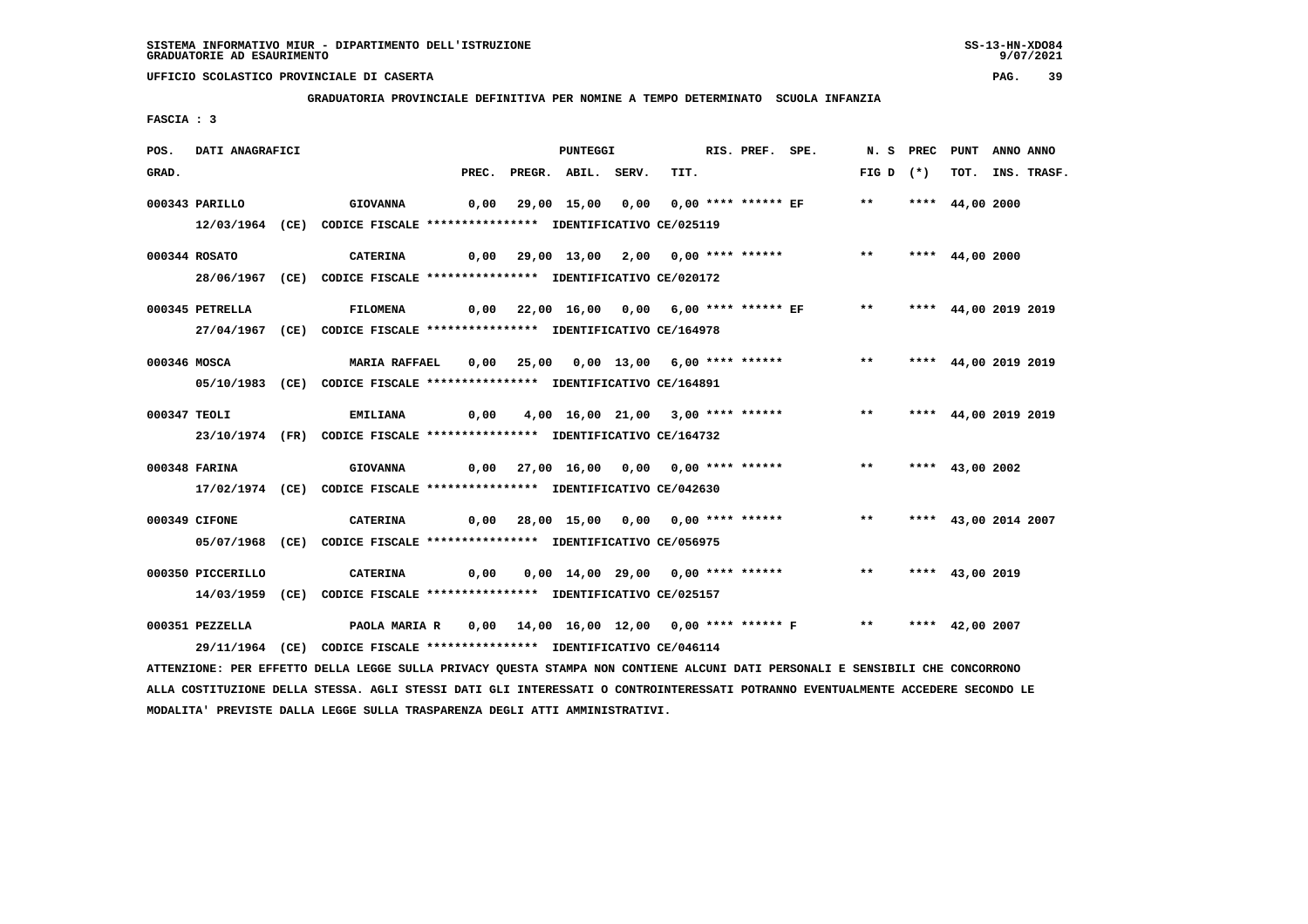SISTEMA INFORMATIVO MIUR - DIPARTIMENTO DELL'ISTRUZIONE
GRADUATORIE AD ESAURIMENTO

UFFICIO SCOLASTICO PROVINCIALE DI CASERTA

GRADUATORIA PROVINCIALE DEFINITIVA PER NOMINE A TEMPO DETERMINATO SCUOLA INFANZIA

FASCIA : 3

| POS. GRAD. | DATI ANAGRAFICI | | PREC. | PREGR. | ABIL. | SERV. | TIT. | RIS. | PREF. | SPE. | N. S FIG D | PREC (*) | PUNT TOT. | ANNO INS. | ANNO TRASF. |
|---|---|---|---|---|---|---|---|---|---|---|---|---|---|---|---|
| 000343 | PARILLO | GIOVANNA | 0,00 | 29,00 | 15,00 | 0,00 | 0,00 | **** | ****** | EF | ** | **** | 44,00 | 2000 | |
| | 12/03/1964 (CE) | CODICE FISCALE **************** IDENTIFICATIVO CE/025119 | | | | | | | | | | | | | |
| 000344 | ROSATO | CATERINA | 0,00 | 29,00 | 13,00 | 2,00 | 0,00 | **** | ****** | | ** | **** | 44,00 | 2000 | |
| | 28/06/1967 (CE) | CODICE FISCALE **************** IDENTIFICATIVO CE/020172 | | | | | | | | | | | | | |
| 000345 | PETRELLA | FILOMENA | 0,00 | 22,00 | 16,00 | 0,00 | 6,00 | **** | ****** | EF | ** | **** | 44,00 | 2019 | 2019 |
| | 27/04/1967 (CE) | CODICE FISCALE **************** IDENTIFICATIVO CE/164978 | | | | | | | | | | | | | |
| 000346 | MOSCA | MARIA RAFFAEL | 0,00 | 25,00 | 0,00 | 13,00 | 6,00 | **** | ****** | | ** | **** | 44,00 | 2019 | 2019 |
| | 05/10/1983 (CE) | CODICE FISCALE **************** IDENTIFICATIVO CE/164891 | | | | | | | | | | | | | |
| 000347 | TEOLI | EMILIANA | 0,00 | 4,00 | 16,00 | 21,00 | 3,00 | **** | ****** | | ** | **** | 44,00 | 2019 | 2019 |
| | 23/10/1974 (FR) | CODICE FISCALE **************** IDENTIFICATIVO CE/164732 | | | | | | | | | | | | | |
| 000348 | FARINA | GIOVANNA | 0,00 | 27,00 | 16,00 | 0,00 | 0,00 | **** | ****** | | ** | **** | 43,00 | 2002 | |
| | 17/02/1974 (CE) | CODICE FISCALE **************** IDENTIFICATIVO CE/042630 | | | | | | | | | | | | | |
| 000349 | CIFONE | CATERINA | 0,00 | 28,00 | 15,00 | 0,00 | 0,00 | **** | ****** | | ** | **** | 43,00 | 2014 | 2007 |
| | 05/07/1968 (CE) | CODICE FISCALE **************** IDENTIFICATIVO CE/056975 | | | | | | | | | | | | | |
| 000350 | PICCERILLO | CATERINA | 0,00 | 0,00 | 14,00 | 29,00 | 0,00 | **** | ****** | | ** | **** | 43,00 | 2019 | |
| | 14/03/1959 (CE) | CODICE FISCALE **************** IDENTIFICATIVO CE/025157 | | | | | | | | | | | | | |
| 000351 | PEZZELLA | PAOLA MARIA R | 0,00 | 14,00 | 16,00 | 12,00 | 0,00 | **** | ****** | F | ** | **** | 42,00 | 2007 | |
| | 29/11/1964 (CE) | CODICE FISCALE **************** IDENTIFICATIVO CE/046114 | | | | | | | | | | | | | |

ATTENZIONE: PER EFFETTO DELLA LEGGE SULLA PRIVACY QUESTA STAMPA NON CONTIENE ALCUNI DATI PERSONALI E SENSIBILI CHE CONCORRONO ALLA COSTITUZIONE DELLA STESSA. AGLI STESSI DATI GLI INTERESSATI O CONTROINTERESSATI POTRANNO EVENTUALMENTE ACCEDERE SECONDO LE MODALITA' PREVISTE DALLA LEGGE SULLA TRASPARENZA DEGLI ATTI AMMINISTRATIVI.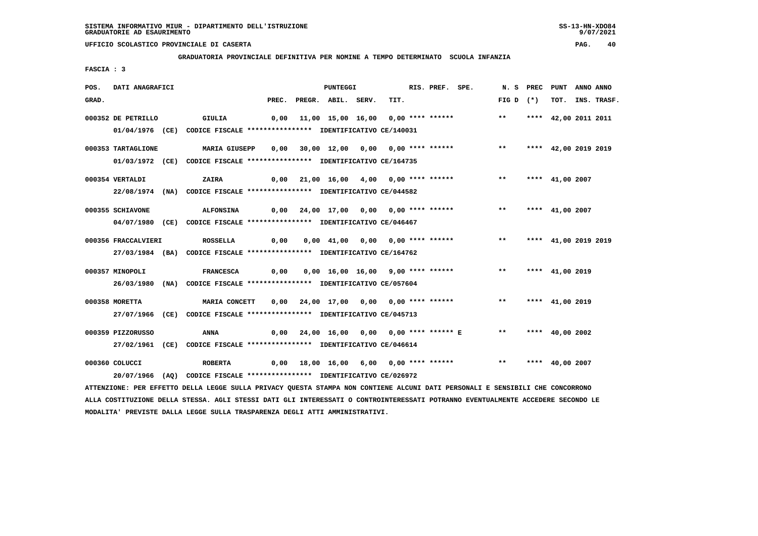SISTEMA INFORMATIVO MIUR - DIPARTIMENTO DELL'ISTRUZIONE
GRADUATORIE AD ESAURIMENTO

UFFICIO SCOLASTICO PROVINCIALE DI CASERTA

GRADUATORIA PROVINCIALE DEFINITIVA PER NOMINE A TEMPO DETERMINATO SCUOLA INFANZIA

FASCIA : 3

| POS. GRAD. | DATI ANAGRAFICI | | PREC. | PREGR. | ABIL. | SERV. | TIT. | RIS. | PREF. | SPE. | N. S FIG D | PREC (*) | PUNT TOT. | ANNO INS. | ANNO TRASF. |
|---|---|---|---|---|---|---|---|---|---|---|---|---|---|---|---|
| 000352 | DE PETRILLO | GIULIA | 0,00 | 11,00 | 15,00 | 16,00 | 0,00 | **** | ****** | | ** | **** | 42,00 | 2011 | 2011 |
| | 01/04/1976 (CE) | CODICE FISCALE **************** IDENTIFICATIVO CE/140031 | | | | | | | | | | | | | |
| 000353 | TARTAGLIONE | MARIA GIUSEPP | 0,00 | 30,00 | 12,00 | 0,00 | 0,00 | **** | ****** | | ** | **** | 42,00 | 2019 | 2019 |
| | 01/03/1972 (CE) | CODICE FISCALE **************** IDENTIFICATIVO CE/164735 | | | | | | | | | | | | | |
| 000354 | VERTALDI | ZAIRA | 0,00 | 21,00 | 16,00 | 4,00 | 0,00 | **** | ****** | | ** | **** | 41,00 | 2007 | |
| | 22/08/1974 (NA) | CODICE FISCALE **************** IDENTIFICATIVO CE/044582 | | | | | | | | | | | | | |
| 000355 | SCHIAVONE | ALFONSINA | 0,00 | 24,00 | 17,00 | 0,00 | 0,00 | **** | ****** | | ** | **** | 41,00 | 2007 | |
| | 04/07/1980 (CE) | CODICE FISCALE **************** IDENTIFICATIVO CE/046467 | | | | | | | | | | | | | |
| 000356 | FRACCALVIERI | ROSSELLA | 0,00 | 0,00 | 41,00 | 0,00 | 0,00 | **** | ****** | | ** | **** | 41,00 | 2019 | 2019 |
| | 27/03/1984 (BA) | CODICE FISCALE **************** IDENTIFICATIVO CE/164762 | | | | | | | | | | | | | |
| 000357 | MINOPOLI | FRANCESCA | 0,00 | 0,00 | 16,00 | 16,00 | 9,00 | **** | ****** | | ** | **** | 41,00 | 2019 | |
| | 26/03/1980 (NA) | CODICE FISCALE **************** IDENTIFICATIVO CE/057604 | | | | | | | | | | | | | |
| 000358 | MORETTA | MARIA CONCETT | 0,00 | 24,00 | 17,00 | 0,00 | 0,00 | **** | ****** | | ** | **** | 41,00 | 2019 | |
| | 27/07/1966 (CE) | CODICE FISCALE **************** IDENTIFICATIVO CE/045713 | | | | | | | | | | | | | |
| 000359 | PIZZORUSSO | ANNA | 0,00 | 24,00 | 16,00 | 0,00 | 0,00 | **** | ****** | E | ** | **** | 40,00 | 2002 | |
| | 27/02/1961 (CE) | CODICE FISCALE **************** IDENTIFICATIVO CE/046614 | | | | | | | | | | | | | |
| 000360 | COLUCCI | ROBERTA | 0,00 | 18,00 | 16,00 | 6,00 | 0,00 | **** | ****** | | ** | **** | 40,00 | 2007 | |
| | 20/07/1966 (AQ) | CODICE FISCALE **************** IDENTIFICATIVO CE/026972 | | | | | | | | | | | | | |

ATTENZIONE: PER EFFETTO DELLA LEGGE SULLA PRIVACY QUESTA STAMPA NON CONTIENE ALCUNI DATI PERSONALI E SENSIBILI CHE CONCORRONO ALLA COSTITUZIONE DELLA STESSA. AGLI STESSI DATI GLI INTERESSATI O CONTROINTERESSATI POTRANNO EVENTUALMENTE ACCEDERE SECONDO LE MODALITA' PREVISTE DALLA LEGGE SULLA TRASPARENZA DEGLI ATTI AMMINISTRATIVI.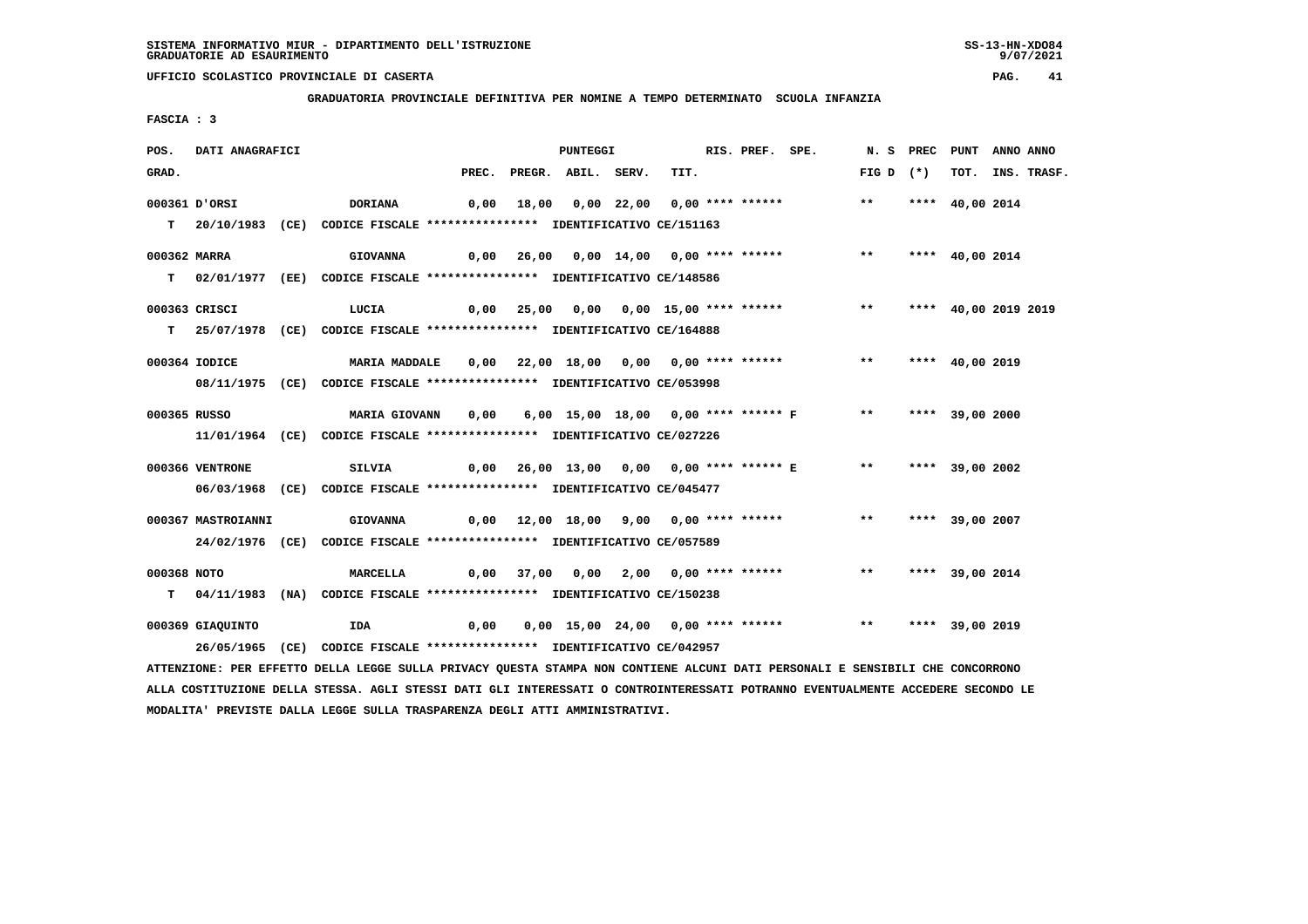SISTEMA INFORMATIVO MIUR - DIPARTIMENTO DELL'ISTRUZIONE
GRADUATORIE AD ESAURIMENTO

UFFICIO SCOLASTICO PROVINCIALE DI CASERTA

**GRADUATORIA PROVINCIALE DEFINITIVA PER NOMINE A TEMPO DETERMINATO SCUOLA INFANZIA**

FASCIA : 3

| POS. GRAD. | | DATI ANAGRAFICI | | PREC. | PREGR. | ABIL. | SERV. | TIT. | RIS. | PREF. | SPE. | N. S FIG D | PREC (*) | PUNT TOT. | ANNO INS. | ANNO TRASF. |
|---|---|---|---|---|---|---|---|---|---|---|---|---|---|---|---|---|
| 000361 | | D'ORSI | DORIANA | 0,00 | 18,00 | 0,00 | 22,00 | 0,00 | **** | ****** | | ** | **** | 40,00 | 2014 | |
| | T | 20/10/1983 (CE) | CODICE FISCALE **************** IDENTIFICATIVO CE/151163 | | | | | | | | | | | | | |
| 000362 | | MARRA | GIOVANNA | 0,00 | 26,00 | 0,00 | 14,00 | 0,00 | **** | ****** | | ** | **** | 40,00 | 2014 | |
| | T | 02/01/1977 (EE) | CODICE FISCALE **************** IDENTIFICATIVO CE/148586 | | | | | | | | | | | | | |
| 000363 | | CRISCI | LUCIA | 0,00 | 25,00 | 0,00 | 0,00 | 15,00 | **** | ****** | | ** | **** | 40,00 | 2019 | 2019 |
| | T | 25/07/1978 (CE) | CODICE FISCALE **************** IDENTIFICATIVO CE/164888 | | | | | | | | | | | | | |
| 000364 | | IODICE | MARIA MADDALE | 0,00 | 22,00 | 18,00 | 0,00 | 0,00 | **** | ****** | | ** | **** | 40,00 | 2019 | |
| | | 08/11/1975 (CE) | CODICE FISCALE **************** IDENTIFICATIVO CE/053998 | | | | | | | | | | | | | |
| 000365 | | RUSSO | MARIA GIOVANN | 0,00 | 6,00 | 15,00 | 18,00 | 0,00 | **** | ****** | F | ** | **** | 39,00 | 2000 | |
| | | 11/01/1964 (CE) | CODICE FISCALE **************** IDENTIFICATIVO CE/027226 | | | | | | | | | | | | | |
| 000366 | | VENTRONE | SILVIA | 0,00 | 26,00 | 13,00 | 0,00 | 0,00 | **** | ****** | E | ** | **** | 39,00 | 2002 | |
| | | 06/03/1968 (CE) | CODICE FISCALE **************** IDENTIFICATIVO CE/045477 | | | | | | | | | | | | | |
| 000367 | | MASTROIANNI | GIOVANNA | 0,00 | 12,00 | 18,00 | 9,00 | 0,00 | **** | ****** | | ** | **** | 39,00 | 2007 | |
| | | 24/02/1976 (CE) | CODICE FISCALE **************** IDENTIFICATIVO CE/057589 | | | | | | | | | | | | | |
| 000368 | | NOTO | MARCELLA | 0,00 | 37,00 | 0,00 | 2,00 | 0,00 | **** | ****** | | ** | **** | 39,00 | 2014 | |
| | T | 04/11/1983 (NA) | CODICE FISCALE **************** IDENTIFICATIVO CE/150238 | | | | | | | | | | | | | |
| 000369 | | GIAQUINTO | IDA | 0,00 | 0,00 | 15,00 | 24,00 | 0,00 | **** | ****** | | ** | **** | 39,00 | 2019 | |
| | | 26/05/1965 (CE) | CODICE FISCALE **************** IDENTIFICATIVO CE/042957 | | | | | | | | | | | | | |

ATTENZIONE: PER EFFETTO DELLA LEGGE SULLA PRIVACY QUESTA STAMPA NON CONTIENE ALCUNI DATI PERSONALI E SENSIBILI CHE CONCORRONO ALLA COSTITUZIONE DELLA STESSA. AGLI STESSI DATI GLI INTERESSATI O CONTROINTERESSATI POTRANNO EVENTUALMENTE ACCEDERE SECONDO LE MODALITA' PREVISTE DALLA LEGGE SULLA TRASPARENZA DEGLI ATTI AMMINISTRATIVI.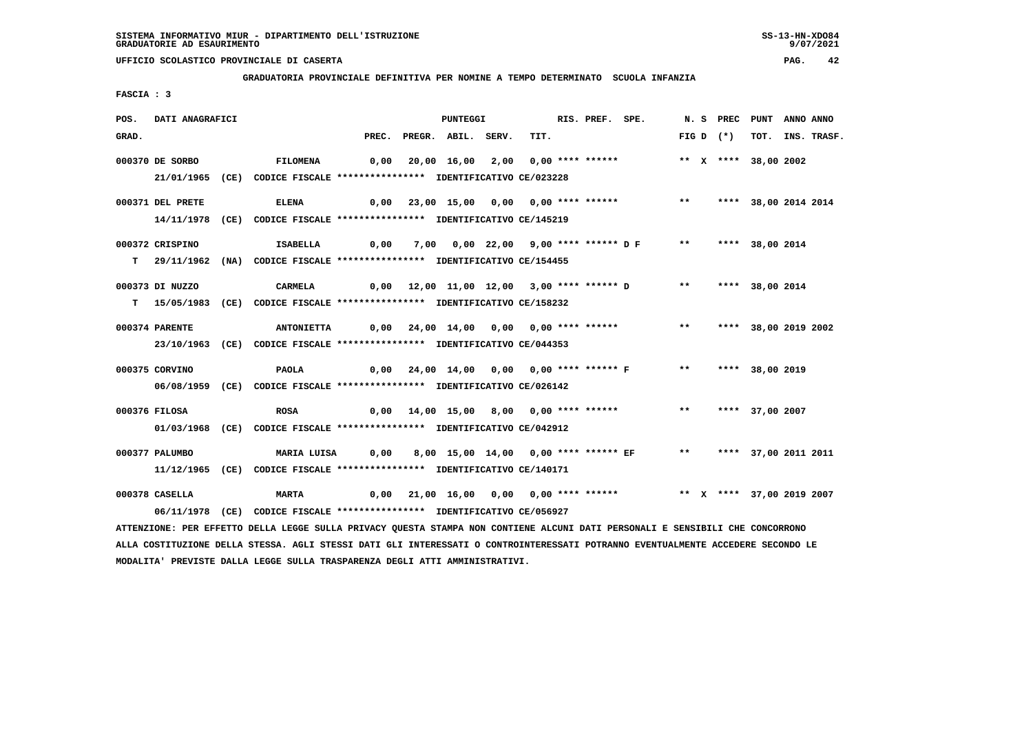SISTEMA INFORMATIVO MIUR - DIPARTIMENTO DELL'ISTRUZIONE
GRADUATORIE AD ESAURIMENTO

UFFICIO SCOLASTICO PROVINCIALE DI CASERTA

**GRADUATORIA PROVINCIALE DEFINITIVA PER NOMINE A TEMPO DETERMINATO SCUOLA INFANZIA**

FASCIA : 3

| POS. GRAD. | DATI ANAGRAFICI | | PREC. | PREGR. | ABIL. | SERV. | TIT. | RIS. | PREF. | SPE. | N. FIG | S D | PREC (*) | PUNT TOT. | ANNO INS. | ANNO TRASF. |
|---|---|---|---|---|---|---|---|---|---|---|---|---|---|---|---|---|
| 000370 | DE SORBO | FILOMENA | 0,00 | 20,00 | 16,00 | 2,00 | 0,00 | **** | ****** | | ** | X | **** | 38,00 | 2002 | |
| | 21/01/1965 (CE) | CODICE FISCALE **************** IDENTIFICATIVO CE/023228 | | | | | | | | | | | | | | |
| 000371 | DEL PRETE | ELENA | 0,00 | 23,00 | 15,00 | 0,00 | 0,00 | **** | ****** | | ** | | **** | 38,00 | 2014 | 2014 |
| | 14/11/1978 (CE) | CODICE FISCALE **************** IDENTIFICATIVO CE/145219 | | | | | | | | | | | | | | |
| 000372 | CRISPINO | ISABELLA | 0,00 | 7,00 | 0,00 | 22,00 | 9,00 | **** | ****** | D F | ** | | **** | 38,00 | 2014 | |
| T | 29/11/1962 (NA) | CODICE FISCALE **************** IDENTIFICATIVO CE/154455 | | | | | | | | | | | | | | |
| 000373 | DI NUZZO | CARMELA | 0,00 | 12,00 | 11,00 | 12,00 | 3,00 | **** | ****** | D | ** | | **** | 38,00 | 2014 | |
| T | 15/05/1983 (CE) | CODICE FISCALE **************** IDENTIFICATIVO CE/158232 | | | | | | | | | | | | | | |
| 000374 | PARENTE | ANTONIETTA | 0,00 | 24,00 | 14,00 | 0,00 | 0,00 | **** | ****** | | ** | | **** | 38,00 | 2019 | 2002 |
| | 23/10/1963 (CE) | CODICE FISCALE **************** IDENTIFICATIVO CE/044353 | | | | | | | | | | | | | | |
| 000375 | CORVINO | PAOLA | 0,00 | 24,00 | 14,00 | 0,00 | 0,00 | **** | ****** | F | ** | | **** | 38,00 | 2019 | |
| | 06/08/1959 (CE) | CODICE FISCALE **************** IDENTIFICATIVO CE/026142 | | | | | | | | | | | | | | |
| 000376 | FILOSA | ROSA | 0,00 | 14,00 | 15,00 | 8,00 | 0,00 | **** | ****** | | ** | | **** | 37,00 | 2007 | |
| | 01/03/1968 (CE) | CODICE FISCALE **************** IDENTIFICATIVO CE/042912 | | | | | | | | | | | | | | |
| 000377 | PALUMBO | MARIA LUISA | 0,00 | 8,00 | 15,00 | 14,00 | 0,00 | **** | ****** | EF | ** | | **** | 37,00 | 2011 | 2011 |
| | 11/12/1965 (CE) | CODICE FISCALE **************** IDENTIFICATIVO CE/140171 | | | | | | | | | | | | | | |
| 000378 | CASELLA | MARTA | 0,00 | 21,00 | 16,00 | 0,00 | 0,00 | **** | ****** | | ** | X | **** | 37,00 | 2019 | 2007 |
| | 06/11/1978 (CE) | CODICE FISCALE **************** IDENTIFICATIVO CE/056927 | | | | | | | | | | | | | | |

ATTENZIONE: PER EFFETTO DELLA LEGGE SULLA PRIVACY QUESTA STAMPA NON CONTIENE ALCUNI DATI PERSONALI E SENSIBILI CHE CONCORRONO ALLA COSTITUZIONE DELLA STESSA. AGLI STESSI DATI GLI INTERESSATI O CONTROINTERESSATI POTRANNO EVENTUALMENTE ACCEDERE SECONDO LE MODALITA' PREVISTE DALLA LEGGE SULLA TRASPARENZA DEGLI ATTI AMMINISTRATIVI.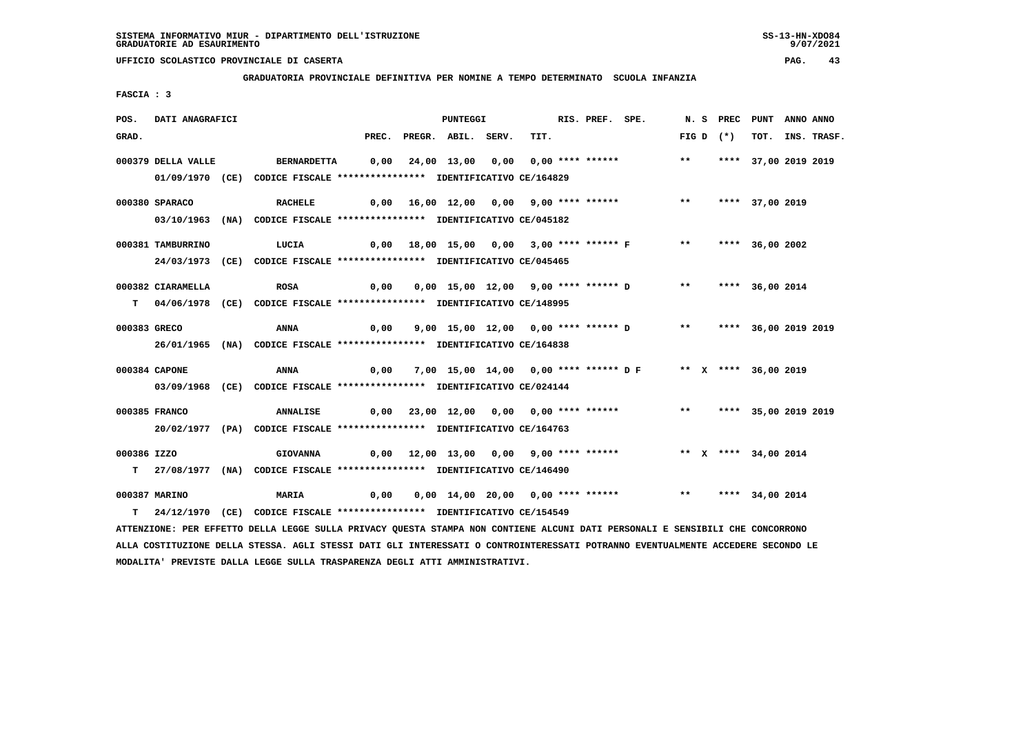SISTEMA INFORMATIVO MIUR - DIPARTIMENTO DELL'ISTRUZIONE
GRADUATORIE AD ESAURIMENTO

UFFICIO SCOLASTICO PROVINCIALE DI CASERTA

GRADUATORIA PROVINCIALE DEFINITIVA PER NOMINE A TEMPO DETERMINATO SCUOLA INFANZIA

FASCIA : 3

| POS. GRAD. | DATI ANAGRAFICI | | PREC. | PREGR. | ABIL. | SERV. | TIT. | RIS. PREF. SPE. | N. S FIG D | PREC (*) | PUNT TOT. | ANNO INS. | ANNO TRASF. |
|---|---|---|---|---|---|---|---|---|---|---|---|---|---|
| 000379 | DELLA VALLE 01/09/1970 (CE) CODICE FISCALE **************** IDENTIFICATIVO CE/164829 | BERNARDETTA | 0,00 | 24,00 | 13,00 | 0,00 | 0,00 | **** ****** | ** | **** | 37,00 | 2019 | 2019 |
| 000380 | SPARACO 03/10/1963 (NA) CODICE FISCALE **************** IDENTIFICATIVO CE/045182 | RACHELE | 0,00 | 16,00 | 12,00 | 0,00 | 9,00 | **** ****** | ** | **** | 37,00 | 2019 | |
| 000381 | TAMBURRINO 24/03/1973 (CE) CODICE FISCALE **************** IDENTIFICATIVO CE/045465 | LUCIA | 0,00 | 18,00 | 15,00 | 0,00 | 3,00 | **** ****** F | ** | **** | 36,00 | 2002 | |
| 000382 | CIARAMELLA T 04/06/1978 (CE) CODICE FISCALE **************** IDENTIFICATIVO CE/148995 | ROSA | 0,00 | 0,00 | 15,00 | 12,00 | 9,00 | **** ****** D | ** | **** | 36,00 | 2014 | |
| 000383 | GRECO 26/01/1965 (NA) CODICE FISCALE **************** IDENTIFICATIVO CE/164838 | ANNA | 0,00 | 9,00 | 15,00 | 12,00 | 0,00 | **** ****** D | ** | **** | 36,00 | 2019 | 2019 |
| 000384 | CAPONE 03/09/1968 (CE) CODICE FISCALE **************** IDENTIFICATIVO CE/024144 | ANNA | 0,00 | 7,00 | 15,00 | 14,00 | 0,00 | **** ****** D F | ** X | **** | 36,00 | 2019 | |
| 000385 | FRANCO 20/02/1977 (PA) CODICE FISCALE **************** IDENTIFICATIVO CE/164763 | ANNALISE | 0,00 | 23,00 | 12,00 | 0,00 | 0,00 | **** ****** | ** | **** | 35,00 | 2019 | 2019 |
| 000386 | IZZO T 27/08/1977 (NA) CODICE FISCALE **************** IDENTIFICATIVO CE/146490 | GIOVANNA | 0,00 | 12,00 | 13,00 | 0,00 | 9,00 | **** ****** | ** X | **** | 34,00 | 2014 | |
| 000387 | MARINO T 24/12/1970 (CE) CODICE FISCALE **************** IDENTIFICATIVO CE/154549 | MARIA | 0,00 | 0,00 | 14,00 | 20,00 | 0,00 | **** ****** | ** | **** | 34,00 | 2014 | |

ATTENZIONE: PER EFFETTO DELLA LEGGE SULLA PRIVACY QUESTA STAMPA NON CONTIENE ALCUNI DATI PERSONALI E SENSIBILI CHE CONCORRONO ALLA COSTITUZIONE DELLA STESSA. AGLI STESSI DATI GLI INTERESSATI O CONTROINTERESSATI POTRANNO EVENTUALMENTE ACCEDERE SECONDO LE MODALITA' PREVISTE DALLA LEGGE SULLA TRASPARENZA DEGLI ATTI AMMINISTRATIVI.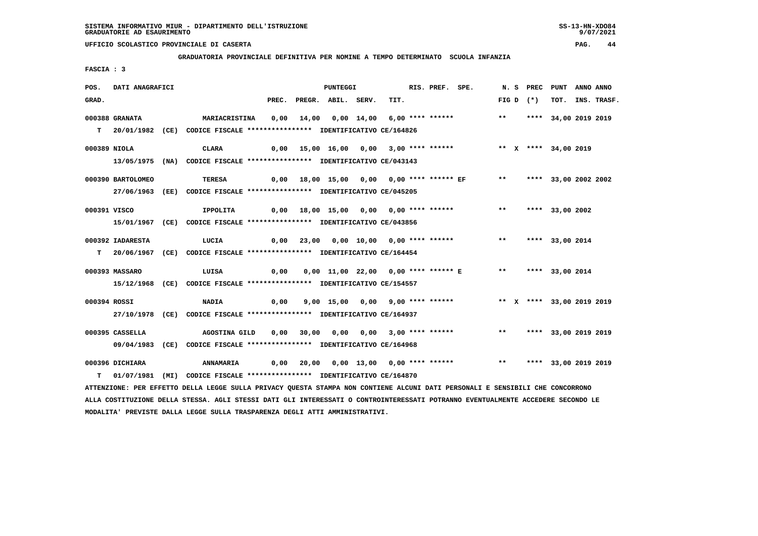SISTEMA INFORMATIVO MIUR - DIPARTIMENTO DELL'ISTRUZIONE
GRADUATORIE AD ESAURIMENTO

UFFICIO SCOLASTICO PROVINCIALE DI CASERTA

GRADUATORIA PROVINCIALE DEFINITIVA PER NOMINE A TEMPO DETERMINATO SCUOLA INFANZIA

FASCIA : 3

| POS. GRAD. | DATI ANAGRAFICI | | PREC. | PREGR. | ABIL. | SERV. | TIT. | RIS. PREF. SPE. | N. S FIG D | PREC (*) | PUNT TOT. | ANNO INS. | ANNO TRASF. |
|---|---|---|---|---|---|---|---|---|---|---|---|---|---|
| 000388 | GRANATA | MARIACRISTINA | 0,00 | 14,00 | 0,00 | 14,00 | 6,00 | **** ****** | ** | **** | 34,00 | 2019 | 2019 |
| T | 20/01/1982 (CE) CODICE FISCALE **************** IDENTIFICATIVO CE/164826 | | | | | | | | | | | | |
| 000389 | NIOLA | CLARA | 0,00 | 15,00 | 16,00 | 0,00 | 3,00 | **** ****** | ** X | **** | 34,00 | 2019 | |
| | 13/05/1975 (NA) CODICE FISCALE **************** IDENTIFICATIVO CE/043143 | | | | | | | | | | | | |
| 000390 | BARTOLOMEO | TERESA | 0,00 | 18,00 | 15,00 | 0,00 | 0,00 | **** ****** EF | ** | **** | 33,00 | 2002 | 2002 |
| | 27/06/1963 (EE) CODICE FISCALE **************** IDENTIFICATIVO CE/045205 | | | | | | | | | | | | |
| 000391 | VISCO | IPPOLITA | 0,00 | 18,00 | 15,00 | 0,00 | 0,00 | **** ****** | ** | **** | 33,00 | 2002 | |
| | 15/01/1967 (CE) CODICE FISCALE **************** IDENTIFICATIVO CE/043856 | | | | | | | | | | | | |
| 000392 | IADARESTA | LUCIA | 0,00 | 23,00 | 0,00 | 10,00 | 0,00 | **** ****** | ** | **** | 33,00 | 2014 | |
| T | 20/06/1967 (CE) CODICE FISCALE **************** IDENTIFICATIVO CE/164454 | | | | | | | | | | | | |
| 000393 | MASSARO | LUISA | 0,00 | 0,00 | 11,00 | 22,00 | 0,00 | **** ****** E | ** | **** | 33,00 | 2014 | |
| | 15/12/1968 (CE) CODICE FISCALE **************** IDENTIFICATIVO CE/154557 | | | | | | | | | | | | |
| 000394 | ROSSI | NADIA | 0,00 | 9,00 | 15,00 | 0,00 | 9,00 | **** ****** | ** X | **** | 33,00 | 2019 | 2019 |
| | 27/10/1978 (CE) CODICE FISCALE **************** IDENTIFICATIVO CE/164937 | | | | | | | | | | | | |
| 000395 | CASSELLA | AGOSTINA GILD | 0,00 | 30,00 | 0,00 | 0,00 | 3,00 | **** ****** | ** | **** | 33,00 | 2019 | 2019 |
| | 09/04/1983 (CE) CODICE FISCALE **************** IDENTIFICATIVO CE/164968 | | | | | | | | | | | | |
| 000396 | DICHIARA | ANNAMARIA | 0,00 | 20,00 | 0,00 | 13,00 | 0,00 | **** ****** | ** | **** | 33,00 | 2019 | 2019 |
| T | 01/07/1981 (MI) CODICE FISCALE **************** IDENTIFICATIVO CE/164870 | | | | | | | | | | | | |

ATTENZIONE: PER EFFETTO DELLA LEGGE SULLA PRIVACY QUESTA STAMPA NON CONTIENE ALCUNI DATI PERSONALI E SENSIBILI CHE CONCORRONO ALLA COSTITUZIONE DELLA STESSA. AGLI STESSI DATI GLI INTERESSATI O CONTROINTERESSATI POTRANNO EVENTUALMENTE ACCEDERE SECONDO LE MODALITA' PREVISTE DALLA LEGGE SULLA TRASPARENZA DEGLI ATTI AMMINISTRATIVI.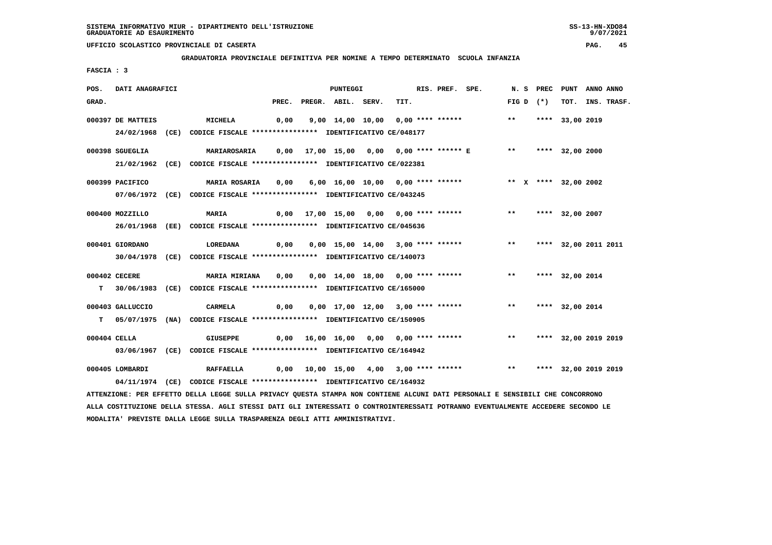SISTEMA INFORMATIVO MIUR - DIPARTIMENTO DELL'ISTRUZIONE
GRADUATORIE AD ESAURIMENTO

UFFICIO SCOLASTICO PROVINCIALE DI CASERTA

**GRADUATORIA PROVINCIALE DEFINITIVA PER NOMINE A TEMPO DETERMINATO SCUOLA INFANZIA**

FASCIA : 3

| POS. GRAD. | DATI ANAGRAFICI | | PREC. | PREGR. | ABIL. | SERV. | TIT. | RIS. | PREF. | SPE. | N. S FIG D | PREC (*) | PUNT TOT. | ANNO INS. | ANNO TRASF. |
|---|---|---|---|---|---|---|---|---|---|---|---|---|---|---|---|
| 000397 | DE MATTEIS | MICHELA | 0,00 | 9,00 | 14,00 | 10,00 | 0,00 | **** | ****** | | ** | **** | 33,00 | 2019 | |
| | 24/02/1968 (CE) CODICE FISCALE **************** IDENTIFICATIVO CE/048177 | | | | | | | | | | | | | | |
| 000398 | SGUEGLIA | MARIAROSARIA | 0,00 | 17,00 | 15,00 | 0,00 | 0,00 | **** | ****** | E | ** | **** | 32,00 | 2000 | |
| | 21/02/1962 (CE) CODICE FISCALE **************** IDENTIFICATIVO CE/022381 | | | | | | | | | | | | | | |
| 000399 | PACIFICO | MARIA ROSARIA | 0,00 | 6,00 | 16,00 | 10,00 | 0,00 | **** | ****** | | ** X | **** | 32,00 | 2002 | |
| | 07/06/1972 (CE) CODICE FISCALE **************** IDENTIFICATIVO CE/043245 | | | | | | | | | | | | | | |
| 000400 | MOZZILLO | MARIA | 0,00 | 17,00 | 15,00 | 0,00 | 0,00 | **** | ****** | | ** | **** | 32,00 | 2007 | |
| | 26/01/1968 (EE) CODICE FISCALE **************** IDENTIFICATIVO CE/045636 | | | | | | | | | | | | | | |
| 000401 | GIORDANO | LOREDANA | 0,00 | 0,00 | 15,00 | 14,00 | 3,00 | **** | ****** | | ** | **** | 32,00 | 2011 | 2011 |
| | 30/04/1978 (CE) CODICE FISCALE **************** IDENTIFICATIVO CE/140073 | | | | | | | | | | | | | | |
| 000402 | CECERE | MARIA MIRIANA | 0,00 | 0,00 | 14,00 | 18,00 | 0,00 | **** | ****** | | ** | **** | 32,00 | 2014 | |
| T | 30/06/1983 (CE) CODICE FISCALE **************** IDENTIFICATIVO CE/165000 | | | | | | | | | | | | | | |
| 000403 | GALLUCCIO | CARMELA | 0,00 | 0,00 | 17,00 | 12,00 | 3,00 | **** | ****** | | ** | **** | 32,00 | 2014 | |
| T | 05/07/1975 (NA) CODICE FISCALE **************** IDENTIFICATIVO CE/150905 | | | | | | | | | | | | | | |
| 000404 | CELLA | GIUSEPPE | 0,00 | 16,00 | 16,00 | 0,00 | 0,00 | **** | ****** | | ** | **** | 32,00 | 2019 | 2019 |
| | 03/06/1967 (CE) CODICE FISCALE **************** IDENTIFICATIVO CE/164942 | | | | | | | | | | | | | | |
| 000405 | LOMBARDI | RAFFAELLA | 0,00 | 10,00 | 15,00 | 4,00 | 3,00 | **** | ****** | | ** | **** | 32,00 | 2019 | 2019 |
| | 04/11/1974 (CE) CODICE FISCALE **************** IDENTIFICATIVO CE/164932 | | | | | | | | | | | | | | |

ATTENZIONE: PER EFFETTO DELLA LEGGE SULLA PRIVACY QUESTA STAMPA NON CONTIENE ALCUNI DATI PERSONALI E SENSIBILI CHE CONCORRONO ALLA COSTITUZIONE DELLA STESSA. AGLI STESSI DATI GLI INTERESSATI O CONTROINTERESSATI POTRANNO EVENTUALMENTE ACCEDERE SECONDO LE MODALITA' PREVISTE DALLA LEGGE SULLA TRASPARENZA DEGLI ATTI AMMINISTRATIVI.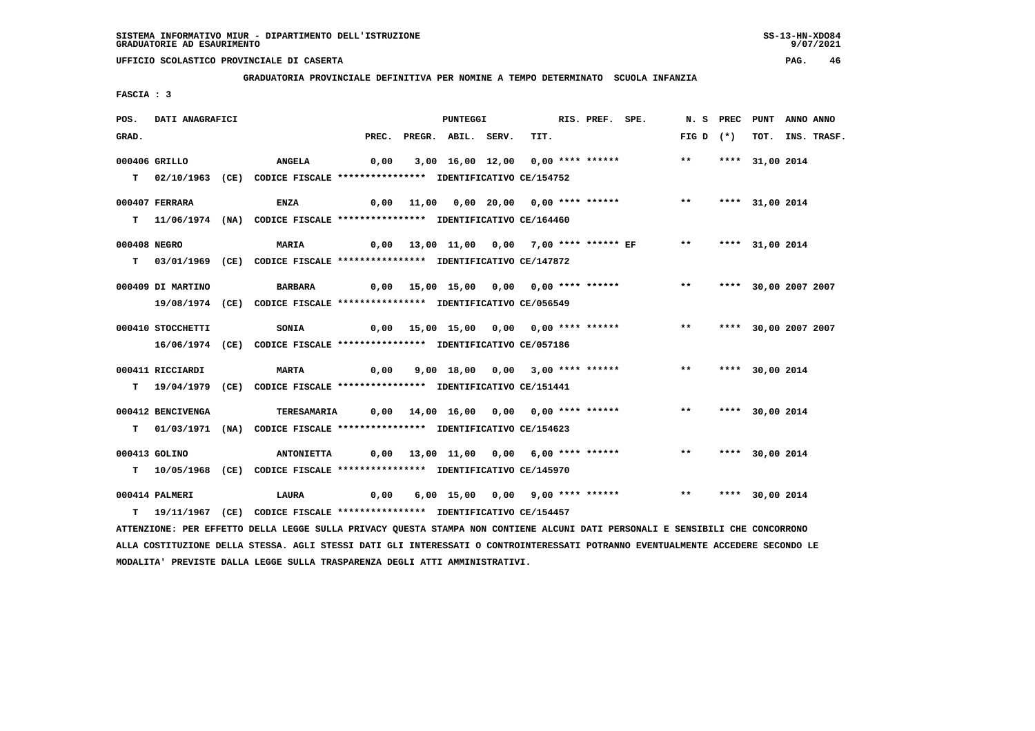SISTEMA INFORMATIVO MIUR - DIPARTIMENTO DELL'ISTRUZIONE
GRADUATORIE AD ESAURIMENTO

UFFICIO SCOLASTICO PROVINCIALE DI CASERTA

**GRADUATORIA PROVINCIALE DEFINITIVA PER NOMINE A TEMPO DETERMINATO SCUOLA INFANZIA**

FASCIA : 3

| POS. GRAD. | DATI ANAGRAFICI | | PREC. | PREGR. | ABIL. | SERV. | TIT. | RIS. PREF. SPE. | N. S FIG D | PREC (*) | PUNT TOT. | ANNO INS. | ANNO TRASF. |
|---|---|---|---|---|---|---|---|---|---|---|---|---|---|
| 000406 | GRILLO | ANGELA | 0,00 | 3,00 | 16,00 | 12,00 | 0,00 | **** ****** | ** | **** | 31,00 | 2014 | |
| T | 02/10/1963 (CE) CODICE FISCALE **************** IDENTIFICATIVO CE/154752 | | | | | | | | | | | | |
| 000407 | FERRARA | ENZA | 0,00 | 11,00 | 0,00 | 20,00 | 0,00 | **** ****** | ** | **** | 31,00 | 2014 | |
| T | 11/06/1974 (NA) CODICE FISCALE **************** IDENTIFICATIVO CE/164460 | | | | | | | | | | | | |
| 000408 | NEGRO | MARIA | 0,00 | 13,00 | 11,00 | 0,00 | 7,00 | **** ****** EF | ** | **** | 31,00 | 2014 | |
| T | 03/01/1969 (CE) CODICE FISCALE **************** IDENTIFICATIVO CE/147872 | | | | | | | | | | | | |
| 000409 | DI MARTINO | BARBARA | 0,00 | 15,00 | 15,00 | 0,00 | 0,00 | **** ****** | ** | **** | 30,00 | 2007 | 2007 |
| | 19/08/1974 (CE) CODICE FISCALE **************** IDENTIFICATIVO CE/056549 | | | | | | | | | | | | |
| 000410 | STOCCHETTI | SONIA | 0,00 | 15,00 | 15,00 | 0,00 | 0,00 | **** ****** | ** | **** | 30,00 | 2007 | 2007 |
| | 16/06/1974 (CE) CODICE FISCALE **************** IDENTIFICATIVO CE/057186 | | | | | | | | | | | | |
| 000411 | RICCIARDI | MARTA | 0,00 | 9,00 | 18,00 | 0,00 | 3,00 | **** ****** | ** | **** | 30,00 | 2014 | |
| T | 19/04/1979 (CE) CODICE FISCALE **************** IDENTIFICATIVO CE/151441 | | | | | | | | | | | | |
| 000412 | BENCIVENGA | TERESAMARIA | 0,00 | 14,00 | 16,00 | 0,00 | 0,00 | **** ****** | ** | **** | 30,00 | 2014 | |
| T | 01/03/1971 (NA) CODICE FISCALE **************** IDENTIFICATIVO CE/154623 | | | | | | | | | | | | |
| 000413 | GOLINO | ANTONIETTA | 0,00 | 13,00 | 11,00 | 0,00 | 6,00 | **** ****** | ** | **** | 30,00 | 2014 | |
| T | 10/05/1968 (CE) CODICE FISCALE **************** IDENTIFICATIVO CE/145970 | | | | | | | | | | | | |
| 000414 | PALMERI | LAURA | 0,00 | 6,00 | 15,00 | 0,00 | 9,00 | **** ****** | ** | **** | 30,00 | 2014 | |
| T | 19/11/1967 (CE) CODICE FISCALE **************** IDENTIFICATIVO CE/154457 | | | | | | | | | | | | |

ATTENZIONE: PER EFFETTO DELLA LEGGE SULLA PRIVACY QUESTA STAMPA NON CONTIENE ALCUNI DATI PERSONALI E SENSIBILI CHE CONCORRONO ALLA COSTITUZIONE DELLA STESSA. AGLI STESSI DATI GLI INTERESSATI O CONTROINTERESSATI POTRANNO EVENTUALMENTE ACCEDERE SECONDO LE MODALITA' PREVISTE DALLA LEGGE SULLA TRASPARENZA DEGLI ATTI AMMINISTRATIVI.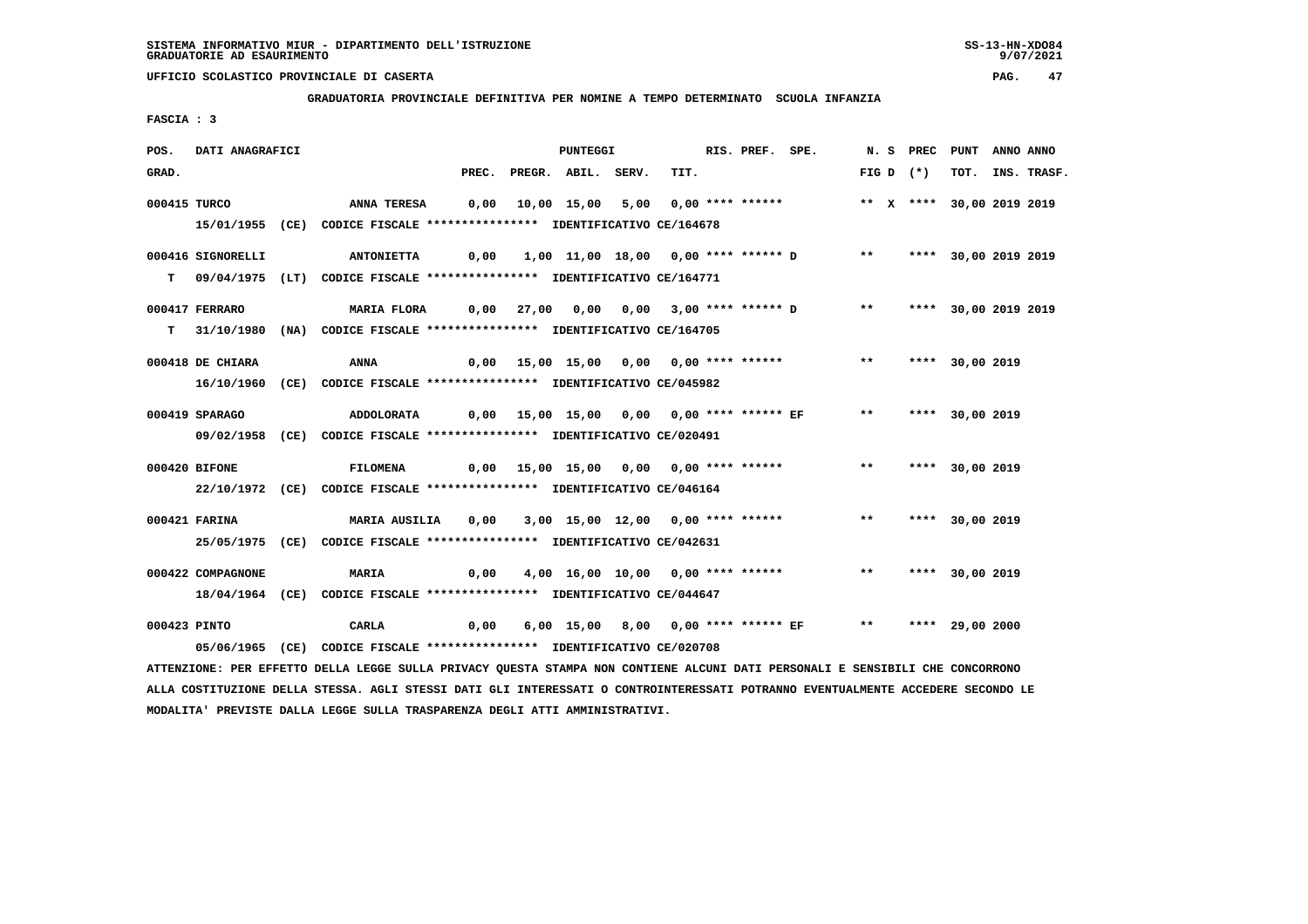SISTEMA INFORMATIVO MIUR - DIPARTIMENTO DELL'ISTRUZIONE
GRADUATORIE AD ESAURIMENTO

UFFICIO SCOLASTICO PROVINCIALE DI CASERTA

**GRADUATORIA PROVINCIALE DEFINITIVA PER NOMINE A TEMPO DETERMINATO SCUOLA INFANZIA**

**FASCIA : 3**

| POS. GRAD. | DATI ANAGRAFICI | | PREC. | PREGR. | ABIL. | SERV. | TIT. | RIS. | PREF. | SPE. | N. S FIG D | PREC (*) | PUNT TOT. | ANNO INS. | ANNO TRASF. |
|---|---|---|---|---|---|---|---|---|---|---|---|---|---|---|---|
| 000415 | TURCO | ANNA TERESA | 0,00 | 10,00 | 15,00 | 5,00 | 0,00 | **** | ****** | | ** X | **** | 30,00 | 2019 | 2019 |
| | 15/01/1955 (CE) CODICE FISCALE **************** IDENTIFICATIVO CE/164678 | | | | | | | | | | | | | | |
| 000416 | SIGNORELLI | ANTONIETTA | 0,00 | 1,00 | 11,00 | 18,00 | 0,00 | **** | ****** D | | ** | **** | 30,00 | 2019 | 2019 |
| T | 09/04/1975 (LT) CODICE FISCALE **************** IDENTIFICATIVO CE/164771 | | | | | | | | | | | | | | |
| 000417 | FERRARO | MARIA FLORA | 0,00 | 27,00 | 0,00 | 0,00 | 3,00 | **** | ****** D | | ** | **** | 30,00 | 2019 | 2019 |
| T | 31/10/1980 (NA) CODICE FISCALE **************** IDENTIFICATIVO CE/164705 | | | | | | | | | | | | | | |
| 000418 | DE CHIARA | ANNA | 0,00 | 15,00 | 15,00 | 0,00 | 0,00 | **** | ****** | | ** | **** | 30,00 | 2019 | |
| | 16/10/1960 (CE) CODICE FISCALE **************** IDENTIFICATIVO CE/045982 | | | | | | | | | | | | | | |
| 000419 | SPARAGO | ADDOLORATA | 0,00 | 15,00 | 15,00 | 0,00 | 0,00 | **** | ****** EF | | ** | **** | 30,00 | 2019 | |
| | 09/02/1958 (CE) CODICE FISCALE **************** IDENTIFICATIVO CE/020491 | | | | | | | | | | | | | | |
| 000420 | BIFONE | FILOMENA | 0,00 | 15,00 | 15,00 | 0,00 | 0,00 | **** | ****** | | ** | **** | 30,00 | 2019 | |
| | 22/10/1972 (CE) CODICE FISCALE **************** IDENTIFICATIVO CE/046164 | | | | | | | | | | | | | | |
| 000421 | FARINA | MARIA AUSILIA | 0,00 | 3,00 | 15,00 | 12,00 | 0,00 | **** | ****** | | ** | **** | 30,00 | 2019 | |
| | 25/05/1975 (CE) CODICE FISCALE **************** IDENTIFICATIVO CE/042631 | | | | | | | | | | | | | | |
| 000422 | COMPAGNONE | MARIA | 0,00 | 4,00 | 16,00 | 10,00 | 0,00 | **** | ****** | | ** | **** | 30,00 | 2019 | |
| | 18/04/1964 (CE) CODICE FISCALE **************** IDENTIFICATIVO CE/044647 | | | | | | | | | | | | | | |
| 000423 | PINTO | CARLA | 0,00 | 6,00 | 15,00 | 8,00 | 0,00 | **** | ****** EF | | ** | **** | 29,00 | 2000 | |
| | 05/06/1965 (CE) CODICE FISCALE **************** IDENTIFICATIVO CE/020708 | | | | | | | | | | | | | | |

ATTENZIONE: PER EFFETTO DELLA LEGGE SULLA PRIVACY QUESTA STAMPA NON CONTIENE ALCUNI DATI PERSONALI E SENSIBILI CHE CONCORRONO ALLA COSTITUZIONE DELLA STESSA. AGLI STESSI DATI GLI INTERESSATI O CONTROINTERESSATI POTRANNO EVENTUALMENTE ACCEDERE SECONDO LE MODALITA' PREVISTE DALLA LEGGE SULLA TRASPARENZA DEGLI ATTI AMMINISTRATIVI.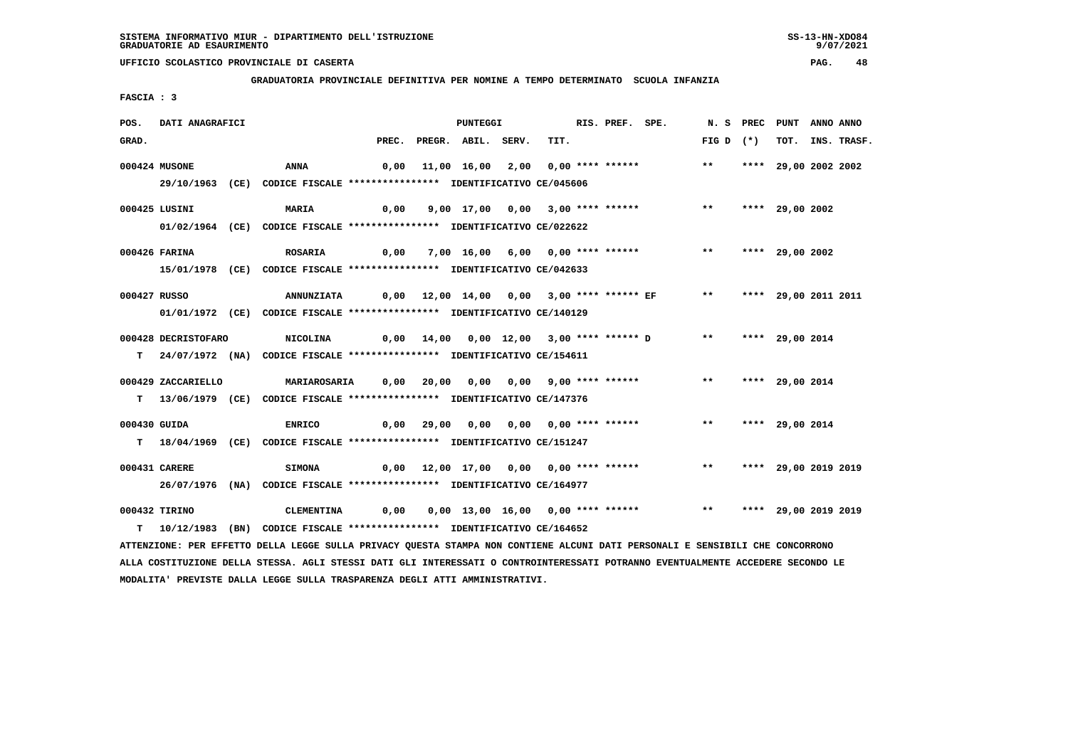SISTEMA INFORMATIVO MIUR - DIPARTIMENTO DELL'ISTRUZIONE
GRADUATORIE AD ESAURIMENTO

UFFICIO SCOLASTICO PROVINCIALE DI CASERTA

GRADUATORIA PROVINCIALE DEFINITIVA PER NOMINE A TEMPO DETERMINATO SCUOLA INFANZIA

FASCIA : 3

| POS. GRAD. | DATI ANAGRAFICI | | PREC. | PREGR. | ABIL. | SERV. | TIT. | RIS. | PREF. | SPE. | N. S FIG D | PREC (*) | PUNT TOT. | ANNO INS. | ANNO TRASF. |
|---|---|---|---|---|---|---|---|---|---|---|---|---|---|---|---|
| 000424 | MUSONE | ANNA | 0,00 | 11,00 | 16,00 | 2,00 | 0,00 | **** | ****** | | ** | **** | 29,00 | 2002 | 2002 |
| | 29/10/1963 (CE) CODICE FISCALE **************** IDENTIFICATIVO CE/045606 | | | | | | | | | | | | | | |
| 000425 | LUSINI | MARIA | 0,00 | 9,00 | 17,00 | 0,00 | 3,00 | **** | ****** | | ** | **** | 29,00 | 2002 | |
| | 01/02/1964 (CE) CODICE FISCALE **************** IDENTIFICATIVO CE/022622 | | | | | | | | | | | | | | |
| 000426 | FARINA | ROSARIA | 0,00 | 7,00 | 16,00 | 6,00 | 0,00 | **** | ****** | | ** | **** | 29,00 | 2002 | |
| | 15/01/1978 (CE) CODICE FISCALE **************** IDENTIFICATIVO CE/042633 | | | | | | | | | | | | | | |
| 000427 | RUSSO | ANNUNZIATA | 0,00 | 12,00 | 14,00 | 0,00 | 3,00 | **** | ****** | EF | ** | **** | 29,00 | 2011 | 2011 |
| | 01/01/1972 (CE) CODICE FISCALE **************** IDENTIFICATIVO CE/140129 | | | | | | | | | | | | | | |
| 000428 | DECRISTOFARO | NICOLINA | 0,00 | 14,00 | 0,00 | 12,00 | 3,00 | **** | ****** | D | ** | **** | 29,00 | 2014 | |
| T | 24/07/1972 (NA) CODICE FISCALE **************** IDENTIFICATIVO CE/154611 | | | | | | | | | | | | | | |
| 000429 | ZACCARIELLO | MARIAROSARIA | 0,00 | 20,00 | 0,00 | 0,00 | 9,00 | **** | ****** | | ** | **** | 29,00 | 2014 | |
| T | 13/06/1979 (CE) CODICE FISCALE **************** IDENTIFICATIVO CE/147376 | | | | | | | | | | | | | | |
| 000430 | GUIDA | ENRICO | 0,00 | 29,00 | 0,00 | 0,00 | 0,00 | **** | ****** | | ** | **** | 29,00 | 2014 | |
| T | 18/04/1969 (CE) CODICE FISCALE **************** IDENTIFICATIVO CE/151247 | | | | | | | | | | | | | | |
| 000431 | CARERE | SIMONA | 0,00 | 12,00 | 17,00 | 0,00 | 0,00 | **** | ****** | | ** | **** | 29,00 | 2019 | 2019 |
| | 26/07/1976 (NA) CODICE FISCALE **************** IDENTIFICATIVO CE/164977 | | | | | | | | | | | | | | |
| 000432 | TIRINO | CLEMENTINA | 0,00 | 0,00 | 13,00 | 16,00 | 0,00 | **** | ****** | | ** | **** | 29,00 | 2019 | 2019 |
| T | 10/12/1983 (BN) CODICE FISCALE **************** IDENTIFICATIVO CE/164652 | | | | | | | | | | | | | | |

ATTENZIONE: PER EFFETTO DELLA LEGGE SULLA PRIVACY QUESTA STAMPA NON CONTIENE ALCUNI DATI PERSONALI E SENSIBILI CHE CONCORRONO ALLA COSTITUZIONE DELLA STESSA. AGLI STESSI DATI GLI INTERESSATI O CONTROINTERESSATI POTRANNO EVENTUALMENTE ACCEDERE SECONDO LE MODALITA' PREVISTE DALLA LEGGE SULLA TRASPARENZA DEGLI ATTI AMMINISTRATIVI.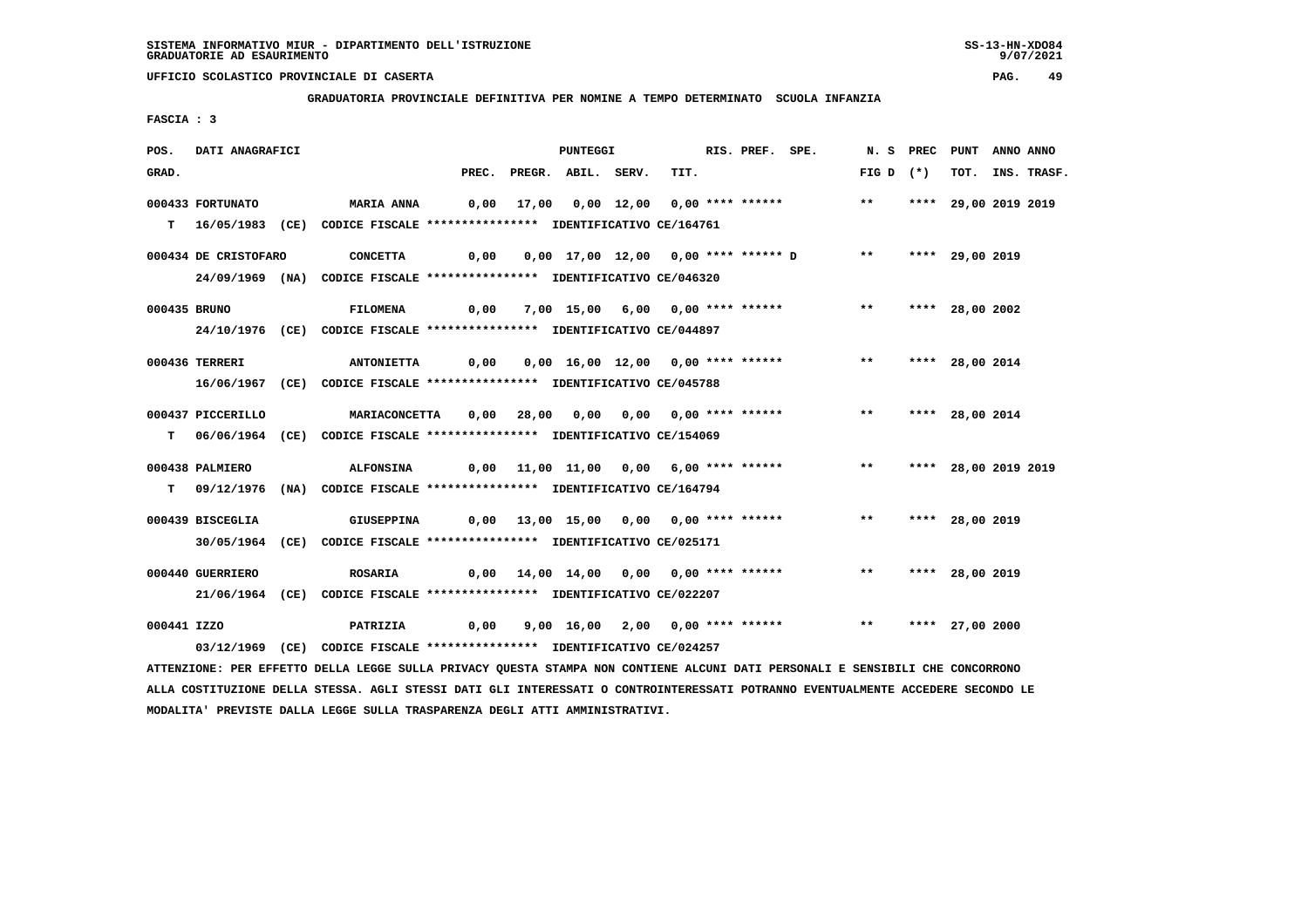SISTEMA INFORMATIVO MIUR - DIPARTIMENTO DELL'ISTRUZIONE
GRADUATORIE AD ESAURIMENTO

UFFICIO SCOLASTICO PROVINCIALE DI CASERTA

GRADUATORIA PROVINCIALE DEFINITIVA PER NOMINE A TEMPO DETERMINATO SCUOLA INFANZIA

FASCIA : 3

| POS. GRAD. | DATI ANAGRAFICI | | PREC. | PREGR. | ABIL. | SERV. | TIT. | RIS. | PREF. | SPE. | N. S FIG D | PREC (*) | PUNT TOT. | ANNO INS. | ANNO TRASF. |
|---|---|---|---|---|---|---|---|---|---|---|---|---|---|---|---|
| 000433 | FORTUNATO | MARIA ANNA | 0,00 | 17,00 | 0,00 | 12,00 | 0,00 | **** | ****** | | ** | **** | 29,00 | 2019 | 2019 |
| T | 16/05/1983 (CE) CODICE FISCALE **************** IDENTIFICATIVO CE/164761 | | | | | | | | | | | | | | |
| 000434 | DE CRISTOFARO | CONCETTA | 0,00 | 0,00 | 17,00 | 12,00 | 0,00 | **** | ****** | D | ** | **** | 29,00 | 2019 | |
| | 24/09/1969 (NA) CODICE FISCALE **************** IDENTIFICATIVO CE/046320 | | | | | | | | | | | | | | |
| 000435 | BRUNO | FILOMENA | 0,00 | 7,00 | 15,00 | 6,00 | 0,00 | **** | ****** | | ** | **** | 28,00 | 2002 | |
| | 24/10/1976 (CE) CODICE FISCALE **************** IDENTIFICATIVO CE/044897 | | | | | | | | | | | | | | |
| 000436 | TERRERI | ANTONIETTA | 0,00 | 0,00 | 16,00 | 12,00 | 0,00 | **** | ****** | | ** | **** | 28,00 | 2014 | |
| | 16/06/1967 (CE) CODICE FISCALE **************** IDENTIFICATIVO CE/045788 | | | | | | | | | | | | | | |
| 000437 | PICCERILLO | MARIACONCETTA | 0,00 | 28,00 | 0,00 | 0,00 | 0,00 | **** | ****** | | ** | **** | 28,00 | 2014 | |
| T | 06/06/1964 (CE) CODICE FISCALE **************** IDENTIFICATIVO CE/154069 | | | | | | | | | | | | | | |
| 000438 | PALMIERO | ALFONSINA | 0,00 | 11,00 | 11,00 | 0,00 | 6,00 | **** | ****** | | ** | **** | 28,00 | 2019 | 2019 |
| T | 09/12/1976 (NA) CODICE FISCALE **************** IDENTIFICATIVO CE/164794 | | | | | | | | | | | | | | |
| 000439 | BISCEGLIA | GIUSEPPINA | 0,00 | 13,00 | 15,00 | 0,00 | 0,00 | **** | ****** | | ** | **** | 28,00 | 2019 | |
| | 30/05/1964 (CE) CODICE FISCALE **************** IDENTIFICATIVO CE/025171 | | | | | | | | | | | | | | |
| 000440 | GUERRIERO | ROSARIA | 0,00 | 14,00 | 14,00 | 0,00 | 0,00 | **** | ****** | | ** | **** | 28,00 | 2019 | |
| | 21/06/1964 (CE) CODICE FISCALE **************** IDENTIFICATIVO CE/022207 | | | | | | | | | | | | | | |
| 000441 | IZZO | PATRIZIA | 0,00 | 9,00 | 16,00 | 2,00 | 0,00 | **** | ****** | | ** | **** | 27,00 | 2000 | |
| | 03/12/1969 (CE) CODICE FISCALE **************** IDENTIFICATIVO CE/024257 | | | | | | | | | | | | | | |

ATTENZIONE: PER EFFETTO DELLA LEGGE SULLA PRIVACY QUESTA STAMPA NON CONTIENE ALCUNI DATI PERSONALI E SENSIBILI CHE CONCORRONO ALLA COSTITUZIONE DELLA STESSA. AGLI STESSI DATI GLI INTERESSATI O CONTROINTERESSATI POTRANNO EVENTUALMENTE ACCEDERE SECONDO LE MODALITA' PREVISTE DALLA LEGGE SULLA TRASPARENZA DEGLI ATTI AMMINISTRATIVI.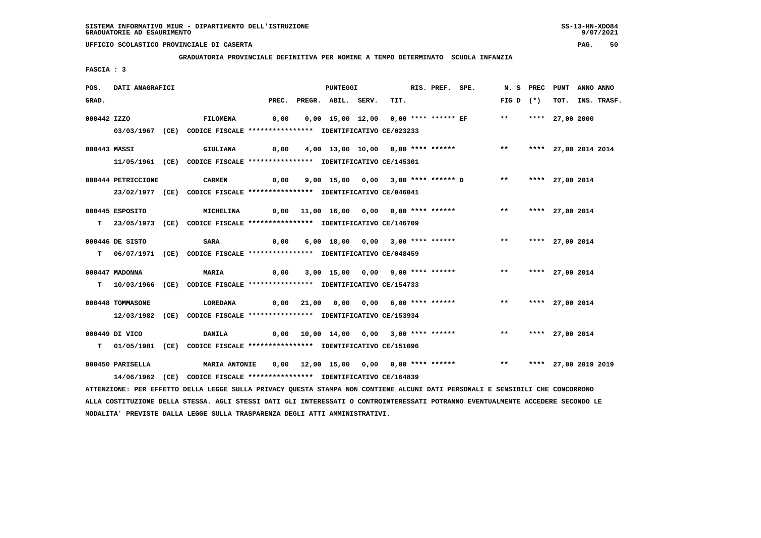SISTEMA INFORMATIVO MIUR - DIPARTIMENTO DELL'ISTRUZIONE
GRADUATORIE AD ESAURIMENTO

UFFICIO SCOLASTICO PROVINCIALE DI CASERTA

GRADUATORIA PROVINCIALE DEFINITIVA PER NOMINE A TEMPO DETERMINATO SCUOLA INFANZIA

FASCIA : 3

| POS. GRAD. | DATI ANAGRAFICI | | PREC. | PREGR. | ABIL. | SERV. | TIT. | RIS. | PREF. | SPE. | N. S FIG D | PREC (*) | PUNT TOT. | ANNO INS. | ANNO TRASF. |
|---|---|---|---|---|---|---|---|---|---|---|---|---|---|---|---|
| 000442 | IZZO | FILOMENA | 0,00 | 0,00 | 15,00 | 12,00 | 0,00 | **** | ****** | EF | ** | **** | 27,00 | 2000 | |
| | 03/03/1967 (CE) CODICE FISCALE **************** IDENTIFICATIVO CE/023233 | | | | | | | | | | | | | | |
| 000443 | MASSI | GIULIANA | 0,00 | 4,00 | 13,00 | 10,00 | 0,00 | **** | ****** | | ** | **** | 27,00 | 2014 | 2014 |
| | 11/05/1961 (CE) CODICE FISCALE **************** IDENTIFICATIVO CE/145301 | | | | | | | | | | | | | | |
| 000444 | PETRICCIONE | CARMEN | 0,00 | 9,00 | 15,00 | 0,00 | 3,00 | **** | ****** | D | ** | **** | 27,00 | 2014 | |
| | 23/02/1977 (CE) CODICE FISCALE **************** IDENTIFICATIVO CE/046041 | | | | | | | | | | | | | | |
| 000445 | ESPOSITO | MICHELINA | 0,00 | 11,00 | 16,00 | 0,00 | 0,00 | **** | ****** | | ** | **** | 27,00 | 2014 | |
| T | 23/05/1973 (CE) CODICE FISCALE **************** IDENTIFICATIVO CE/146709 | | | | | | | | | | | | | | |
| 000446 | DE SISTO | SARA | 0,00 | 6,00 | 18,00 | 0,00 | 3,00 | **** | ****** | | ** | **** | 27,00 | 2014 | |
| T | 06/07/1971 (CE) CODICE FISCALE **************** IDENTIFICATIVO CE/048459 | | | | | | | | | | | | | | |
| 000447 | MADONNA | MARIA | 0,00 | 3,00 | 15,00 | 0,00 | 9,00 | **** | ****** | | ** | **** | 27,00 | 2014 | |
| T | 10/03/1966 (CE) CODICE FISCALE **************** IDENTIFICATIVO CE/154733 | | | | | | | | | | | | | | |
| 000448 | TOMMASONE | LOREDANA | 0,00 | 21,00 | 0,00 | 0,00 | 6,00 | **** | ****** | | ** | **** | 27,00 | 2014 | |
| | 12/03/1982 (CE) CODICE FISCALE **************** IDENTIFICATIVO CE/153934 | | | | | | | | | | | | | | |
| 000449 | DI VICO | DANILA | 0,00 | 10,00 | 14,00 | 0,00 | 3,00 | **** | ****** | | ** | **** | 27,00 | 2014 | |
| T | 01/05/1981 (CE) CODICE FISCALE **************** IDENTIFICATIVO CE/151096 | | | | | | | | | | | | | | |
| 000450 | PARISELLA | MARIA ANTONIE | 0,00 | 12,00 | 15,00 | 0,00 | 0,00 | **** | ****** | | ** | **** | 27,00 | 2019 | 2019 |
| | 14/06/1962 (CE) CODICE FISCALE **************** IDENTIFICATIVO CE/164839 | | | | | | | | | | | | | | |

ATTENZIONE: PER EFFETTO DELLA LEGGE SULLA PRIVACY QUESTA STAMPA NON CONTIENE ALCUNI DATI PERSONALI E SENSIBILI CHE CONCORRONO ALLA COSTITUZIONE DELLA STESSA. AGLI STESSI DATI GLI INTERESSATI O CONTROINTERESSATI POTRANNO EVENTUALMENTE ACCEDERE SECONDO LE MODALITA' PREVISTE DALLA LEGGE SULLA TRASPARENZA DEGLI ATTI AMMINISTRATIVI.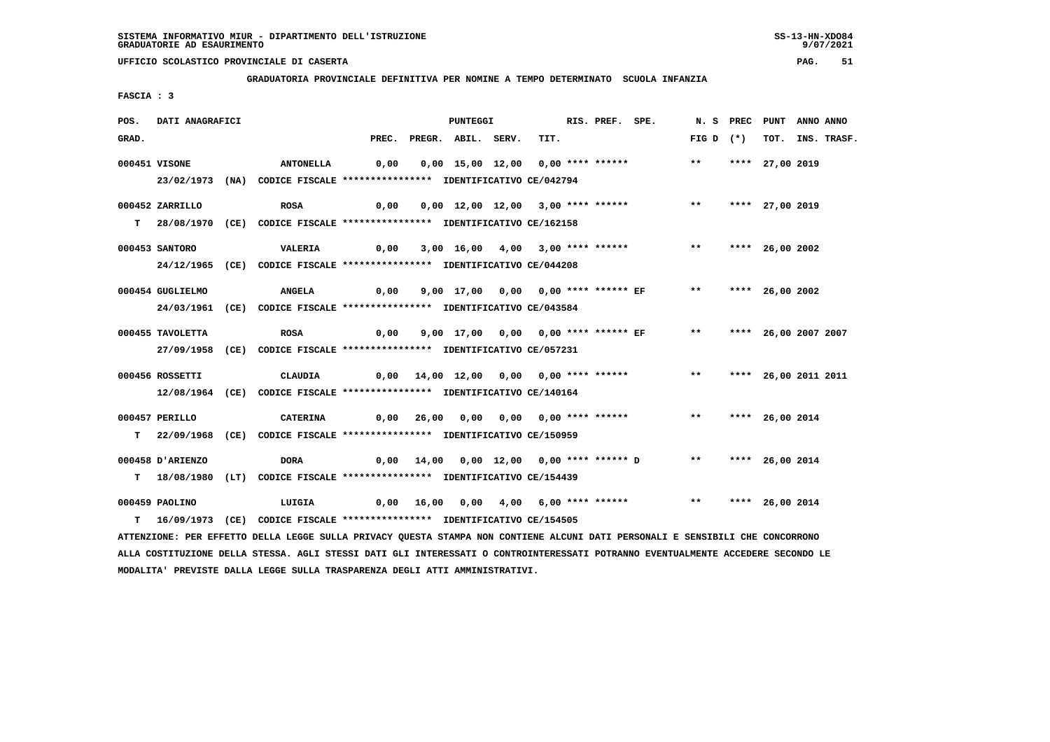SISTEMA INFORMATIVO MIUR - DIPARTIMENTO DELL'ISTRUZIONE
GRADUATORIE AD ESAURIMENTO

UFFICIO SCOLASTICO PROVINCIALE DI CASERTA

**GRADUATORIA PROVINCIALE DEFINITIVA PER NOMINE A TEMPO DETERMINATO SCUOLA INFANZIA**

**FASCIA : 3**

| POS. GRAD. | DATI ANAGRAFICI | | PREC. | PREGR. | ABIL. | SERV. | TIT. | RIS. PREF. SPE. | N. S FIG D | PREC (*) | PUNT TOT. | ANNO INS. | ANNO TRASF. |
|---|---|---|---|---|---|---|---|---|---|---|---|---|---|
| 000451 | VISONE | ANTONELLA | 0,00 | 0,00 | 15,00 | 12,00 | 0,00 | **** ****** | ** | **** | 27,00 | 2019 | |
| | 23/02/1973 (NA) CODICE FISCALE **************** IDENTIFICATIVO CE/042794 | | | | | | | | | | | | |
| 000452 | ZARRILLO | ROSA | 0,00 | 0,00 | 12,00 | 12,00 | 3,00 | **** ****** | ** | **** | 27,00 | 2019 | |
| T | 28/08/1970 (CE) CODICE FISCALE **************** IDENTIFICATIVO CE/162158 | | | | | | | | | | | | |
| 000453 | SANTORO | VALERIA | 0,00 | 3,00 | 16,00 | 4,00 | 3,00 | **** ****** | ** | **** | 26,00 | 2002 | |
| | 24/12/1965 (CE) CODICE FISCALE **************** IDENTIFICATIVO CE/044208 | | | | | | | | | | | | |
| 000454 | GUGLIELMO | ANGELA | 0,00 | 9,00 | 17,00 | 0,00 | 0,00 | **** ****** EF | ** | **** | 26,00 | 2002 | |
| | 24/03/1961 (CE) CODICE FISCALE **************** IDENTIFICATIVO CE/043584 | | | | | | | | | | | | |
| 000455 | TAVOLETTA | ROSA | 0,00 | 9,00 | 17,00 | 0,00 | 0,00 | **** ****** EF | ** | **** | 26,00 | 2007 | 2007 |
| | 27/09/1958 (CE) CODICE FISCALE **************** IDENTIFICATIVO CE/057231 | | | | | | | | | | | | |
| 000456 | ROSSETTI | CLAUDIA | 0,00 | 14,00 | 12,00 | 0,00 | 0,00 | **** ****** | ** | **** | 26,00 | 2011 | 2011 |
| | 12/08/1964 (CE) CODICE FISCALE **************** IDENTIFICATIVO CE/140164 | | | | | | | | | | | | |
| 000457 | PERILLO | CATERINA | 0,00 | 26,00 | 0,00 | 0,00 | 0,00 | **** ****** | ** | **** | 26,00 | 2014 | |
| T | 22/09/1968 (CE) CODICE FISCALE **************** IDENTIFICATIVO CE/150959 | | | | | | | | | | | | |
| 000458 | D'ARIENZO | DORA | 0,00 | 14,00 | 0,00 | 12,00 | 0,00 | **** ****** D | ** | **** | 26,00 | 2014 | |
| T | 18/08/1980 (LT) CODICE FISCALE **************** IDENTIFICATIVO CE/154439 | | | | | | | | | | | | |
| 000459 | PAOLINO | LUIGIA | 0,00 | 16,00 | 0,00 | 4,00 | 6,00 | **** ****** | ** | **** | 26,00 | 2014 | |
| T | 16/09/1973 (CE) CODICE FISCALE **************** IDENTIFICATIVO CE/154505 | | | | | | | | | | | | |

ATTENZIONE: PER EFFETTO DELLA LEGGE SULLA PRIVACY QUESTA STAMPA NON CONTIENE ALCUNI DATI PERSONALI E SENSIBILI CHE CONCORRONO ALLA COSTITUZIONE DELLA STESSA. AGLI STESSI DATI GLI INTERESSATI O CONTROINTERESSATI POTRANNO EVENTUALMENTE ACCEDERE SECONDO LE MODALITA' PREVISTE DALLA LEGGE SULLA TRASPARENZA DEGLI ATTI AMMINISTRATIVI.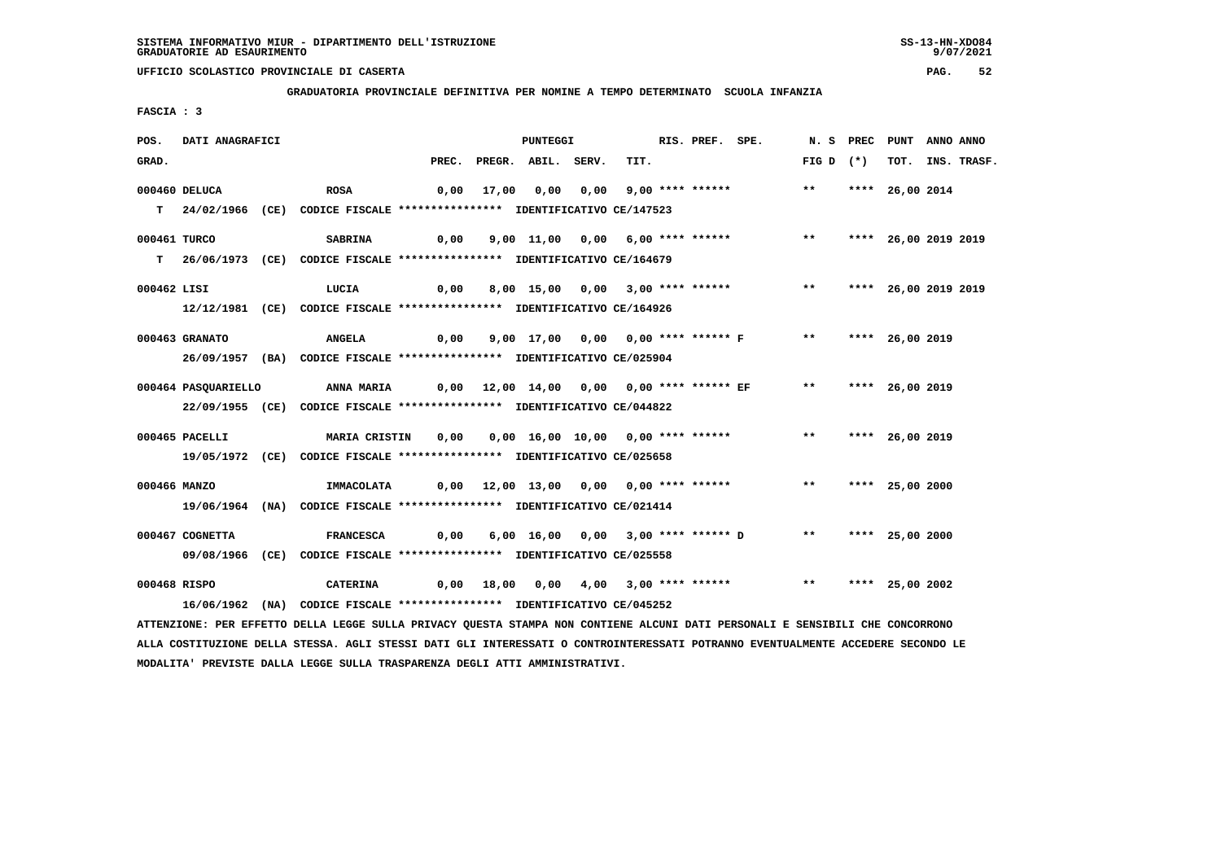SISTEMA INFORMATIVO MIUR - DIPARTIMENTO DELL'ISTRUZIONE
GRADUATORIE AD ESAURIMENTO

UFFICIO SCOLASTICO PROVINCIALE DI CASERTA

GRADUATORIA PROVINCIALE DEFINITIVA PER NOMINE A TEMPO DETERMINATO SCUOLA INFANZIA

FASCIA : 3

| POS. GRAD. | DATI ANAGRAFICI | | PREC. | PREGR. | ABIL. | SERV. | TIT. | RIS. | PREF. | SPE. | N. S FIG D | PREC (*) | PUNT TOT. | ANNO INS. | ANNO TRASF. |
|---|---|---|---|---|---|---|---|---|---|---|---|---|---|---|---|
| 000460 | DELUCA | ROSA | 0,00 | 17,00 | 0,00 | 0,00 | 9,00 | **** | ****** | | ** | **** | 26,00 | 2014 | |
| T | 24/02/1966 (CE) CODICE FISCALE **************** IDENTIFICATIVO CE/147523 | | | | | | | | | | | | | | |
| 000461 | TURCO | SABRINA | 0,00 | 9,00 | 11,00 | 0,00 | 6,00 | **** | ****** | | ** | **** | 26,00 | 2019 | 2019 |
| T | 26/06/1973 (CE) CODICE FISCALE **************** IDENTIFICATIVO CE/164679 | | | | | | | | | | | | | | |
| 000462 | LISI | LUCIA | 0,00 | 8,00 | 15,00 | 0,00 | 3,00 | **** | ****** | | ** | **** | 26,00 | 2019 | 2019 |
| | 12/12/1981 (CE) CODICE FISCALE **************** IDENTIFICATIVO CE/164926 | | | | | | | | | | | | | | |
| 000463 | GRANATO | ANGELA | 0,00 | 9,00 | 17,00 | 0,00 | 0,00 | **** | ****** | F | ** | **** | 26,00 | 2019 | |
| | 26/09/1957 (BA) CODICE FISCALE **************** IDENTIFICATIVO CE/025904 | | | | | | | | | | | | | | |
| 000464 | PASQUARIELLO | ANNA MARIA | 0,00 | 12,00 | 14,00 | 0,00 | 0,00 | **** | ****** | EF | ** | **** | 26,00 | 2019 | |
| | 22/09/1955 (CE) CODICE FISCALE **************** IDENTIFICATIVO CE/044822 | | | | | | | | | | | | | | |
| 000465 | PACELLI | MARIA CRISTIN | 0,00 | 0,00 | 16,00 | 10,00 | 0,00 | **** | ****** | | ** | **** | 26,00 | 2019 | |
| | 19/05/1972 (CE) CODICE FISCALE **************** IDENTIFICATIVO CE/025658 | | | | | | | | | | | | | | |
| 000466 | MANZO | IMMACOLATA | 0,00 | 12,00 | 13,00 | 0,00 | 0,00 | **** | ****** | | ** | **** | 25,00 | 2000 | |
| | 19/06/1964 (NA) CODICE FISCALE **************** IDENTIFICATIVO CE/021414 | | | | | | | | | | | | | | |
| 000467 | COGNETTA | FRANCESCA | 0,00 | 6,00 | 16,00 | 0,00 | 3,00 | **** | ****** | D | ** | **** | 25,00 | 2000 | |
| | 09/08/1966 (CE) CODICE FISCALE **************** IDENTIFICATIVO CE/025558 | | | | | | | | | | | | | | |
| 000468 | RISPO | CATERINA | 0,00 | 18,00 | 0,00 | 4,00 | 3,00 | **** | ****** | | ** | **** | 25,00 | 2002 | |
| | 16/06/1962 (NA) CODICE FISCALE **************** IDENTIFICATIVO CE/045252 | | | | | | | | | | | | | | |

ATTENZIONE: PER EFFETTO DELLA LEGGE SULLA PRIVACY QUESTA STAMPA NON CONTIENE ALCUNI DATI PERSONALI E SENSIBILI CHE CONCORRONO ALLA COSTITUZIONE DELLA STESSA. AGLI STESSI DATI GLI INTERESSATI O CONTROINTERESSATI POTRANNO EVENTUALMENTE ACCEDERE SECONDO LE MODALITA' PREVISTE DALLA LEGGE SULLA TRASPARENZA DEGLI ATTI AMMINISTRATIVI.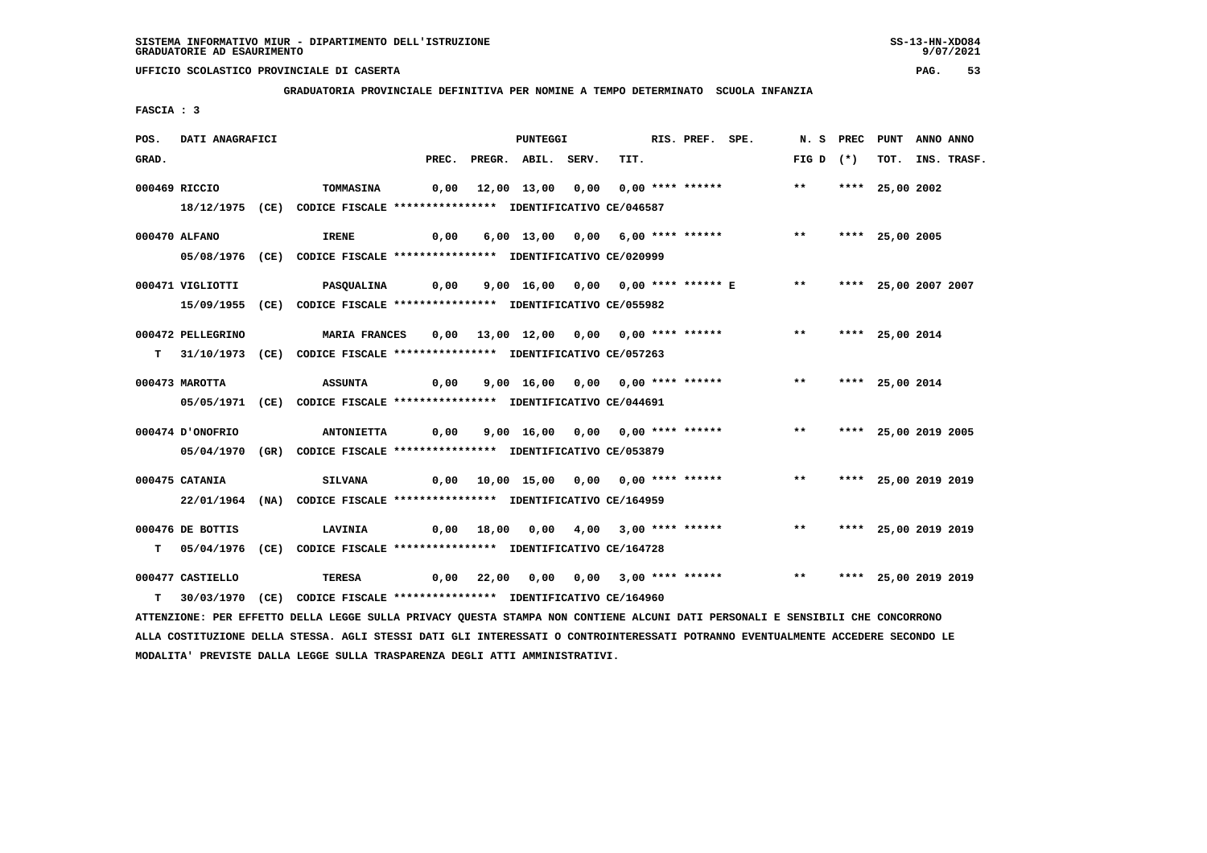**GRADUATORIA PROVINCIALE DEFINITIVA PER NOMINE A TEMPO DETERMINATO SCUOLA INFANZIA**

**FASCIA : 3**

| POS. GRAD. | DATI ANAGRAFICI | | PREC. | PREGR. | ABIL. | SERV. | TIT. | RIS. | PREF. | SPE. | N. S FIG D | PREC (*) | PUNT TOT. | ANNO INS. | ANNO TRASF. |
|---|---|---|---|---|---|---|---|---|---|---|---|---|---|---|---|
| 000469 | RICCIO | TOMMASINA | 0,00 | 12,00 | 13,00 | 0,00 | 0,00 | **** | ****** | | ** | **** | 25,00 | 2002 | |
| | 18/12/1975 (CE) | CODICE FISCALE **************** IDENTIFICATIVO CE/046587 | | | | | | | | | | | | | |
| 000470 | ALFANO | IRENE | 0,00 | 6,00 | 13,00 | 0,00 | 6,00 | **** | ****** | | ** | **** | 25,00 | 2005 | |
| | 05/08/1976 (CE) | CODICE FISCALE **************** IDENTIFICATIVO CE/020999 | | | | | | | | | | | | | |
| 000471 | VIGLIOTTI | PASQUALINA | 0,00 | 9,00 | 16,00 | 0,00 | 0,00 | **** | ****** | E | ** | **** | 25,00 | 2007 | 2007 |
| | 15/09/1955 (CE) | CODICE FISCALE **************** IDENTIFICATIVO CE/055982 | | | | | | | | | | | | | |
| 000472 | PELLEGRINO | MARIA FRANCES | 0,00 | 13,00 | 12,00 | 0,00 | 0,00 | **** | ****** | | ** | **** | 25,00 | 2014 | |
| T | 31/10/1973 (CE) | CODICE FISCALE **************** IDENTIFICATIVO CE/057263 | | | | | | | | | | | | | |
| 000473 | MAROTTA | ASSUNTA | 0,00 | 9,00 | 16,00 | 0,00 | 0,00 | **** | ****** | | ** | **** | 25,00 | 2014 | |
| | 05/05/1971 (CE) | CODICE FISCALE **************** IDENTIFICATIVO CE/044691 | | | | | | | | | | | | | |
| 000474 | D'ONOFRIO | ANTONIETTA | 0,00 | 9,00 | 16,00 | 0,00 | 0,00 | **** | ****** | | ** | **** | 25,00 | 2019 | 2005 |
| | 05/04/1970 (GR) | CODICE FISCALE **************** IDENTIFICATIVO CE/053879 | | | | | | | | | | | | | |
| 000475 | CATANIA | SILVANA | 0,00 | 10,00 | 15,00 | 0,00 | 0,00 | **** | ****** | | ** | **** | 25,00 | 2019 | 2019 |
| | 22/01/1964 (NA) | CODICE FISCALE **************** IDENTIFICATIVO CE/164959 | | | | | | | | | | | | | |
| 000476 | DE BOTTIS | LAVINIA | 0,00 | 18,00 | 0,00 | 4,00 | 3,00 | **** | ****** | | ** | **** | 25,00 | 2019 | 2019 |
| T | 05/04/1976 (CE) | CODICE FISCALE **************** IDENTIFICATIVO CE/164728 | | | | | | | | | | | | | |
| 000477 | CASTIELLO | TERESA | 0,00 | 22,00 | 0,00 | 0,00 | 3,00 | **** | ****** | | ** | **** | 25,00 | 2019 | 2019 |
| T | 30/03/1970 (CE) | CODICE FISCALE **************** IDENTIFICATIVO CE/164960 | | | | | | | | | | | | | |

ATTENZIONE: PER EFFETTO DELLA LEGGE SULLA PRIVACY QUESTA STAMPA NON CONTIENE ALCUNI DATI PERSONALI E SENSIBILI CHE CONCORRONO ALLA COSTITUZIONE DELLA STESSA. AGLI STESSI DATI GLI INTERESSATI O CONTROINTERESSATI POTRANNO EVENTUALMENTE ACCEDERE SECONDO LE MODALITA' PREVISTE DALLA LEGGE SULLA TRASPARENZA DEGLI ATTI AMMINISTRATIVI.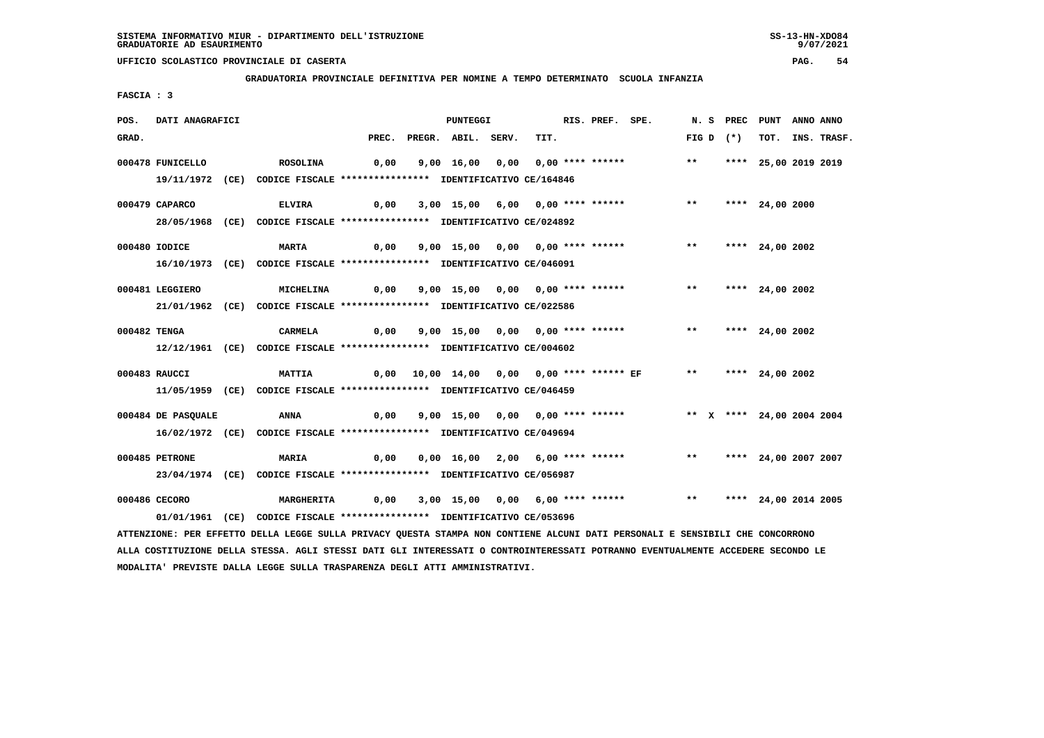SISTEMA INFORMATIVO MIUR - DIPARTIMENTO DELL'ISTRUZIONE
GRADUATORIE AD ESAURIMENTO

UFFICIO SCOLASTICO PROVINCIALE DI CASERTA

**GRADUATORIA PROVINCIALE DEFINITIVA PER NOMINE A TEMPO DETERMINATO SCUOLA INFANZIA**

FASCIA : 3

| POS. GRAD. | DATI ANAGRAFICI | | PREC. | PREGR. | ABIL. | SERV. | TIT. | RIS. | PREF. | SPE. | N. S FIG D | PREC (*) | PUNT TOT. | ANNO INS. | ANNO TRASF. |
|---|---|---|---|---|---|---|---|---|---|---|---|---|---|---|---|
| 000478 | FUNICELLO | ROSOLINA | 0,00 | 9,00 | 16,00 | 0,00 | 0,00 | **** | ****** | | ** | **** | 25,00 | 2019 | 2019 |
| | 19/11/1972 (CE) CODICE FISCALE **************** IDENTIFICATIVO CE/164846 | | | | | | | | | | | | | | |
| 000479 | CAPARCO | ELVIRA | 0,00 | 3,00 | 15,00 | 6,00 | 0,00 | **** | ****** | | ** | **** | 24,00 | 2000 | |
| | 28/05/1968 (CE) CODICE FISCALE **************** IDENTIFICATIVO CE/024892 | | | | | | | | | | | | | | |
| 000480 | IODICE | MARTA | 0,00 | 9,00 | 15,00 | 0,00 | 0,00 | **** | ****** | | ** | **** | 24,00 | 2002 | |
| | 16/10/1973 (CE) CODICE FISCALE **************** IDENTIFICATIVO CE/046091 | | | | | | | | | | | | | | |
| 000481 | LEGGIERO | MICHELINA | 0,00 | 9,00 | 15,00 | 0,00 | 0,00 | **** | ****** | | ** | **** | 24,00 | 2002 | |
| | 21/01/1962 (CE) CODICE FISCALE **************** IDENTIFICATIVO CE/022586 | | | | | | | | | | | | | | |
| 000482 | TENGA | CARMELA | 0,00 | 9,00 | 15,00 | 0,00 | 0,00 | **** | ****** | | ** | **** | 24,00 | 2002 | |
| | 12/12/1961 (CE) CODICE FISCALE **************** IDENTIFICATIVO CE/004602 | | | | | | | | | | | | | | |
| 000483 | RAUCCI | MATTIA | 0,00 | 10,00 | 14,00 | 0,00 | 0,00 | **** | ****** | EF | ** | **** | 24,00 | 2002 | |
| | 11/05/1959 (CE) CODICE FISCALE **************** IDENTIFICATIVO CE/046459 | | | | | | | | | | | | | | |
| 000484 | DE PASQUALE | ANNA | 0,00 | 9,00 | 15,00 | 0,00 | 0,00 | **** | ****** | | ** X | **** | 24,00 | 2004 | 2004 |
| | 16/02/1972 (CE) CODICE FISCALE **************** IDENTIFICATIVO CE/049694 | | | | | | | | | | | | | | |
| 000485 | PETRONE | MARIA | 0,00 | 0,00 | 16,00 | 2,00 | 6,00 | **** | ****** | | ** | **** | 24,00 | 2007 | 2007 |
| | 23/04/1974 (CE) CODICE FISCALE **************** IDENTIFICATIVO CE/056987 | | | | | | | | | | | | | | |
| 000486 | CECORO | MARGHERITA | 0,00 | 3,00 | 15,00 | 0,00 | 6,00 | **** | ****** | | ** | **** | 24,00 | 2014 | 2005 |
| | 01/01/1961 (CE) CODICE FISCALE **************** IDENTIFICATIVO CE/053696 | | | | | | | | | | | | | | |

ATTENZIONE: PER EFFETTO DELLA LEGGE SULLA PRIVACY QUESTA STAMPA NON CONTIENE ALCUNI DATI PERSONALI E SENSIBILI CHE CONCORRONO ALLA COSTITUZIONE DELLA STESSA. AGLI STESSI DATI GLI INTERESSATI O CONTROINTERESSATI POTRANNO EVENTUALMENTE ACCEDERE SECONDO LE MODALITA' PREVISTE DALLA LEGGE SULLA TRASPARENZA DEGLI ATTI AMMINISTRATIVI.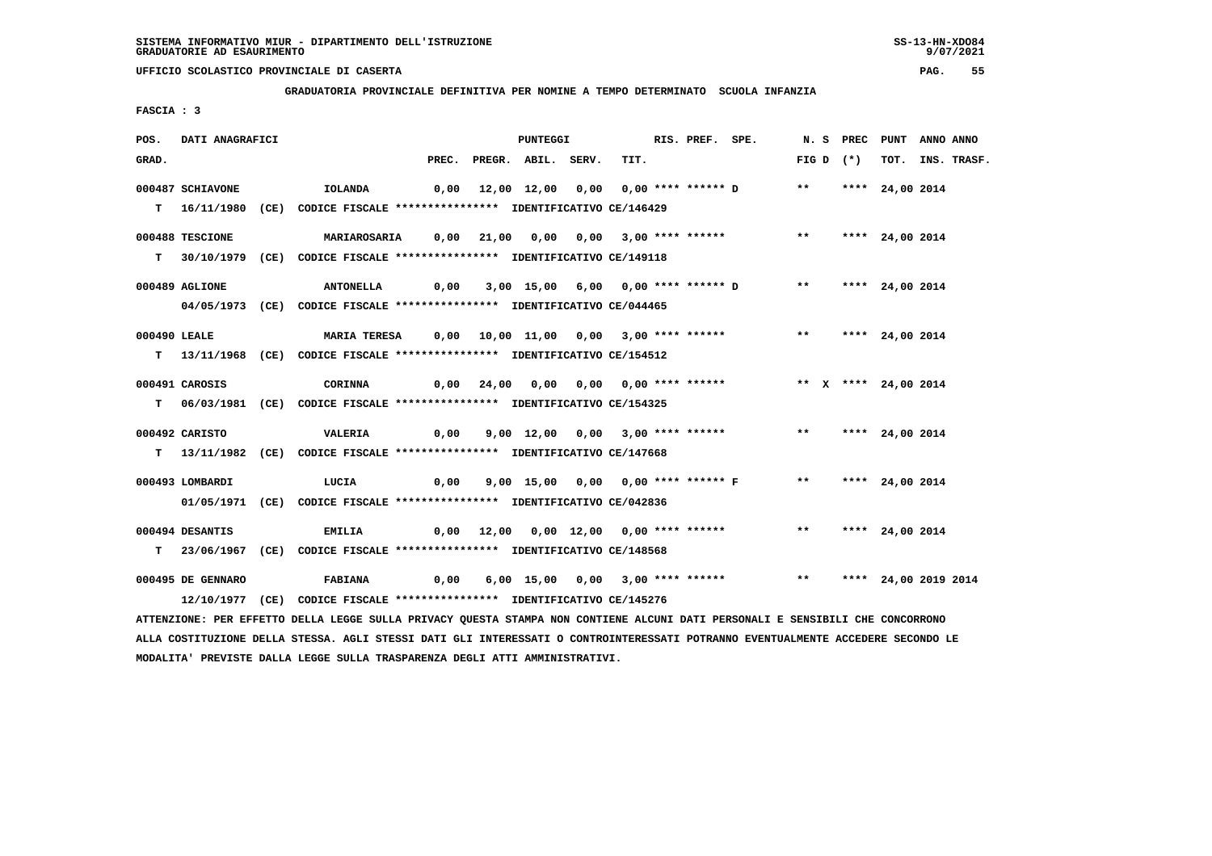SISTEMA INFORMATIVO MIUR - DIPARTIMENTO DELL'ISTRUZIONE
GRADUATORIE AD ESAURIMENTO

UFFICIO SCOLASTICO PROVINCIALE DI CASERTA

**GRADUATORIA PROVINCIALE DEFINITIVA PER NOMINE A TEMPO DETERMINATO SCUOLA INFANZIA**

FASCIA : 3

| POS. GRAD. | DATI ANAGRAFICI | | PREC. | PREGR. | ABIL. | SERV. | TIT. | RIS. | PREF. | SPE. | N. S FIG D | PREC (*) | PUNT TOT. | ANNO INS. | ANNO TRASF. |
|---|---|---|---|---|---|---|---|---|---|---|---|---|---|---|---|
| 000487 | SCHIAVONE | IOLANDA | 0,00 | 12,00 | 12,00 | 0,00 | 0,00 | **** | ****** | D | ** | **** | 24,00 | 2014 | |
| T | 16/11/1980 (CE) | CODICE FISCALE **************** IDENTIFICATIVO CE/146429 | | | | | | | | | | | | | |
| 000488 | TESCIONE | MARIAROSARIA | 0,00 | 21,00 | 0,00 | 0,00 | 3,00 | **** | ****** | | ** | **** | 24,00 | 2014 | |
| T | 30/10/1979 (CE) | CODICE FISCALE **************** IDENTIFICATIVO CE/149118 | | | | | | | | | | | | | |
| 000489 | AGLIONE | ANTONELLA | 0,00 | 3,00 | 15,00 | 6,00 | 0,00 | **** | ****** | D | ** | **** | 24,00 | 2014 | |
| | 04/05/1973 (CE) | CODICE FISCALE **************** IDENTIFICATIVO CE/044465 | | | | | | | | | | | | | |
| 000490 | LEALE | MARIA TERESA | 0,00 | 10,00 | 11,00 | 0,00 | 3,00 | **** | ****** | | ** | **** | 24,00 | 2014 | |
| T | 13/11/1968 (CE) | CODICE FISCALE **************** IDENTIFICATIVO CE/154512 | | | | | | | | | | | | | |
| 000491 | CAROSIS | CORINNA | 0,00 | 24,00 | 0,00 | 0,00 | 0,00 | **** | ****** | | ** X | **** | 24,00 | 2014 | |
| T | 06/03/1981 (CE) | CODICE FISCALE **************** IDENTIFICATIVO CE/154325 | | | | | | | | | | | | | |
| 000492 | CARISTO | VALERIA | 0,00 | 9,00 | 12,00 | 0,00 | 3,00 | **** | ****** | | ** | **** | 24,00 | 2014 | |
| T | 13/11/1982 (CE) | CODICE FISCALE **************** IDENTIFICATIVO CE/147668 | | | | | | | | | | | | | |
| 000493 | LOMBARDI | LUCIA | 0,00 | 9,00 | 15,00 | 0,00 | 0,00 | **** | ****** | F | ** | **** | 24,00 | 2014 | |
| | 01/05/1971 (CE) | CODICE FISCALE **************** IDENTIFICATIVO CE/042836 | | | | | | | | | | | | | |
| 000494 | DESANTIS | EMILIA | 0,00 | 12,00 | 0,00 | 12,00 | 0,00 | **** | ****** | | ** | **** | 24,00 | 2014 | |
| T | 23/06/1967 (CE) | CODICE FISCALE **************** IDENTIFICATIVO CE/148568 | | | | | | | | | | | | | |
| 000495 | DE GENNARO | FABIANA | 0,00 | 6,00 | 15,00 | 0,00 | 3,00 | **** | ****** | | ** | **** | 24,00 | 2019 | 2014 |
| | 12/10/1977 (CE) | CODICE FISCALE **************** IDENTIFICATIVO CE/145276 | | | | | | | | | | | | | |

ATTENZIONE: PER EFFETTO DELLA LEGGE SULLA PRIVACY QUESTA STAMPA NON CONTIENE ALCUNI DATI PERSONALI E SENSIBILI CHE CONCORRONO ALLA COSTITUZIONE DELLA STESSA. AGLI STESSI DATI GLI INTERESSATI O CONTROINTERESSATI POTRANNO EVENTUALMENTE ACCEDERE SECONDO LE MODALITA' PREVISTE DALLA LEGGE SULLA TRASPARENZA DEGLI ATTI AMMINISTRATIVI.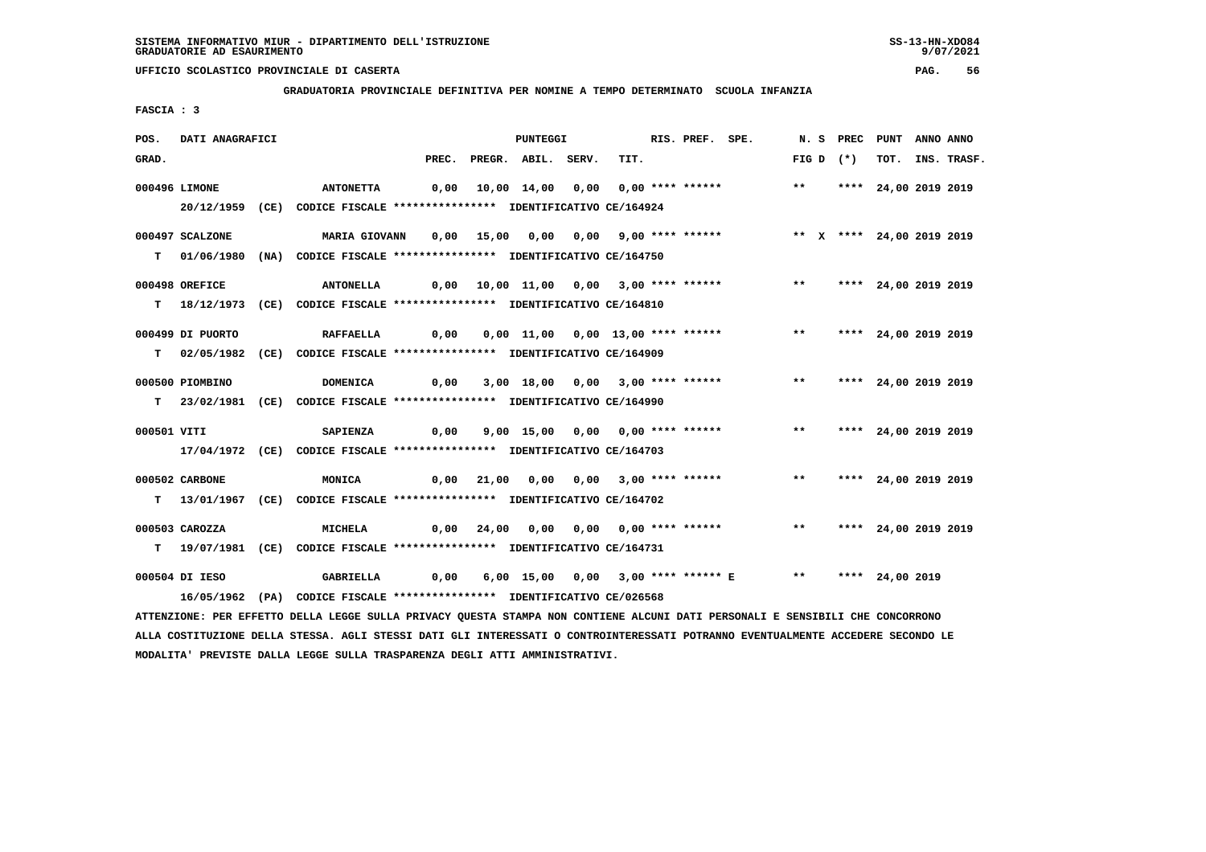SISTEMA INFORMATIVO MIUR - DIPARTIMENTO DELL'ISTRUZIONE
GRADUATORIE AD ESAURIMENTO

UFFICIO SCOLASTICO PROVINCIALE DI CASERTA

**GRADUATORIA PROVINCIALE DEFINITIVA PER NOMINE A TEMPO DETERMINATO SCUOLA INFANZIA**

FASCIA : 3

| POS. GRAD. | DATI ANAGRAFICI | | PREC. | PREGR. | ABIL. | SERV. | TIT. | RIS. PREF. | SPE. | N. S FIG D | PREC (*) | PUNT TOT. | ANNO INS. | ANNO TRASF. |
|---|---|---|---|---|---|---|---|---|---|---|---|---|---|---|
| 000496 | LIMONE | ANTONETTA | 0,00 | 10,00 | 14,00 | 0,00 | 0,00 | **** ****** | | ** | **** | 24,00 | 2019 | 2019 |
| | 20/12/1959 (CE) | CODICE FISCALE **************** IDENTIFICATIVO CE/164924 | | | | | | | | | | | | |
| 000497 | SCALZONE | MARIA GIOVANN | 0,00 | 15,00 | 0,00 | 0,00 | 9,00 | **** ****** | | ** X | **** | 24,00 | 2019 | 2019 |
| T | 01/06/1980 (NA) | CODICE FISCALE **************** IDENTIFICATIVO CE/164750 | | | | | | | | | | | | |
| 000498 | OREFICE | ANTONELLA | 0,00 | 10,00 | 11,00 | 0,00 | 3,00 | **** ****** | | ** | **** | 24,00 | 2019 | 2019 |
| T | 18/12/1973 (CE) | CODICE FISCALE **************** IDENTIFICATIVO CE/164810 | | | | | | | | | | | | |
| 000499 | DI PUORTO | RAFFAELLA | 0,00 | 0,00 | 11,00 | 0,00 | 13,00 | **** ****** | | ** | **** | 24,00 | 2019 | 2019 |
| T | 02/05/1982 (CE) | CODICE FISCALE **************** IDENTIFICATIVO CE/164909 | | | | | | | | | | | | |
| 000500 | PIOMBINO | DOMENICA | 0,00 | 3,00 | 18,00 | 0,00 | 3,00 | **** ****** | | ** | **** | 24,00 | 2019 | 2019 |
| T | 23/02/1981 (CE) | CODICE FISCALE **************** IDENTIFICATIVO CE/164990 | | | | | | | | | | | | |
| 000501 | VITI | SAPIENZA | 0,00 | 9,00 | 15,00 | 0,00 | 0,00 | **** ****** | | ** | **** | 24,00 | 2019 | 2019 |
| | 17/04/1972 (CE) | CODICE FISCALE **************** IDENTIFICATIVO CE/164703 | | | | | | | | | | | | |
| 000502 | CARBONE | MONICA | 0,00 | 21,00 | 0,00 | 0,00 | 3,00 | **** ****** | | ** | **** | 24,00 | 2019 | 2019 |
| T | 13/01/1967 (CE) | CODICE FISCALE **************** IDENTIFICATIVO CE/164702 | | | | | | | | | | | | |
| 000503 | CAROZZA | MICHELA | 0,00 | 24,00 | 0,00 | 0,00 | 0,00 | **** ****** | | ** | **** | 24,00 | 2019 | 2019 |
| T | 19/07/1981 (CE) | CODICE FISCALE **************** IDENTIFICATIVO CE/164731 | | | | | | | | | | | | |
| 000504 | DI IESO | GABRIELLA | 0,00 | 6,00 | 15,00 | 0,00 | 3,00 | **** ****** | E | ** | **** | 24,00 | 2019 | |
| | 16/05/1962 (PA) | CODICE FISCALE **************** IDENTIFICATIVO CE/026568 | | | | | | | | | | | | |

ATTENZIONE: PER EFFETTO DELLA LEGGE SULLA PRIVACY QUESTA STAMPA NON CONTIENE ALCUNI DATI PERSONALI E SENSIBILI CHE CONCORRONO ALLA COSTITUZIONE DELLA STESSA. AGLI STESSI DATI GLI INTERESSATI O CONTROINTERESSATI POTRANNO EVENTUALMENTE ACCEDERE SECONDO LE MODALITA' PREVISTE DALLA LEGGE SULLA TRASPARENZA DEGLI ATTI AMMINISTRATIVI.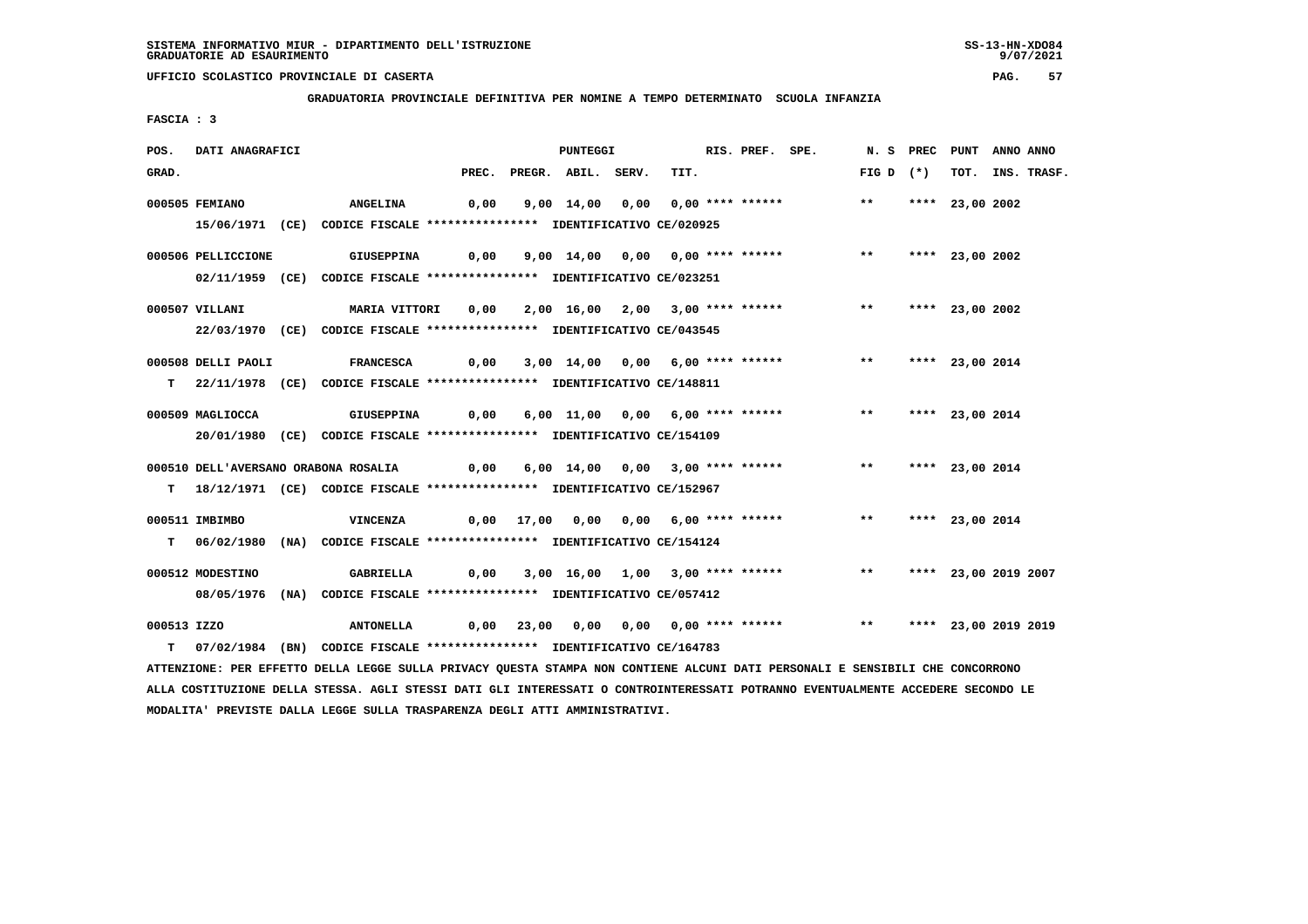SISTEMA INFORMATIVO MIUR - DIPARTIMENTO DELL'ISTRUZIONE
GRADUATORIE AD ESAURIMENTO

UFFICIO SCOLASTICO PROVINCIALE DI CASERTA

**GRADUATORIA PROVINCIALE DEFINITIVA PER NOMINE A TEMPO DETERMINATO SCUOLA INFANZIA**

FASCIA : 3

| POS. GRAD. | DATI ANAGRAFICI | | PREC. | PREGR. | ABIL. | SERV. | TIT. | RIS. PREF. SPE. | N. S FIG D | PREC (*) | PUNT TOT. | ANNO INS. | ANNO TRASF. |
|---|---|---|---|---|---|---|---|---|---|---|---|---|---|
| 000505 | FEMIANO | ANGELINA | 0,00 | 9,00 | 14,00 | 0,00 | 0,00 | **** ****** | ** | **** | 23,00 | 2002 | |
| | 15/06/1971 (CE) CODICE FISCALE **************** IDENTIFICATIVO CE/020925 | | | | | | | | | | | | |
| 000506 | PELLICCIONE | GIUSEPPINA | 0,00 | 9,00 | 14,00 | 0,00 | 0,00 | **** ****** | ** | **** | 23,00 | 2002 | |
| | 02/11/1959 (CE) CODICE FISCALE **************** IDENTIFICATIVO CE/023251 | | | | | | | | | | | | |
| 000507 | VILLANI | MARIA VITTORI | 0,00 | 2,00 | 16,00 | 2,00 | 3,00 | **** ****** | ** | **** | 23,00 | 2002 | |
| | 22/03/1970 (CE) CODICE FISCALE **************** IDENTIFICATIVO CE/043545 | | | | | | | | | | | | |
| 000508 | DELLI PAOLI | FRANCESCA | 0,00 | 3,00 | 14,00 | 0,00 | 6,00 | **** ****** | ** | **** | 23,00 | 2014 | |
| T | 22/11/1978 (CE) CODICE FISCALE **************** IDENTIFICATIVO CE/148811 | | | | | | | | | | | | |
| 000509 | MAGLIOCCA | GIUSEPPINA | 0,00 | 6,00 | 11,00 | 0,00 | 6,00 | **** ****** | ** | **** | 23,00 | 2014 | |
| | 20/01/1980 (CE) CODICE FISCALE **************** IDENTIFICATIVO CE/154109 | | | | | | | | | | | | |
| 000510 | DELL'AVERSANO ORABONA ROSALIA | | 0,00 | 6,00 | 14,00 | 0,00 | 3,00 | **** ****** | ** | **** | 23,00 | 2014 | |
| T | 18/12/1971 (CE) CODICE FISCALE **************** IDENTIFICATIVO CE/152967 | | | | | | | | | | | | |
| 000511 | IMBIMBO | VINCENZA | 0,00 | 17,00 | 0,00 | 0,00 | 6,00 | **** ****** | ** | **** | 23,00 | 2014 | |
| T | 06/02/1980 (NA) CODICE FISCALE **************** IDENTIFICATIVO CE/154124 | | | | | | | | | | | | |
| 000512 | MODESTINO | GABRIELLA | 0,00 | 3,00 | 16,00 | 1,00 | 3,00 | **** ****** | ** | **** | 23,00 | 2019 | 2007 |
| | 08/05/1976 (NA) CODICE FISCALE **************** IDENTIFICATIVO CE/057412 | | | | | | | | | | | | |
| 000513 | IZZO | ANTONELLA | 0,00 | 23,00 | 0,00 | 0,00 | 0,00 | **** ****** | ** | **** | 23,00 | 2019 | 2019 |
| T | 07/02/1984 (BN) CODICE FISCALE **************** IDENTIFICATIVO CE/164783 | | | | | | | | | | | | |

ATTENZIONE: PER EFFETTO DELLA LEGGE SULLA PRIVACY QUESTA STAMPA NON CONTIENE ALCUNI DATI PERSONALI E SENSIBILI CHE CONCORRONO ALLA COSTITUZIONE DELLA STESSA. AGLI STESSI DATI GLI INTERESSATI O CONTROINTERESSATI POTRANNO EVENTUALMENTE ACCEDERE SECONDO LE MODALITA' PREVISTE DALLA LEGGE SULLA TRASPARENZA DEGLI ATTI AMMINISTRATIVI.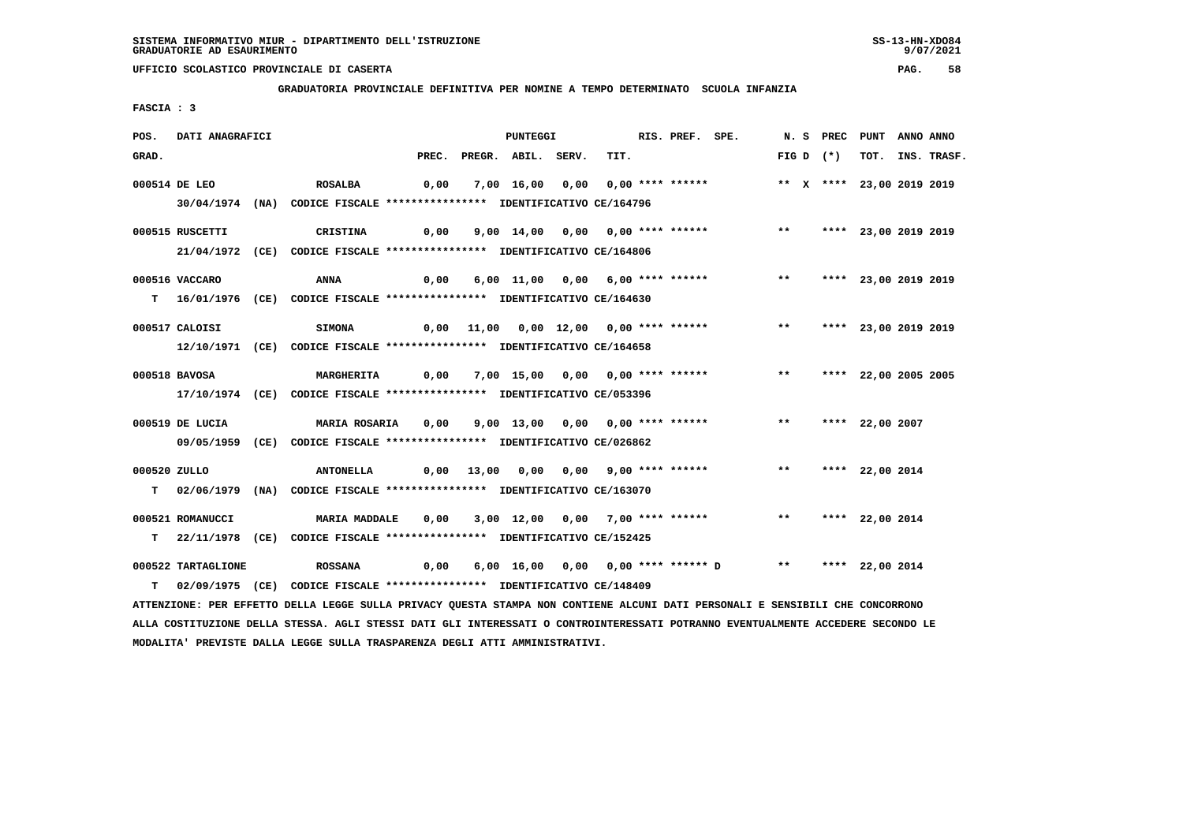**UFFICIO SCOLASTICO PROVINCIALE DI CASERTA**

**GRADUATORIA PROVINCIALE DEFINITIVA PER NOMINE A TEMPO DETERMINATO SCUOLA INFANZIA**

**FASCIA : 3**

| POS. GRAD. | DATI ANAGRAFICI | | PREC. | PREGR. | ABIL. | SERV. | TIT. | RIS. | PREF. | SPE. | N. S FIG D | PREC (*) | PUNT TOT. | ANNO INS. | ANNO TRASF. |
|---|---|---|---|---|---|---|---|---|---|---|---|---|---|---|---|
| 000514 | DE LEO | ROSALBA | 0,00 | 7,00 | 16,00 | 0,00 | 0,00 | **** | ****** | | ** X | **** | 23,00 | 2019 | 2019 |
| | 30/04/1974 (NA) CODICE FISCALE **************** IDENTIFICATIVO CE/164796 | | | | | | | | | | | | | | |
| 000515 | RUSCETTI | CRISTINA | 0,00 | 9,00 | 14,00 | 0,00 | 0,00 | **** | ****** | | ** | **** | 23,00 | 2019 | 2019 |
| | 21/04/1972 (CE) CODICE FISCALE **************** IDENTIFICATIVO CE/164806 | | | | | | | | | | | | | | |
| 000516 | VACCARO | ANNA | 0,00 | 6,00 | 11,00 | 0,00 | 6,00 | **** | ****** | | ** | **** | 23,00 | 2019 | 2019 |
| T | 16/01/1976 (CE) CODICE FISCALE **************** IDENTIFICATIVO CE/164630 | | | | | | | | | | | | | | |
| 000517 | CALOISI | SIMONA | 0,00 | 11,00 | 0,00 | 12,00 | 0,00 | **** | ****** | | ** | **** | 23,00 | 2019 | 2019 |
| | 12/10/1971 (CE) CODICE FISCALE **************** IDENTIFICATIVO CE/164658 | | | | | | | | | | | | | | |
| 000518 | BAVOSA | MARGHERITA | 0,00 | 7,00 | 15,00 | 0,00 | 0,00 | **** | ****** | | ** | **** | 22,00 | 2005 | 2005 |
| | 17/10/1974 (CE) CODICE FISCALE **************** IDENTIFICATIVO CE/053396 | | | | | | | | | | | | | | |
| 000519 | DE LUCIA | MARIA ROSARIA | 0,00 | 9,00 | 13,00 | 0,00 | 0,00 | **** | ****** | | ** | **** | 22,00 | 2007 | |
| | 09/05/1959 (CE) CODICE FISCALE **************** IDENTIFICATIVO CE/026862 | | | | | | | | | | | | | | |
| 000520 | ZULLO | ANTONELLA | 0,00 | 13,00 | 0,00 | 0,00 | 9,00 | **** | ****** | | ** | **** | 22,00 | 2014 | |
| T | 02/06/1979 (NA) CODICE FISCALE **************** IDENTIFICATIVO CE/163070 | | | | | | | | | | | | | | |
| 000521 | ROMANUCCI | MARIA MADDALE | 0,00 | 3,00 | 12,00 | 0,00 | 7,00 | **** | ****** | | ** | **** | 22,00 | 2014 | |
| T | 22/11/1978 (CE) CODICE FISCALE **************** IDENTIFICATIVO CE/152425 | | | | | | | | | | | | | | |
| 000522 | TARTAGLIONE | ROSSANA | 0,00 | 6,00 | 16,00 | 0,00 | 0,00 | **** | ****** | D | ** | **** | 22,00 | 2014 | |
| T | 02/09/1975 (CE) CODICE FISCALE **************** IDENTIFICATIVO CE/148409 | | | | | | | | | | | | | | |

ATTENZIONE: PER EFFETTO DELLA LEGGE SULLA PRIVACY QUESTA STAMPA NON CONTIENE ALCUNI DATI PERSONALI E SENSIBILI CHE CONCORRONO ALLA COSTITUZIONE DELLA STESSA. AGLI STESSI DATI GLI INTERESSATI O CONTROINTERESSATI POTRANNO EVENTUALMENTE ACCEDERE SECONDO LE MODALITA' PREVISTE DALLA LEGGE SULLA TRASPARENZA DEGLI ATTI AMMINISTRATIVI.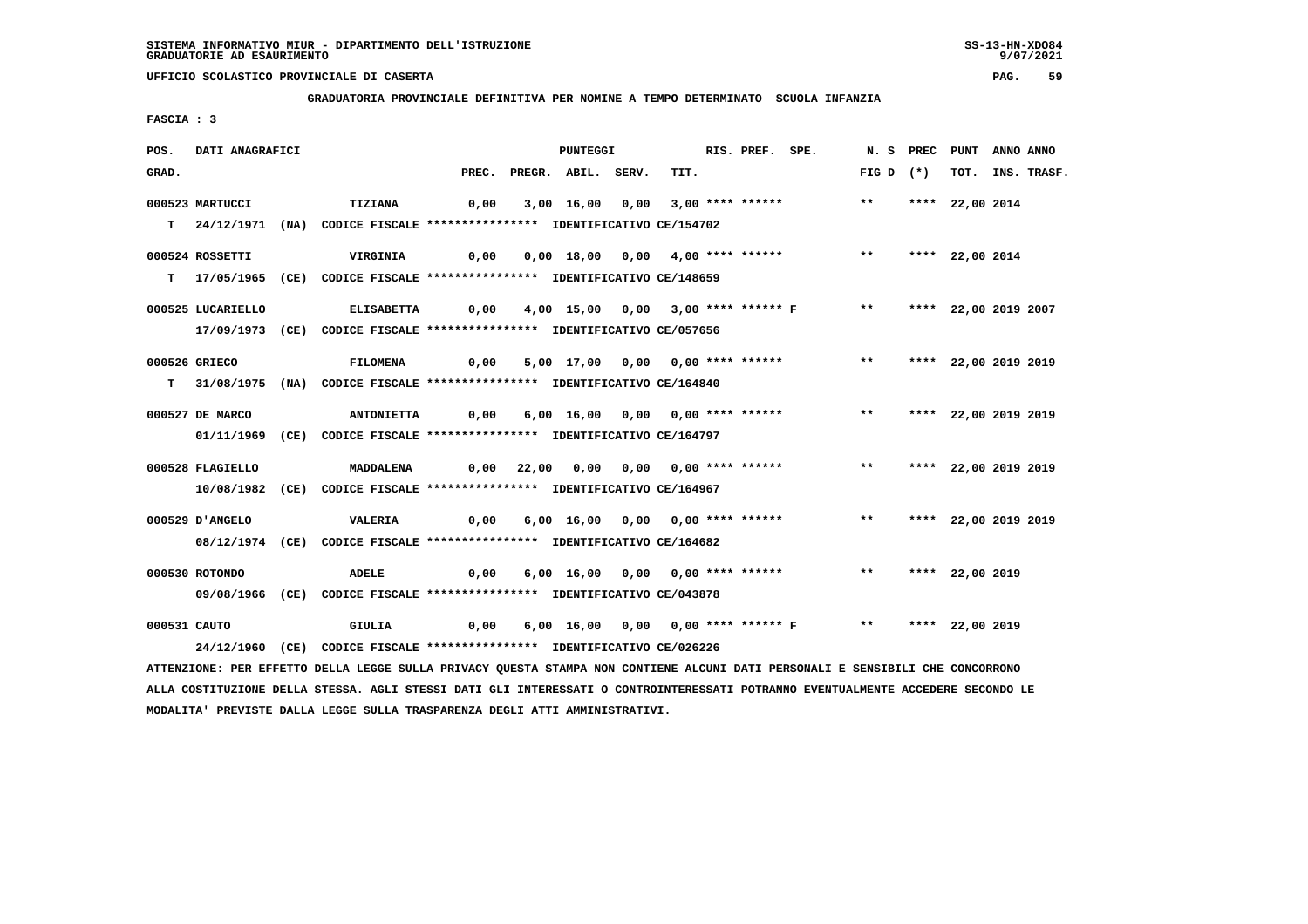SISTEMA INFORMATIVO MIUR - DIPARTIMENTO DELL'ISTRUZIONE
GRADUATORIE AD ESAURIMENTO

UFFICIO SCOLASTICO PROVINCIALE DI CASERTA

GRADUATORIA PROVINCIALE DEFINITIVA PER NOMINE A TEMPO DETERMINATO SCUOLA INFANZIA

FASCIA : 3

| POS. GRAD. | DATI ANAGRAFICI | | | PREC. | PREGR. | ABIL. | SERV. | TIT. | RIS. PREF. SPE. | N. S FIG D | PREC (*) | PUNT TOT. | ANNO INS. | ANNO TRASF. |
|---|---|---|---|---|---|---|---|---|---|---|---|---|---|---|
| 000523 | MARTUCCI | TIZIANA | | 0,00 | 3,00 | 16,00 | 0,00 | 3,00 | **** ****** | ** | **** | 22,00 | 2014 | |
| T | 24/12/1971 (NA) | CODICE FISCALE **************** | IDENTIFICATIVO CE/154702 | | | | | | | | | | | |
| 000524 | ROSSETTI | VIRGINIA | | 0,00 | 0,00 | 18,00 | 0,00 | 4,00 | **** ****** | ** | **** | 22,00 | 2014 | |
| T | 17/05/1965 (CE) | CODICE FISCALE **************** | IDENTIFICATIVO CE/148659 | | | | | | | | | | | |
| 000525 | LUCARIELLO | ELISABETTA | | 0,00 | 4,00 | 15,00 | 0,00 | 3,00 | **** ****** F | ** | **** | 22,00 | 2019 | 2007 |
| | 17/09/1973 (CE) | CODICE FISCALE **************** | IDENTIFICATIVO CE/057656 | | | | | | | | | | | |
| 000526 | GRIECO | FILOMENA | | 0,00 | 5,00 | 17,00 | 0,00 | 0,00 | **** ****** | ** | **** | 22,00 | 2019 | 2019 |
| T | 31/08/1975 (NA) | CODICE FISCALE **************** | IDENTIFICATIVO CE/164840 | | | | | | | | | | | |
| 000527 | DE MARCO | ANTONIETTA | | 0,00 | 6,00 | 16,00 | 0,00 | 0,00 | **** ****** | ** | **** | 22,00 | 2019 | 2019 |
| | 01/11/1969 (CE) | CODICE FISCALE **************** | IDENTIFICATIVO CE/164797 | | | | | | | | | | | |
| 000528 | FLAGIELLO | MADDALENA | | 0,00 | 22,00 | 0,00 | 0,00 | 0,00 | **** ****** | ** | **** | 22,00 | 2019 | 2019 |
| | 10/08/1982 (CE) | CODICE FISCALE **************** | IDENTIFICATIVO CE/164967 | | | | | | | | | | | |
| 000529 | D'ANGELO | VALERIA | | 0,00 | 6,00 | 16,00 | 0,00 | 0,00 | **** ****** | ** | **** | 22,00 | 2019 | 2019 |
| | 08/12/1974 (CE) | CODICE FISCALE **************** | IDENTIFICATIVO CE/164682 | | | | | | | | | | | |
| 000530 | ROTONDO | ADELE | | 0,00 | 6,00 | 16,00 | 0,00 | 0,00 | **** ****** | ** | **** | 22,00 | 2019 | |
| | 09/08/1966 (CE) | CODICE FISCALE **************** | IDENTIFICATIVO CE/043878 | | | | | | | | | | | |
| 000531 | CAUTO | GIULIA | | 0,00 | 6,00 | 16,00 | 0,00 | 0,00 | **** ****** F | ** | **** | 22,00 | 2019 | |
| | 24/12/1960 (CE) | CODICE FISCALE **************** | IDENTIFICATIVO CE/026226 | | | | | | | | | | | |

ATTENZIONE: PER EFFETTO DELLA LEGGE SULLA PRIVACY QUESTA STAMPA NON CONTIENE ALCUNI DATI PERSONALI E SENSIBILI CHE CONCORRONO ALLA COSTITUZIONE DELLA STESSA. AGLI STESSI DATI GLI INTERESSATI O CONTROINTERESSATI POTRANNO EVENTUALMENTE ACCEDERE SECONDO LE MODALITA' PREVISTE DALLA LEGGE SULLA TRASPARENZA DEGLI ATTI AMMINISTRATIVI.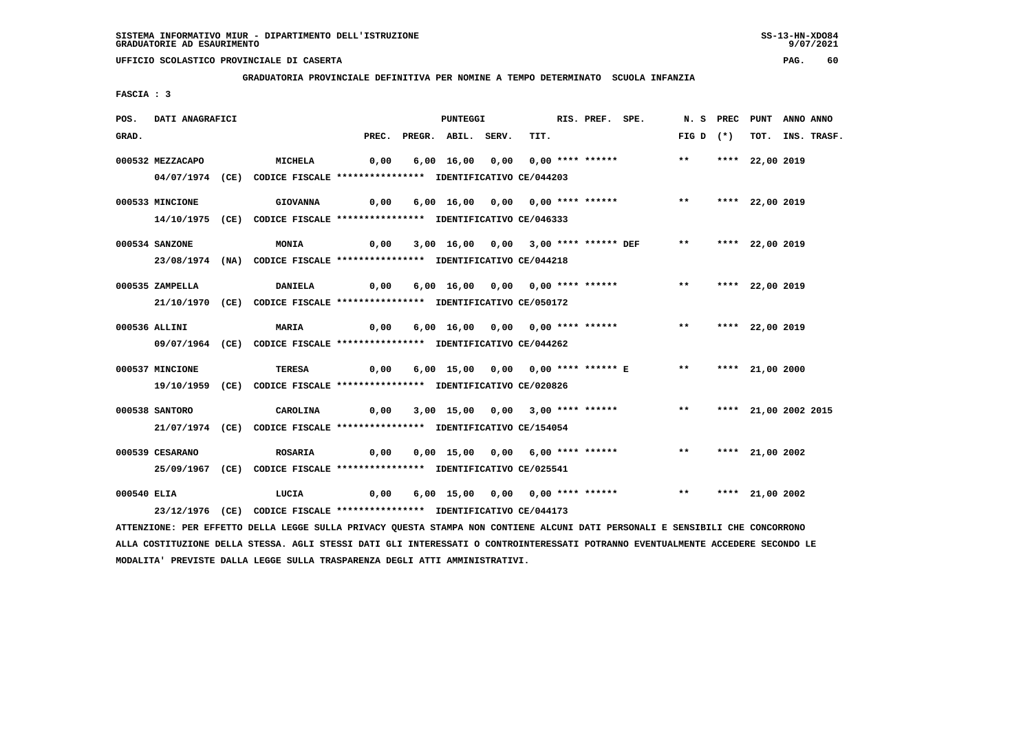SISTEMA INFORMATIVO MIUR - DIPARTIMENTO DELL'ISTRUZIONE
GRADUATORIE AD ESAURIMENTO

UFFICIO SCOLASTICO PROVINCIALE DI CASERTA

**GRADUATORIA PROVINCIALE DEFINITIVA PER NOMINE A TEMPO DETERMINATO SCUOLA INFANZIA**

FASCIA : 3

| POS. GRAD. | DATI ANAGRAFICI | | PREC. | PREGR. | ABIL. | SERV. | TIT. | RIS. PREF. SPE. | N. S FIG D | PREC (*) | PUNT TOT. | ANNO INS. | ANNO TRASF. |
|---|---|---|---|---|---|---|---|---|---|---|---|---|---|
| 000532 | MEZZACAPO | MICHELA | 0,00 | 6,00 | 16,00 | 0,00 | 0,00 | **** ****** | ** | **** | 22,00 | 2019 | |
| | 04/07/1974 (CE) CODICE FISCALE **************** IDENTIFICATIVO CE/044203 | | | | | | | | | | | | |
| 000533 | MINCIONE | GIOVANNA | 0,00 | 6,00 | 16,00 | 0,00 | 0,00 | **** ****** | ** | **** | 22,00 | 2019 | |
| | 14/10/1975 (CE) CODICE FISCALE **************** IDENTIFICATIVO CE/046333 | | | | | | | | | | | | |
| 000534 | SANZONE | MONIA | 0,00 | 3,00 | 16,00 | 0,00 | 3,00 | **** ****** DEF | ** | **** | 22,00 | 2019 | |
| | 23/08/1974 (NA) CODICE FISCALE **************** IDENTIFICATIVO CE/044218 | | | | | | | | | | | | |
| 000535 | ZAMPELLA | DANIELA | 0,00 | 6,00 | 16,00 | 0,00 | 0,00 | **** ****** | ** | **** | 22,00 | 2019 | |
| | 21/10/1970 (CE) CODICE FISCALE **************** IDENTIFICATIVO CE/050172 | | | | | | | | | | | | |
| 000536 | ALLINI | MARIA | 0,00 | 6,00 | 16,00 | 0,00 | 0,00 | **** ****** | ** | **** | 22,00 | 2019 | |
| | 09/07/1964 (CE) CODICE FISCALE **************** IDENTIFICATIVO CE/044262 | | | | | | | | | | | | |
| 000537 | MINCIONE | TERESA | 0,00 | 6,00 | 15,00 | 0,00 | 0,00 | **** ****** E | ** | **** | 21,00 | 2000 | |
| | 19/10/1959 (CE) CODICE FISCALE **************** IDENTIFICATIVO CE/020826 | | | | | | | | | | | | |
| 000538 | SANTORO | CAROLINA | 0,00 | 3,00 | 15,00 | 0,00 | 3,00 | **** ****** | ** | **** | 21,00 | 2002 | 2015 |
| | 21/07/1974 (CE) CODICE FISCALE **************** IDENTIFICATIVO CE/154054 | | | | | | | | | | | | |
| 000539 | CESARANO | ROSARIA | 0,00 | 0,00 | 15,00 | 0,00 | 6,00 | **** ****** | ** | **** | 21,00 | 2002 | |
| | 25/09/1967 (CE) CODICE FISCALE **************** IDENTIFICATIVO CE/025541 | | | | | | | | | | | | |
| 000540 | ELIA | LUCIA | 0,00 | 6,00 | 15,00 | 0,00 | 0,00 | **** ****** | ** | **** | 21,00 | 2002 | |
| | 23/12/1976 (CE) CODICE FISCALE **************** IDENTIFICATIVO CE/044173 | | | | | | | | | | | | |

ATTENZIONE: PER EFFETTO DELLA LEGGE SULLA PRIVACY QUESTA STAMPA NON CONTIENE ALCUNI DATI PERSONALI E SENSIBILI CHE CONCORRONO ALLA COSTITUZIONE DELLA STESSA. AGLI STESSI DATI GLI INTERESSATI O CONTROINTERESSATI POTRANNO EVENTUALMENTE ACCEDERE SECONDO LE MODALITA' PREVISTE DALLA LEGGE SULLA TRASPARENZA DEGLI ATTI AMMINISTRATIVI.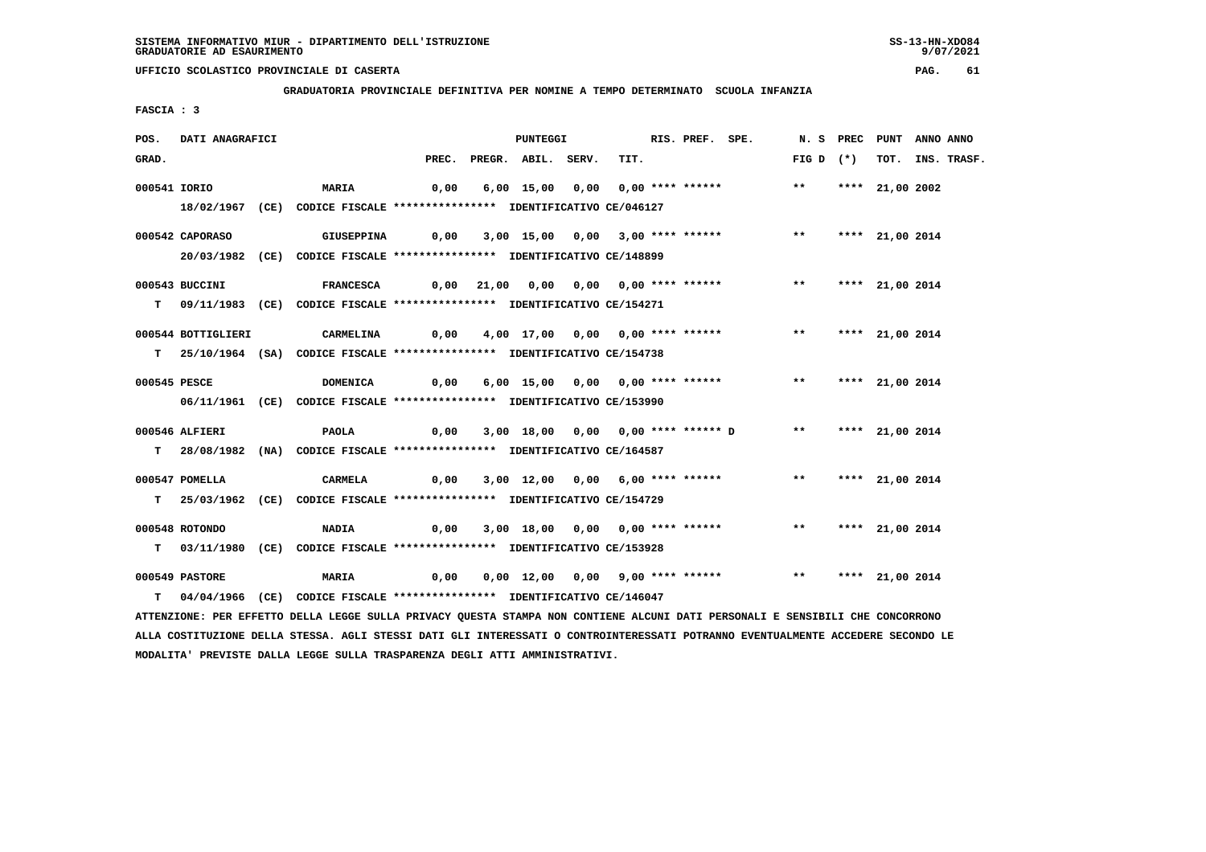SISTEMA INFORMATIVO MIUR - DIPARTIMENTO DELL'ISTRUZIONE
GRADUATORIE AD ESAURIMENTO

UFFICIO SCOLASTICO PROVINCIALE DI CASERTA

**GRADUATORIA PROVINCIALE DEFINITIVA PER NOMINE A TEMPO DETERMINATO SCUOLA INFANZIA**

FASCIA : 3

| POS. GRAD. | DATI ANAGRAFICI | | PREC. | PREGR. | ABIL. | SERV. | TIT. | RIS. | PREF. | SPE. | N. S FIG D | PREC (*) | PUNT TOT. | ANNO INS. | ANNO TRASF. |
|---|---|---|---|---|---|---|---|---|---|---|---|---|---|---|---|
| 000541 | IORIO | MARIA | 0,00 | 6,00 | 15,00 | 0,00 | 0,00 | **** | ****** | | ** | **** | 21,00 | 2002 | |
| | 18/02/1967 (CE) CODICE FISCALE **************** IDENTIFICATIVO CE/046127 | | | | | | | | | | | | | | |
| 000542 | CAPORASO | GIUSEPPINA | 0,00 | 3,00 | 15,00 | 0,00 | 3,00 | **** | ****** | | ** | **** | 21,00 | 2014 | |
| | 20/03/1982 (CE) CODICE FISCALE **************** IDENTIFICATIVO CE/148899 | | | | | | | | | | | | | | |
| 000543 | BUCCINI | FRANCESCA | 0,00 | 21,00 | 0,00 | 0,00 | 0,00 | **** | ****** | | ** | **** | 21,00 | 2014 | |
| T | 09/11/1983 (CE) CODICE FISCALE **************** IDENTIFICATIVO CE/154271 | | | | | | | | | | | | | | |
| 000544 | BOTTIGLIERI | CARMELINA | 0,00 | 4,00 | 17,00 | 0,00 | 0,00 | **** | ****** | | ** | **** | 21,00 | 2014 | |
| T | 25/10/1964 (SA) CODICE FISCALE **************** IDENTIFICATIVO CE/154738 | | | | | | | | | | | | | | |
| 000545 | PESCE | DOMENICA | 0,00 | 6,00 | 15,00 | 0,00 | 0,00 | **** | ****** | | ** | **** | 21,00 | 2014 | |
| | 06/11/1961 (CE) CODICE FISCALE **************** IDENTIFICATIVO CE/153990 | | | | | | | | | | | | | | |
| 000546 | ALFIERI | PAOLA | 0,00 | 3,00 | 18,00 | 0,00 | 0,00 | **** | ****** | D | ** | **** | 21,00 | 2014 | |
| T | 28/08/1982 (NA) CODICE FISCALE **************** IDENTIFICATIVO CE/164587 | | | | | | | | | | | | | | |
| 000547 | POMELLA | CARMELA | 0,00 | 3,00 | 12,00 | 0,00 | 6,00 | **** | ****** | | ** | **** | 21,00 | 2014 | |
| T | 25/03/1962 (CE) CODICE FISCALE **************** IDENTIFICATIVO CE/154729 | | | | | | | | | | | | | | |
| 000548 | ROTONDO | NADIA | 0,00 | 3,00 | 18,00 | 0,00 | 0,00 | **** | ****** | | ** | **** | 21,00 | 2014 | |
| T | 03/11/1980 (CE) CODICE FISCALE **************** IDENTIFICATIVO CE/153928 | | | | | | | | | | | | | | |
| 000549 | PASTORE | MARIA | 0,00 | 0,00 | 12,00 | 0,00 | 9,00 | **** | ****** | | ** | **** | 21,00 | 2014 | |
| T | 04/04/1966 (CE) CODICE FISCALE **************** IDENTIFICATIVO CE/146047 | | | | | | | | | | | | | | |

ATTENZIONE: PER EFFETTO DELLA LEGGE SULLA PRIVACY QUESTA STAMPA NON CONTIENE ALCUNI DATI PERSONALI E SENSIBILI CHE CONCORRONO ALLA COSTITUZIONE DELLA STESSA. AGLI STESSI DATI GLI INTERESSATI O CONTROINTERESSATI POTRANNO EVENTUALMENTE ACCEDERE SECONDO LE MODALITA' PREVISTE DALLA LEGGE SULLA TRASPARENZA DEGLI ATTI AMMINISTRATIVI.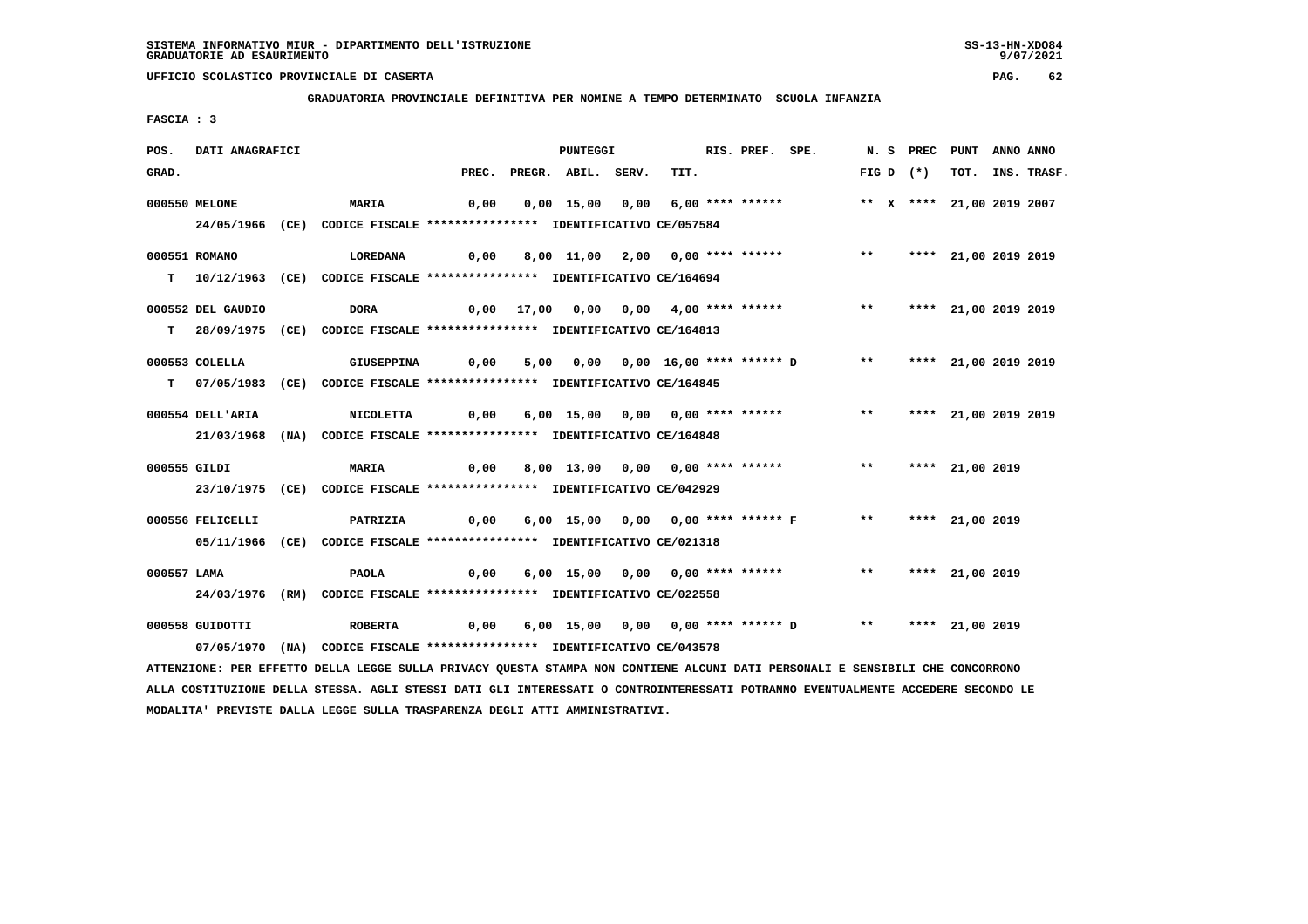SISTEMA INFORMATIVO MIUR - DIPARTIMENTO DELL'ISTRUZIONE
GRADUATORIE AD ESAURIMENTO

UFFICIO SCOLASTICO PROVINCIALE DI CASERTA

**GRADUATORIA PROVINCIALE DEFINITIVA PER NOMINE A TEMPO DETERMINATO SCUOLA INFANZIA**

FASCIA : 3

| POS. GRAD. | DATI ANAGRAFICI | | PREC. | PREGR. | ABIL. | SERV. | TIT. | RIS. | PREF. | SPE. | N. S FIG D | PREC (*) | PUNT TOT. | ANNO INS. | ANNO TRASF. |
|---|---|---|---|---|---|---|---|---|---|---|---|---|---|---|---|
| 000550 | MELONE | MARIA | 0,00 | 0,00 | 15,00 | 0,00 | 6,00 | **** | ****** | | ** X | **** | 21,00 | 2019 | 2007 |
| | 24/05/1966 (CE) CODICE FISCALE **************** IDENTIFICATIVO CE/057584 | | | | | | | | | | | | | | |
| 000551 | ROMANO | LOREDANA | 0,00 | 8,00 | 11,00 | 2,00 | 0,00 | **** | ****** | | ** | **** | 21,00 | 2019 | 2019 |
| T | 10/12/1963 (CE) CODICE FISCALE **************** IDENTIFICATIVO CE/164694 | | | | | | | | | | | | | | |
| 000552 | DEL GAUDIO | DORA | 0,00 | 17,00 | 0,00 | 0,00 | 4,00 | **** | ****** | | ** | **** | 21,00 | 2019 | 2019 |
| T | 28/09/1975 (CE) CODICE FISCALE **************** IDENTIFICATIVO CE/164813 | | | | | | | | | | | | | | |
| 000553 | COLELLA | GIUSEPPINA | 0,00 | 5,00 | 0,00 | 0,00 | 16,00 | **** | ****** | D | ** | **** | 21,00 | 2019 | 2019 |
| T | 07/05/1983 (CE) CODICE FISCALE **************** IDENTIFICATIVO CE/164845 | | | | | | | | | | | | | | |
| 000554 | DELL'ARIA | NICOLETTA | 0,00 | 6,00 | 15,00 | 0,00 | 0,00 | **** | ****** | | ** | **** | 21,00 | 2019 | 2019 |
| | 21/03/1968 (NA) CODICE FISCALE **************** IDENTIFICATIVO CE/164848 | | | | | | | | | | | | | | |
| 000555 | GILDI | MARIA | 0,00 | 8,00 | 13,00 | 0,00 | 0,00 | **** | ****** | | ** | **** | 21,00 | 2019 | |
| | 23/10/1975 (CE) CODICE FISCALE **************** IDENTIFICATIVO CE/042929 | | | | | | | | | | | | | | |
| 000556 | FELICELLI | PATRIZIA | 0,00 | 6,00 | 15,00 | 0,00 | 0,00 | **** | ****** | F | ** | **** | 21,00 | 2019 | |
| | 05/11/1966 (CE) CODICE FISCALE **************** IDENTIFICATIVO CE/021318 | | | | | | | | | | | | | | |
| 000557 | LAMA | PAOLA | 0,00 | 6,00 | 15,00 | 0,00 | 0,00 | **** | ****** | | ** | **** | 21,00 | 2019 | |
| | 24/03/1976 (RM) CODICE FISCALE **************** IDENTIFICATIVO CE/022558 | | | | | | | | | | | | | | |
| 000558 | GUIDOTTI | ROBERTA | 0,00 | 6,00 | 15,00 | 0,00 | 0,00 | **** | ****** | D | ** | **** | 21,00 | 2019 | |
| | 07/05/1970 (NA) CODICE FISCALE **************** IDENTIFICATIVO CE/043578 | | | | | | | | | | | | | | |

ATTENZIONE: PER EFFETTO DELLA LEGGE SULLA PRIVACY QUESTA STAMPA NON CONTIENE ALCUNI DATI PERSONALI E SENSIBILI CHE CONCORRONO ALLA COSTITUZIONE DELLA STESSA. AGLI STESSI DATI GLI INTERESSATI O CONTROINTERESSATI POTRANNO EVENTUALMENTE ACCEDERE SECONDO LE MODALITA' PREVISTE DALLA LEGGE SULLA TRASPARENZA DEGLI ATTI AMMINISTRATIVI.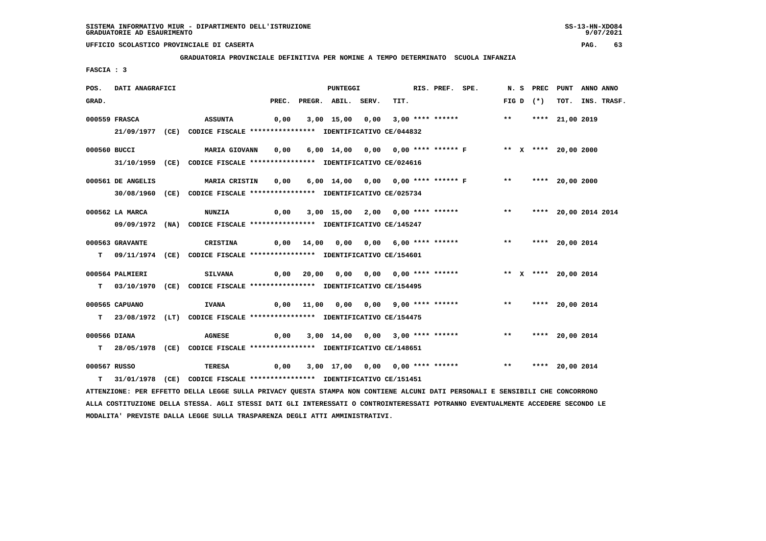SISTEMA INFORMATIVO MIUR - DIPARTIMENTO DELL'ISTRUZIONE
GRADUATORIE AD ESAURIMENTO

UFFICIO SCOLASTICO PROVINCIALE DI CASERTA

GRADUATORIA PROVINCIALE DEFINITIVA PER NOMINE A TEMPO DETERMINATO SCUOLA INFANZIA

FASCIA : 3

| POS. GRAD. | DATI ANAGRAFICI | | PREC. | PREGR. | ABIL. | SERV. | TIT. | RIS. | PREF. | SPE. | N. S FIG D | PREC (*) | PUNT TOT. | ANNO INS. | ANNO TRASF. |
|---|---|---|---|---|---|---|---|---|---|---|---|---|---|---|---|
| 000559 | FRASCA | ASSUNTA | 0,00 | 3,00 | 15,00 | 0,00 | 3,00 | **** | ****** | | ** | **** | 21,00 | 2019 | |
| | 21/09/1977 (CE) CODICE FISCALE **************** IDENTIFICATIVO CE/044832 | | | | | | | | | | | | | | |
| 000560 | BUCCI | MARIA GIOVANN | 0,00 | 6,00 | 14,00 | 0,00 | 0,00 | **** | ****** | F | ** X | **** | 20,00 | 2000 | |
| | 31/10/1959 (CE) CODICE FISCALE **************** IDENTIFICATIVO CE/024616 | | | | | | | | | | | | | | |
| 000561 | DE ANGELIS | MARIA CRISTIN | 0,00 | 6,00 | 14,00 | 0,00 | 0,00 | **** | ****** | F | ** | **** | 20,00 | 2000 | |
| | 30/08/1960 (CE) CODICE FISCALE **************** IDENTIFICATIVO CE/025734 | | | | | | | | | | | | | | |
| 000562 | LA MARCA | NUNZIA | 0,00 | 3,00 | 15,00 | 2,00 | 0,00 | **** | ****** | | ** | **** | 20,00 | 2014 | 2014 |
| | 09/09/1972 (NA) CODICE FISCALE **************** IDENTIFICATIVO CE/145247 | | | | | | | | | | | | | | |
| 000563 | GRAVANTE | CRISTINA | 0,00 | 14,00 | 0,00 | 0,00 | 6,00 | **** | ****** | | ** | **** | 20,00 | 2014 | |
| T | 09/11/1974 (CE) CODICE FISCALE **************** IDENTIFICATIVO CE/154601 | | | | | | | | | | | | | | |
| 000564 | PALMIERI | SILVANA | 0,00 | 20,00 | 0,00 | 0,00 | 0,00 | **** | ****** | | ** X | **** | 20,00 | 2014 | |
| T | 03/10/1970 (CE) CODICE FISCALE **************** IDENTIFICATIVO CE/154495 | | | | | | | | | | | | | | |
| 000565 | CAPUANO | IVANA | 0,00 | 11,00 | 0,00 | 0,00 | 9,00 | **** | ****** | | ** | **** | 20,00 | 2014 | |
| T | 23/08/1972 (LT) CODICE FISCALE **************** IDENTIFICATIVO CE/154475 | | | | | | | | | | | | | | |
| 000566 | DIANA | AGNESE | 0,00 | 3,00 | 14,00 | 0,00 | 3,00 | **** | ****** | | ** | **** | 20,00 | 2014 | |
| T | 28/05/1978 (CE) CODICE FISCALE **************** IDENTIFICATIVO CE/148651 | | | | | | | | | | | | | | |
| 000567 | RUSSO | TERESA | 0,00 | 3,00 | 17,00 | 0,00 | 0,00 | **** | ****** | | ** | **** | 20,00 | 2014 | |
| T | 31/01/1978 (CE) CODICE FISCALE **************** IDENTIFICATIVO CE/151451 | | | | | | | | | | | | | | |

ATTENZIONE: PER EFFETTO DELLA LEGGE SULLA PRIVACY QUESTA STAMPA NON CONTIENE ALCUNI DATI PERSONALI E SENSIBILI CHE CONCORRONO ALLA COSTITUZIONE DELLA STESSA. AGLI STESSI DATI GLI INTERESSATI O CONTROINTERESSATI POTRANNO EVENTUALMENTE ACCEDERE SECONDO LE MODALITA' PREVISTE DALLA LEGGE SULLA TRASPARENZA DEGLI ATTI AMMINISTRATIVI.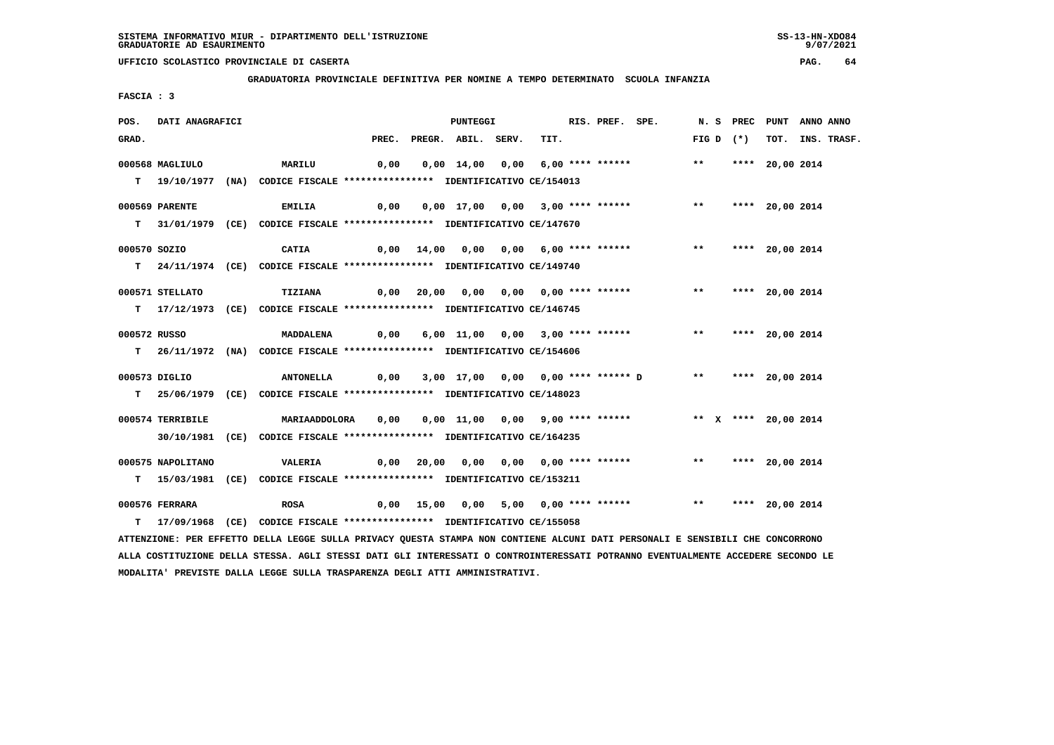**SISTEMA INFORMATIVO MIUR - DIPARTIMENTO DELL'ISTRUZIONE**
**GRADUATORIE AD ESAURIMENTO**

**UFFICIO SCOLASTICO PROVINCIALE DI CASERTA**

**GRADUATORIA PROVINCIALE DEFINITIVA PER NOMINE A TEMPO DETERMINATO SCUOLA INFANZIA**

**FASCIA : 3**

| POS. GRAD. | DATI ANAGRAFICI | | PREC. | PREGR. | ABIL. | SERV. | TIT. | RIS. | PREF. | SPE. | N. S FIG D | PREC (*) | PUNT TOT. | ANNO INS. | ANNO TRASF. |
|---|---|---|---|---|---|---|---|---|---|---|---|---|---|---|---|
| 000568 | MAGLIULO | MARILU | 0,00 | 0,00 | 14,00 | 0,00 | 6,00 | **** | ****** | | ** | **** | 20,00 | 2014 | |
| T | 19/10/1977 (NA) | CODICE FISCALE **************** IDENTIFICATIVO CE/154013 | | | | | | | | | | | | | |
| 000569 | PARENTE | EMILIA | 0,00 | 0,00 | 17,00 | 0,00 | 3,00 | **** | ****** | | ** | **** | 20,00 | 2014 | |
| T | 31/01/1979 (CE) | CODICE FISCALE **************** IDENTIFICATIVO CE/147670 | | | | | | | | | | | | | |
| 000570 | SOZIO | CATIA | 0,00 | 14,00 | 0,00 | 0,00 | 6,00 | **** | ****** | | ** | **** | 20,00 | 2014 | |
| T | 24/11/1974 (CE) | CODICE FISCALE **************** IDENTIFICATIVO CE/149740 | | | | | | | | | | | | | |
| 000571 | STELLATO | TIZIANA | 0,00 | 20,00 | 0,00 | 0,00 | 0,00 | **** | ****** | | ** | **** | 20,00 | 2014 | |
| T | 17/12/1973 (CE) | CODICE FISCALE **************** IDENTIFICATIVO CE/146745 | | | | | | | | | | | | | |
| 000572 | RUSSO | MADDALENA | 0,00 | 6,00 | 11,00 | 0,00 | 3,00 | **** | ****** | | ** | **** | 20,00 | 2014 | |
| T | 26/11/1972 (NA) | CODICE FISCALE **************** IDENTIFICATIVO CE/154606 | | | | | | | | | | | | | |
| 000573 | DIGLIO | ANTONELLA | 0,00 | 3,00 | 17,00 | 0,00 | 0,00 | **** | ****** | D | ** | **** | 20,00 | 2014 | |
| T | 25/06/1979 (CE) | CODICE FISCALE **************** IDENTIFICATIVO CE/148023 | | | | | | | | | | | | | |
| 000574 | TERRIBILE | MARIAADDOLORA | 0,00 | 0,00 | 11,00 | 0,00 | 9,00 | **** | ****** | | ** X | **** | 20,00 | 2014 | |
| | 30/10/1981 (CE) | CODICE FISCALE **************** IDENTIFICATIVO CE/164235 | | | | | | | | | | | | | |
| 000575 | NAPOLITANO | VALERIA | 0,00 | 20,00 | 0,00 | 0,00 | 0,00 | **** | ****** | | ** | **** | 20,00 | 2014 | |
| T | 15/03/1981 (CE) | CODICE FISCALE **************** IDENTIFICATIVO CE/153211 | | | | | | | | | | | | | |
| 000576 | FERRARA | ROSA | 0,00 | 15,00 | 0,00 | 5,00 | 0,00 | **** | ****** | | ** | **** | 20,00 | 2014 | |
| T | 17/09/1968 (CE) | CODICE FISCALE **************** IDENTIFICATIVO CE/155058 | | | | | | | | | | | | | |

ATTENZIONE: PER EFFETTO DELLA LEGGE SULLA PRIVACY QUESTA STAMPA NON CONTIENE ALCUNI DATI PERSONALI E SENSIBILI CHE CONCORRONO ALLA COSTITUZIONE DELLA STESSA. AGLI STESSI DATI GLI INTERESSATI O CONTROINTERESSATI POTRANNO EVENTUALMENTE ACCEDERE SECONDO LE MODALITA' PREVISTE DALLA LEGGE SULLA TRASPARENZA DEGLI ATTI AMMINISTRATIVI.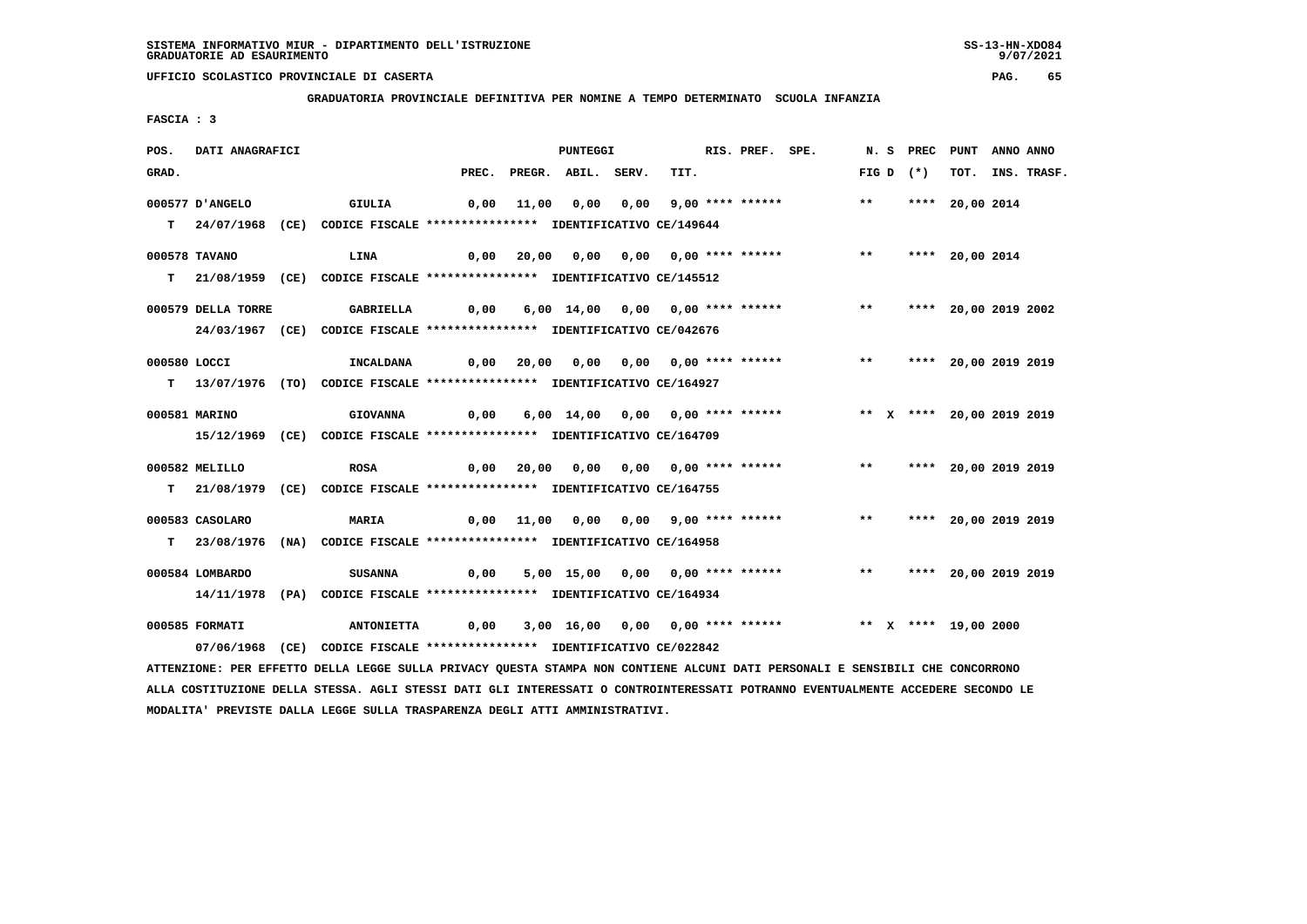SISTEMA INFORMATIVO MIUR - DIPARTIMENTO DELL'ISTRUZIONE
GRADUATORIE AD ESAURIMENTO

UFFICIO SCOLASTICO PROVINCIALE DI CASERTA

GRADUATORIA PROVINCIALE DEFINITIVA PER NOMINE A TEMPO DETERMINATO SCUOLA INFANZIA

FASCIA : 3

| POS. GRAD. | DATI ANAGRAFICI | | PREC. | PREGR. | ABIL. | SERV. | TIT. | RIS. PREF. SPE. | N. S FIG D | PREC (*) | PUNT TOT. | ANNO INS. | ANNO TRASF. |
|---|---|---|---|---|---|---|---|---|---|---|---|---|---|
| 000577 | D'ANGELO | GIULIA | 0,00 | 11,00 | 0,00 | 0,00 | 9,00 | **** ****** | ** | **** | 20,00 | 2014 | |
| T | 24/07/1968 (CE) CODICE FISCALE **************** IDENTIFICATIVO CE/149644 | | | | | | | | | | | | |
| 000578 | TAVANO | LINA | 0,00 | 20,00 | 0,00 | 0,00 | 0,00 | **** ****** | ** | **** | 20,00 | 2014 | |
| T | 21/08/1959 (CE) CODICE FISCALE **************** IDENTIFICATIVO CE/145512 | | | | | | | | | | | | |
| 000579 | DELLA TORRE | GABRIELLA | 0,00 | 6,00 | 14,00 | 0,00 | 0,00 | **** ****** | ** | **** | 20,00 | 2019 | 2002 |
| | 24/03/1967 (CE) CODICE FISCALE **************** IDENTIFICATIVO CE/042676 | | | | | | | | | | | | |
| 000580 | LOCCI | INCALDANA | 0,00 | 20,00 | 0,00 | 0,00 | 0,00 | **** ****** | ** | **** | 20,00 | 2019 | 2019 |
| T | 13/07/1976 (TO) CODICE FISCALE **************** IDENTIFICATIVO CE/164927 | | | | | | | | | | | | |
| 000581 | MARINO | GIOVANNA | 0,00 | 6,00 | 14,00 | 0,00 | 0,00 | **** ****** | ** X | **** | 20,00 | 2019 | 2019 |
| | 15/12/1969 (CE) CODICE FISCALE **************** IDENTIFICATIVO CE/164709 | | | | | | | | | | | | |
| 000582 | MELILLO | ROSA | 0,00 | 20,00 | 0,00 | 0,00 | 0,00 | **** ****** | ** | **** | 20,00 | 2019 | 2019 |
| T | 21/08/1979 (CE) CODICE FISCALE **************** IDENTIFICATIVO CE/164755 | | | | | | | | | | | | |
| 000583 | CASOLARO | MARIA | 0,00 | 11,00 | 0,00 | 0,00 | 9,00 | **** ****** | ** | **** | 20,00 | 2019 | 2019 |
| T | 23/08/1976 (NA) CODICE FISCALE **************** IDENTIFICATIVO CE/164958 | | | | | | | | | | | | |
| 000584 | LOMBARDO | SUSANNA | 0,00 | 5,00 | 15,00 | 0,00 | 0,00 | **** ****** | ** | **** | 20,00 | 2019 | 2019 |
| | 14/11/1978 (PA) CODICE FISCALE **************** IDENTIFICATIVO CE/164934 | | | | | | | | | | | | |
| 000585 | FORMATI | ANTONIETTA | 0,00 | 3,00 | 16,00 | 0,00 | 0,00 | **** ****** | ** X | **** | 19,00 | 2000 | |
| | 07/06/1968 (CE) CODICE FISCALE **************** IDENTIFICATIVO CE/022842 | | | | | | | | | | | | |

ATTENZIONE: PER EFFETTO DELLA LEGGE SULLA PRIVACY QUESTA STAMPA NON CONTIENE ALCUNI DATI PERSONALI E SENSIBILI CHE CONCORRONO ALLA COSTITUZIONE DELLA STESSA. AGLI STESSI DATI GLI INTERESSATI O CONTROINTERESSATI POTRANNO EVENTUALMENTE ACCEDERE SECONDO LE MODALITA' PREVISTE DALLA LEGGE SULLA TRASPARENZA DEGLI ATTI AMMINISTRATIVI.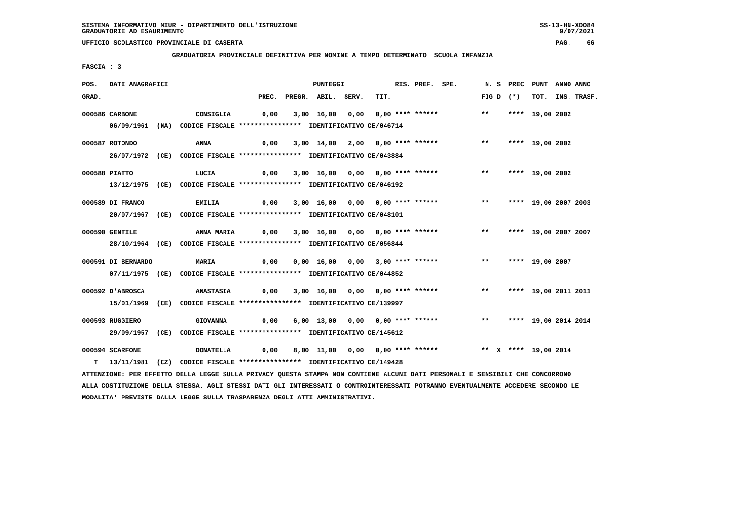SISTEMA INFORMATIVO MIUR - DIPARTIMENTO DELL'ISTRUZIONE
GRADUATORIE AD ESAURIMENTO

UFFICIO SCOLASTICO PROVINCIALE DI CASERTA

GRADUATORIA PROVINCIALE DEFINITIVA PER NOMINE A TEMPO DETERMINATO SCUOLA INFANZIA

FASCIA : 3

| POS. GRAD. | DATI ANAGRAFICI | | PREC. | PREGR. | ABIL. | SERV. | TIT. | RIS. | PREF. | SPE. | N. S FIG D | PREC (*) | PUNT TOT. | ANNO INS. | ANNO TRASF. |
|---|---|---|---|---|---|---|---|---|---|---|---|---|---|---|---|
| 000586 | CARBONE 06/09/1961 (NA) CODICE FISCALE **************** IDENTIFICATIVO CE/046714 | CONSIGLIA | 0,00 | 3,00 | 16,00 | 0,00 | 0,00 | **** | ****** | | ** | **** | 19,00 | 2002 | |
| 000587 | ROTONDO 26/07/1972 (CE) CODICE FISCALE **************** IDENTIFICATIVO CE/043884 | ANNA | 0,00 | 3,00 | 14,00 | 2,00 | 0,00 | **** | ****** | | ** | **** | 19,00 | 2002 | |
| 000588 | PIATTO 13/12/1975 (CE) CODICE FISCALE **************** IDENTIFICATIVO CE/046192 | LUCIA | 0,00 | 3,00 | 16,00 | 0,00 | 0,00 | **** | ****** | | ** | **** | 19,00 | 2002 | |
| 000589 | DI FRANCO 20/07/1967 (CE) CODICE FISCALE **************** IDENTIFICATIVO CE/048101 | EMILIA | 0,00 | 3,00 | 16,00 | 0,00 | 0,00 | **** | ****** | | ** | **** | 19,00 | 2007 | 2003 |
| 000590 | GENTILE 28/10/1964 (CE) CODICE FISCALE **************** IDENTIFICATIVO CE/056844 | ANNA MARIA | 0,00 | 3,00 | 16,00 | 0,00 | 0,00 | **** | ****** | | ** | **** | 19,00 | 2007 | 2007 |
| 000591 | DI BERNARDO 07/11/1975 (CE) CODICE FISCALE **************** IDENTIFICATIVO CE/044852 | MARIA | 0,00 | 0,00 | 16,00 | 0,00 | 3,00 | **** | ****** | | ** | **** | 19,00 | 2007 | |
| 000592 | D'ABROSCA 15/01/1969 (CE) CODICE FISCALE **************** IDENTIFICATIVO CE/139997 | ANASTASIA | 0,00 | 3,00 | 16,00 | 0,00 | 0,00 | **** | ****** | | ** | **** | 19,00 | 2011 | 2011 |
| 000593 | RUGGIERO 29/09/1957 (CE) CODICE FISCALE **************** IDENTIFICATIVO CE/145612 | GIOVANNA | 0,00 | 6,00 | 13,00 | 0,00 | 0,00 | **** | ****** | | ** | **** | 19,00 | 2014 | 2014 |
| 000594 | SCARFONE T 13/11/1981 (CZ) CODICE FISCALE **************** IDENTIFICATIVO CE/149428 | DONATELLA | 0,00 | 8,00 | 11,00 | 0,00 | 0,00 | **** | ****** | | ** X | **** | 19,00 | 2014 | |

ATTENZIONE: PER EFFETTO DELLA LEGGE SULLA PRIVACY QUESTA STAMPA NON CONTIENE ALCUNI DATI PERSONALI E SENSIBILI CHE CONCORRONO ALLA COSTITUZIONE DELLA STESSA. AGLI STESSI DATI GLI INTERESSATI O CONTROINTERESSATI POTRANNO EVENTUALMENTE ACCEDERE SECONDO LE MODALITA' PREVISTE DALLA LEGGE SULLA TRASPARENZA DEGLI ATTI AMMINISTRATIVI.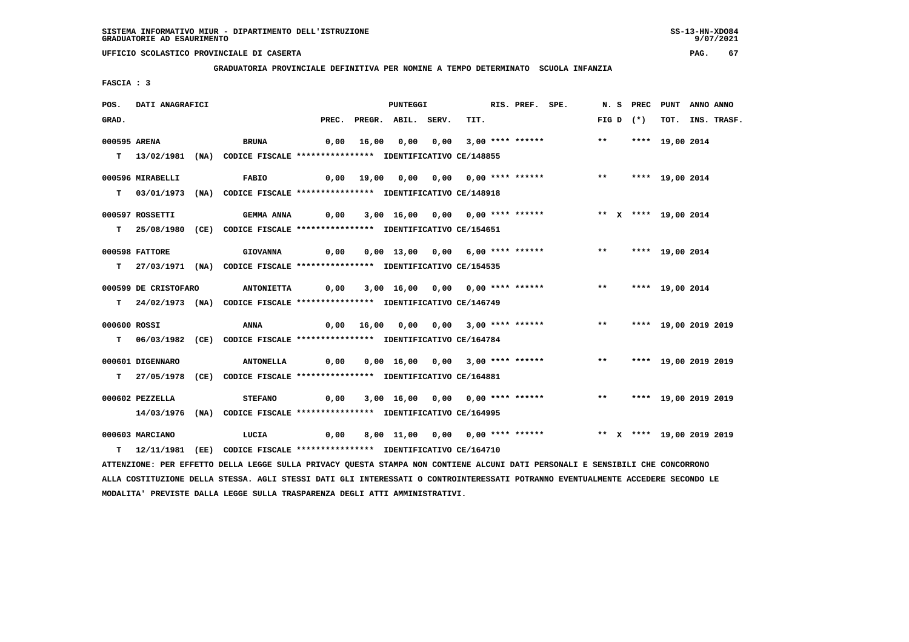SISTEMA INFORMATIVO MIUR - DIPARTIMENTO DELL'ISTRUZIONE
GRADUATORIE AD ESAURIMENTO

UFFICIO SCOLASTICO PROVINCIALE DI CASERTA

GRADUATORIA PROVINCIALE DEFINITIVA PER NOMINE A TEMPO DETERMINATO SCUOLA INFANZIA

FASCIA : 3

| POS. GRAD. | DATI ANAGRAFICI | | PREC. | PREGR. | ABIL. | SERV. | TIT. | RIS. | PREF. | SPE. | N. S FIG D | PREC (*) | PUNT TOT. | ANNO INS. | ANNO TRASF. |
|---|---|---|---|---|---|---|---|---|---|---|---|---|---|---|---|
| 000595 | ARENA | BRUNA | 0,00 | 16,00 | 0,00 | 0,00 | 3,00 | **** | ****** | | ** | **** | 19,00 | 2014 | |
| T | 13/02/1981 (NA) | CODICE FISCALE **************** IDENTIFICATIVO CE/148855 | | | | | | | | | | | | | |
| 000596 | MIRABELLI | FABIO | 0,00 | 19,00 | 0,00 | 0,00 | 0,00 | **** | ****** | | ** | **** | 19,00 | 2014 | |
| T | 03/01/1973 (NA) | CODICE FISCALE **************** IDENTIFICATIVO CE/148918 | | | | | | | | | | | | | |
| 000597 | ROSSETTI | GEMMA ANNA | 0,00 | 3,00 | 16,00 | 0,00 | 0,00 | **** | ****** | | ** X | **** | 19,00 | 2014 | |
| T | 25/08/1980 (CE) | CODICE FISCALE **************** IDENTIFICATIVO CE/154651 | | | | | | | | | | | | | |
| 000598 | FATTORE | GIOVANNA | 0,00 | 0,00 | 13,00 | 0,00 | 6,00 | **** | ****** | | ** | **** | 19,00 | 2014 | |
| T | 27/03/1971 (NA) | CODICE FISCALE **************** IDENTIFICATIVO CE/154535 | | | | | | | | | | | | | |
| 000599 | DE CRISTOFARO | ANTONIETTA | 0,00 | 3,00 | 16,00 | 0,00 | 0,00 | **** | ****** | | ** | **** | 19,00 | 2014 | |
| T | 24/02/1973 (NA) | CODICE FISCALE **************** IDENTIFICATIVO CE/146749 | | | | | | | | | | | | | |
| 000600 | ROSSI | ANNA | 0,00 | 16,00 | 0,00 | 0,00 | 3,00 | **** | ****** | | ** | **** | 19,00 | 2019 | 2019 |
| T | 06/03/1982 (CE) | CODICE FISCALE **************** IDENTIFICATIVO CE/164784 | | | | | | | | | | | | | |
| 000601 | DIGENNARO | ANTONELLA | 0,00 | 0,00 | 16,00 | 0,00 | 3,00 | **** | ****** | | ** | **** | 19,00 | 2019 | 2019 |
| T | 27/05/1978 (CE) | CODICE FISCALE **************** IDENTIFICATIVO CE/164881 | | | | | | | | | | | | | |
| 000602 | PEZZELLA | STEFANO | 0,00 | 3,00 | 16,00 | 0,00 | 0,00 | **** | ****** | | ** | **** | 19,00 | 2019 | 2019 |
| | 14/03/1976 (NA) | CODICE FISCALE **************** IDENTIFICATIVO CE/164995 | | | | | | | | | | | | | |
| 000603 | MARCIANO | LUCIA | 0,00 | 8,00 | 11,00 | 0,00 | 0,00 | **** | ****** | | ** X | **** | 19,00 | 2019 | 2019 |
| T | 12/11/1981 (EE) | CODICE FISCALE **************** IDENTIFICATIVO CE/164710 | | | | | | | | | | | | | |

ATTENZIONE: PER EFFETTO DELLA LEGGE SULLA PRIVACY QUESTA STAMPA NON CONTIENE ALCUNI DATI PERSONALI E SENSIBILI CHE CONCORRONO ALLA COSTITUZIONE DELLA STESSA. AGLI STESSI DATI GLI INTERESSATI O CONTROINTERESSATI POTRANNO EVENTUALMENTE ACCEDERE SECONDO LE MODALITA' PREVISTE DALLA LEGGE SULLA TRASPARENZA DEGLI ATTI AMMINISTRATIVI.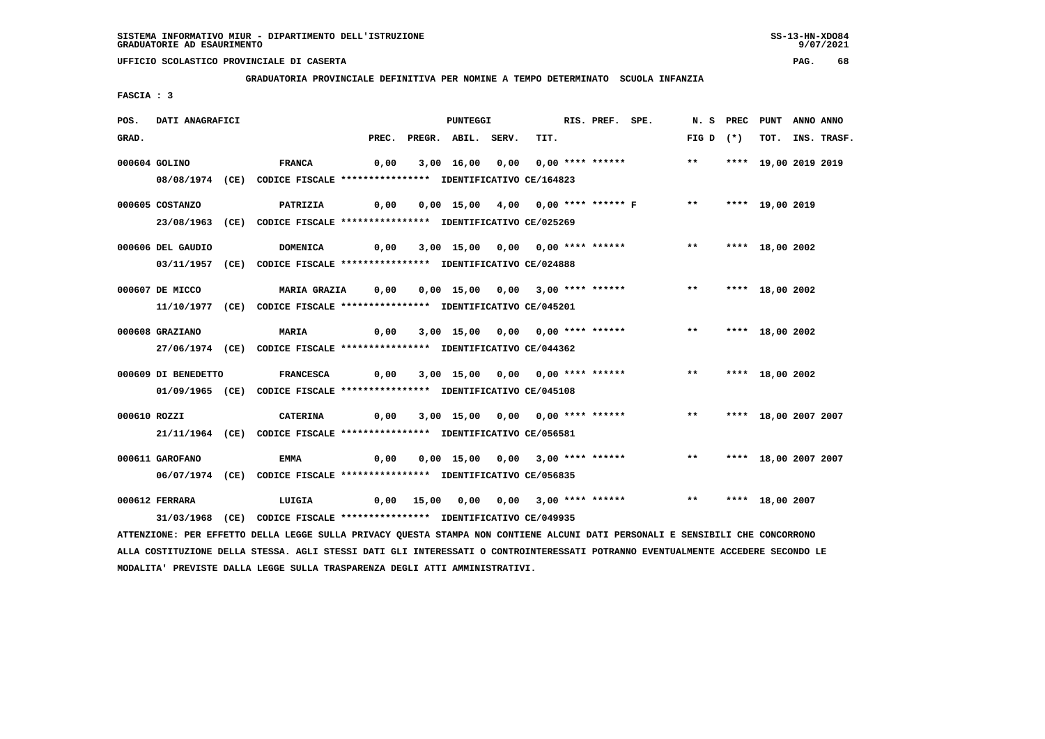SISTEMA INFORMATIVO MIUR - DIPARTIMENTO DELL'ISTRUZIONE
GRADUATORIE AD ESAURIMENTO

UFFICIO SCOLASTICO PROVINCIALE DI CASERTA

**GRADUATORIA PROVINCIALE DEFINITIVA PER NOMINE A TEMPO DETERMINATO SCUOLA INFANZIA**

FASCIA : 3

| POS. GRAD. | DATI ANAGRAFICI | | PUNTEGGI PREC. | PREGR. | ABIL. | SERV. | TIT. | RIS. | PREF. | SPE. | N. S FIG D | PREC (*) | PUNT TOT. | ANNO INS. | ANNO TRASF. |
|---|---|---|---|---|---|---|---|---|---|---|---|---|---|---|---|
| 000604 | GOLINO | FRANCA | 0,00 | 3,00 | 16,00 | 0,00 | 0,00 | **** | ****** | | ** | **** | 19,00 | 2019 | 2019 |
| | 08/08/1974 (CE) CODICE FISCALE **************** IDENTIFICATIVO CE/164823 | | | | | | | | | | | | | | |
| 000605 | COSTANZO | PATRIZIA | 0,00 | 0,00 | 15,00 | 4,00 | 0,00 | **** | ****** | F | ** | **** | 19,00 | 2019 | |
| | 23/08/1963 (CE) CODICE FISCALE **************** IDENTIFICATIVO CE/025269 | | | | | | | | | | | | | | |
| 000606 | DEL GAUDIO | DOMENICA | 0,00 | 3,00 | 15,00 | 0,00 | 0,00 | **** | ****** | | ** | **** | 18,00 | 2002 | |
| | 03/11/1957 (CE) CODICE FISCALE **************** IDENTIFICATIVO CE/024888 | | | | | | | | | | | | | | |
| 000607 | DE MICCO | MARIA GRAZIA | 0,00 | 0,00 | 15,00 | 0,00 | 3,00 | **** | ****** | | ** | **** | 18,00 | 2002 | |
| | 11/10/1977 (CE) CODICE FISCALE **************** IDENTIFICATIVO CE/045201 | | | | | | | | | | | | | | |
| 000608 | GRAZIANO | MARIA | 0,00 | 3,00 | 15,00 | 0,00 | 0,00 | **** | ****** | | ** | **** | 18,00 | 2002 | |
| | 27/06/1974 (CE) CODICE FISCALE **************** IDENTIFICATIVO CE/044362 | | | | | | | | | | | | | | |
| 000609 | DI BENEDETTO | FRANCESCA | 0,00 | 3,00 | 15,00 | 0,00 | 0,00 | **** | ****** | | ** | **** | 18,00 | 2002 | |
| | 01/09/1965 (CE) CODICE FISCALE **************** IDENTIFICATIVO CE/045108 | | | | | | | | | | | | | | |
| 000610 | ROZZI | CATERINA | 0,00 | 3,00 | 15,00 | 0,00 | 0,00 | **** | ****** | | ** | **** | 18,00 | 2007 | 2007 |
| | 21/11/1964 (CE) CODICE FISCALE **************** IDENTIFICATIVO CE/056581 | | | | | | | | | | | | | | |
| 000611 | GAROFANO | EMMA | 0,00 | 0,00 | 15,00 | 0,00 | 3,00 | **** | ****** | | ** | **** | 18,00 | 2007 | 2007 |
| | 06/07/1974 (CE) CODICE FISCALE **************** IDENTIFICATIVO CE/056835 | | | | | | | | | | | | | | |
| 000612 | FERRARA | LUIGIA | 0,00 | 15,00 | 0,00 | 0,00 | 3,00 | **** | ****** | | ** | **** | 18,00 | 2007 | |
| | 31/03/1968 (CE) CODICE FISCALE **************** IDENTIFICATIVO CE/049935 | | | | | | | | | | | | | | |

ATTENZIONE: PER EFFETTO DELLA LEGGE SULLA PRIVACY QUESTA STAMPA NON CONTIENE ALCUNI DATI PERSONALI E SENSIBILI CHE CONCORRONO ALLA COSTITUZIONE DELLA STESSA. AGLI STESSI DATI GLI INTERESSATI O CONTROINTERESSATI POTRANNO EVENTUALMENTE ACCEDERE SECONDO LE MODALITA' PREVISTE DALLA LEGGE SULLA TRASPARENZA DEGLI ATTI AMMINISTRATIVI.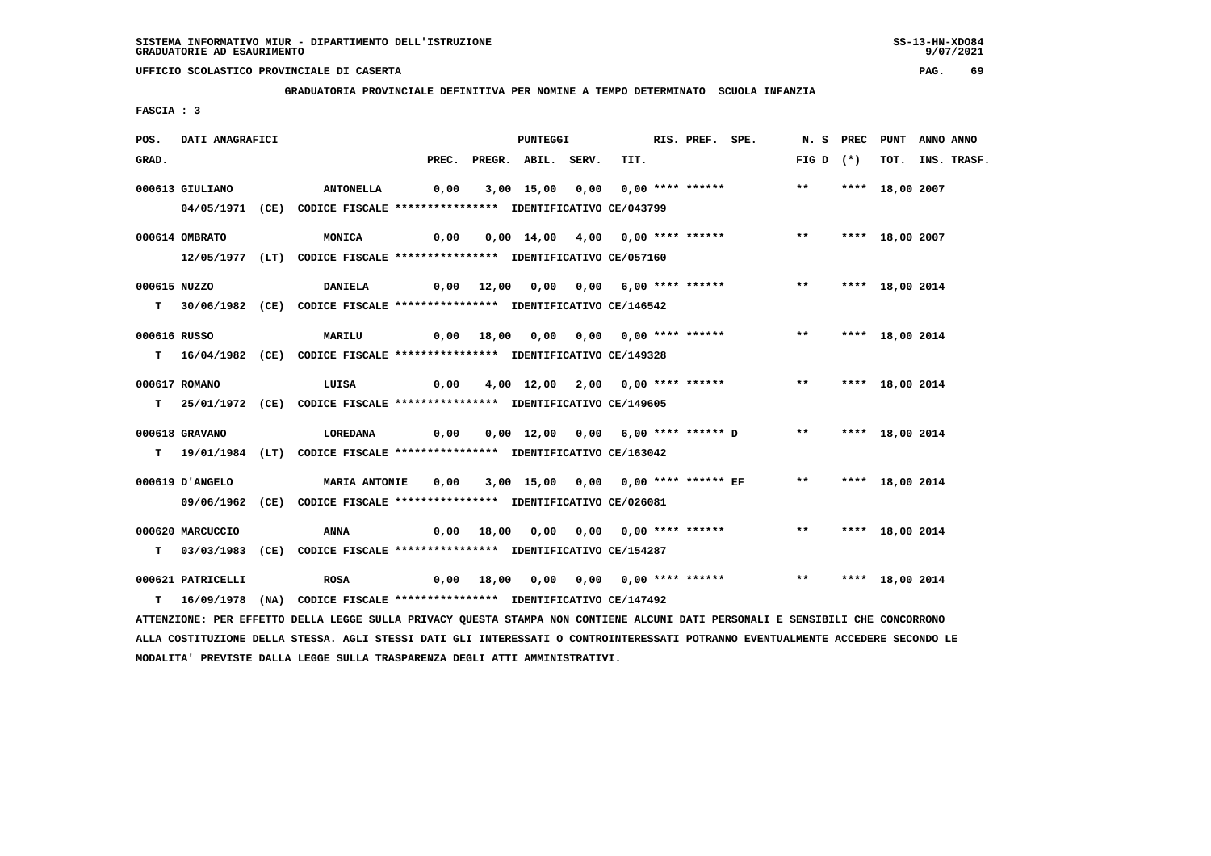SISTEMA INFORMATIVO MIUR - DIPARTIMENTO DELL'ISTRUZIONE
GRADUATORIE AD ESAURIMENTO

UFFICIO SCOLASTICO PROVINCIALE DI CASERTA

**GRADUATORIA PROVINCIALE DEFINITIVA PER NOMINE A TEMPO DETERMINATO SCUOLA INFANZIA**

FASCIA : 3

| POS. GRAD. | DATI ANAGRAFICI | | PREC. | PREGR. | ABIL. | SERV. | TIT. | RIS. | PREF. | SPE. | N. S FIG D | PREC (*) | PUNT TOT. | ANNO INS. | ANNO TRASF. |
|---|---|---|---|---|---|---|---|---|---|---|---|---|---|---|---|
| 000613 | GIULIANO | ANTONELLA | 0,00 | 3,00 | 15,00 | 0,00 | 0,00 | **** | ****** | | ** | **** | 18,00 | 2007 | |
| | 04/05/1971 (CE) CODICE FISCALE **************** IDENTIFICATIVO CE/043799 | | | | | | | | | | | | | | |
| 000614 | OMBRATO | MONICA | 0,00 | 0,00 | 14,00 | 4,00 | 0,00 | **** | ****** | | ** | **** | 18,00 | 2007 | |
| | 12/05/1977 (LT) CODICE FISCALE **************** IDENTIFICATIVO CE/057160 | | | | | | | | | | | | | | |
| 000615 | NUZZO | DANIELA | 0,00 | 12,00 | 0,00 | 0,00 | 6,00 | **** | ****** | | ** | **** | 18,00 | 2014 | |
| T | 30/06/1982 (CE) CODICE FISCALE **************** IDENTIFICATIVO CE/146542 | | | | | | | | | | | | | | |
| 000616 | RUSSO | MARILU | 0,00 | 18,00 | 0,00 | 0,00 | 0,00 | **** | ****** | | ** | **** | 18,00 | 2014 | |
| T | 16/04/1982 (CE) CODICE FISCALE **************** IDENTIFICATIVO CE/149328 | | | | | | | | | | | | | | |
| 000617 | ROMANO | LUISA | 0,00 | 4,00 | 12,00 | 2,00 | 0,00 | **** | ****** | | ** | **** | 18,00 | 2014 | |
| T | 25/01/1972 (CE) CODICE FISCALE **************** IDENTIFICATIVO CE/149605 | | | | | | | | | | | | | | |
| 000618 | GRAVANO | LOREDANA | 0,00 | 0,00 | 12,00 | 0,00 | 6,00 | **** | ****** | D | ** | **** | 18,00 | 2014 | |
| T | 19/01/1984 (LT) CODICE FISCALE **************** IDENTIFICATIVO CE/163042 | | | | | | | | | | | | | | |
| 000619 | D'ANGELO | MARIA ANTONIE | 0,00 | 3,00 | 15,00 | 0,00 | 0,00 | **** | ****** | EF | ** | **** | 18,00 | 2014 | |
| | 09/06/1962 (CE) CODICE FISCALE **************** IDENTIFICATIVO CE/026081 | | | | | | | | | | | | | | |
| 000620 | MARCUCCIO | ANNA | 0,00 | 18,00 | 0,00 | 0,00 | 0,00 | **** | ****** | | ** | **** | 18,00 | 2014 | |
| T | 03/03/1983 (CE) CODICE FISCALE **************** IDENTIFICATIVO CE/154287 | | | | | | | | | | | | | | |
| 000621 | PATRICELLI | ROSA | 0,00 | 18,00 | 0,00 | 0,00 | 0,00 | **** | ****** | | ** | **** | 18,00 | 2014 | |
| T | 16/09/1978 (NA) CODICE FISCALE **************** IDENTIFICATIVO CE/147492 | | | | | | | | | | | | | | |

ATTENZIONE: PER EFFETTO DELLA LEGGE SULLA PRIVACY QUESTA STAMPA NON CONTIENE ALCUNI DATI PERSONALI E SENSIBILI CHE CONCORRONO ALLA COSTITUZIONE DELLA STESSA. AGLI STESSI DATI GLI INTERESSATI O CONTROINTERESSATI POTRANNO EVENTUALMENTE ACCEDERE SECONDO LE MODALITA' PREVISTE DALLA LEGGE SULLA TRASPARENZA DEGLI ATTI AMMINISTRATIVI.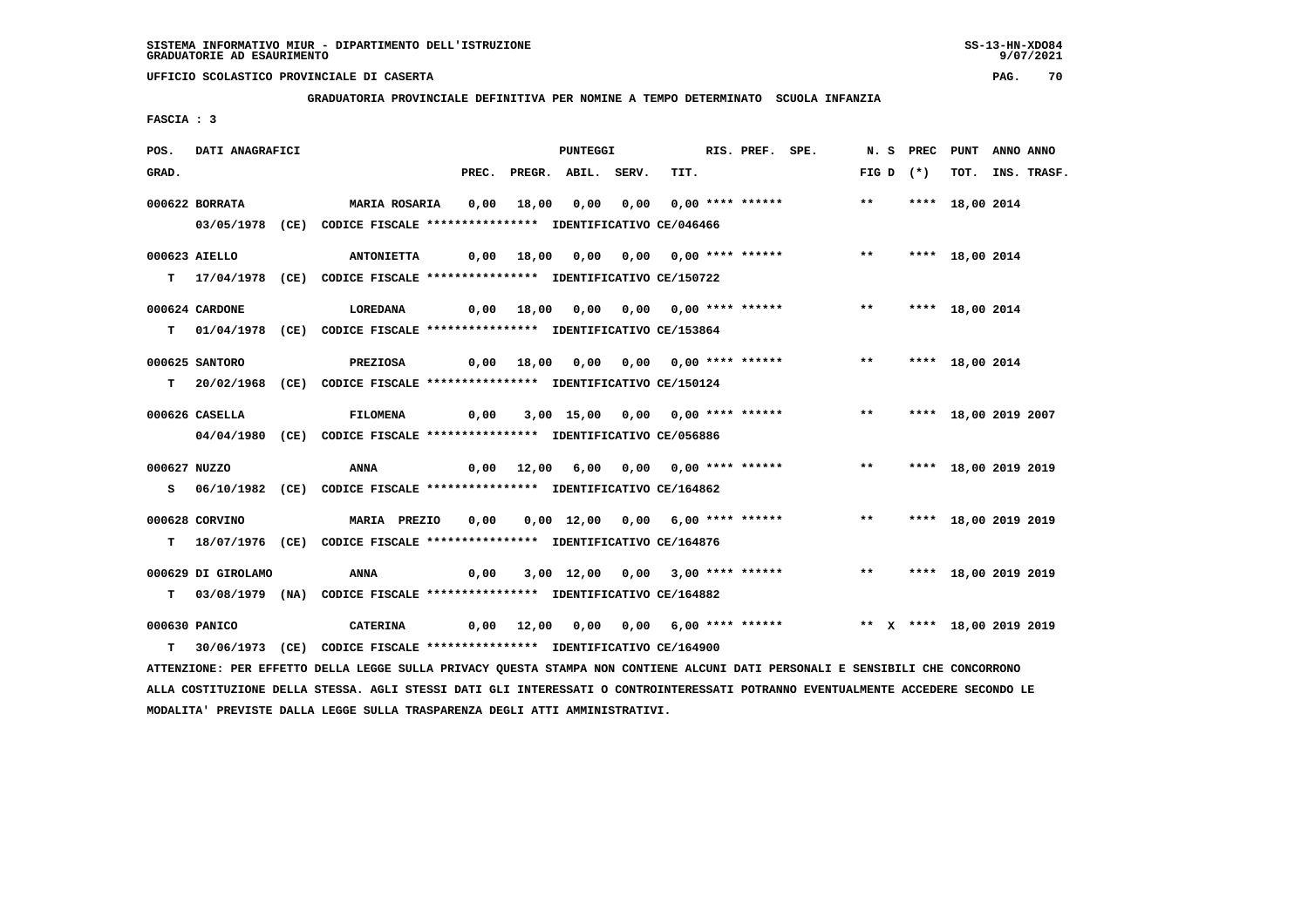SISTEMA INFORMATIVO MIUR - DIPARTIMENTO DELL'ISTRUZIONE
GRADUATORIE AD ESAURIMENTO

UFFICIO SCOLASTICO PROVINCIALE DI CASERTA

**GRADUATORIA PROVINCIALE DEFINITIVA PER NOMINE A TEMPO DETERMINATO SCUOLA INFANZIA**

FASCIA : 3

| POS. GRAD. | DATI ANAGRAFICI | | PREC. | PREGR. | ABIL. | SERV. | TIT. | RIS. PREF. SPE. | N. S FIG D | PREC (*) | PUNT TOT. | ANNO INS. | ANNO TRASF. |
|---|---|---|---|---|---|---|---|---|---|---|---|---|---|
| 000622 | BORRATA | MARIA ROSARIA | 0,00 | 18,00 | 0,00 | 0,00 | 0,00 | **** ****** | ** | **** | 18,00 | 2014 | |
| | 03/05/1978 (CE) CODICE FISCALE **************** IDENTIFICATIVO CE/046466 | | | | | | | | | | | | |
| 000623 | AIELLO | ANTONIETTA | 0,00 | 18,00 | 0,00 | 0,00 | 0,00 | **** ****** | ** | **** | 18,00 | 2014 | |
| T | 17/04/1978 (CE) CODICE FISCALE **************** IDENTIFICATIVO CE/150722 | | | | | | | | | | | | |
| 000624 | CARDONE | LOREDANA | 0,00 | 18,00 | 0,00 | 0,00 | 0,00 | **** ****** | ** | **** | 18,00 | 2014 | |
| T | 01/04/1978 (CE) CODICE FISCALE **************** IDENTIFICATIVO CE/153864 | | | | | | | | | | | | |
| 000625 | SANTORO | PREZIOSA | 0,00 | 18,00 | 0,00 | 0,00 | 0,00 | **** ****** | ** | **** | 18,00 | 2014 | |
| T | 20/02/1968 (CE) CODICE FISCALE **************** IDENTIFICATIVO CE/150124 | | | | | | | | | | | | |
| 000626 | CASELLA | FILOMENA | 0,00 | 3,00 | 15,00 | 0,00 | 0,00 | **** ****** | ** | **** | 18,00 | 2019 | 2007 |
| | 04/04/1980 (CE) CODICE FISCALE **************** IDENTIFICATIVO CE/056886 | | | | | | | | | | | | |
| 000627 | NUZZO | ANNA | 0,00 | 12,00 | 6,00 | 0,00 | 0,00 | **** ****** | ** | **** | 18,00 | 2019 | 2019 |
| S | 06/10/1982 (CE) CODICE FISCALE **************** IDENTIFICATIVO CE/164862 | | | | | | | | | | | | |
| 000628 | CORVINO | MARIA PREZIO | 0,00 | 0,00 | 12,00 | 0,00 | 6,00 | **** ****** | ** | **** | 18,00 | 2019 | 2019 |
| T | 18/07/1976 (CE) CODICE FISCALE **************** IDENTIFICATIVO CE/164876 | | | | | | | | | | | | |
| 000629 | DI GIROLAMO | ANNA | 0,00 | 3,00 | 12,00 | 0,00 | 3,00 | **** ****** | ** | **** | 18,00 | 2019 | 2019 |
| T | 03/08/1979 (NA) CODICE FISCALE **************** IDENTIFICATIVO CE/164882 | | | | | | | | | | | | |
| 000630 | PANICO | CATERINA | 0,00 | 12,00 | 0,00 | 0,00 | 6,00 | **** ****** | ** X | **** | 18,00 | 2019 | 2019 |
| T | 30/06/1973 (CE) CODICE FISCALE **************** IDENTIFICATIVO CE/164900 | | | | | | | | | | | | |

ATTENZIONE: PER EFFETTO DELLA LEGGE SULLA PRIVACY QUESTA STAMPA NON CONTIENE ALCUNI DATI PERSONALI E SENSIBILI CHE CONCORRONO ALLA COSTITUZIONE DELLA STESSA. AGLI STESSI DATI GLI INTERESSATI O CONTROINTERESSATI POTRANNO EVENTUALMENTE ACCEDERE SECONDO LE MODALITA' PREVISTE DALLA LEGGE SULLA TRASPARENZA DEGLI ATTI AMMINISTRATIVI.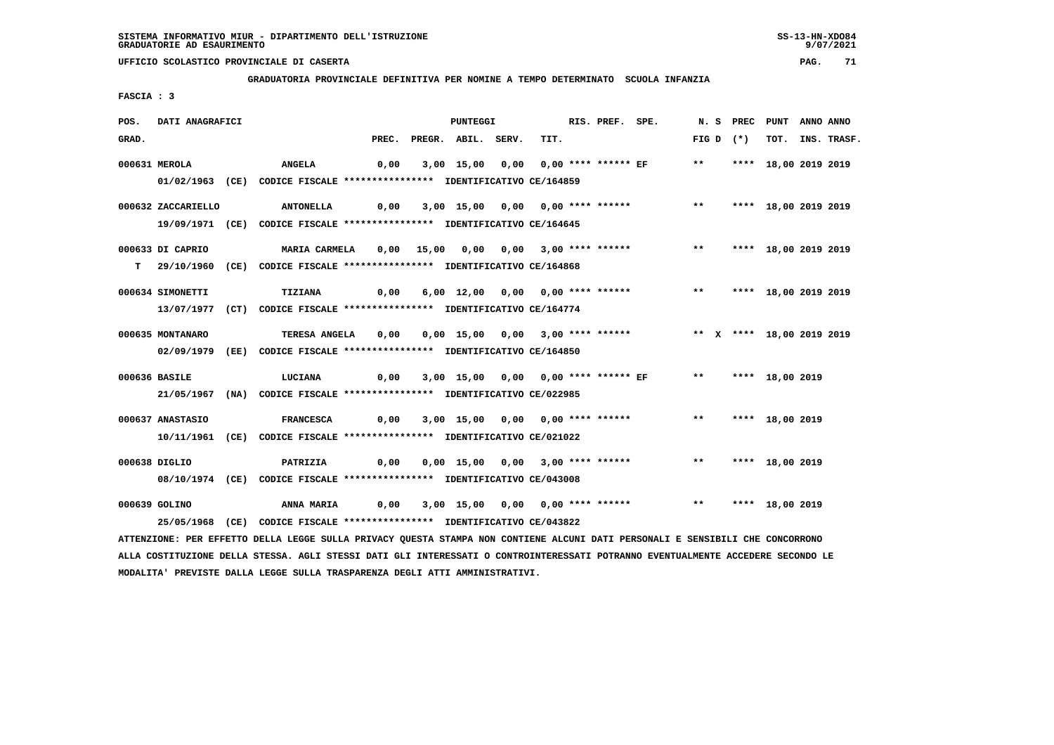SISTEMA INFORMATIVO MIUR - DIPARTIMENTO DELL'ISTRUZIONE
GRADUATORIE AD ESAURIMENTO

UFFICIO SCOLASTICO PROVINCIALE DI CASERTA

**GRADUATORIA PROVINCIALE DEFINITIVA PER NOMINE A TEMPO DETERMINATO SCUOLA INFANZIA**

FASCIA : 3

| POS. GRAD. | DATI ANAGRAFICI | | PREC. | PREGR. | ABIL. | SERV. | TIT. | RIS. PREF. SPE. | N. S FIG D | PREC (*) | PUNT TOT. | ANNO INS. | ANNO TRASF. |
|---|---|---|---|---|---|---|---|---|---|---|---|---|---|
| 000631 | MEROLA | ANGELA | 0,00 | 3,00 | 15,00 | 0,00 | 0,00 | **** ****** EF | ** | **** | 18,00 | 2019 | 2019 |
| | 01/02/1963 (CE) CODICE FISCALE **************** IDENTIFICATIVO CE/164859 | | | | | | | | | | | | |
| 000632 | ZACCARIELLO | ANTONELLA | 0,00 | 3,00 | 15,00 | 0,00 | 0,00 | **** ****** | ** | **** | 18,00 | 2019 | 2019 |
| | 19/09/1971 (CE) CODICE FISCALE **************** IDENTIFICATIVO CE/164645 | | | | | | | | | | | | |
| 000633 | DI CAPRIO | MARIA CARMELA | 0,00 | 15,00 | 0,00 | 0,00 | 3,00 | **** ****** | ** | **** | 18,00 | 2019 | 2019 |
| T | 29/10/1960 (CE) CODICE FISCALE **************** IDENTIFICATIVO CE/164868 | | | | | | | | | | | | |
| 000634 | SIMONETTI | TIZIANA | 0,00 | 6,00 | 12,00 | 0,00 | 0,00 | **** ****** | ** | **** | 18,00 | 2019 | 2019 |
| | 13/07/1977 (CT) CODICE FISCALE **************** IDENTIFICATIVO CE/164774 | | | | | | | | | | | | |
| 000635 | MONTANARO | TERESA ANGELA | 0,00 | 0,00 | 15,00 | 0,00 | 3,00 | **** ****** | ** X | **** | 18,00 | 2019 | 2019 |
| | 02/09/1979 (EE) CODICE FISCALE **************** IDENTIFICATIVO CE/164850 | | | | | | | | | | | | |
| 000636 | BASILE | LUCIANA | 0,00 | 3,00 | 15,00 | 0,00 | 0,00 | **** ****** EF | ** | **** | 18,00 | 2019 | |
| | 21/05/1967 (NA) CODICE FISCALE **************** IDENTIFICATIVO CE/022985 | | | | | | | | | | | | |
| 000637 | ANASTASIO | FRANCESCA | 0,00 | 3,00 | 15,00 | 0,00 | 0,00 | **** ****** | ** | **** | 18,00 | 2019 | |
| | 10/11/1961 (CE) CODICE FISCALE **************** IDENTIFICATIVO CE/021022 | | | | | | | | | | | | |
| 000638 | DIGLIO | PATRIZIA | 0,00 | 0,00 | 15,00 | 0,00 | 3,00 | **** ****** | ** | **** | 18,00 | 2019 | |
| | 08/10/1974 (CE) CODICE FISCALE **************** IDENTIFICATIVO CE/043008 | | | | | | | | | | | | |
| 000639 | GOLINO | ANNA MARIA | 0,00 | 3,00 | 15,00 | 0,00 | 0,00 | **** ****** | ** | **** | 18,00 | 2019 | |
| | 25/05/1968 (CE) CODICE FISCALE **************** IDENTIFICATIVO CE/043822 | | | | | | | | | | | | |

ATTENZIONE: PER EFFETTO DELLA LEGGE SULLA PRIVACY QUESTA STAMPA NON CONTIENE ALCUNI DATI PERSONALI E SENSIBILI CHE CONCORRONO ALLA COSTITUZIONE DELLA STESSA. AGLI STESSI DATI GLI INTERESSATI O CONTROINTERESSATI POTRANNO EVENTUALMENTE ACCEDERE SECONDO LE MODALITA' PREVISTE DALLA LEGGE SULLA TRASPARENZA DEGLI ATTI AMMINISTRATIVI.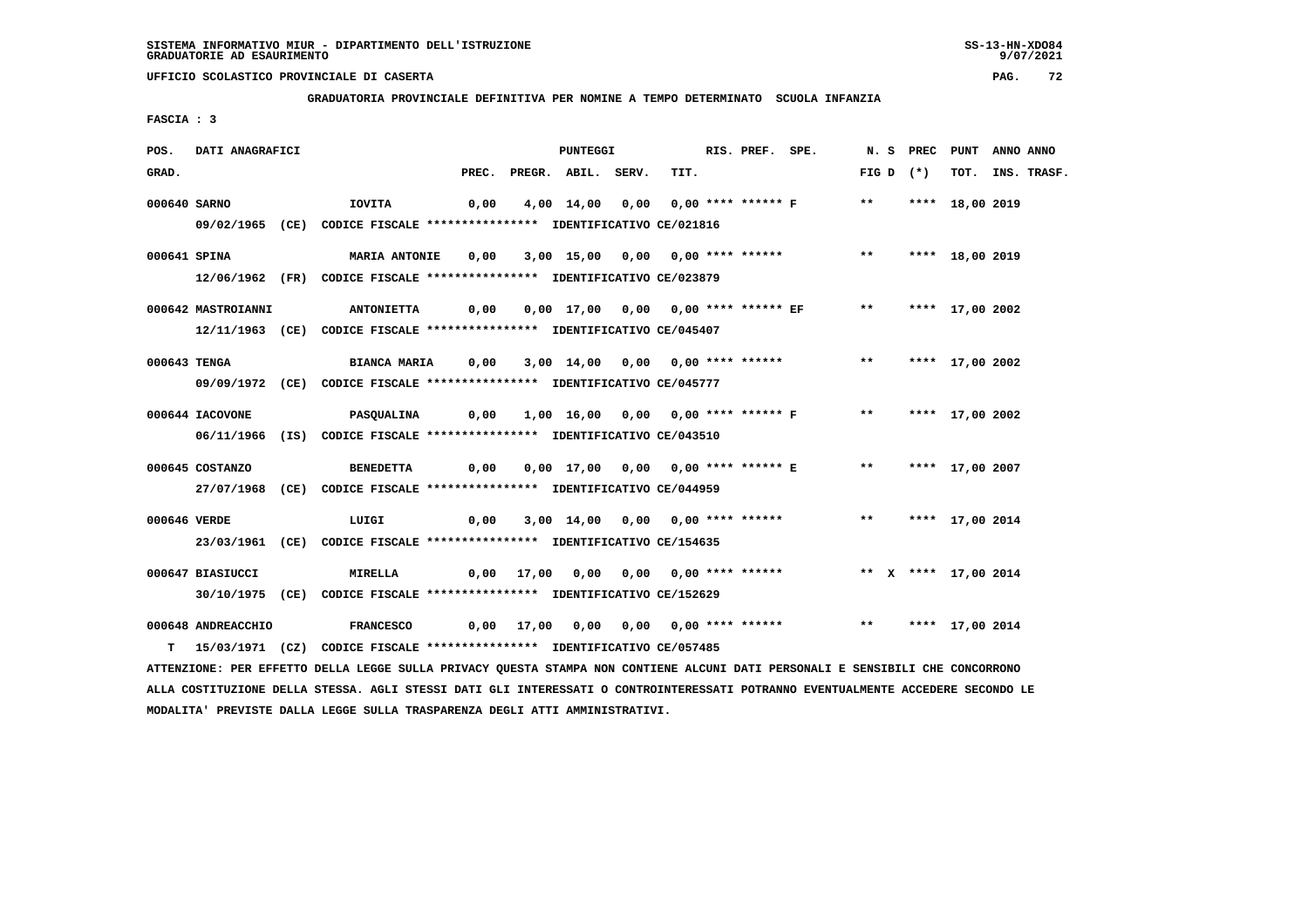UFFICIO SCOLASTICO PROVINCIALE DI CASERTA

GRADUATORIA PROVINCIALE DEFINITIVA PER NOMINE A TEMPO DETERMINATO SCUOLA INFANZIA

FASCIA : 3

| POS. GRAD. | DATI ANAGRAFICI | | PREC. | PREGR. | ABIL. | SERV. | TIT. | RIS. | PREF. | SPE. | FIG D | N. S | PREC (*) | PUNT TOT. | ANNO INS. | ANNO TRASF. |
|---|---|---|---|---|---|---|---|---|---|---|---|---|---|---|---|---|
| 000640 | SARNO | IOVITA | 0,00 | 4,00 | 14,00 | 0,00 | 0,00 | **** | ****** | F | ** | | **** | 18,00 | 2019 | |
| | 09/02/1965 (CE) CODICE FISCALE **************** IDENTIFICATIVO CE/021816 | | | | | | | | | | | | | | | |
| 000641 | SPINA | MARIA ANTONIE | 0,00 | 3,00 | 15,00 | 0,00 | 0,00 | **** | ****** | | ** | | **** | 18,00 | 2019 | |
| | 12/06/1962 (FR) CODICE FISCALE **************** IDENTIFICATIVO CE/023879 | | | | | | | | | | | | | | | |
| 000642 | MASTROIANNI | ANTONIETTA | 0,00 | 0,00 | 17,00 | 0,00 | 0,00 | **** | ****** | EF | ** | | **** | 17,00 | 2002 | |
| | 12/11/1963 (CE) CODICE FISCALE **************** IDENTIFICATIVO CE/045407 | | | | | | | | | | | | | | | |
| 000643 | TENGA | BIANCA MARIA | 0,00 | 3,00 | 14,00 | 0,00 | 0,00 | **** | ****** | | ** | | **** | 17,00 | 2002 | |
| | 09/09/1972 (CE) CODICE FISCALE **************** IDENTIFICATIVO CE/045777 | | | | | | | | | | | | | | | |
| 000644 | IACOVONE | PASQUALINA | 0,00 | 1,00 | 16,00 | 0,00 | 0,00 | **** | ****** | F | ** | | **** | 17,00 | 2002 | |
| | 06/11/1966 (IS) CODICE FISCALE **************** IDENTIFICATIVO CE/043510 | | | | | | | | | | | | | | | |
| 000645 | COSTANZO | BENEDETTA | 0,00 | 0,00 | 17,00 | 0,00 | 0,00 | **** | ****** | E | ** | | **** | 17,00 | 2007 | |
| | 27/07/1968 (CE) CODICE FISCALE **************** IDENTIFICATIVO CE/044959 | | | | | | | | | | | | | | | |
| 000646 | VERDE | LUIGI | 0,00 | 3,00 | 14,00 | 0,00 | 0,00 | **** | ****** | | ** | | **** | 17,00 | 2014 | |
| | 23/03/1961 (CE) CODICE FISCALE **************** IDENTIFICATIVO CE/154635 | | | | | | | | | | | | | | | |
| 000647 | BIASIUCCI | MIRELLA | 0,00 | 17,00 | 0,00 | 0,00 | 0,00 | **** | ****** | | ** | X | **** | 17,00 | 2014 | |
| | 30/10/1975 (CE) CODICE FISCALE **************** IDENTIFICATIVO CE/152629 | | | | | | | | | | | | | | | |
| 000648 | ANDREACCHIO | FRANCESCO | 0,00 | 17,00 | 0,00 | 0,00 | 0,00 | **** | ****** | | ** | | **** | 17,00 | 2014 | |
| T | 15/03/1971 (CZ) CODICE FISCALE **************** IDENTIFICATIVO CE/057485 | | | | | | | | | | | | | | | |

ATTENZIONE: PER EFFETTO DELLA LEGGE SULLA PRIVACY QUESTA STAMPA NON CONTIENE ALCUNI DATI PERSONALI E SENSIBILI CHE CONCORRONO ALLA COSTITUZIONE DELLA STESSA. AGLI STESSI DATI GLI INTERESSATI O CONTROINTERESSATI POTRANNO EVENTUALMENTE ACCEDERE SECONDO LE MODALITA' PREVISTE DALLA LEGGE SULLA TRASPARENZA DEGLI ATTI AMMINISTRATIVI.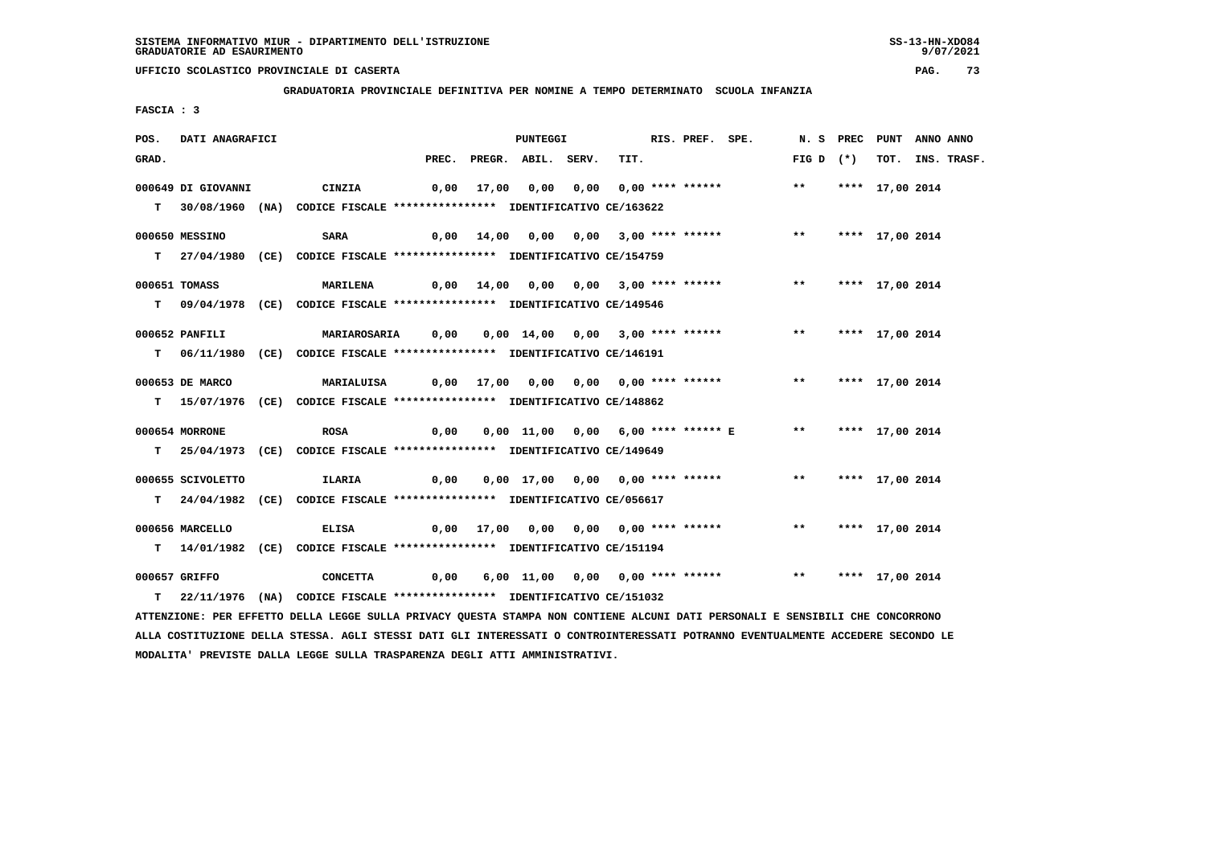SISTEMA INFORMATIVO MIUR - DIPARTIMENTO DELL'ISTRUZIONE
GRADUATORIE AD ESAURIMENTO

UFFICIO SCOLASTICO PROVINCIALE DI CASERTA

GRADUATORIA PROVINCIALE DEFINITIVA PER NOMINE A TEMPO DETERMINATO SCUOLA INFANZIA

FASCIA : 3

| POS. GRAD. | DATI ANAGRAFICI | | PREC. | PREGR. | ABIL. | SERV. | TIT. | RIS. PREF. SPE. | N. S FIG D | PREC (*) | PUNT TOT. | ANNO | ANNO INS. TRASF. |
|---|---|---|---|---|---|---|---|---|---|---|---|---|---|
| 000649 | DI GIOVANNI | CINZIA | 0,00 | 17,00 | 0,00 | 0,00 | 0,00 | **** ****** | ** | **** | 17,00 | 2014 | |
| T | 30/08/1960 (NA) | CODICE FISCALE **************** IDENTIFICATIVO CE/163622 | | | | | | | | | | | |
| 000650 | MESSINO | SARA | 0,00 | 14,00 | 0,00 | 0,00 | 3,00 | **** ****** | ** | **** | 17,00 | 2014 | |
| T | 27/04/1980 (CE) | CODICE FISCALE **************** IDENTIFICATIVO CE/154759 | | | | | | | | | | | |
| 000651 | TOMASS | MARILENA | 0,00 | 14,00 | 0,00 | 0,00 | 3,00 | **** ****** | ** | **** | 17,00 | 2014 | |
| T | 09/04/1978 (CE) | CODICE FISCALE **************** IDENTIFICATIVO CE/149546 | | | | | | | | | | | |
| 000652 | PANFILI | MARIAROSARIA | 0,00 | 0,00 | 14,00 | 0,00 | 3,00 | **** ****** | ** | **** | 17,00 | 2014 | |
| T | 06/11/1980 (CE) | CODICE FISCALE **************** IDENTIFICATIVO CE/146191 | | | | | | | | | | | |
| 000653 | DE MARCO | MARIALUISA | 0,00 | 17,00 | 0,00 | 0,00 | 0,00 | **** ****** | ** | **** | 17,00 | 2014 | |
| T | 15/07/1976 (CE) | CODICE FISCALE **************** IDENTIFICATIVO CE/148862 | | | | | | | | | | | |
| 000654 | MORRONE | ROSA | 0,00 | 0,00 | 11,00 | 0,00 | 6,00 | **** ****** E | ** | **** | 17,00 | 2014 | |
| T | 25/04/1973 (CE) | CODICE FISCALE **************** IDENTIFICATIVO CE/149649 | | | | | | | | | | | |
| 000655 | SCIVOLETTO | ILARIA | 0,00 | 0,00 | 17,00 | 0,00 | 0,00 | **** ****** | ** | **** | 17,00 | 2014 | |
| T | 24/04/1982 (CE) | CODICE FISCALE **************** IDENTIFICATIVO CE/056617 | | | | | | | | | | | |
| 000656 | MARCELLO | ELISA | 0,00 | 17,00 | 0,00 | 0,00 | 0,00 | **** ****** | ** | **** | 17,00 | 2014 | |
| T | 14/01/1982 (CE) | CODICE FISCALE **************** IDENTIFICATIVO CE/151194 | | | | | | | | | | | |
| 000657 | GRIFFO | CONCETTA | 0,00 | 6,00 | 11,00 | 0,00 | 0,00 | **** ****** | ** | **** | 17,00 | 2014 | |
| T | 22/11/1976 (NA) | CODICE FISCALE **************** IDENTIFICATIVO CE/151032 | | | | | | | | | | | |

ATTENZIONE: PER EFFETTO DELLA LEGGE SULLA PRIVACY QUESTA STAMPA NON CONTIENE ALCUNI DATI PERSONALI E SENSIBILI CHE CONCORRONO ALLA COSTITUZIONE DELLA STESSA. AGLI STESSI DATI GLI INTERESSATI O CONTROINTERESSATI POTRANNO EVENTUALMENTE ACCEDERE SECONDO LE MODALITA' PREVISTE DALLA LEGGE SULLA TRASPARENZA DEGLI ATTI AMMINISTRATIVI.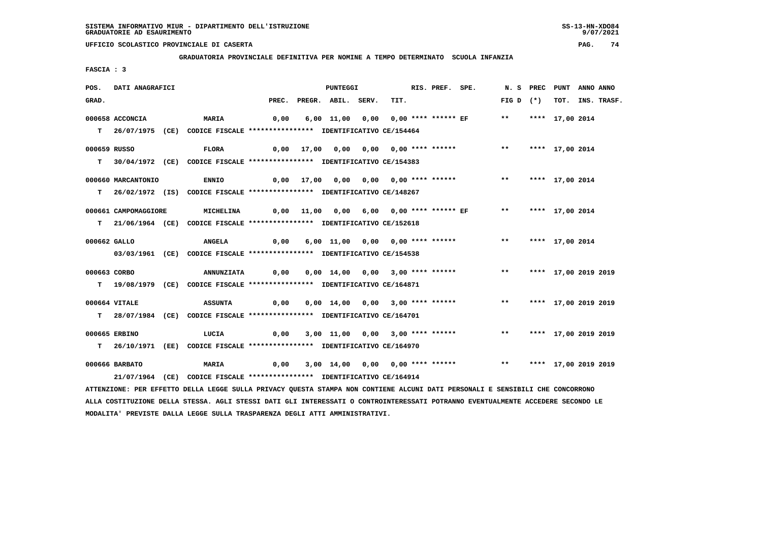SISTEMA INFORMATIVO MIUR - DIPARTIMENTO DELL'ISTRUZIONE
GRADUATORIE AD ESAURIMENTO

UFFICIO SCOLASTICO PROVINCIALE DI CASERTA

GRADUATORIA PROVINCIALE DEFINITIVA PER NOMINE A TEMPO DETERMINATO SCUOLA INFANZIA

FASCIA : 3

| POS. GRAD. | DATI ANAGRAFICI | | PREC. | PREGR. | ABIL. | SERV. | TIT. | RIS. PREF. SPE. | N. S FIG D | PREC (*) | PUNT TOT. | ANNO INS. | ANNO TRASF. |
|---|---|---|---|---|---|---|---|---|---|---|---|---|---|
| 000658 | ACCONCIA | MARIA | 0,00 | 6,00 | 11,00 | 0,00 | 0,00 | **** ****** EF | ** | **** | 17,00 | 2014 | |
| T | 26/07/1975 (CE) | CODICE FISCALE **************** IDENTIFICATIVO CE/154464 | | | | | | | | | | | |
| 000659 | RUSSO | FLORA | 0,00 | 17,00 | 0,00 | 0,00 | 0,00 | **** ****** | ** | **** | 17,00 | 2014 | |
| T | 30/04/1972 (CE) | CODICE FISCALE **************** IDENTIFICATIVO CE/154383 | | | | | | | | | | | |
| 000660 | MARCANTONIO | ENNIO | 0,00 | 17,00 | 0,00 | 0,00 | 0,00 | **** ****** | ** | **** | 17,00 | 2014 | |
| T | 26/02/1972 (IS) | CODICE FISCALE **************** IDENTIFICATIVO CE/148267 | | | | | | | | | | | |
| 000661 | CAMPOMAGGIORE | MICHELINA | 0,00 | 11,00 | 0,00 | 6,00 | 0,00 | **** ****** EF | ** | **** | 17,00 | 2014 | |
| T | 21/06/1964 (CE) | CODICE FISCALE **************** IDENTIFICATIVO CE/152618 | | | | | | | | | | | |
| 000662 | GALLO | ANGELA | 0,00 | 6,00 | 11,00 | 0,00 | 0,00 | **** ****** | ** | **** | 17,00 | 2014 | |
| | 03/03/1961 (CE) | CODICE FISCALE **************** IDENTIFICATIVO CE/154538 | | | | | | | | | | | |
| 000663 | CORBO | ANNUNZIATA | 0,00 | 0,00 | 14,00 | 0,00 | 3,00 | **** ****** | ** | **** | 17,00 | 2019 | 2019 |
| T | 19/08/1979 (CE) | CODICE FISCALE **************** IDENTIFICATIVO CE/164871 | | | | | | | | | | | |
| 000664 | VITALE | ASSUNTA | 0,00 | 0,00 | 14,00 | 0,00 | 3,00 | **** ****** | ** | **** | 17,00 | 2019 | 2019 |
| T | 28/07/1984 (CE) | CODICE FISCALE **************** IDENTIFICATIVO CE/164701 | | | | | | | | | | | |
| 000665 | ERBINO | LUCIA | 0,00 | 3,00 | 11,00 | 0,00 | 3,00 | **** ****** | ** | **** | 17,00 | 2019 | 2019 |
| T | 26/10/1971 (EE) | CODICE FISCALE **************** IDENTIFICATIVO CE/164970 | | | | | | | | | | | |
| 000666 | BARBATO | MARIA | 0,00 | 3,00 | 14,00 | 0,00 | 0,00 | **** ****** | ** | **** | 17,00 | 2019 | 2019 |
| | 21/07/1964 (CE) | CODICE FISCALE **************** IDENTIFICATIVO CE/164914 | | | | | | | | | | | |

ATTENZIONE: PER EFFETTO DELLA LEGGE SULLA PRIVACY QUESTA STAMPA NON CONTIENE ALCUNI DATI PERSONALI E SENSIBILI CHE CONCORRONO ALLA COSTITUZIONE DELLA STESSA. AGLI STESSI DATI GLI INTERESSATI O CONTROINTERESSATI POTRANNO EVENTUALMENTE ACCEDERE SECONDO LE MODALITA' PREVISTE DALLA LEGGE SULLA TRASPARENZA DEGLI ATTI AMMINISTRATIVI.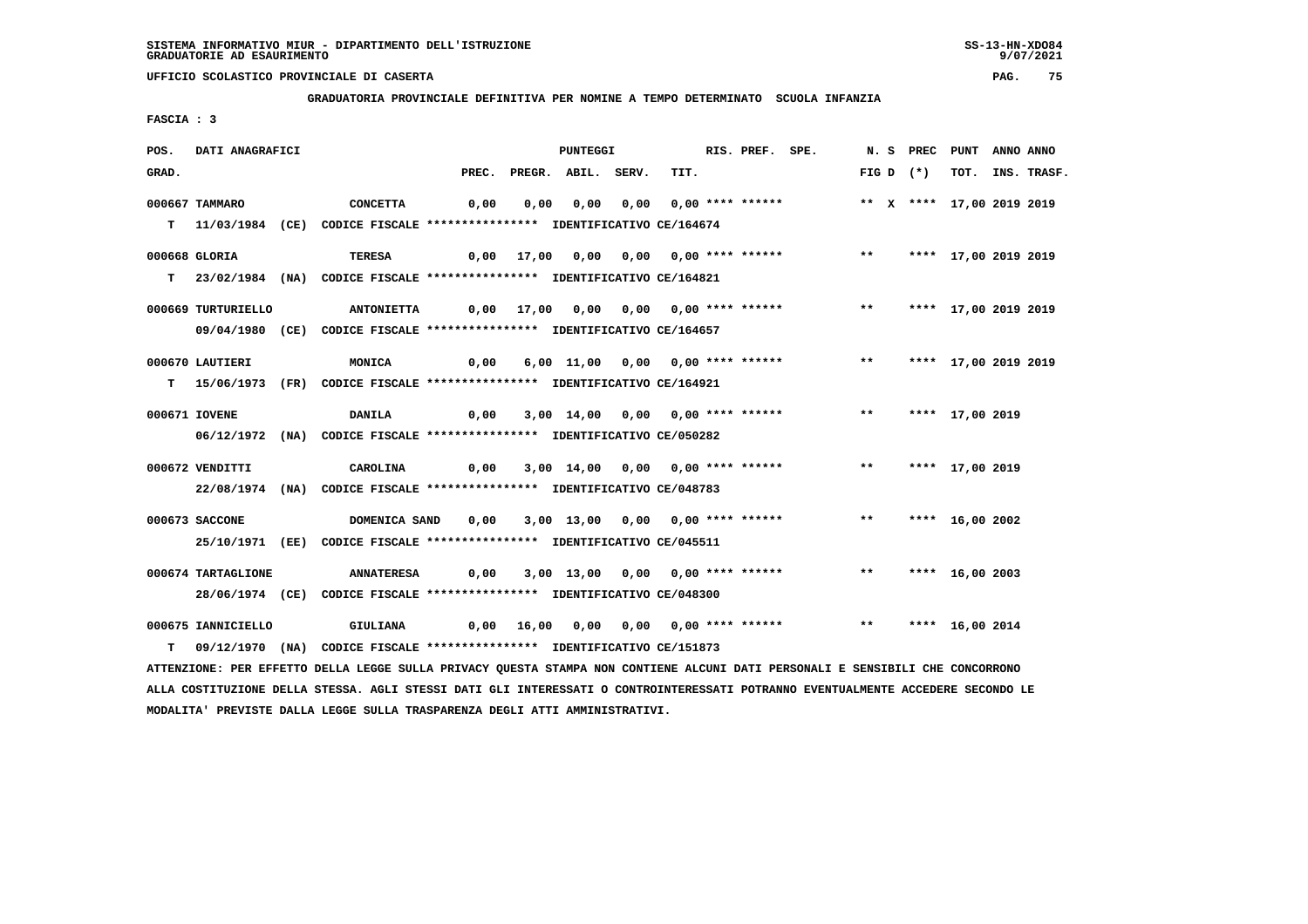SISTEMA INFORMATIVO MIUR - DIPARTIMENTO DELL'ISTRUZIONE
GRADUATORIE AD ESAURIMENTO

UFFICIO SCOLASTICO PROVINCIALE DI CASERTA

**GRADUATORIA PROVINCIALE DEFINITIVA PER NOMINE A TEMPO DETERMINATO SCUOLA INFANZIA**

FASCIA : 3

| POS. GRAD. | DATI ANAGRAFICI | | PREC. | PREGR. | ABIL. | SERV. | TIT. | RIS. PREF. SPE. | N. S FIG D | PREC (*) | PUNT TOT. | ANNO INS. | ANNO TRASF. |
|---|---|---|---|---|---|---|---|---|---|---|---|---|---|
| 000667 | TAMMARO | CONCETTA | 0,00 | 0,00 | 0,00 | 0,00 | 0,00 | **** ****** | ** X | **** | 17,00 | 2019 | 2019 |
| T | 11/03/1984 (CE) CODICE FISCALE **************** IDENTIFICATIVO CE/164674 | | | | | | | | | | | | |
| 000668 | GLORIA | TERESA | 0,00 | 17,00 | 0,00 | 0,00 | 0,00 | **** ****** | ** | **** | 17,00 | 2019 | 2019 |
| T | 23/02/1984 (NA) CODICE FISCALE **************** IDENTIFICATIVO CE/164821 | | | | | | | | | | | | |
| 000669 | TURTURIELLO | ANTONIETTA | 0,00 | 17,00 | 0,00 | 0,00 | 0,00 | **** ****** | ** | **** | 17,00 | 2019 | 2019 |
| | 09/04/1980 (CE) CODICE FISCALE **************** IDENTIFICATIVO CE/164657 | | | | | | | | | | | | |
| 000670 | LAUTIERI | MONICA | 0,00 | 6,00 | 11,00 | 0,00 | 0,00 | **** ****** | ** | **** | 17,00 | 2019 | 2019 |
| T | 15/06/1973 (FR) CODICE FISCALE **************** IDENTIFICATIVO CE/164921 | | | | | | | | | | | | |
| 000671 | IOVENE | DANILA | 0,00 | 3,00 | 14,00 | 0,00 | 0,00 | **** ****** | ** | **** | 17,00 | 2019 | |
| | 06/12/1972 (NA) CODICE FISCALE **************** IDENTIFICATIVO CE/050282 | | | | | | | | | | | | |
| 000672 | VENDITTI | CAROLINA | 0,00 | 3,00 | 14,00 | 0,00 | 0,00 | **** ****** | ** | **** | 17,00 | 2019 | |
| | 22/08/1974 (NA) CODICE FISCALE **************** IDENTIFICATIVO CE/048783 | | | | | | | | | | | | |
| 000673 | SACCONE | DOMENICA SAND | 0,00 | 3,00 | 13,00 | 0,00 | 0,00 | **** ****** | ** | **** | 16,00 | 2002 | |
| | 25/10/1971 (EE) CODICE FISCALE **************** IDENTIFICATIVO CE/045511 | | | | | | | | | | | | |
| 000674 | TARTAGLIONE | ANNATERESA | 0,00 | 3,00 | 13,00 | 0,00 | 0,00 | **** ****** | ** | **** | 16,00 | 2003 | |
| | 28/06/1974 (CE) CODICE FISCALE **************** IDENTIFICATIVO CE/048300 | | | | | | | | | | | | |
| 000675 | IANNICIELLO | GIULIANA | 0,00 | 16,00 | 0,00 | 0,00 | 0,00 | **** ****** | ** | **** | 16,00 | 2014 | |
| T | 09/12/1970 (NA) CODICE FISCALE **************** IDENTIFICATIVO CE/151873 | | | | | | | | | | | | |

ATTENZIONE: PER EFFETTO DELLA LEGGE SULLA PRIVACY QUESTA STAMPA NON CONTIENE ALCUNI DATI PERSONALI E SENSIBILI CHE CONCORRONO ALLA COSTITUZIONE DELLA STESSA. AGLI STESSI DATI GLI INTERESSATI O CONTROINTERESSATI POTRANNO EVENTUALMENTE ACCEDERE SECONDO LE MODALITA' PREVISTE DALLA LEGGE SULLA TRASPARENZA DEGLI ATTI AMMINISTRATIVI.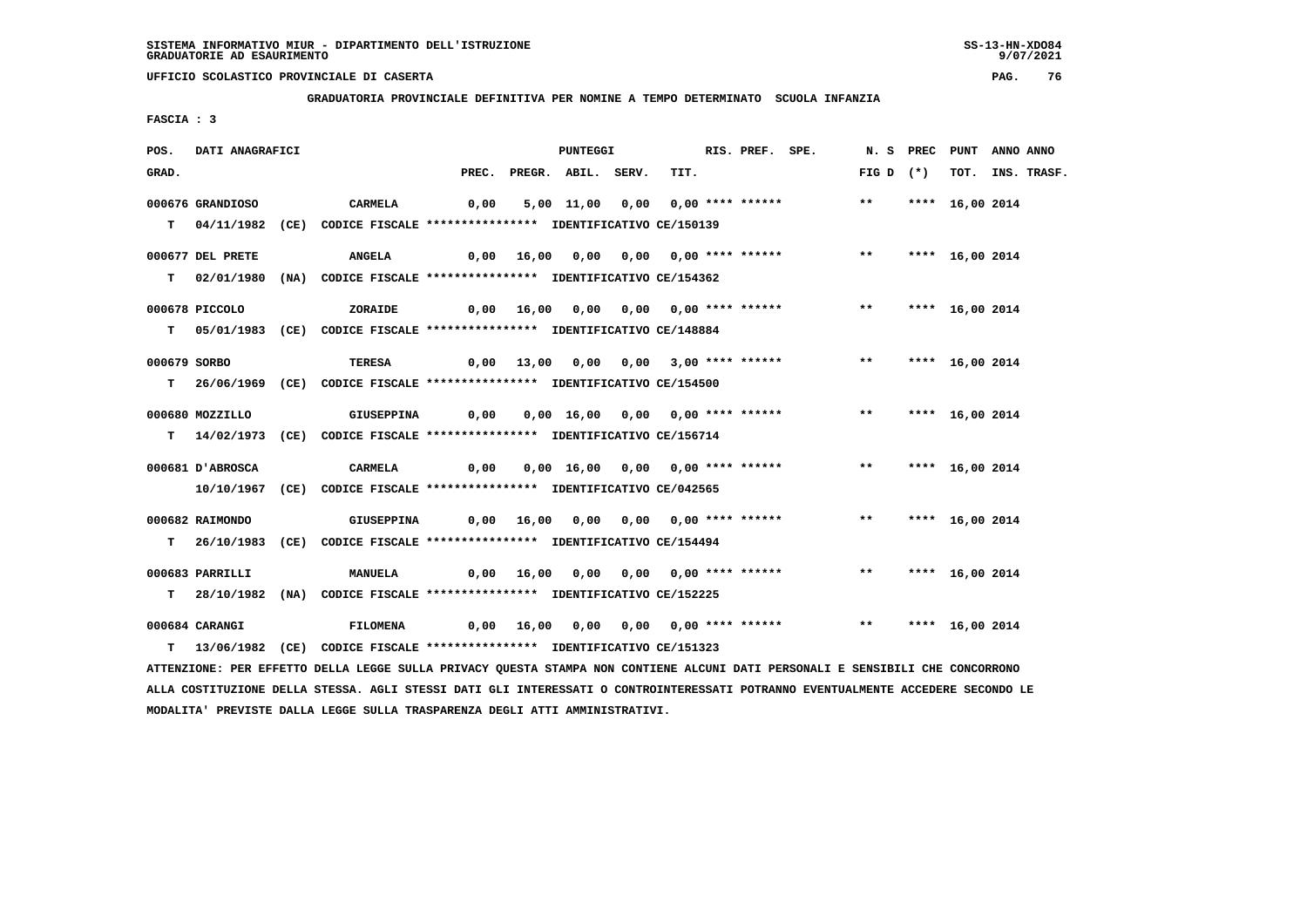SISTEMA INFORMATIVO MIUR - DIPARTIMENTO DELL'ISTRUZIONE
GRADUATORIE AD ESAURIMENTO

UFFICIO SCOLASTICO PROVINCIALE DI CASERTA

**GRADUATORIA PROVINCIALE DEFINITIVA PER NOMINE A TEMPO DETERMINATO SCUOLA INFANZIA**

FASCIA : 3

| POS. GRAD. | DATI ANAGRAFICI | | PREC. | PREGR. | ABIL. | SERV. | TIT. | RIS. | PREF. | SPE. | N. S FIG D | PREC (*) | PUNT TOT. | ANNO INS. | ANNO TRASF. |
|---|---|---|---|---|---|---|---|---|---|---|---|---|---|---|---|
| 000676 | GRANDIOSO | CARMELA | 0,00 | 5,00 | 11,00 | 0,00 | 0,00 | **** | ****** | | ** | **** | 16,00 | 2014 | |
| T | 04/11/1982 (CE) | CODICE FISCALE **************** IDENTIFICATIVO CE/150139 | | | | | | | | | | | | | |
| 000677 | DEL PRETE | ANGELA | 0,00 | 16,00 | 0,00 | 0,00 | 0,00 | **** | ****** | | ** | **** | 16,00 | 2014 | |
| T | 02/01/1980 (NA) | CODICE FISCALE **************** IDENTIFICATIVO CE/154362 | | | | | | | | | | | | | |
| 000678 | PICCOLO | ZORAIDE | 0,00 | 16,00 | 0,00 | 0,00 | 0,00 | **** | ****** | | ** | **** | 16,00 | 2014 | |
| T | 05/01/1983 (CE) | CODICE FISCALE **************** IDENTIFICATIVO CE/148884 | | | | | | | | | | | | | |
| 000679 | SORBO | TERESA | 0,00 | 13,00 | 0,00 | 0,00 | 3,00 | **** | ****** | | ** | **** | 16,00 | 2014 | |
| T | 26/06/1969 (CE) | CODICE FISCALE **************** IDENTIFICATIVO CE/154500 | | | | | | | | | | | | | |
| 000680 | MOZZILLO | GIUSEPPINA | 0,00 | 0,00 | 16,00 | 0,00 | 0,00 | **** | ****** | | ** | **** | 16,00 | 2014 | |
| T | 14/02/1973 (CE) | CODICE FISCALE **************** IDENTIFICATIVO CE/156714 | | | | | | | | | | | | | |
| 000681 | D'ABROSCA | CARMELA | 0,00 | 0,00 | 16,00 | 0,00 | 0,00 | **** | ****** | | ** | **** | 16,00 | 2014 | |
| | 10/10/1967 (CE) | CODICE FISCALE **************** IDENTIFICATIVO CE/042565 | | | | | | | | | | | | | |
| 000682 | RAIMONDO | GIUSEPPINA | 0,00 | 16,00 | 0,00 | 0,00 | 0,00 | **** | ****** | | ** | **** | 16,00 | 2014 | |
| T | 26/10/1983 (CE) | CODICE FISCALE **************** IDENTIFICATIVO CE/154494 | | | | | | | | | | | | | |
| 000683 | PARRILLI | MANUELA | 0,00 | 16,00 | 0,00 | 0,00 | 0,00 | **** | ****** | | ** | **** | 16,00 | 2014 | |
| T | 28/10/1982 (NA) | CODICE FISCALE **************** IDENTIFICATIVO CE/152225 | | | | | | | | | | | | | |
| 000684 | CARANGI | FILOMENA | 0,00 | 16,00 | 0,00 | 0,00 | 0,00 | **** | ****** | | ** | **** | 16,00 | 2014 | |
| T | 13/06/1982 (CE) | CODICE FISCALE **************** IDENTIFICATIVO CE/151323 | | | | | | | | | | | | | |

ATTENZIONE: PER EFFETTO DELLA LEGGE SULLA PRIVACY QUESTA STAMPA NON CONTIENE ALCUNI DATI PERSONALI E SENSIBILI CHE CONCORRONO ALLA COSTITUZIONE DELLA STESSA. AGLI STESSI DATI GLI INTERESSATI O CONTROINTERESSATI POTRANNO EVENTUALMENTE ACCEDERE SECONDO LE MODALITA' PREVISTE DALLA LEGGE SULLA TRASPARENZA DEGLI ATTI AMMINISTRATIVI.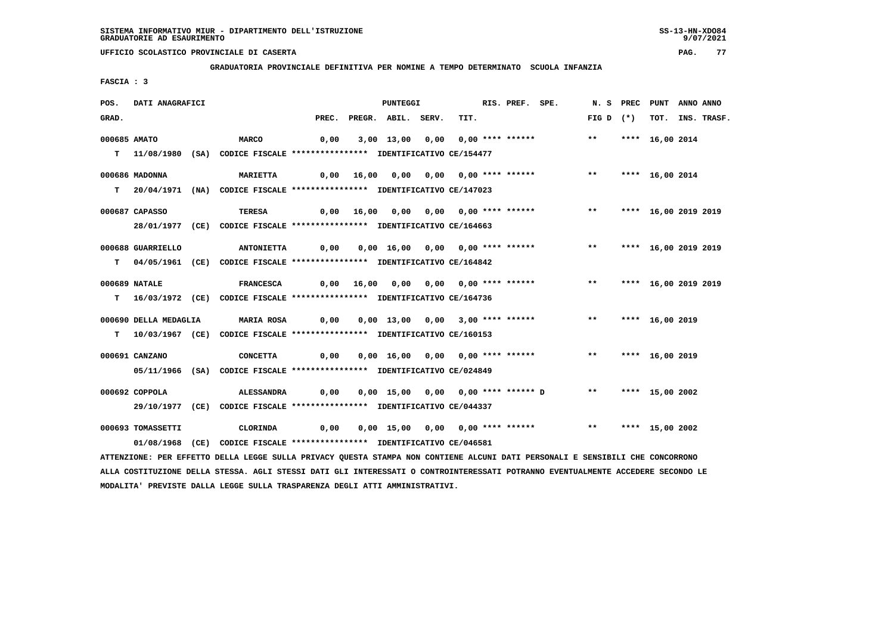SISTEMA INFORMATIVO MIUR - DIPARTIMENTO DELL'ISTRUZIONE
GRADUATORIE AD ESAURIMENTO

UFFICIO SCOLASTICO PROVINCIALE DI CASERTA

**GRADUATORIA PROVINCIALE DEFINITIVA PER NOMINE A TEMPO DETERMINATO SCUOLA INFANZIA**

FASCIA : 3

| POS. GRAD. | DATI ANAGRAFICI | | PREC. | PREGR. | ABIL. | SERV. | TIT. | RIS. | PREF. | SPE. | N. S FIG D | PREC (*) | PUNT TOT. | ANNO INS. | ANNO TRASF. |
|---|---|---|---|---|---|---|---|---|---|---|---|---|---|---|---|
| 000685 | AMATO | MARCO | 0,00 | 3,00 | 13,00 | 0,00 | 0,00 | **** | ****** | | ** | **** | 16,00 | 2014 | |
| T | 11/08/1980 (SA) | CODICE FISCALE **************** IDENTIFICATIVO CE/154477 | | | | | | | | | | | | | |
| 000686 | MADONNA | MARIETTA | 0,00 | 16,00 | 0,00 | 0,00 | 0,00 | **** | ****** | | ** | **** | 16,00 | 2014 | |
| T | 20/04/1971 (NA) | CODICE FISCALE **************** IDENTIFICATIVO CE/147023 | | | | | | | | | | | | | |
| 000687 | CAPASSO | TERESA | 0,00 | 16,00 | 0,00 | 0,00 | 0,00 | **** | ****** | | ** | **** | 16,00 | 2019 | 2019 |
| | 28/01/1977 (CE) | CODICE FISCALE **************** IDENTIFICATIVO CE/164663 | | | | | | | | | | | | | |
| 000688 | GUARRIELLO | ANTONIETTA | 0,00 | 0,00 | 16,00 | 0,00 | 0,00 | **** | ****** | | ** | **** | 16,00 | 2019 | 2019 |
| T | 04/05/1961 (CE) | CODICE FISCALE **************** IDENTIFICATIVO CE/164842 | | | | | | | | | | | | | |
| 000689 | NATALE | FRANCESCA | 0,00 | 16,00 | 0,00 | 0,00 | 0,00 | **** | ****** | | ** | **** | 16,00 | 2019 | 2019 |
| T | 16/03/1972 (CE) | CODICE FISCALE **************** IDENTIFICATIVO CE/164736 | | | | | | | | | | | | | |
| 000690 | DELLA MEDAGLIA | MARIA ROSA | 0,00 | 0,00 | 13,00 | 0,00 | 3,00 | **** | ****** | | ** | **** | 16,00 | 2019 | |
| T | 10/03/1967 (CE) | CODICE FISCALE **************** IDENTIFICATIVO CE/160153 | | | | | | | | | | | | | |
| 000691 | CANZANO | CONCETTA | 0,00 | 0,00 | 16,00 | 0,00 | 0,00 | **** | ****** | | ** | **** | 16,00 | 2019 | |
| | 05/11/1966 (SA) | CODICE FISCALE **************** IDENTIFICATIVO CE/024849 | | | | | | | | | | | | | |
| 000692 | COPPOLA | ALESSANDRA | 0,00 | 0,00 | 15,00 | 0,00 | 0,00 | **** | ****** | D | ** | **** | 15,00 | 2002 | |
| | 29/10/1977 (CE) | CODICE FISCALE **************** IDENTIFICATIVO CE/044337 | | | | | | | | | | | | | |
| 000693 | TOMASSETTI | CLORINDA | 0,00 | 0,00 | 15,00 | 0,00 | 0,00 | **** | ****** | | ** | **** | 15,00 | 2002 | |
| | 01/08/1968 (CE) | CODICE FISCALE **************** IDENTIFICATIVO CE/046581 | | | | | | | | | | | | | |

ATTENZIONE: PER EFFETTO DELLA LEGGE SULLA PRIVACY QUESTA STAMPA NON CONTIENE ALCUNI DATI PERSONALI E SENSIBILI CHE CONCORRONO ALLA COSTITUZIONE DELLA STESSA. AGLI STESSI DATI GLI INTERESSATI O CONTROINTERESSATI POTRANNO EVENTUALMENTE ACCEDERE SECONDO LE MODALITA' PREVISTE DALLA LEGGE SULLA TRASPARENZA DEGLI ATTI AMMINISTRATIVI.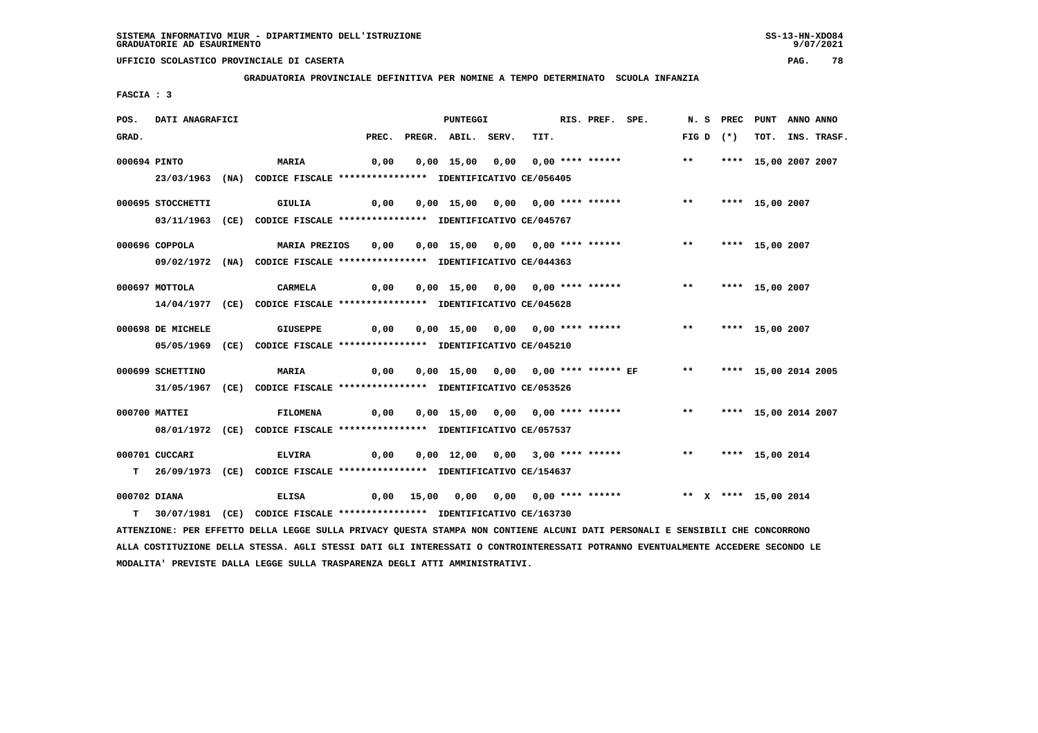SISTEMA INFORMATIVO MIUR - DIPARTIMENTO DELL'ISTRUZIONE
GRADUATORIE AD ESAURIMENTO

UFFICIO SCOLASTICO PROVINCIALE DI CASERTA

**GRADUATORIA PROVINCIALE DEFINITIVA PER NOMINE A TEMPO DETERMINATO SCUOLA INFANZIA**

FASCIA : 3

| POS. GRAD. | DATI ANAGRAFICI | | PREC. | PREGR. | ABIL. | SERV. | TIT. | RIS. | PREF. | SPE. | N. S FIG D | PREC (*) | PUNT TOT. | ANNO INS. | ANNO TRASF. |
|---|---|---|---|---|---|---|---|---|---|---|---|---|---|---|---|
| 000694 | PINTO | MARIA | 0,00 | 0,00 | 15,00 | 0,00 | 0,00 | **** | ****** | | ** | **** | 15,00 | 2007 | 2007 |
| | 23/03/1963 (NA) CODICE FISCALE **************** IDENTIFICATIVO CE/056405 | | | | | | | | | | | | | | |
| 000695 | STOCCHETTI | GIULIA | 0,00 | 0,00 | 15,00 | 0,00 | 0,00 | **** | ****** | | ** | **** | 15,00 | 2007 | |
| | 03/11/1963 (CE) CODICE FISCALE **************** IDENTIFICATIVO CE/045767 | | | | | | | | | | | | | | |
| 000696 | COPPOLA | MARIA PREZIOS | 0,00 | 0,00 | 15,00 | 0,00 | 0,00 | **** | ****** | | ** | **** | 15,00 | 2007 | |
| | 09/02/1972 (NA) CODICE FISCALE **************** IDENTIFICATIVO CE/044363 | | | | | | | | | | | | | | |
| 000697 | MOTTOLA | CARMELA | 0,00 | 0,00 | 15,00 | 0,00 | 0,00 | **** | ****** | | ** | **** | 15,00 | 2007 | |
| | 14/04/1977 (CE) CODICE FISCALE **************** IDENTIFICATIVO CE/045628 | | | | | | | | | | | | | | |
| 000698 | DE MICHELE | GIUSEPPE | 0,00 | 0,00 | 15,00 | 0,00 | 0,00 | **** | ****** | | ** | **** | 15,00 | 2007 | |
| | 05/05/1969 (CE) CODICE FISCALE **************** IDENTIFICATIVO CE/045210 | | | | | | | | | | | | | | |
| 000699 | SCHETTINO | MARIA | 0,00 | 0,00 | 15,00 | 0,00 | 0,00 | **** | ****** | EF | ** | **** | 15,00 | 2014 | 2005 |
| | 31/05/1967 (CE) CODICE FISCALE **************** IDENTIFICATIVO CE/053526 | | | | | | | | | | | | | | |
| 000700 | MATTEI | FILOMENA | 0,00 | 0,00 | 15,00 | 0,00 | 0,00 | **** | ****** | | ** | **** | 15,00 | 2014 | 2007 |
| | 08/01/1972 (CE) CODICE FISCALE **************** IDENTIFICATIVO CE/057537 | | | | | | | | | | | | | | |
| 000701 | CUCCARI | ELVIRA | 0,00 | 0,00 | 12,00 | 0,00 | 3,00 | **** | ****** | | ** | **** | 15,00 | 2014 | |
| T | 26/09/1973 (CE) CODICE FISCALE **************** IDENTIFICATIVO CE/154637 | | | | | | | | | | | | | | |
| 000702 | DIANA | ELISA | 0,00 | 15,00 | 0,00 | 0,00 | 0,00 | **** | ****** | | ** X | **** | 15,00 | 2014 | |
| T | 30/07/1981 (CE) CODICE FISCALE **************** IDENTIFICATIVO CE/163730 | | | | | | | | | | | | | | |

ATTENZIONE: PER EFFETTO DELLA LEGGE SULLA PRIVACY QUESTA STAMPA NON CONTIENE ALCUNI DATI PERSONALI E SENSIBILI CHE CONCORRONO ALLA COSTITUZIONE DELLA STESSA. AGLI STESSI DATI GLI INTERESSATI O CONTROINTERESSATI POTRANNO EVENTUALMENTE ACCEDERE SECONDO LE MODALITA' PREVISTE DALLA LEGGE SULLA TRASPARENZA DEGLI ATTI AMMINISTRATIVI.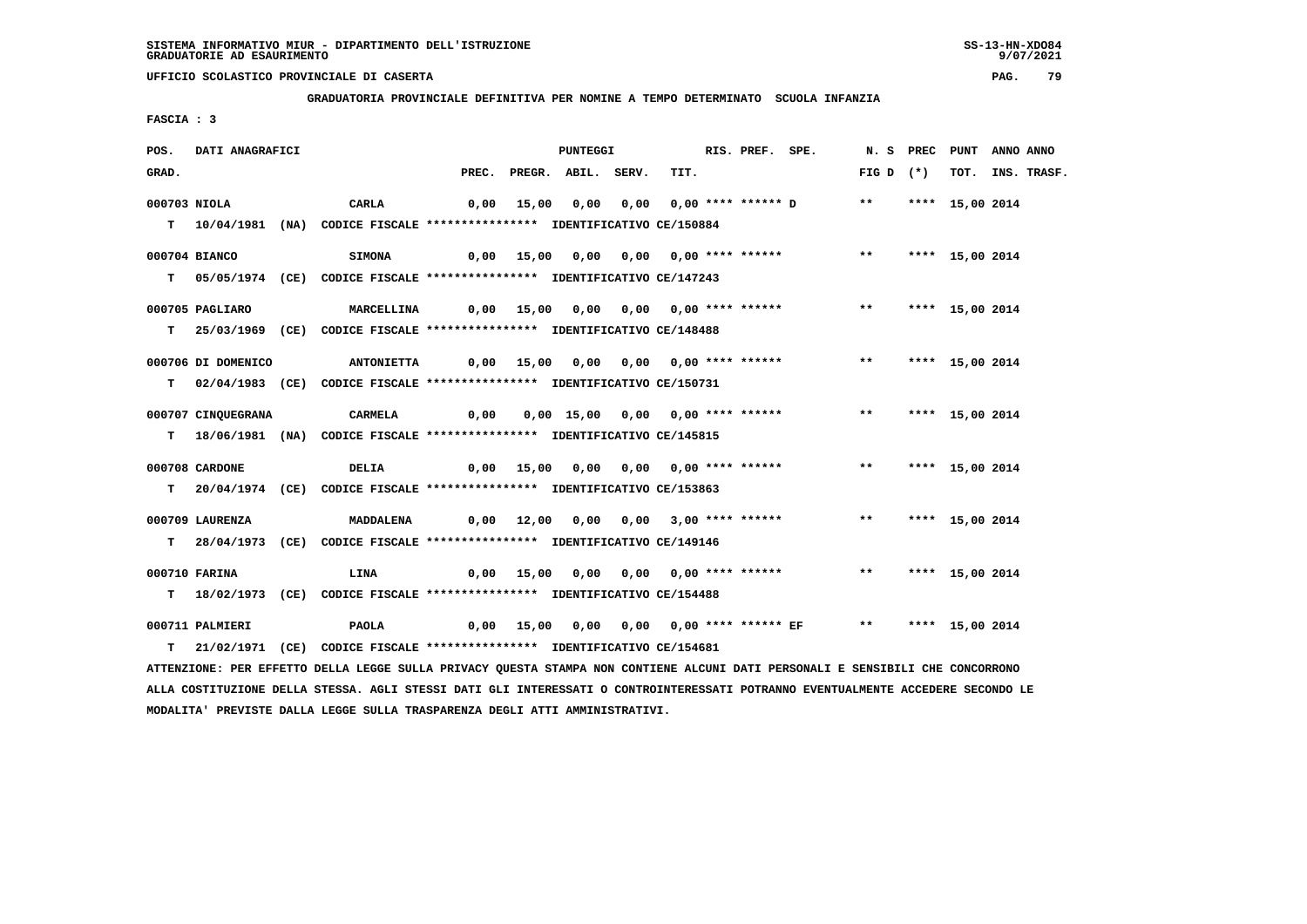**SISTEMA INFORMATIVO MIUR - DIPARTIMENTO DELL'ISTRUZIONE**
**GRADUATORIE AD ESAURIMENTO**

**UFFICIO SCOLASTICO PROVINCIALE DI CASERTA**

**GRADUATORIA PROVINCIALE DEFINITIVA PER NOMINE A TEMPO DETERMINATO SCUOLA INFANZIA**

**FASCIA : 3**

| POS. GRAD. | DATI ANAGRAFICI | | PREC. | PREGR. | ABIL. | SERV. | TIT. | RIS. PREF. SPE. | N. S FIG D | PREC (*) | PUNT TOT. | ANNO INS. | ANNO TRASF. |
|---|---|---|---|---|---|---|---|---|---|---|---|---|---|
| 000703 | NIOLA | CARLA | 0,00 | 15,00 | 0,00 | 0,00 | 0,00 | **** ****** D | ** | **** | 15,00 | 2014 | |
| T | 10/04/1981 (NA) CODICE FISCALE **************** IDENTIFICATIVO CE/150884 | | | | | | | | | | | | |
| 000704 | BIANCO | SIMONA | 0,00 | 15,00 | 0,00 | 0,00 | 0,00 | **** ****** | ** | **** | 15,00 | 2014 | |
| T | 05/05/1974 (CE) CODICE FISCALE **************** IDENTIFICATIVO CE/147243 | | | | | | | | | | | | |
| 000705 | PAGLIARO | MARCELLINA | 0,00 | 15,00 | 0,00 | 0,00 | 0,00 | **** ****** | ** | **** | 15,00 | 2014 | |
| T | 25/03/1969 (CE) CODICE FISCALE **************** IDENTIFICATIVO CE/148488 | | | | | | | | | | | | |
| 000706 | DI DOMENICO | ANTONIETTA | 0,00 | 15,00 | 0,00 | 0,00 | 0,00 | **** ****** | ** | **** | 15,00 | 2014 | |
| T | 02/04/1983 (CE) CODICE FISCALE **************** IDENTIFICATIVO CE/150731 | | | | | | | | | | | | |
| 000707 | CINQUEGRANA | CARMELA | 0,00 | 0,00 | 15,00 | 0,00 | 0,00 | **** ****** | ** | **** | 15,00 | 2014 | |
| T | 18/06/1981 (NA) CODICE FISCALE **************** IDENTIFICATIVO CE/145815 | | | | | | | | | | | | |
| 000708 | CARDONE | DELIA | 0,00 | 15,00 | 0,00 | 0,00 | 0,00 | **** ****** | ** | **** | 15,00 | 2014 | |
| T | 20/04/1974 (CE) CODICE FISCALE **************** IDENTIFICATIVO CE/153863 | | | | | | | | | | | | |
| 000709 | LAURENZA | MADDALENA | 0,00 | 12,00 | 0,00 | 0,00 | 3,00 | **** ****** | ** | **** | 15,00 | 2014 | |
| T | 28/04/1973 (CE) CODICE FISCALE **************** IDENTIFICATIVO CE/149146 | | | | | | | | | | | | |
| 000710 | FARINA | LINA | 0,00 | 15,00 | 0,00 | 0,00 | 0,00 | **** ****** | ** | **** | 15,00 | 2014 | |
| T | 18/02/1973 (CE) CODICE FISCALE **************** IDENTIFICATIVO CE/154488 | | | | | | | | | | | | |
| 000711 | PALMIERI | PAOLA | 0,00 | 15,00 | 0,00 | 0,00 | 0,00 | **** ****** EF | ** | **** | 15,00 | 2014 | |
| T | 21/02/1971 (CE) CODICE FISCALE **************** IDENTIFICATIVO CE/154681 | | | | | | | | | | | | |

ATTENZIONE: PER EFFETTO DELLA LEGGE SULLA PRIVACY QUESTA STAMPA NON CONTIENE ALCUNI DATI PERSONALI E SENSIBILI CHE CONCORRONO ALLA COSTITUZIONE DELLA STESSA. AGLI STESSI DATI GLI INTERESSATI O CONTROINTERESSATI POTRANNO EVENTUALMENTE ACCEDERE SECONDO LE MODALITA' PREVISTE DALLA LEGGE SULLA TRASPARENZA DEGLI ATTI AMMINISTRATIVI.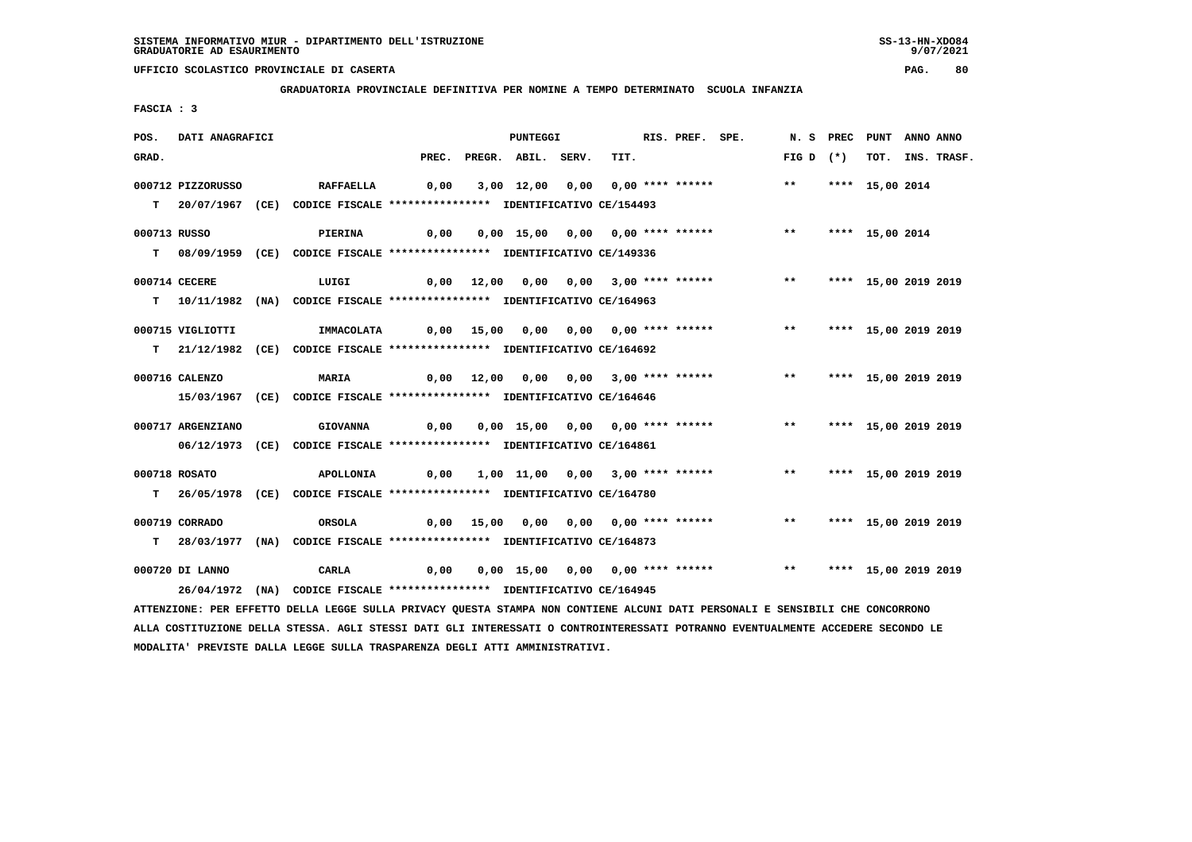SISTEMA INFORMATIVO MIUR - DIPARTIMENTO DELL'ISTRUZIONE
GRADUATORIE AD ESAURIMENTO

UFFICIO SCOLASTICO PROVINCIALE DI CASERTA

GRADUATORIA PROVINCIALE DEFINITIVA PER NOMINE A TEMPO DETERMINATO SCUOLA INFANZIA

FASCIA : 3

| POS. GRAD. | DATI ANAGRAFICI | | PREC. | PREGR. | ABIL. | SERV. | TIT. | RIS. PREF. SPE. | N. S FIG D | PREC (*) | PUNT TOT. | ANNO INS. | ANNO TRASF. |
|---|---|---|---|---|---|---|---|---|---|---|---|---|---|
| 000712 | PIZZORUSSO | RAFFAELLA | 0,00 | 3,00 | 12,00 | 0,00 | 0,00 | **** ****** | ** | **** | 15,00 | 2014 | |
| T | 20/07/1967 (CE) | CODICE FISCALE **************** IDENTIFICATIVO CE/154493 | | | | | | | | | | | |
| 000713 | RUSSO | PIERINA | 0,00 | 0,00 | 15,00 | 0,00 | 0,00 | **** ****** | ** | **** | 15,00 | 2014 | |
| T | 08/09/1959 (CE) | CODICE FISCALE **************** IDENTIFICATIVO CE/149336 | | | | | | | | | | | |
| 000714 | CECERE | LUIGI | 0,00 | 12,00 | 0,00 | 0,00 | 3,00 | **** ****** | ** | **** | 15,00 | 2019 | 2019 |
| T | 10/11/1982 (NA) | CODICE FISCALE **************** IDENTIFICATIVO CE/164963 | | | | | | | | | | | |
| 000715 | VIGLIOTTI | IMMACOLATA | 0,00 | 15,00 | 0,00 | 0,00 | 0,00 | **** ****** | ** | **** | 15,00 | 2019 | 2019 |
| T | 21/12/1982 (CE) | CODICE FISCALE **************** IDENTIFICATIVO CE/164692 | | | | | | | | | | | |
| 000716 | CALENZO | MARIA | 0,00 | 12,00 | 0,00 | 0,00 | 3,00 | **** ****** | ** | **** | 15,00 | 2019 | 2019 |
| | 15/03/1967 (CE) | CODICE FISCALE **************** IDENTIFICATIVO CE/164646 | | | | | | | | | | | |
| 000717 | ARGENZIANO | GIOVANNA | 0,00 | 0,00 | 15,00 | 0,00 | 0,00 | **** ****** | ** | **** | 15,00 | 2019 | 2019 |
| | 06/12/1973 (CE) | CODICE FISCALE **************** IDENTIFICATIVO CE/164861 | | | | | | | | | | | |
| 000718 | ROSATO | APOLLONIA | 0,00 | 1,00 | 11,00 | 0,00 | 3,00 | **** ****** | ** | **** | 15,00 | 2019 | 2019 |
| T | 26/05/1978 (CE) | CODICE FISCALE **************** IDENTIFICATIVO CE/164780 | | | | | | | | | | | |
| 000719 | CORRADO | ORSOLA | 0,00 | 15,00 | 0,00 | 0,00 | 0,00 | **** ****** | ** | **** | 15,00 | 2019 | 2019 |
| T | 28/03/1977 (NA) | CODICE FISCALE **************** IDENTIFICATIVO CE/164873 | | | | | | | | | | | |
| 000720 | DI LANNO | CARLA | 0,00 | 0,00 | 15,00 | 0,00 | 0,00 | **** ****** | ** | **** | 15,00 | 2019 | 2019 |
| | 26/04/1972 (NA) | CODICE FISCALE **************** IDENTIFICATIVO CE/164945 | | | | | | | | | | | |

ATTENZIONE: PER EFFETTO DELLA LEGGE SULLA PRIVACY QUESTA STAMPA NON CONTIENE ALCUNI DATI PERSONALI E SENSIBILI CHE CONCORRONO ALLA COSTITUZIONE DELLA STESSA. AGLI STESSI DATI GLI INTERESSATI O CONTROINTERESSATI POTRANNO EVENTUALMENTE ACCEDERE SECONDO LE MODALITA' PREVISTE DALLA LEGGE SULLA TRASPARENZA DEGLI ATTI AMMINISTRATIVI.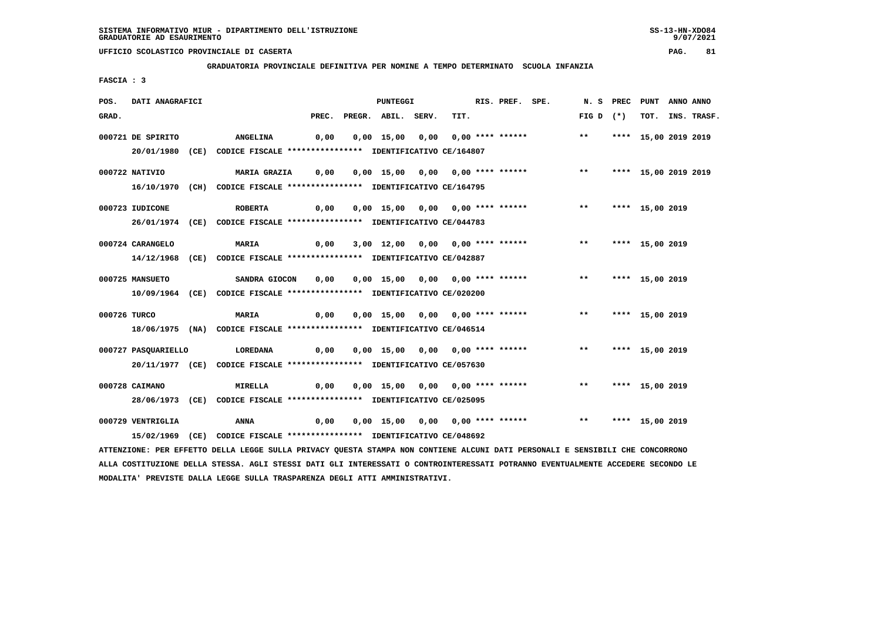UFFICIO SCOLASTICO PROVINCIALE DI CASERTA

**GRADUATORIA PROVINCIALE DEFINITIVA PER NOMINE A TEMPO DETERMINATO SCUOLA INFANZIA**

**FASCIA : 3**

| POS. GRAD. | DATI ANAGRAFICI | | PREC. | PREGR. | ABIL. | SERV. | TIT. | RIS. PREF. | SPE. | N. S FIG D | PREC (*) | PUNT TOT. | ANNO INS. | ANNO TRASF. |
|---|---|---|---|---|---|---|---|---|---|---|---|---|---|---|
| 000721 | DE SPIRITO | ANGELINA | 0,00 | 0,00 | 15,00 | 0,00 | 0,00 | **** ****** | | ** | **** | 15,00 | 2019 | 2019 |
| | 20/01/1980 (CE) | CODICE FISCALE **************** IDENTIFICATIVO CE/164807 | | | | | | | | | | | | |
| 000722 | NATIVIO | MARIA GRAZIA | 0,00 | 0,00 | 15,00 | 0,00 | 0,00 | **** ****** | | ** | **** | 15,00 | 2019 | 2019 |
| | 16/10/1970 (CH) | CODICE FISCALE **************** IDENTIFICATIVO CE/164795 | | | | | | | | | | | | |
| 000723 | IUDICONE | ROBERTA | 0,00 | 0,00 | 15,00 | 0,00 | 0,00 | **** ****** | | ** | **** | 15,00 | 2019 | |
| | 26/01/1974 (CE) | CODICE FISCALE **************** IDENTIFICATIVO CE/044783 | | | | | | | | | | | | |
| 000724 | CARANGELO | MARIA | 0,00 | 3,00 | 12,00 | 0,00 | 0,00 | **** ****** | | ** | **** | 15,00 | 2019 | |
| | 14/12/1968 (CE) | CODICE FISCALE **************** IDENTIFICATIVO CE/042887 | | | | | | | | | | | | |
| 000725 | MANSUETO | SANDRA GIOCON | 0,00 | 0,00 | 15,00 | 0,00 | 0,00 | **** ****** | | ** | **** | 15,00 | 2019 | |
| | 10/09/1964 (CE) | CODICE FISCALE **************** IDENTIFICATIVO CE/020200 | | | | | | | | | | | | |
| 000726 | TURCO | MARIA | 0,00 | 0,00 | 15,00 | 0,00 | 0,00 | **** ****** | | ** | **** | 15,00 | 2019 | |
| | 18/06/1975 (NA) | CODICE FISCALE **************** IDENTIFICATIVO CE/046514 | | | | | | | | | | | | |
| 000727 | PASQUARIELLO | LOREDANA | 0,00 | 0,00 | 15,00 | 0,00 | 0,00 | **** ****** | | ** | **** | 15,00 | 2019 | |
| | 20/11/1977 (CE) | CODICE FISCALE **************** IDENTIFICATIVO CE/057630 | | | | | | | | | | | | |
| 000728 | CAIMANO | MIRELLA | 0,00 | 0,00 | 15,00 | 0,00 | 0,00 | **** ****** | | ** | **** | 15,00 | 2019 | |
| | 28/06/1973 (CE) | CODICE FISCALE **************** IDENTIFICATIVO CE/025095 | | | | | | | | | | | | |
| 000729 | VENTRIGLIA | ANNA | 0,00 | 0,00 | 15,00 | 0,00 | 0,00 | **** ****** | | ** | **** | 15,00 | 2019 | |
| | 15/02/1969 (CE) | CODICE FISCALE **************** IDENTIFICATIVO CE/048692 | | | | | | | | | | | | |

ATTENZIONE: PER EFFETTO DELLA LEGGE SULLA PRIVACY QUESTA STAMPA NON CONTIENE ALCUNI DATI PERSONALI E SENSIBILI CHE CONCORRONO ALLA COSTITUZIONE DELLA STESSA. AGLI STESSI DATI GLI INTERESSATI O CONTROINTERESSATI POTRANNO EVENTUALMENTE ACCEDERE SECONDO LE MODALITA' PREVISTE DALLA LEGGE SULLA TRASPARENZA DEGLI ATTI AMMINISTRATIVI.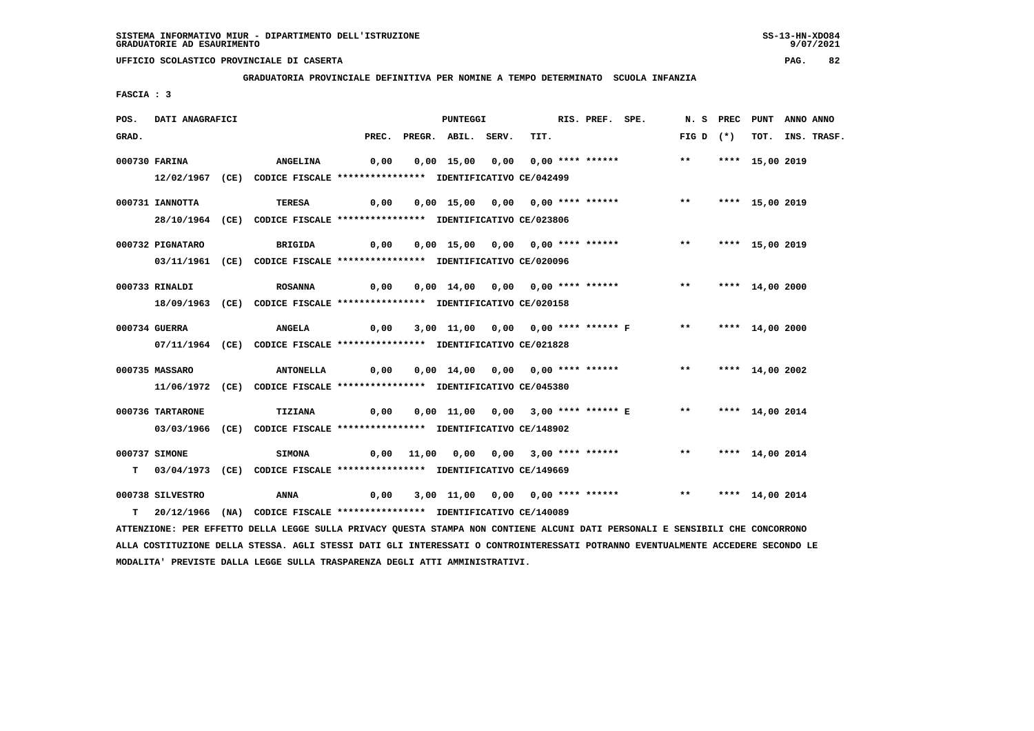SISTEMA INFORMATIVO MIUR - DIPARTIMENTO DELL'ISTRUZIONE
GRADUATORIE AD ESAURIMENTO

UFFICIO SCOLASTICO PROVINCIALE DI CASERTA

**GRADUATORIA PROVINCIALE DEFINITIVA PER NOMINE A TEMPO DETERMINATO SCUOLA INFANZIA**

FASCIA : 3

| POS. GRAD. | DATI ANAGRAFICI | | PREC. | PREGR. | ABIL. | SERV. | TIT. | RIS. PREF. SPE. | N. S FIG D | PREC (*) | PUNT TOT. | ANNO INS. | ANNO TRASF. |
|---|---|---|---|---|---|---|---|---|---|---|---|---|---|
| 000730 | FARINA | ANGELINA | 0,00 | 0,00 | 15,00 | 0,00 | 0,00 | **** ****** | ** | **** | 15,00 | 2019 | |
| | 12/02/1967 (CE) CODICE FISCALE **************** IDENTIFICATIVO CE/042499 | | | | | | | | | | | | |
| 000731 | IANNOTTA | TERESA | 0,00 | 0,00 | 15,00 | 0,00 | 0,00 | **** ****** | ** | **** | 15,00 | 2019 | |
| | 28/10/1964 (CE) CODICE FISCALE **************** IDENTIFICATIVO CE/023806 | | | | | | | | | | | | |
| 000732 | PIGNATARO | BRIGIDA | 0,00 | 0,00 | 15,00 | 0,00 | 0,00 | **** ****** | ** | **** | 15,00 | 2019 | |
| | 03/11/1961 (CE) CODICE FISCALE **************** IDENTIFICATIVO CE/020096 | | | | | | | | | | | | |
| 000733 | RINALDI | ROSANNA | 0,00 | 0,00 | 14,00 | 0,00 | 0,00 | **** ****** | ** | **** | 14,00 | 2000 | |
| | 18/09/1963 (CE) CODICE FISCALE **************** IDENTIFICATIVO CE/020158 | | | | | | | | | | | | |
| 000734 | GUERRA | ANGELA | 0,00 | 3,00 | 11,00 | 0,00 | 0,00 | **** ****** F | ** | **** | 14,00 | 2000 | |
| | 07/11/1964 (CE) CODICE FISCALE **************** IDENTIFICATIVO CE/021828 | | | | | | | | | | | | |
| 000735 | MASSARO | ANTONELLA | 0,00 | 0,00 | 14,00 | 0,00 | 0,00 | **** ****** | ** | **** | 14,00 | 2002 | |
| | 11/06/1972 (CE) CODICE FISCALE **************** IDENTIFICATIVO CE/045380 | | | | | | | | | | | | |
| 000736 | TARTARONE | TIZIANA | 0,00 | 0,00 | 11,00 | 0,00 | 3,00 | **** ****** E | ** | **** | 14,00 | 2014 | |
| | 03/03/1966 (CE) CODICE FISCALE **************** IDENTIFICATIVO CE/148902 | | | | | | | | | | | | |
| 000737 | SIMONE | SIMONA | 0,00 | 11,00 | 0,00 | 0,00 | 3,00 | **** ****** | ** | **** | 14,00 | 2014 | |
| T | 03/04/1973 (CE) CODICE FISCALE **************** IDENTIFICATIVO CE/149669 | | | | | | | | | | | | |
| 000738 | SILVESTRO | ANNA | 0,00 | 3,00 | 11,00 | 0,00 | 0,00 | **** ****** | ** | **** | 14,00 | 2014 | |
| T | 20/12/1966 (NA) CODICE FISCALE **************** IDENTIFICATIVO CE/140089 | | | | | | | | | | | | |

ATTENZIONE: PER EFFETTO DELLA LEGGE SULLA PRIVACY QUESTA STAMPA NON CONTIENE ALCUNI DATI PERSONALI E SENSIBILI CHE CONCORRONO ALLA COSTITUZIONE DELLA STESSA. AGLI STESSI DATI GLI INTERESSATI O CONTROINTERESSATI POTRANNO EVENTUALMENTE ACCEDERE SECONDO LE MODALITA' PREVISTE DALLA LEGGE SULLA TRASPARENZA DEGLI ATTI AMMINISTRATIVI.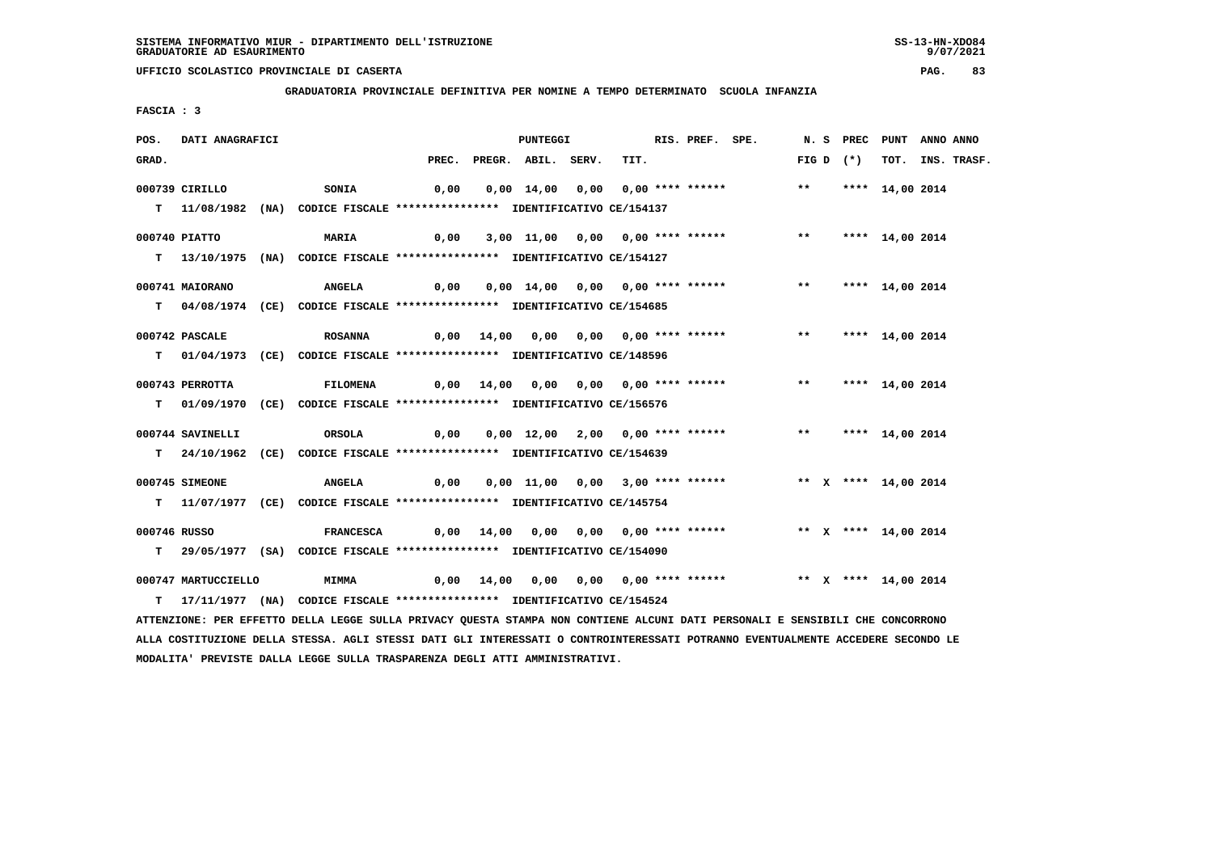SISTEMA INFORMATIVO MIUR - DIPARTIMENTO DELL'ISTRUZIONE
GRADUATORIE AD ESAURIMENTO

UFFICIO SCOLASTICO PROVINCIALE DI CASERTA

**GRADUATORIA PROVINCIALE DEFINITIVA PER NOMINE A TEMPO DETERMINATO SCUOLA INFANZIA**

FASCIA : 3

| POS. GRAD. | DATI ANAGRAFICI | | PREC. | PREGR. | ABIL. | SERV. | TIT. | RIS. PREF. SPE. | N. S FIG D | PREC (*) | PUNT TOT. | ANNO ANNO INS. TRASF. |
|---|---|---|---|---|---|---|---|---|---|---|---|---|
| 000739 | CIRILLO | SONIA | 0,00 | 0,00 | 14,00 | 0,00 | 0,00 | **** ****** | ** | **** | 14,00 | 2014 |
| T | 11/08/1982 (NA) | CODICE FISCALE **************** IDENTIFICATIVO CE/154137 | | | | | | | | | | |
| 000740 | PIATTO | MARIA | 0,00 | 3,00 | 11,00 | 0,00 | 0,00 | **** ****** | ** | **** | 14,00 | 2014 |
| T | 13/10/1975 (NA) | CODICE FISCALE **************** IDENTIFICATIVO CE/154127 | | | | | | | | | | |
| 000741 | MAIORANO | ANGELA | 0,00 | 0,00 | 14,00 | 0,00 | 0,00 | **** ****** | ** | **** | 14,00 | 2014 |
| T | 04/08/1974 (CE) | CODICE FISCALE **************** IDENTIFICATIVO CE/154685 | | | | | | | | | | |
| 000742 | PASCALE | ROSANNA | 0,00 | 14,00 | 0,00 | 0,00 | 0,00 | **** ****** | ** | **** | 14,00 | 2014 |
| T | 01/04/1973 (CE) | CODICE FISCALE **************** IDENTIFICATIVO CE/148596 | | | | | | | | | | |
| 000743 | PERROTTA | FILOMENA | 0,00 | 14,00 | 0,00 | 0,00 | 0,00 | **** ****** | ** | **** | 14,00 | 2014 |
| T | 01/09/1970 (CE) | CODICE FISCALE **************** IDENTIFICATIVO CE/156576 | | | | | | | | | | |
| 000744 | SAVINELLI | ORSOLA | 0,00 | 0,00 | 12,00 | 2,00 | 0,00 | **** ****** | ** | **** | 14,00 | 2014 |
| T | 24/10/1962 (CE) | CODICE FISCALE **************** IDENTIFICATIVO CE/154639 | | | | | | | | | | |
| 000745 | SIMEONE | ANGELA | 0,00 | 0,00 | 11,00 | 0,00 | 3,00 | **** ****** | ** X | **** | 14,00 | 2014 |
| T | 11/07/1977 (CE) | CODICE FISCALE **************** IDENTIFICATIVO CE/145754 | | | | | | | | | | |
| 000746 | RUSSO | FRANCESCA | 0,00 | 14,00 | 0,00 | 0,00 | 0,00 | **** ****** | ** X | **** | 14,00 | 2014 |
| T | 29/05/1977 (SA) | CODICE FISCALE **************** IDENTIFICATIVO CE/154090 | | | | | | | | | | |
| 000747 | MARTUCCIELLO | MIMMA | 0,00 | 14,00 | 0,00 | 0,00 | 0,00 | **** ****** | ** X | **** | 14,00 | 2014 |
| T | 17/11/1977 (NA) | CODICE FISCALE **************** IDENTIFICATIVO CE/154524 | | | | | | | | | | |

ATTENZIONE: PER EFFETTO DELLA LEGGE SULLA PRIVACY QUESTA STAMPA NON CONTIENE ALCUNI DATI PERSONALI E SENSIBILI CHE CONCORRONO ALLA COSTITUZIONE DELLA STESSA. AGLI STESSI DATI GLI INTERESSATI O CONTROINTERESSATI POTRANNO EVENTUALMENTE ACCEDERE SECONDO LE MODALITA' PREVISTE DALLA LEGGE SULLA TRASPARENZA DEGLI ATTI AMMINISTRATIVI.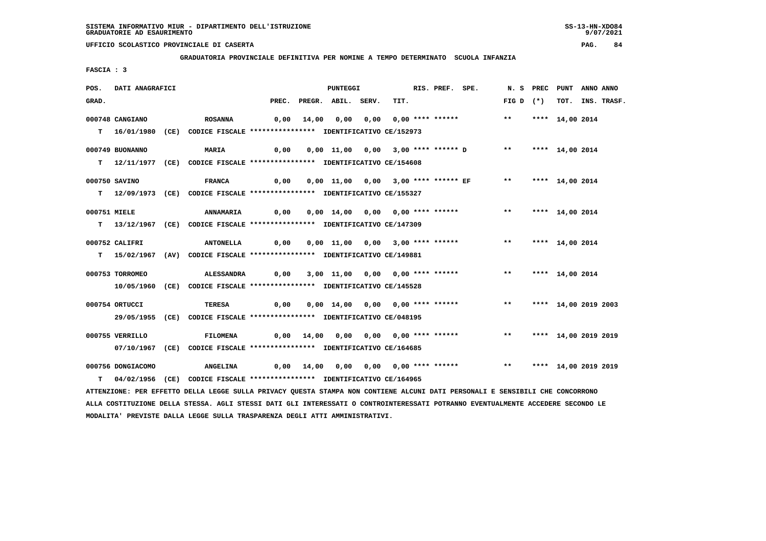SISTEMA INFORMATIVO MIUR - DIPARTIMENTO DELL'ISTRUZIONE
GRADUATORIE AD ESAURIMENTO

UFFICIO SCOLASTICO PROVINCIALE DI CASERTA

GRADUATORIA PROVINCIALE DEFINITIVA PER NOMINE A TEMPO DETERMINATO SCUOLA INFANZIA

FASCIA : 3

| POS. GRAD. | DATI ANAGRAFICI | | PREC. | PREGR. | ABIL. | SERV. | TIT. | RIS. | PREF. | SPE. | N. S FIG D | PREC (*) | PUNT TOT. | ANNO INS. | ANNO TRASF. |
|---|---|---|---|---|---|---|---|---|---|---|---|---|---|---|---|
| 000748 | CANGIANO | ROSANNA | 0,00 | 14,00 | 0,00 | 0,00 | 0,00 | **** | ****** | | ** | **** | 14,00 | 2014 | |
| T | 16/01/1980 (CE) CODICE FISCALE **************** IDENTIFICATIVO CE/152973 | | | | | | | | | | | | | | |
| 000749 | BUONANNO | MARIA | 0,00 | 0,00 | 11,00 | 0,00 | 3,00 | **** | ****** | D | ** | **** | 14,00 | 2014 | |
| T | 12/11/1977 (CE) CODICE FISCALE **************** IDENTIFICATIVO CE/154608 | | | | | | | | | | | | | | |
| 000750 | SAVINO | FRANCA | 0,00 | 0,00 | 11,00 | 0,00 | 3,00 | **** | ****** | EF | ** | **** | 14,00 | 2014 | |
| T | 12/09/1973 (CE) CODICE FISCALE **************** IDENTIFICATIVO CE/155327 | | | | | | | | | | | | | | |
| 000751 | MIELE | ANNAMARIA | 0,00 | 0,00 | 14,00 | 0,00 | 0,00 | **** | ****** | | ** | **** | 14,00 | 2014 | |
| T | 13/12/1967 (CE) CODICE FISCALE **************** IDENTIFICATIVO CE/147309 | | | | | | | | | | | | | | |
| 000752 | CALIFRI | ANTONELLA | 0,00 | 0,00 | 11,00 | 0,00 | 3,00 | **** | ****** | | ** | **** | 14,00 | 2014 | |
| T | 15/02/1967 (AV) CODICE FISCALE **************** IDENTIFICATIVO CE/149881 | | | | | | | | | | | | | | |
| 000753 | TORROMEO | ALESSANDRA | 0,00 | 3,00 | 11,00 | 0,00 | 0,00 | **** | ****** | | ** | **** | 14,00 | 2014 | |
| | 10/05/1960 (CE) CODICE FISCALE **************** IDENTIFICATIVO CE/145528 | | | | | | | | | | | | | | |
| 000754 | ORTUCCI | TERESA | 0,00 | 0,00 | 14,00 | 0,00 | 0,00 | **** | ****** | | ** | **** | 14,00 | 2019 | 2003 |
| | 29/05/1955 (CE) CODICE FISCALE **************** IDENTIFICATIVO CE/048195 | | | | | | | | | | | | | | |
| 000755 | VERRILLO | FILOMENA | 0,00 | 14,00 | 0,00 | 0,00 | 0,00 | **** | ****** | | ** | **** | 14,00 | 2019 | 2019 |
| | 07/10/1967 (CE) CODICE FISCALE **************** IDENTIFICATIVO CE/164685 | | | | | | | | | | | | | | |
| 000756 | DONGIACOMO | ANGELINA | 0,00 | 14,00 | 0,00 | 0,00 | 0,00 | **** | ****** | | ** | **** | 14,00 | 2019 | 2019 |
| T | 04/02/1956 (CE) CODICE FISCALE **************** IDENTIFICATIVO CE/164965 | | | | | | | | | | | | | | |

ATTENZIONE: PER EFFETTO DELLA LEGGE SULLA PRIVACY QUESTA STAMPA NON CONTIENE ALCUNI DATI PERSONALI E SENSIBILI CHE CONCORRONO ALLA COSTITUZIONE DELLA STESSA. AGLI STESSI DATI GLI INTERESSATI O CONTROINTERESSATI POTRANNO EVENTUALMENTE ACCEDERE SECONDO LE MODALITA' PREVISTE DALLA LEGGE SULLA TRASPARENZA DEGLI ATTI AMMINISTRATIVI.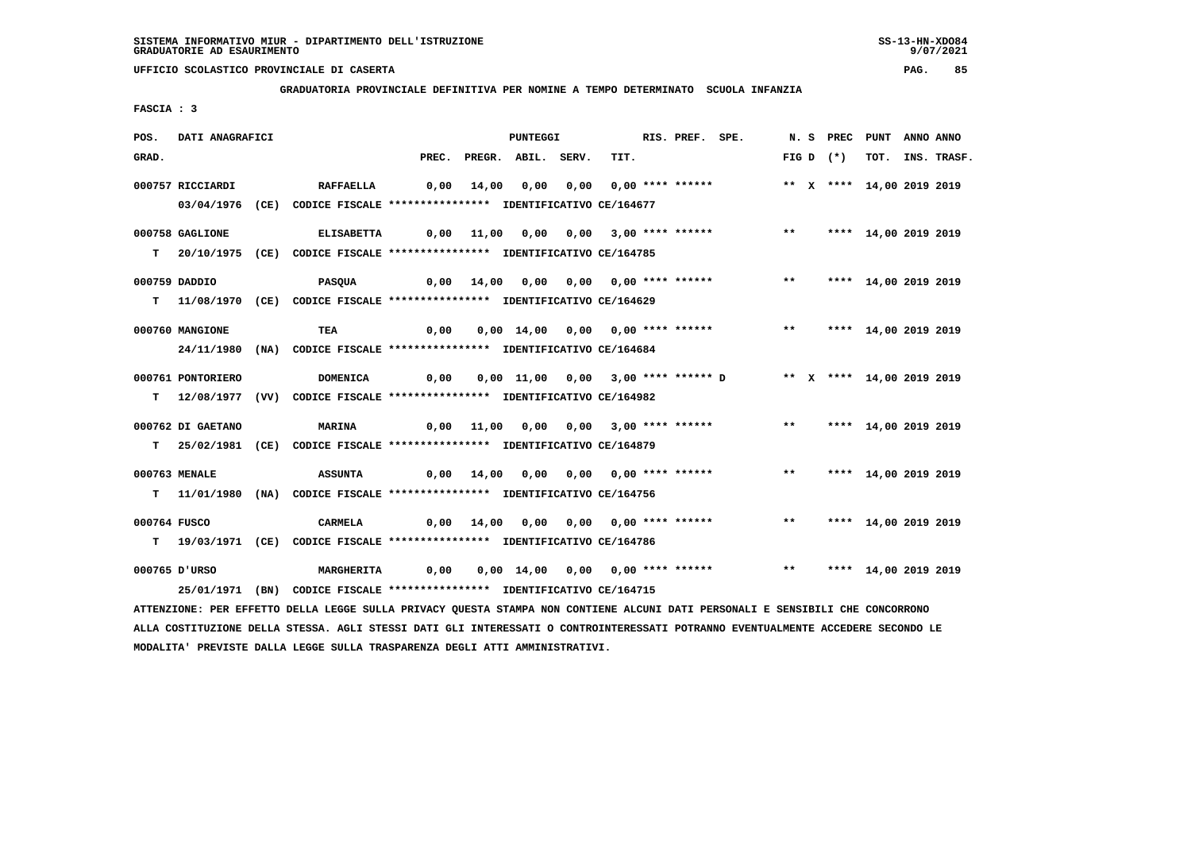SISTEMA INFORMATIVO MIUR - DIPARTIMENTO DELL'ISTRUZIONE
GRADUATORIE AD ESAURIMENTO

UFFICIO SCOLASTICO PROVINCIALE DI CASERTA

GRADUATORIA PROVINCIALE DEFINITIVA PER NOMINE A TEMPO DETERMINATO SCUOLA INFANZIA

FASCIA : 3

| POS. GRAD. | DATI ANAGRAFICI | | PREC. | PREGR. | ABIL. | SERV. | TIT. | RIS. PREF. | SPE. | N. S FIG D | PREC (*) | PUNT TOT. | ANNO INS. | ANNO TRASF. |
|---|---|---|---|---|---|---|---|---|---|---|---|---|---|---|
| 000757 | RICCIARDI | RAFFAELLA | 0,00 | 14,00 | 0,00 | 0,00 | 0,00 | **** ****** | | ** X | **** | 14,00 | 2019 | 2019 |
| | 03/04/1976 (CE) CODICE FISCALE **************** IDENTIFICATIVO CE/164677 | | | | | | | | | | | | | |
| 000758 | GAGLIONE | ELISABETTA | 0,00 | 11,00 | 0,00 | 0,00 | 3,00 | **** ****** | | ** | **** | 14,00 | 2019 | 2019 |
| T | 20/10/1975 (CE) CODICE FISCALE **************** IDENTIFICATIVO CE/164785 | | | | | | | | | | | | | |
| 000759 | DADDIO | PASQUA | 0,00 | 14,00 | 0,00 | 0,00 | 0,00 | **** ****** | | ** | **** | 14,00 | 2019 | 2019 |
| T | 11/08/1970 (CE) CODICE FISCALE **************** IDENTIFICATIVO CE/164629 | | | | | | | | | | | | | |
| 000760 | MANGIONE | TEA | 0,00 | 0,00 | 14,00 | 0,00 | 0,00 | **** ****** | | ** | **** | 14,00 | 2019 | 2019 |
| | 24/11/1980 (NA) CODICE FISCALE **************** IDENTIFICATIVO CE/164684 | | | | | | | | | | | | | |
| 000761 | PONTORIERO | DOMENICA | 0,00 | 0,00 | 11,00 | 0,00 | 3,00 | **** ****** | D | ** X | **** | 14,00 | 2019 | 2019 |
| T | 12/08/1977 (VV) CODICE FISCALE **************** IDENTIFICATIVO CE/164982 | | | | | | | | | | | | | |
| 000762 | DI GAETANO | MARINA | 0,00 | 11,00 | 0,00 | 0,00 | 3,00 | **** ****** | | ** | **** | 14,00 | 2019 | 2019 |
| T | 25/02/1981 (CE) CODICE FISCALE **************** IDENTIFICATIVO CE/164879 | | | | | | | | | | | | | |
| 000763 | MENALE | ASSUNTA | 0,00 | 14,00 | 0,00 | 0,00 | 0,00 | **** ****** | | ** | **** | 14,00 | 2019 | 2019 |
| T | 11/01/1980 (NA) CODICE FISCALE **************** IDENTIFICATIVO CE/164756 | | | | | | | | | | | | | |
| 000764 | FUSCO | CARMELA | 0,00 | 14,00 | 0,00 | 0,00 | 0,00 | **** ****** | | ** | **** | 14,00 | 2019 | 2019 |
| T | 19/03/1971 (CE) CODICE FISCALE **************** IDENTIFICATIVO CE/164786 | | | | | | | | | | | | | |
| 000765 | D'URSO | MARGHERITA | 0,00 | 0,00 | 14,00 | 0,00 | 0,00 | **** ****** | | ** | **** | 14,00 | 2019 | 2019 |
| | 25/01/1971 (BN) CODICE FISCALE **************** IDENTIFICATIVO CE/164715 | | | | | | | | | | | | | |

ATTENZIONE: PER EFFETTO DELLA LEGGE SULLA PRIVACY QUESTA STAMPA NON CONTIENE ALCUNI DATI PERSONALI E SENSIBILI CHE CONCORRONO ALLA COSTITUZIONE DELLA STESSA. AGLI STESSI DATI GLI INTERESSATI O CONTROINTERESSATI POTRANNO EVENTUALMENTE ACCEDERE SECONDO LE MODALITA' PREVISTE DALLA LEGGE SULLA TRASPARENZA DEGLI ATTI AMMINISTRATIVI.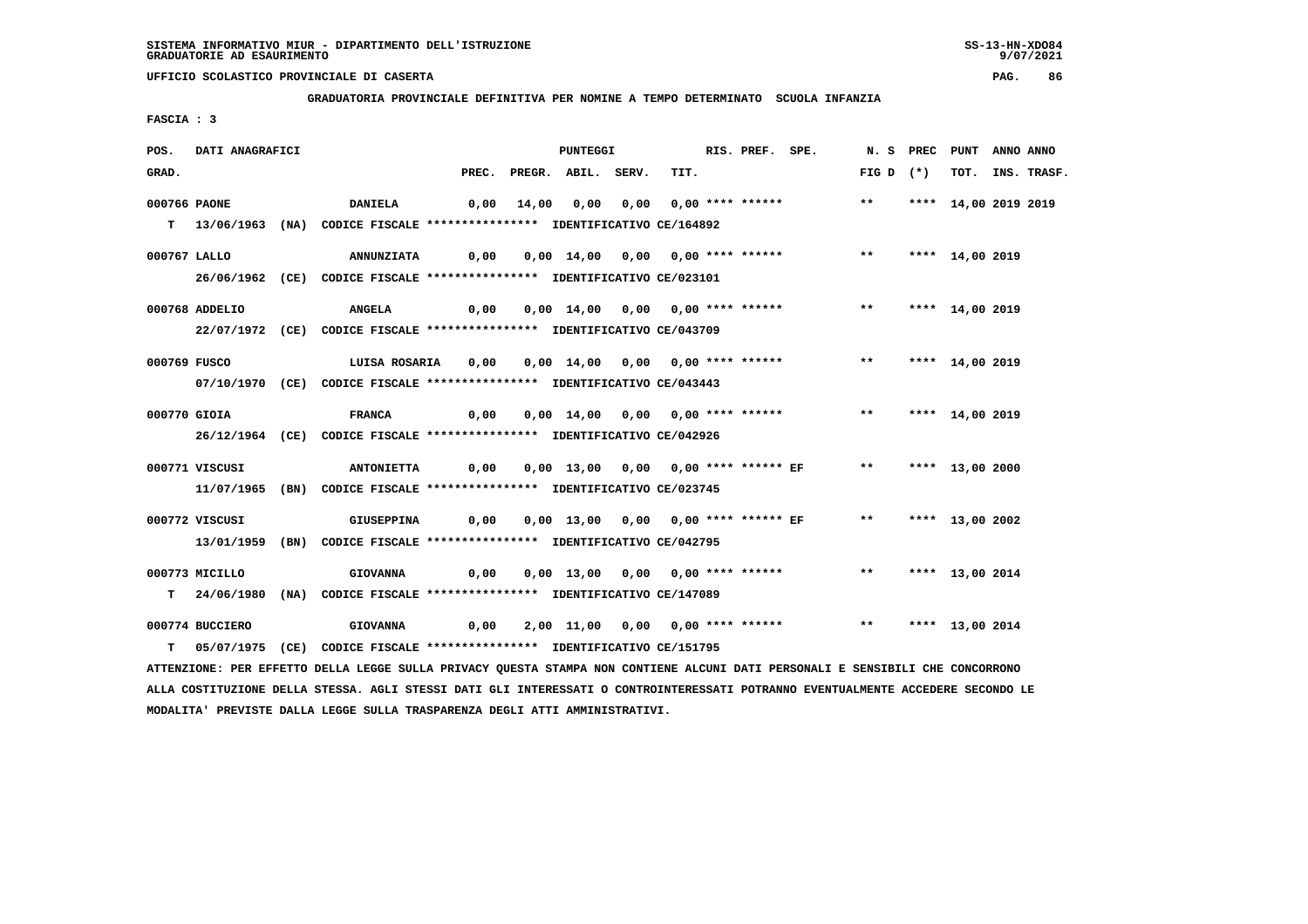SISTEMA INFORMATIVO MIUR - DIPARTIMENTO DELL'ISTRUZIONE
GRADUATORIE AD ESAURIMENTO

UFFICIO SCOLASTICO PROVINCIALE DI CASERTA

GRADUATORIA PROVINCIALE DEFINITIVA PER NOMINE A TEMPO DETERMINATO SCUOLA INFANZIA

FASCIA : 3

| POS. GRAD. | DATI ANAGRAFICI | | PREC. | PREGR. | ABIL. | SERV. | TIT. | RIS. PREF. SPE. | N. S FIG D | PREC (*) | PUNT TOT. | ANNO ANNO INS. TRASF. |
|---|---|---|---|---|---|---|---|---|---|---|---|---|
| 000766 PAONE | DANIELA | | 0,00 | 14,00 | 0,00 | 0,00 | 0,00 | **** ****** | ** | **** | 14,00 | 2019 2019 |
| T | 13/06/1963 (NA) | CODICE FISCALE **************** IDENTIFICATIVO CE/164892 | | | | | | | | | | |
| 000767 LALLO | ANNUNZIATA | | 0,00 | 0,00 | 14,00 | 0,00 | 0,00 | **** ****** | ** | **** | 14,00 | 2019 |
| | 26/06/1962 (CE) | CODICE FISCALE **************** IDENTIFICATIVO CE/023101 | | | | | | | | | | |
| 000768 ADDELIO | ANGELA | | 0,00 | 0,00 | 14,00 | 0,00 | 0,00 | **** ****** | ** | **** | 14,00 | 2019 |
| | 22/07/1972 (CE) | CODICE FISCALE **************** IDENTIFICATIVO CE/043709 | | | | | | | | | | |
| 000769 FUSCO | LUISA ROSARIA | | 0,00 | 0,00 | 14,00 | 0,00 | 0,00 | **** ****** | ** | **** | 14,00 | 2019 |
| | 07/10/1970 (CE) | CODICE FISCALE **************** IDENTIFICATIVO CE/043443 | | | | | | | | | | |
| 000770 GIOIA | FRANCA | | 0,00 | 0,00 | 14,00 | 0,00 | 0,00 | **** ****** | ** | **** | 14,00 | 2019 |
| | 26/12/1964 (CE) | CODICE FISCALE **************** IDENTIFICATIVO CE/042926 | | | | | | | | | | |
| 000771 VISCUSI | ANTONIETTA | | 0,00 | 0,00 | 13,00 | 0,00 | 0,00 | **** ****** EF | ** | **** | 13,00 | 2000 |
| | 11/07/1965 (BN) | CODICE FISCALE **************** IDENTIFICATIVO CE/023745 | | | | | | | | | | |
| 000772 VISCUSI | GIUSEPPINA | | 0,00 | 0,00 | 13,00 | 0,00 | 0,00 | **** ****** EF | ** | **** | 13,00 | 2002 |
| | 13/01/1959 (BN) | CODICE FISCALE **************** IDENTIFICATIVO CE/042795 | | | | | | | | | | |
| 000773 MICILLO | GIOVANNA | | 0,00 | 0,00 | 13,00 | 0,00 | 0,00 | **** ****** | ** | **** | 13,00 | 2014 |
| T | 24/06/1980 (NA) | CODICE FISCALE **************** IDENTIFICATIVO CE/147089 | | | | | | | | | | |
| 000774 BUCCIERO | GIOVANNA | | 0,00 | 2,00 | 11,00 | 0,00 | 0,00 | **** ****** | ** | **** | 13,00 | 2014 |
| T | 05/07/1975 (CE) | CODICE FISCALE **************** IDENTIFICATIVO CE/151795 | | | | | | | | | | |

ATTENZIONE: PER EFFETTO DELLA LEGGE SULLA PRIVACY QUESTA STAMPA NON CONTIENE ALCUNI DATI PERSONALI E SENSIBILI CHE CONCORRONO ALLA COSTITUZIONE DELLA STESSA. AGLI STESSI DATI GLI INTERESSATI O CONTROINTERESSATI POTRANNO EVENTUALMENTE ACCEDERE SECONDO LE MODALITA' PREVISTE DALLA LEGGE SULLA TRASPARENZA DEGLI ATTI AMMINISTRATIVI.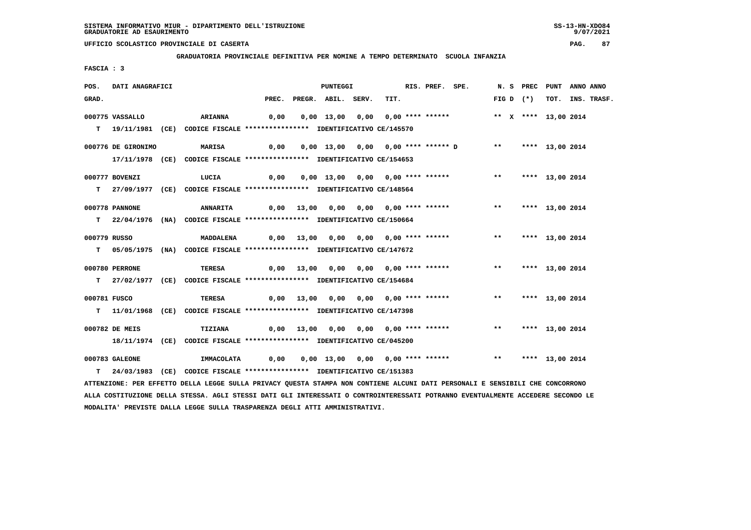SISTEMA INFORMATIVO MIUR - DIPARTIMENTO DELL'ISTRUZIONE
GRADUATORIE AD ESAURIMENTO

UFFICIO SCOLASTICO PROVINCIALE DI CASERTA

**GRADUATORIA PROVINCIALE DEFINITIVA PER NOMINE A TEMPO DETERMINATO SCUOLA INFANZIA**

FASCIA : 3

| POS. GRAD. | DATI ANAGRAFICI | | PREC. | PREGR. | ABIL. | SERV. | TIT. | RIS. PREF. SPE. | N. S FIG D | PREC (*) | PUNT TOT. | ANNO ANNO INS. TRASF. |
|---|---|---|---|---|---|---|---|---|---|---|---|---|
| 000775 | VASSALLO | ARIANNA | 0,00 | 0,00 | 13,00 | 0,00 | 0,00 | **** ****** | ** X | **** | 13,00 | 2014 |
| T | 19/11/1981 (CE) CODICE FISCALE **************** IDENTIFICATIVO CE/145570 | | | | | | | | | | | |
| 000776 | DE GIRONIMO | MARISA | 0,00 | 0,00 | 13,00 | 0,00 | 0,00 | **** ****** D | ** | **** | 13,00 | 2014 |
| | 17/11/1978 (CE) CODICE FISCALE **************** IDENTIFICATIVO CE/154653 | | | | | | | | | | | |
| 000777 | BOVENZI | LUCIA | 0,00 | 0,00 | 13,00 | 0,00 | 0,00 | **** ****** | ** | **** | 13,00 | 2014 |
| T | 27/09/1977 (CE) CODICE FISCALE **************** IDENTIFICATIVO CE/148564 | | | | | | | | | | | |
| 000778 | PANNONE | ANNARITA | 0,00 | 13,00 | 0,00 | 0,00 | 0,00 | **** ****** | ** | **** | 13,00 | 2014 |
| T | 22/04/1976 (NA) CODICE FISCALE **************** IDENTIFICATIVO CE/150664 | | | | | | | | | | | |
| 000779 | RUSSO | MADDALENA | 0,00 | 13,00 | 0,00 | 0,00 | 0,00 | **** ****** | ** | **** | 13,00 | 2014 |
| T | 05/05/1975 (NA) CODICE FISCALE **************** IDENTIFICATIVO CE/147672 | | | | | | | | | | | |
| 000780 | PERRONE | TERESA | 0,00 | 13,00 | 0,00 | 0,00 | 0,00 | **** ****** | ** | **** | 13,00 | 2014 |
| T | 27/02/1977 (CE) CODICE FISCALE **************** IDENTIFICATIVO CE/154684 | | | | | | | | | | | |
| 000781 | FUSCO | TERESA | 0,00 | 13,00 | 0,00 | 0,00 | 0,00 | **** ****** | ** | **** | 13,00 | 2014 |
| T | 11/01/1968 (CE) CODICE FISCALE **************** IDENTIFICATIVO CE/147398 | | | | | | | | | | | |
| 000782 | DE MEIS | TIZIANA | 0,00 | 13,00 | 0,00 | 0,00 | 0,00 | **** ****** | ** | **** | 13,00 | 2014 |
| | 18/11/1974 (CE) CODICE FISCALE **************** IDENTIFICATIVO CE/045200 | | | | | | | | | | | |
| 000783 | GALEONE | IMMACOLATA | 0,00 | 0,00 | 13,00 | 0,00 | 0,00 | **** ****** | ** | **** | 13,00 | 2014 |
| T | 24/03/1983 (CE) CODICE FISCALE **************** IDENTIFICATIVO CE/151383 | | | | | | | | | | | |

ATTENZIONE: PER EFFETTO DELLA LEGGE SULLA PRIVACY QUESTA STAMPA NON CONTIENE ALCUNI DATI PERSONALI E SENSIBILI CHE CONCORRONO ALLA COSTITUZIONE DELLA STESSA. AGLI STESSI DATI GLI INTERESSATI O CONTROINTERESSATI POTRANNO EVENTUALMENTE ACCEDERE SECONDO LE MODALITA' PREVISTE DALLA LEGGE SULLA TRASPARENZA DEGLI ATTI AMMINISTRATIVI.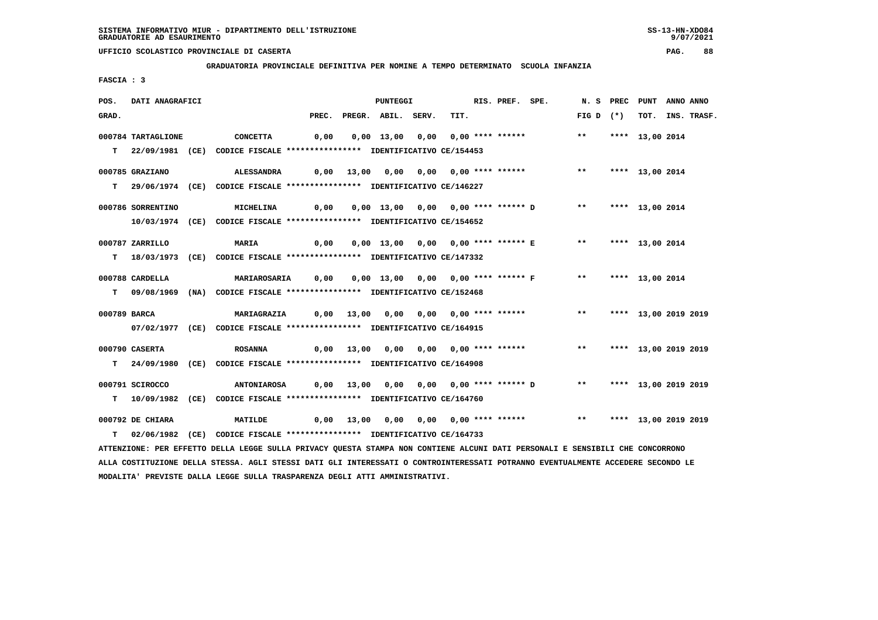SISTEMA INFORMATIVO MIUR - DIPARTIMENTO DELL'ISTRUZIONE
GRADUATORIE AD ESAURIMENTO

UFFICIO SCOLASTICO PROVINCIALE DI CASERTA

**GRADUATORIA PROVINCIALE DEFINITIVA PER NOMINE A TEMPO DETERMINATO SCUOLA INFANZIA**

FASCIA : 3

| POS. GRAD. | DATI ANAGRAFICI | | PREC. | PREGR. | ABIL. | SERV. | TIT. | RIS. PREF. SPE. | N. S FIG D | PREC (*) | PUNT TOT. | ANNO ANNO INS. TRASF. |
|---|---|---|---|---|---|---|---|---|---|---|---|---|
| 000784 TARTAGLIONE | CONCETTA | | 0,00 | 0,00 | 13,00 | 0,00 | 0,00 | **** ****** | ** | **** | 13,00 | 2014 |
| T | 22/09/1981 (CE) CODICE FISCALE **************** IDENTIFICATIVO CE/154453 | | | | | | | | | | | |
| 000785 GRAZIANO | ALESSANDRA | | 0,00 | 13,00 | 0,00 | 0,00 | 0,00 | **** ****** | ** | **** | 13,00 | 2014 |
| T | 29/06/1974 (CE) CODICE FISCALE **************** IDENTIFICATIVO CE/146227 | | | | | | | | | | | |
| 000786 SORRENTINO | MICHELINA | | 0,00 | 0,00 | 13,00 | 0,00 | 0,00 | **** ****** D | ** | **** | 13,00 | 2014 |
| | 10/03/1974 (CE) CODICE FISCALE **************** IDENTIFICATIVO CE/154652 | | | | | | | | | | | |
| 000787 ZARRILLO | MARIA | | 0,00 | 0,00 | 13,00 | 0,00 | 0,00 | **** ****** E | ** | **** | 13,00 | 2014 |
| T | 18/03/1973 (CE) CODICE FISCALE **************** IDENTIFICATIVO CE/147332 | | | | | | | | | | | |
| 000788 CARDELLA | MARIAROSARIA | | 0,00 | 0,00 | 13,00 | 0,00 | 0,00 | **** ****** F | ** | **** | 13,00 | 2014 |
| T | 09/08/1969 (NA) CODICE FISCALE **************** IDENTIFICATIVO CE/152468 | | | | | | | | | | | |
| 000789 BARCA | MARIAGRAZIA | | 0,00 | 13,00 | 0,00 | 0,00 | 0,00 | **** ****** | ** | **** | 13,00 | 2019 2019 |
| | 07/02/1977 (CE) CODICE FISCALE **************** IDENTIFICATIVO CE/164915 | | | | | | | | | | | |
| 000790 CASERTA | ROSANNA | | 0,00 | 13,00 | 0,00 | 0,00 | 0,00 | **** ****** | ** | **** | 13,00 | 2019 2019 |
| T | 24/09/1980 (CE) CODICE FISCALE **************** IDENTIFICATIVO CE/164908 | | | | | | | | | | | |
| 000791 SCIROCCO | ANTONIAROSA | | 0,00 | 13,00 | 0,00 | 0,00 | 0,00 | **** ****** D | ** | **** | 13,00 | 2019 2019 |
| T | 10/09/1982 (CE) CODICE FISCALE **************** IDENTIFICATIVO CE/164760 | | | | | | | | | | | |
| 000792 DE CHIARA | MATILDE | | 0,00 | 13,00 | 0,00 | 0,00 | 0,00 | **** ****** | ** | **** | 13,00 | 2019 2019 |
| T | 02/06/1982 (CE) CODICE FISCALE **************** IDENTIFICATIVO CE/164733 | | | | | | | | | | | |

ATTENZIONE: PER EFFETTO DELLA LEGGE SULLA PRIVACY QUESTA STAMPA NON CONTIENE ALCUNI DATI PERSONALI E SENSIBILI CHE CONCORRONO ALLA COSTITUZIONE DELLA STESSA. AGLI STESSI DATI GLI INTERESSATI O CONTROINTERESSATI POTRANNO EVENTUALMENTE ACCEDERE SECONDO LE MODALITA' PREVISTE DALLA LEGGE SULLA TRASPARENZA DEGLI ATTI AMMINISTRATIVI.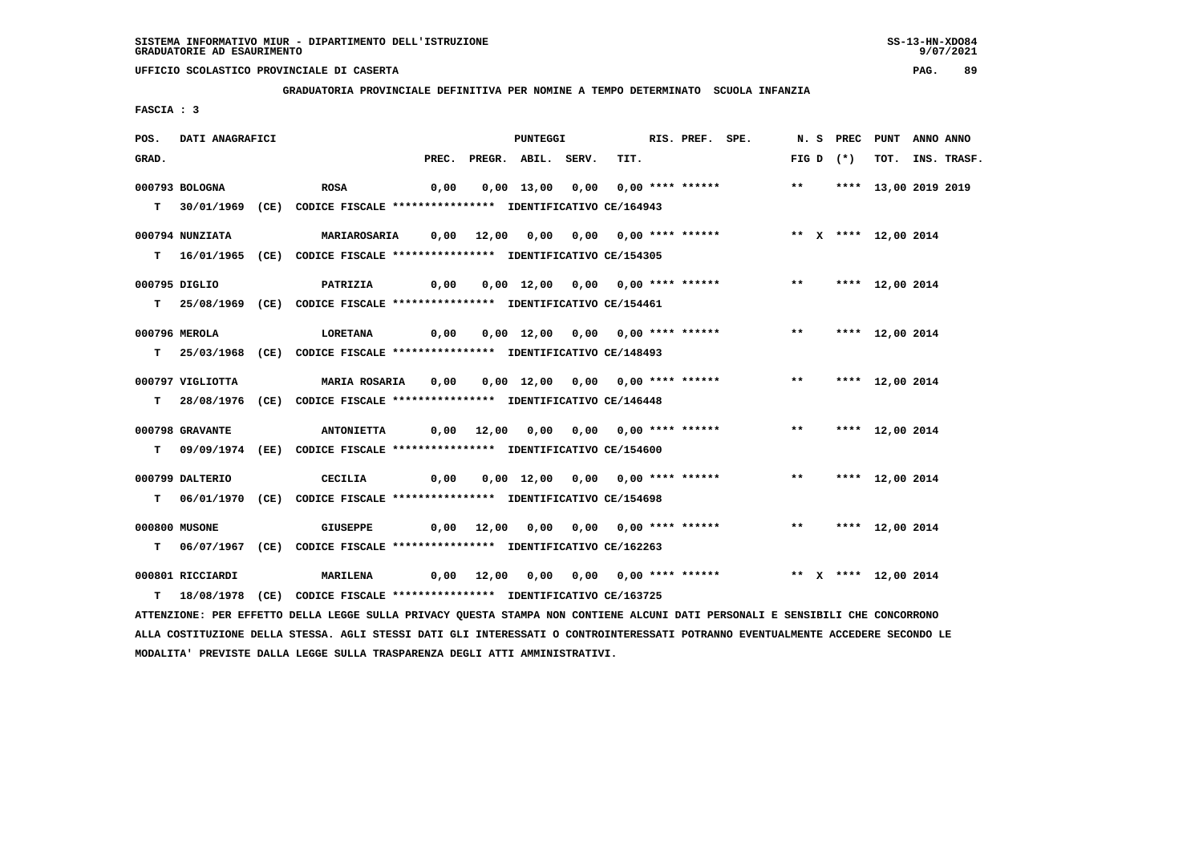SISTEMA INFORMATIVO MIUR - DIPARTIMENTO DELL'ISTRUZIONE
GRADUATORIE AD ESAURIMENTO

UFFICIO SCOLASTICO PROVINCIALE DI CASERTA

GRADUATORIA PROVINCIALE DEFINITIVA PER NOMINE A TEMPO DETERMINATO SCUOLA INFANZIA

FASCIA : 3

| POS. GRAD. | DATI ANAGRAFICI | | PREC. | PREGR. | ABIL. | SERV. | TIT. | RIS. PREF. | SPE. | N. S FIG D | PREC (*) | PUNT TOT. | ANNO INS. | ANNO TRASF. |
|---|---|---|---|---|---|---|---|---|---|---|---|---|---|---|
| 000793 | BOLOGNA | ROSA | 0,00 | 0,00 | 13,00 | 0,00 | 0,00 | **** ****** | | ** | **** | 13,00 | 2019 | 2019 |
| T | 30/01/1969 (CE) | CODICE FISCALE **************** IDENTIFICATIVO CE/164943 | | | | | | | | | | | | |
| 000794 | NUNZIATA | MARIAROSARIA | 0,00 | 12,00 | 0,00 | 0,00 | 0,00 | **** ****** | | ** X | **** | 12,00 | 2014 | |
| T | 16/01/1965 (CE) | CODICE FISCALE **************** IDENTIFICATIVO CE/154305 | | | | | | | | | | | | |
| 000795 | DIGLIO | PATRIZIA | 0,00 | 0,00 | 12,00 | 0,00 | 0,00 | **** ****** | | ** | **** | 12,00 | 2014 | |
| T | 25/08/1969 (CE) | CODICE FISCALE **************** IDENTIFICATIVO CE/154461 | | | | | | | | | | | | |
| 000796 | MEROLA | LORETANA | 0,00 | 0,00 | 12,00 | 0,00 | 0,00 | **** ****** | | ** | **** | 12,00 | 2014 | |
| T | 25/03/1968 (CE) | CODICE FISCALE **************** IDENTIFICATIVO CE/148493 | | | | | | | | | | | | |
| 000797 | VIGLIOTTA | MARIA ROSARIA | 0,00 | 0,00 | 12,00 | 0,00 | 0,00 | **** ****** | | ** | **** | 12,00 | 2014 | |
| T | 28/08/1976 (CE) | CODICE FISCALE **************** IDENTIFICATIVO CE/146448 | | | | | | | | | | | | |
| 000798 | GRAVANTE | ANTONIETTA | 0,00 | 12,00 | 0,00 | 0,00 | 0,00 | **** ****** | | ** | **** | 12,00 | 2014 | |
| T | 09/09/1974 (EE) | CODICE FISCALE **************** IDENTIFICATIVO CE/154600 | | | | | | | | | | | | |
| 000799 | DALTERIO | CECILIA | 0,00 | 0,00 | 12,00 | 0,00 | 0,00 | **** ****** | | ** | **** | 12,00 | 2014 | |
| T | 06/01/1970 (CE) | CODICE FISCALE **************** IDENTIFICATIVO CE/154698 | | | | | | | | | | | | |
| 000800 | MUSONE | GIUSEPPE | 0,00 | 12,00 | 0,00 | 0,00 | 0,00 | **** ****** | | ** | **** | 12,00 | 2014 | |
| T | 06/07/1967 (CE) | CODICE FISCALE **************** IDENTIFICATIVO CE/162263 | | | | | | | | | | | | |
| 000801 | RICCIARDI | MARILENA | 0,00 | 12,00 | 0,00 | 0,00 | 0,00 | **** ****** | | ** X | **** | 12,00 | 2014 | |
| T | 18/08/1978 (CE) | CODICE FISCALE **************** IDENTIFICATIVO CE/163725 | | | | | | | | | | | | |

ATTENZIONE: PER EFFETTO DELLA LEGGE SULLA PRIVACY QUESTA STAMPA NON CONTIENE ALCUNI DATI PERSONALI E SENSIBILI CHE CONCORRONO ALLA COSTITUZIONE DELLA STESSA. AGLI STESSI DATI GLI INTERESSATI O CONTROINTERESSATI POTRANNO EVENTUALMENTE ACCEDERE SECONDO LE MODALITA' PREVISTE DALLA LEGGE SULLA TRASPARENZA DEGLI ATTI AMMINISTRATIVI.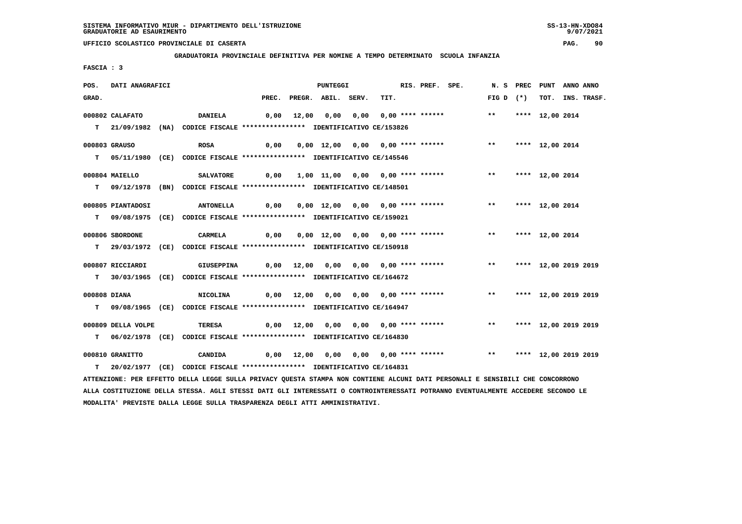SISTEMA INFORMATIVO MIUR - DIPARTIMENTO DELL'ISTRUZIONE
GRADUATORIE AD ESAURIMENTO

UFFICIO SCOLASTICO PROVINCIALE DI CASERTA

GRADUATORIA PROVINCIALE DEFINITIVA PER NOMINE A TEMPO DETERMINATO SCUOLA INFANZIA

FASCIA : 3

| POS. GRAD. | DATI ANAGRAFICI | | PREC. | PREGR. | ABIL. | SERV. | TIT. | RIS. PREF. SPE. | N. S FIG D | PREC (*) | PUNT TOT. | ANNO INS. | ANNO TRASF. |
|---|---|---|---|---|---|---|---|---|---|---|---|---|---|
| 000802 | CALAFATO | DANIELA | 0,00 | 12,00 | 0,00 | 0,00 | 0,00 | **** ****** | ** | **** | 12,00 | 2014 | |
| T | 21/09/1982 (NA) | CODICE FISCALE **************** IDENTIFICATIVO CE/153826 | | | | | | | | | | | |
| 000803 | GRAUSO | ROSA | 0,00 | 0,00 | 12,00 | 0,00 | 0,00 | **** ****** | ** | **** | 12,00 | 2014 | |
| T | 05/11/1980 (CE) | CODICE FISCALE **************** IDENTIFICATIVO CE/145546 | | | | | | | | | | | |
| 000804 | MAIELLO | SALVATORE | 0,00 | 1,00 | 11,00 | 0,00 | 0,00 | **** ****** | ** | **** | 12,00 | 2014 | |
| T | 09/12/1978 (BN) | CODICE FISCALE **************** IDENTIFICATIVO CE/148501 | | | | | | | | | | | |
| 000805 | PIANTADOSI | ANTONELLA | 0,00 | 0,00 | 12,00 | 0,00 | 0,00 | **** ****** | ** | **** | 12,00 | 2014 | |
| T | 09/08/1975 (CE) | CODICE FISCALE **************** IDENTIFICATIVO CE/159021 | | | | | | | | | | | |
| 000806 | SBORDONE | CARMELA | 0,00 | 0,00 | 12,00 | 0,00 | 0,00 | **** ****** | ** | **** | 12,00 | 2014 | |
| T | 29/03/1972 (CE) | CODICE FISCALE **************** IDENTIFICATIVO CE/150918 | | | | | | | | | | | |
| 000807 | RICCIARDI | GIUSEPPINA | 0,00 | 12,00 | 0,00 | 0,00 | 0,00 | **** ****** | ** | **** | 12,00 | 2019 | 2019 |
| T | 30/03/1965 (CE) | CODICE FISCALE **************** IDENTIFICATIVO CE/164672 | | | | | | | | | | | |
| 000808 | DIANA | NICOLINA | 0,00 | 12,00 | 0,00 | 0,00 | 0,00 | **** ****** | ** | **** | 12,00 | 2019 | 2019 |
| T | 09/08/1965 (CE) | CODICE FISCALE **************** IDENTIFICATIVO CE/164947 | | | | | | | | | | | |
| 000809 | DELLA VOLPE | TERESA | 0,00 | 12,00 | 0,00 | 0,00 | 0,00 | **** ****** | ** | **** | 12,00 | 2019 | 2019 |
| T | 06/02/1978 (CE) | CODICE FISCALE **************** IDENTIFICATIVO CE/164830 | | | | | | | | | | | |
| 000810 | GRANITTO | CANDIDA | 0,00 | 12,00 | 0,00 | 0,00 | 0,00 | **** ****** | ** | **** | 12,00 | 2019 | 2019 |
| T | 20/02/1977 (CE) | CODICE FISCALE **************** IDENTIFICATIVO CE/164831 | | | | | | | | | | | |

ATTENZIONE: PER EFFETTO DELLA LEGGE SULLA PRIVACY QUESTA STAMPA NON CONTIENE ALCUNI DATI PERSONALI E SENSIBILI CHE CONCORRONO ALLA COSTITUZIONE DELLA STESSA. AGLI STESSI DATI GLI INTERESSATI O CONTROINTERESSATI POTRANNO EVENTUALMENTE ACCEDERE SECONDO LE MODALITA' PREVISTE DALLA LEGGE SULLA TRASPARENZA DEGLI ATTI AMMINISTRATIVI.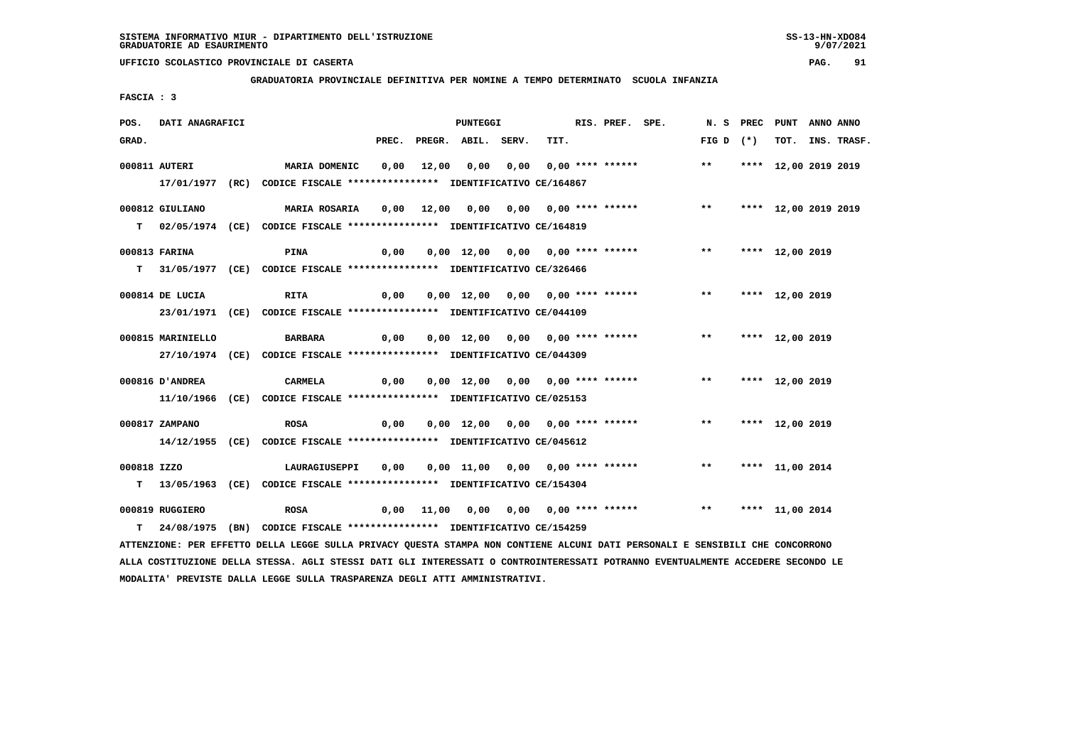GRADUATORIA PROVINCIALE DEFINITIVA PER NOMINE A TEMPO DETERMINATO SCUOLA INFANZIA

FASCIA : 3

| POS. GRAD. | | DATI ANAGRAFICI | | | PREC. | PREGR. | ABIL. | SERV. | TIT. | RIS. | PREF. | SPE. | N. S FIG D | PREC (*) | PUNT TOT. | ANNO INS. | ANNO TRASF. |
|---|---|---|---|---|---|---|---|---|---|---|---|---|---|---|---|---|---|
| 000811 | | AUTERI | MARIA DOMENIC | | 0,00 | 12,00 | 0,00 | 0,00 | 0,00 | **** | ****** | | ** | **** | 12,00 | 2019 | 2019 |
| | | 17/01/1977 (RC) | CODICE FISCALE **************** | IDENTIFICATIVO CE/164867 | | | | | | | | | | | | | |
| 000812 | | GIULIANO | MARIA ROSARIA | | 0,00 | 12,00 | 0,00 | 0,00 | 0,00 | **** | ****** | | ** | **** | 12,00 | 2019 | 2019 |
| | T | 02/05/1974 (CE) | CODICE FISCALE **************** | IDENTIFICATIVO CE/164819 | | | | | | | | | | | | | |
| 000813 | | FARINA | PINA | | 0,00 | 0,00 | 12,00 | 0,00 | 0,00 | **** | ****** | | ** | **** | 12,00 | 2019 | |
| | T | 31/05/1977 (CE) | CODICE FISCALE **************** | IDENTIFICATIVO CE/326466 | | | | | | | | | | | | | |
| 000814 | | DE LUCIA | RITA | | 0,00 | 0,00 | 12,00 | 0,00 | 0,00 | **** | ****** | | ** | **** | 12,00 | 2019 | |
| | | 23/01/1971 (CE) | CODICE FISCALE **************** | IDENTIFICATIVO CE/044109 | | | | | | | | | | | | | |
| 000815 | | MARINIELLO | BARBARA | | 0,00 | 0,00 | 12,00 | 0,00 | 0,00 | **** | ****** | | ** | **** | 12,00 | 2019 | |
| | | 27/10/1974 (CE) | CODICE FISCALE **************** | IDENTIFICATIVO CE/044309 | | | | | | | | | | | | | |
| 000816 | | D'ANDREA | CARMELA | | 0,00 | 0,00 | 12,00 | 0,00 | 0,00 | **** | ****** | | ** | **** | 12,00 | 2019 | |
| | | 11/10/1966 (CE) | CODICE FISCALE **************** | IDENTIFICATIVO CE/025153 | | | | | | | | | | | | | |
| 000817 | | ZAMPANO | ROSA | | 0,00 | 0,00 | 12,00 | 0,00 | 0,00 | **** | ****** | | ** | **** | 12,00 | 2019 | |
| | | 14/12/1955 (CE) | CODICE FISCALE **************** | IDENTIFICATIVO CE/045612 | | | | | | | | | | | | | |
| 000818 | | IZZO | LAURAGIUSEPPI | | 0,00 | 0,00 | 11,00 | 0,00 | 0,00 | **** | ****** | | ** | **** | 11,00 | 2014 | |
| | T | 13/05/1963 (CE) | CODICE FISCALE **************** | IDENTIFICATIVO CE/154304 | | | | | | | | | | | | | |
| 000819 | | RUGGIERO | ROSA | | 0,00 | 11,00 | 0,00 | 0,00 | 0,00 | **** | ****** | | ** | **** | 11,00 | 2014 | |
| | T | 24/08/1975 (BN) | CODICE FISCALE **************** | IDENTIFICATIVO CE/154259 | | | | | | | | | | | | | |

ATTENZIONE: PER EFFETTO DELLA LEGGE SULLA PRIVACY QUESTA STAMPA NON CONTIENE ALCUNI DATI PERSONALI E SENSIBILI CHE CONCORRONO ALLA COSTITUZIONE DELLA STESSA. AGLI STESSI DATI GLI INTERESSATI O CONTROINTERESSATI POTRANNO EVENTUALMENTE ACCEDERE SECONDO LE MODALITA' PREVISTE DALLA LEGGE SULLA TRASPARENZA DEGLI ATTI AMMINISTRATIVI.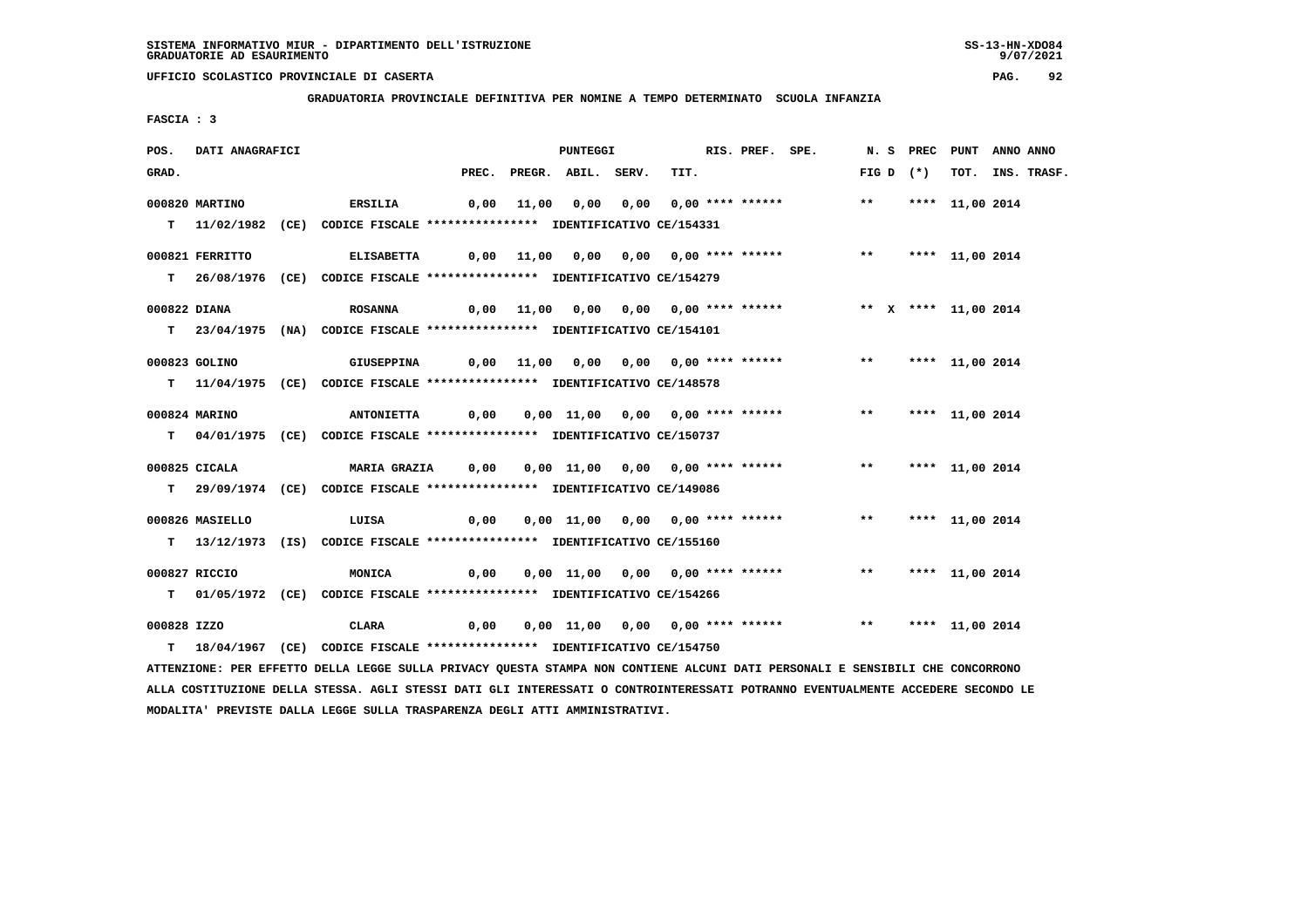SISTEMA INFORMATIVO MIUR - DIPARTIMENTO DELL'ISTRUZIONE
GRADUATORIE AD ESAURIMENTO

UFFICIO SCOLASTICO PROVINCIALE DI CASERTA

GRADUATORIA PROVINCIALE DEFINITIVA PER NOMINE A TEMPO DETERMINATO SCUOLA INFANZIA

FASCIA : 3

| POS. GRAD. | DATI ANAGRAFICI | | PREC. | PREGR. | ABIL. | SERV. | TIT. | RIS. PREF. SPE. | N. S FIG D | PREC (*) | PUNT TOT. | ANNO ANNO INS. TRASF. |
|---|---|---|---|---|---|---|---|---|---|---|---|---|
| 000820 | MARTINO | ERSILIA | 0,00 | 11,00 | 0,00 | 0,00 | 0,00 | **** ****** | ** | **** | 11,00 | 2014 |
| T | 11/02/1982 (CE) CODICE FISCALE **************** IDENTIFICATIVO CE/154331 | | | | | | | | | | | |
| 000821 | FERRITTO | ELISABETTA | 0,00 | 11,00 | 0,00 | 0,00 | 0,00 | **** ****** | ** | **** | 11,00 | 2014 |
| T | 26/08/1976 (CE) CODICE FISCALE **************** IDENTIFICATIVO CE/154279 | | | | | | | | | | | |
| 000822 | DIANA | ROSANNA | 0,00 | 11,00 | 0,00 | 0,00 | 0,00 | **** ****** | ** X | **** | 11,00 | 2014 |
| T | 23/04/1975 (NA) CODICE FISCALE **************** IDENTIFICATIVO CE/154101 | | | | | | | | | | | |
| 000823 | GOLINO | GIUSEPPINA | 0,00 | 11,00 | 0,00 | 0,00 | 0,00 | **** ****** | ** | **** | 11,00 | 2014 |
| T | 11/04/1975 (CE) CODICE FISCALE **************** IDENTIFICATIVO CE/148578 | | | | | | | | | | | |
| 000824 | MARINO | ANTONIETTA | 0,00 | 0,00 | 11,00 | 0,00 | 0,00 | **** ****** | ** | **** | 11,00 | 2014 |
| T | 04/01/1975 (CE) CODICE FISCALE **************** IDENTIFICATIVO CE/150737 | | | | | | | | | | | |
| 000825 | CICALA | MARIA GRAZIA | 0,00 | 0,00 | 11,00 | 0,00 | 0,00 | **** ****** | ** | **** | 11,00 | 2014 |
| T | 29/09/1974 (CE) CODICE FISCALE **************** IDENTIFICATIVO CE/149086 | | | | | | | | | | | |
| 000826 | MASIELLO | LUISA | 0,00 | 0,00 | 11,00 | 0,00 | 0,00 | **** ****** | ** | **** | 11,00 | 2014 |
| T | 13/12/1973 (IS) CODICE FISCALE **************** IDENTIFICATIVO CE/155160 | | | | | | | | | | | |
| 000827 | RICCIO | MONICA | 0,00 | 0,00 | 11,00 | 0,00 | 0,00 | **** ****** | ** | **** | 11,00 | 2014 |
| T | 01/05/1972 (CE) CODICE FISCALE **************** IDENTIFICATIVO CE/154266 | | | | | | | | | | | |
| 000828 | IZZO | CLARA | 0,00 | 0,00 | 11,00 | 0,00 | 0,00 | **** ****** | ** | **** | 11,00 | 2014 |
| T | 18/04/1967 (CE) CODICE FISCALE **************** IDENTIFICATIVO CE/154750 | | | | | | | | | | | |

ATTENZIONE: PER EFFETTO DELLA LEGGE SULLA PRIVACY QUESTA STAMPA NON CONTIENE ALCUNI DATI PERSONALI E SENSIBILI CHE CONCORRONO ALLA COSTITUZIONE DELLA STESSA. AGLI STESSI DATI GLI INTERESSATI O CONTROINTERESSATI POTRANNO EVENTUALMENTE ACCEDERE SECONDO LE MODALITA' PREVISTE DALLA LEGGE SULLA TRASPARENZA DEGLI ATTI AMMINISTRATIVI.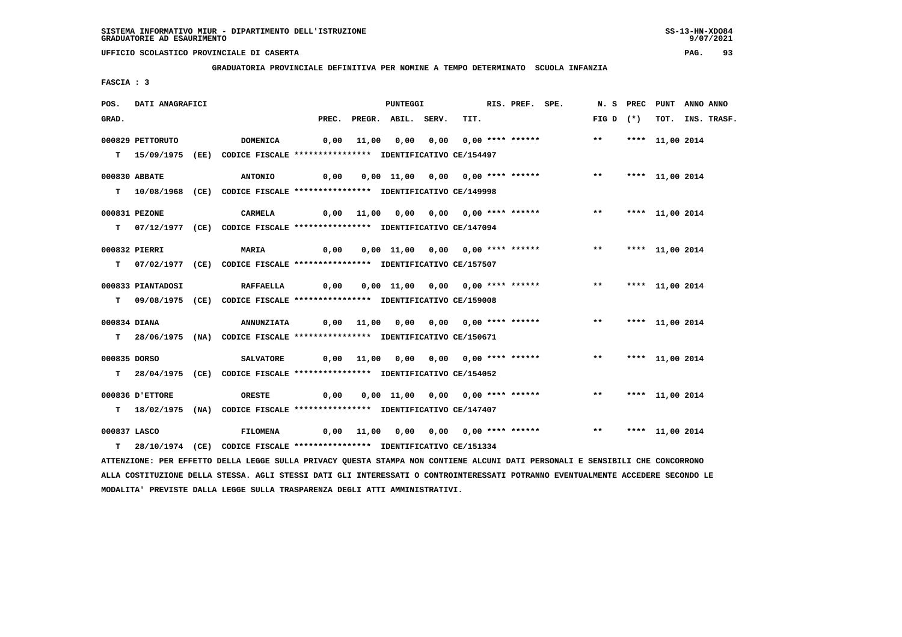SISTEMA INFORMATIVO MIUR - DIPARTIMENTO DELL'ISTRUZIONE
GRADUATORIE AD ESAURIMENTO

UFFICIO SCOLASTICO PROVINCIALE DI CASERTA

GRADUATORIA PROVINCIALE DEFINITIVA PER NOMINE A TEMPO DETERMINATO SCUOLA INFANZIA

FASCIA : 3

| POS. GRAD. | DATI ANAGRAFICI | | PREC. | PREGR. | ABIL. | SERV. | TIT. | RIS. PREF. SPE. | N. S FIG D | PREC (*) | PUNT TOT. | ANNO ANNO INS. TRASF. |
|---|---|---|---|---|---|---|---|---|---|---|---|---|
| 000829 | PETTORUTO | DOMENICA | 0,00 | 11,00 | 0,00 | 0,00 | 0,00 | **** ****** | ** | **** | 11,00 | 2014 |
| T | 15/09/1975 (EE) | CODICE FISCALE **************** IDENTIFICATIVO CE/154497 | | | | | | | | | | |
| 000830 | ABBATE | ANTONIO | 0,00 | 0,00 | 11,00 | 0,00 | 0,00 | **** ****** | ** | **** | 11,00 | 2014 |
| T | 10/08/1968 (CE) | CODICE FISCALE **************** IDENTIFICATIVO CE/149998 | | | | | | | | | | |
| 000831 | PEZONE | CARMELA | 0,00 | 11,00 | 0,00 | 0,00 | 0,00 | **** ****** | ** | **** | 11,00 | 2014 |
| T | 07/12/1977 (CE) | CODICE FISCALE **************** IDENTIFICATIVO CE/147094 | | | | | | | | | | |
| 000832 | PIERRI | MARIA | 0,00 | 0,00 | 11,00 | 0,00 | 0,00 | **** ****** | ** | **** | 11,00 | 2014 |
| T | 07/02/1977 (CE) | CODICE FISCALE **************** IDENTIFICATIVO CE/157507 | | | | | | | | | | |
| 000833 | PIANTADOSI | RAFFAELLA | 0,00 | 0,00 | 11,00 | 0,00 | 0,00 | **** ****** | ** | **** | 11,00 | 2014 |
| T | 09/08/1975 (CE) | CODICE FISCALE **************** IDENTIFICATIVO CE/159008 | | | | | | | | | | |
| 000834 | DIANA | ANNUNZIATA | 0,00 | 11,00 | 0,00 | 0,00 | 0,00 | **** ****** | ** | **** | 11,00 | 2014 |
| T | 28/06/1975 (NA) | CODICE FISCALE **************** IDENTIFICATIVO CE/150671 | | | | | | | | | | |
| 000835 | DORSO | SALVATORE | 0,00 | 11,00 | 0,00 | 0,00 | 0,00 | **** ****** | ** | **** | 11,00 | 2014 |
| T | 28/04/1975 (CE) | CODICE FISCALE **************** IDENTIFICATIVO CE/154052 | | | | | | | | | | |
| 000836 | D'ETTORE | ORESTE | 0,00 | 0,00 | 11,00 | 0,00 | 0,00 | **** ****** | ** | **** | 11,00 | 2014 |
| T | 18/02/1975 (NA) | CODICE FISCALE **************** IDENTIFICATIVO CE/147407 | | | | | | | | | | |
| 000837 | LASCO | FILOMENA | 0,00 | 11,00 | 0,00 | 0,00 | 0,00 | **** ****** | ** | **** | 11,00 | 2014 |
| T | 28/10/1974 (CE) | CODICE FISCALE **************** IDENTIFICATIVO CE/151334 | | | | | | | | | | |

ATTENZIONE: PER EFFETTO DELLA LEGGE SULLA PRIVACY QUESTA STAMPA NON CONTIENE ALCUNI DATI PERSONALI E SENSIBILI CHE CONCORRONO ALLA COSTITUZIONE DELLA STESSA. AGLI STESSI DATI GLI INTERESSATI O CONTROINTERESSATI POTRANNO EVENTUALMENTE ACCEDERE SECONDO LE MODALITA' PREVISTE DALLA LEGGE SULLA TRASPARENZA DEGLI ATTI AMMINISTRATIVI.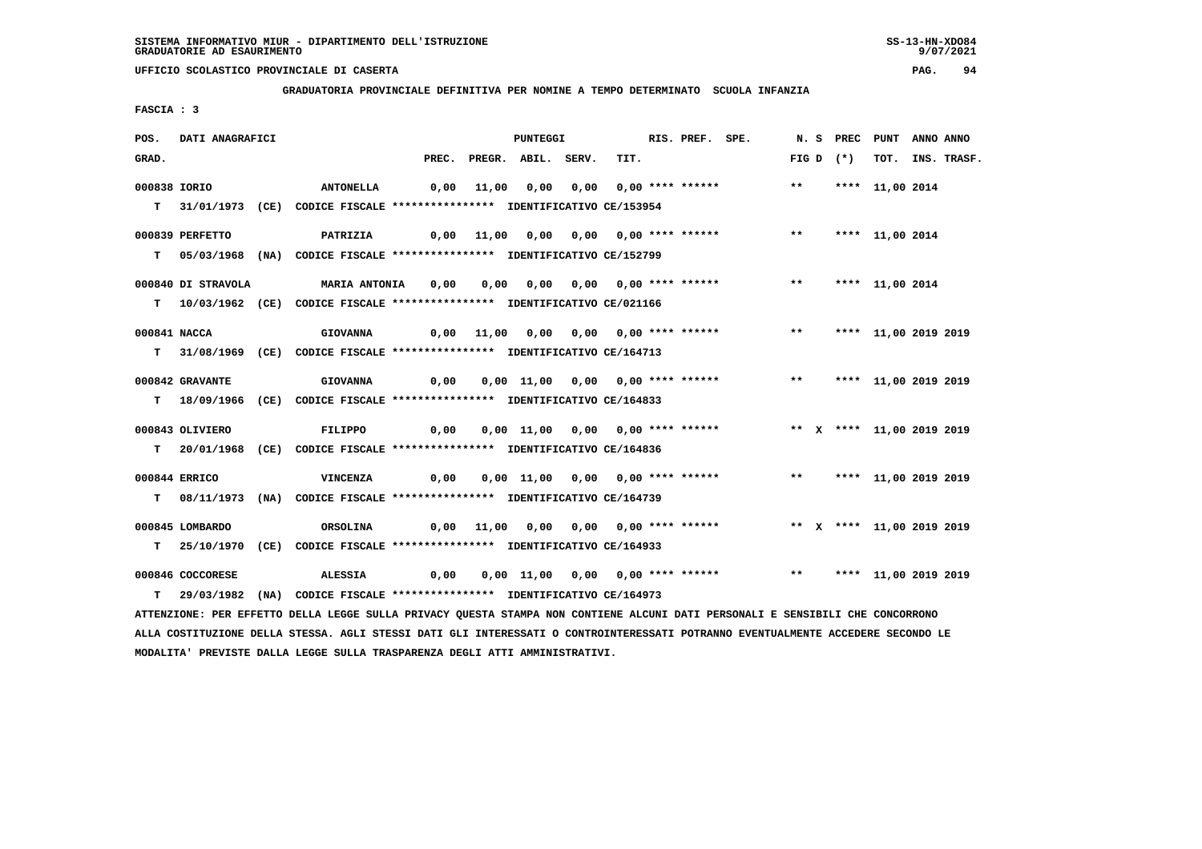SISTEMA INFORMATIVO MIUR - DIPARTIMENTO DELL'ISTRUZIONE
GRADUATORIE AD ESAURIMENTO

UFFICIO SCOLASTICO PROVINCIALE DI CASERTA

**GRADUATORIA PROVINCIALE DEFINITIVA PER NOMINE A TEMPO DETERMINATO SCUOLA INFANZIA**

FASCIA : 3

| POS. GRAD. | DATI ANAGRAFICI | | PREC. | PREGR. | ABIL. | SERV. | TIT. | RIS. | PREF. | SPE. | N. | S | PREC (*) | PUNT TOT. | ANNO INS. | ANNO TRASF. |
|---|---|---|---|---|---|---|---|---|---|---|---|---|---|---|---|---|
| 000838 | IORIO | ANTONELLA | 0,00 | 11,00 | 0,00 | 0,00 | 0,00 | **** | ****** | | ** | | **** | 11,00 | 2014 | |
| T | 31/01/1973 (CE) | CODICE FISCALE **************** IDENTIFICATIVO CE/153954 | | | | | | | | | | | | | | |
| 000839 | PERFETTO | PATRIZIA | 0,00 | 11,00 | 0,00 | 0,00 | 0,00 | **** | ****** | | ** | | **** | 11,00 | 2014 | |
| T | 05/03/1968 (NA) | CODICE FISCALE **************** IDENTIFICATIVO CE/152799 | | | | | | | | | | | | | | |
| 000840 | DI STRAVOLA | MARIA ANTONIA | 0,00 | 0,00 | 0,00 | 0,00 | 0,00 | **** | ****** | | ** | | **** | 11,00 | 2014 | |
| T | 10/03/1962 (CE) | CODICE FISCALE **************** IDENTIFICATIVO CE/021166 | | | | | | | | | | | | | | |
| 000841 | NACCA | GIOVANNA | 0,00 | 11,00 | 0,00 | 0,00 | 0,00 | **** | ****** | | ** | | **** | 11,00 | 2019 | 2019 |
| T | 31/08/1969 (CE) | CODICE FISCALE **************** IDENTIFICATIVO CE/164713 | | | | | | | | | | | | | | |
| 000842 | GRAVANTE | GIOVANNA | 0,00 | 0,00 | 11,00 | 0,00 | 0,00 | **** | ****** | | ** | | **** | 11,00 | 2019 | 2019 |
| T | 18/09/1966 (CE) | CODICE FISCALE **************** IDENTIFICATIVO CE/164833 | | | | | | | | | | | | | | |
| 000843 | OLIVIERO | FILIPPO | 0,00 | 0,00 | 11,00 | 0,00 | 0,00 | **** | ****** | | ** | X | **** | 11,00 | 2019 | 2019 |
| T | 20/01/1968 (CE) | CODICE FISCALE **************** IDENTIFICATIVO CE/164836 | | | | | | | | | | | | | | |
| 000844 | ERRICO | VINCENZA | 0,00 | 0,00 | 11,00 | 0,00 | 0,00 | **** | ****** | | ** | | **** | 11,00 | 2019 | 2019 |
| T | 08/11/1973 (NA) | CODICE FISCALE **************** IDENTIFICATIVO CE/164739 | | | | | | | | | | | | | | |
| 000845 | LOMBARDO | ORSOLINA | 0,00 | 11,00 | 0,00 | 0,00 | 0,00 | **** | ****** | | ** | X | **** | 11,00 | 2019 | 2019 |
| T | 25/10/1970 (CE) | CODICE FISCALE **************** IDENTIFICATIVO CE/164933 | | | | | | | | | | | | | | |
| 000846 | COCCORESE | ALESSIA | 0,00 | 0,00 | 11,00 | 0,00 | 0,00 | **** | ****** | | ** | | **** | 11,00 | 2019 | 2019 |
| T | 29/03/1982 (NA) | CODICE FISCALE **************** IDENTIFICATIVO CE/164973 | | | | | | | | | | | | | | |

ATTENZIONE: PER EFFETTO DELLA LEGGE SULLA PRIVACY QUESTA STAMPA NON CONTIENE ALCUNI DATI PERSONALI E SENSIBILI CHE CONCORRONO ALLA COSTITUZIONE DELLA STESSA. AGLI STESSI DATI GLI INTERESSATI O CONTROINTERESSATI POTRANNO EVENTUALMENTE ACCEDERE SECONDO LE MODALITA' PREVISTE DALLA LEGGE SULLA TRASPARENZA DEGLI ATTI AMMINISTRATIVI.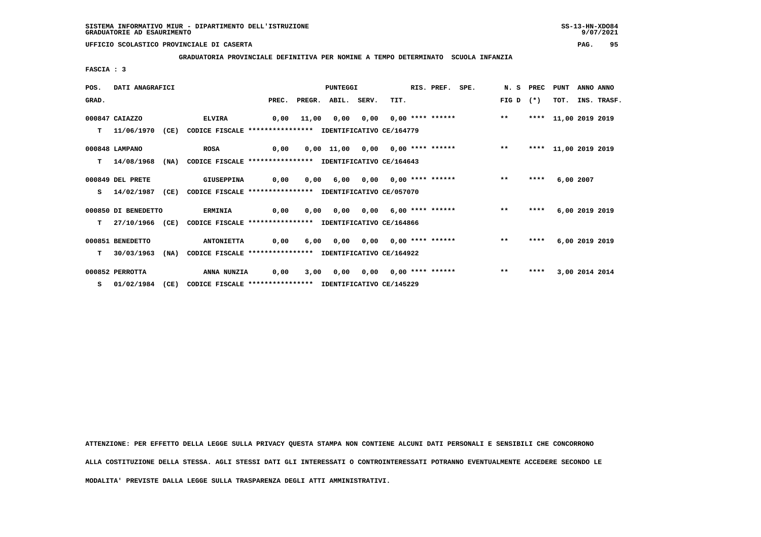SISTEMA INFORMATIVO MIUR - DIPARTIMENTO DELL'ISTRUZIONE
GRADUATORIE AD ESAURIMENTO

UFFICIO SCOLASTICO PROVINCIALE DI CASERTA

**GRADUATORIA PROVINCIALE DEFINITIVA PER NOMINE A TEMPO DETERMINATO SCUOLA INFANZIA**

FASCIA : 3

| POS. GRAD. | DATI ANAGRAFICI | | PREC. | PREGR. | ABIL. | SERV. | TIT. | RIS. PREF. SPE. | N. S FIG D | PREC (*) | PUNT TOT. | ANNO INS. | ANNO TRASF. |
|---|---|---|---|---|---|---|---|---|---|---|---|---|---|
| 000847 | CAIAZZO | ELVIRA | 0,00 | 11,00 | 0,00 | 0,00 | 0,00 | **** ****** | ** | **** | 11,00 | 2019 | 2019 |
| T | 11/06/1970 (CE) | CODICE FISCALE **************** IDENTIFICATIVO CE/164779 | | | | | | | | | | | |
| 000848 | LAMPANO | ROSA | 0,00 | 0,00 | 11,00 | 0,00 | 0,00 | **** ****** | ** | **** | 11,00 | 2019 | 2019 |
| T | 14/08/1968 (NA) | CODICE FISCALE **************** IDENTIFICATIVO CE/164643 | | | | | | | | | | | |
| 000849 | DEL PRETE | GIUSEPPINA | 0,00 | 0,00 | 6,00 | 0,00 | 0,00 | **** ****** | ** | **** | 6,00 | 2007 | |
| S | 14/02/1987 (CE) | CODICE FISCALE **************** IDENTIFICATIVO CE/057070 | | | | | | | | | | | |
| 000850 | DI BENEDETTO | ERMINIA | 0,00 | 0,00 | 0,00 | 0,00 | 6,00 | **** ****** | ** | **** | 6,00 | 2019 | 2019 |
| T | 27/10/1966 (CE) | CODICE FISCALE **************** IDENTIFICATIVO CE/164866 | | | | | | | | | | | |
| 000851 | BENEDETTO | ANTONIETTA | 0,00 | 6,00 | 0,00 | 0,00 | 0,00 | **** ****** | ** | **** | 6,00 | 2019 | 2019 |
| T | 30/03/1963 (NA) | CODICE FISCALE **************** IDENTIFICATIVO CE/164922 | | | | | | | | | | | |
| 000852 | PERROTTA | ANNA NUNZIA | 0,00 | 3,00 | 0,00 | 0,00 | 0,00 | **** ****** | ** | **** | 3,00 | 2014 | 2014 |
| S | 01/02/1984 (CE) | CODICE FISCALE **************** IDENTIFICATIVO CE/145229 | | | | | | | | | | | |

ATTENZIONE: PER EFFETTO DELLA LEGGE SULLA PRIVACY QUESTA STAMPA NON CONTIENE ALCUNI DATI PERSONALI E SENSIBILI CHE CONCORRONO ALLA COSTITUZIONE DELLA STESSA. AGLI STESSI DATI GLI INTERESSATI O CONTROINTERESSATI POTRANNO EVENTUALMENTE ACCEDERE SECONDO LE MODALITA' PREVISTE DALLA LEGGE SULLA TRASPARENZA DEGLI ATTI AMMINISTRATIVI.